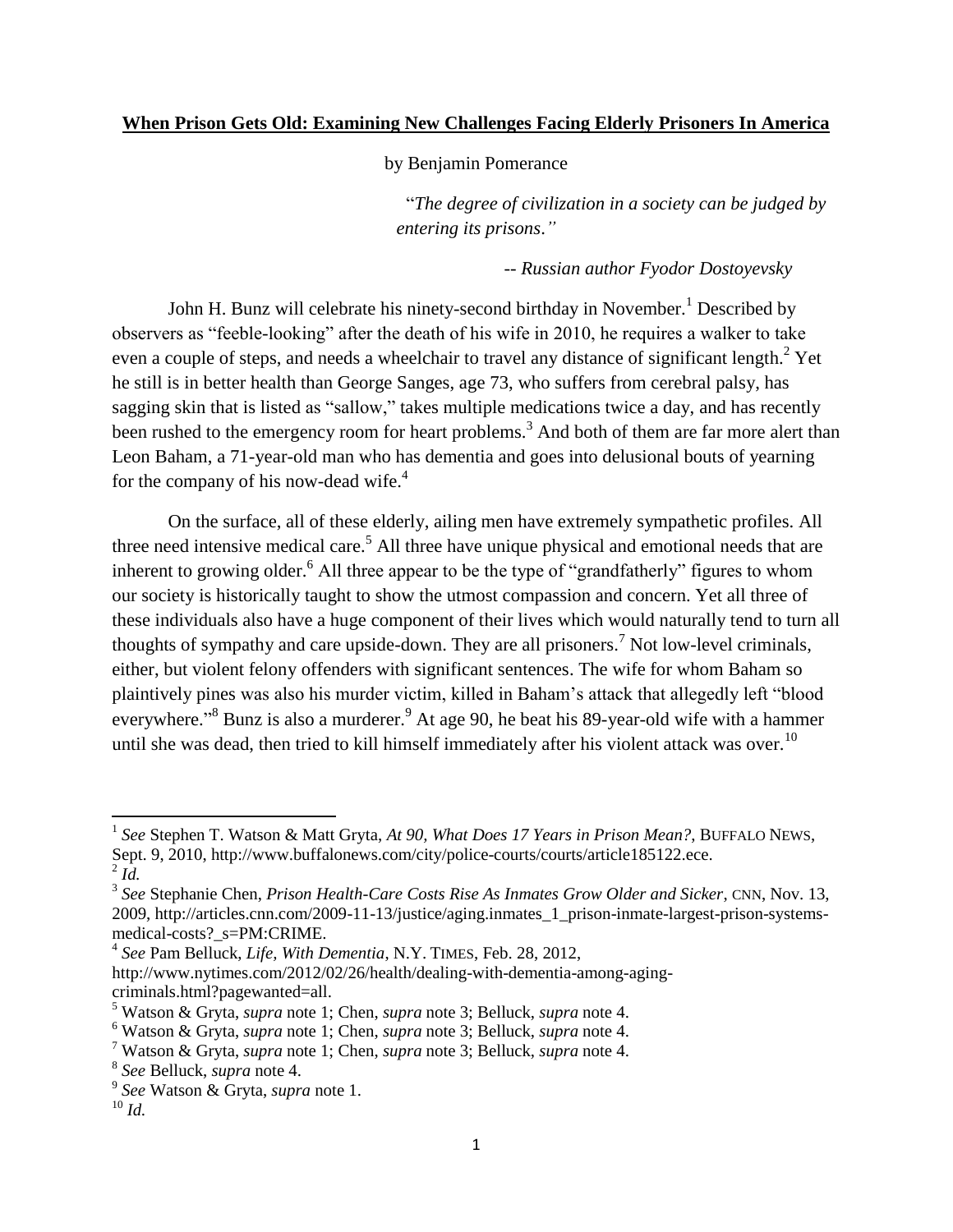**When Prison Gets Old: Examining New Challenges Facing Elderly Prisoners In America**

by Benjamin Pomerance

> "*The degree of civilization in a society can be judged by entering its prisons*."
>
> *-- Russian author Fyodor Dostoyevsky*

John H. Bunz will celebrate his ninety-second birthday in November.[1] Described by observers as "feeble-looking" after the death of his wife in 2010, he requires a walker to take even a couple of steps, and needs a wheelchair to travel any distance of significant length.[2] Yet he still is in better health than George Sanges, age 73, who suffers from cerebral palsy, has sagging skin that is listed as "sallow," takes multiple medications twice a day, and has recently been rushed to the emergency room for heart problems.[3] And both of them are far more alert than Leon Baham, a 71-year-old man who has dementia and goes into delusional bouts of yearning for the company of his now-dead wife.[4]

On the surface, all of these elderly, ailing men have extremely sympathetic profiles. All three need intensive medical care.[5] All three have unique physical and emotional needs that are inherent to growing older.[6] All three appear to be the type of "grandfatherly" figures to whom our society is historically taught to show the utmost compassion and concern. Yet all three of these individuals also have a huge component of their lives which would naturally tend to turn all thoughts of sympathy and care upside-down. They are all prisoners.[7] Not low-level criminals, either, but violent felony offenders with significant sentences. The wife for whom Baham so plaintively pines was also his murder victim, killed in Baham's attack that allegedly left "blood everywhere."[8] Bunz is also a murderer.[9] At age 90, he beat his 89-year-old wife with a hammer until she was dead, then tried to kill himself immediately after his violent attack was over.[10]

---

[1] *See* Stephen T. Watson & Matt Gryta, *At 90, What Does 17 Years in Prison Mean?*, BUFFALO NEWS, Sept. 9, 2010, http://www.buffalonews.com/city/police-courts/courts/article185122.ece.

[2] *Id.*

[3] *See* Stephanie Chen, *Prison Health-Care Costs Rise As Inmates Grow Older and Sicker*, CNN, Nov. 13, 2009, http://articles.cnn.com/2009-11-13/justice/aging.inmates_1_prison-inmate-largest-prison-systems-medical-costs?_s=PM:CRIME.

[4] *See* Pam Belluck, *Life, With Dementia*, N.Y. TIMES, Feb. 28, 2012, http://www.nytimes.com/2012/02/26/health/dealing-with-dementia-among-aging-criminals.html?pagewanted=all.

[5] Watson & Gryta, *supra* note 1; Chen, *supra* note 3; Belluck, *supra* note 4.

[6] Watson & Gryta, *supra* note 1; Chen, *supra* note 3; Belluck, *supra* note 4.

[7] Watson & Gryta, *supra* note 1; Chen, *supra* note 3; Belluck, *supra* note 4.

[8] *See* Belluck, *supra* note 4.

[9] *See* Watson & Gryta, *supra* note 1.

[10] *Id.*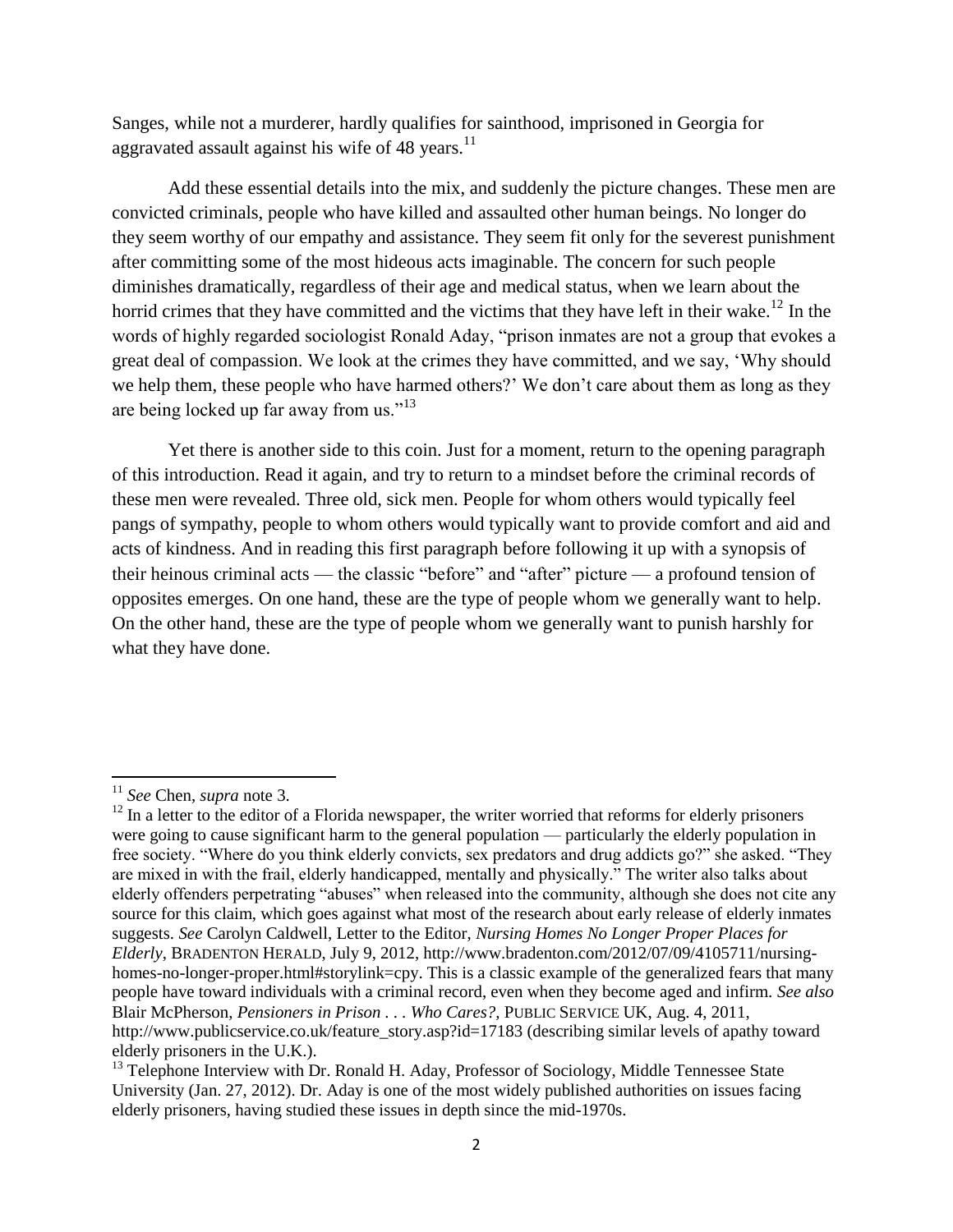Sanges, while not a murderer, hardly qualifies for sainthood, imprisoned in Georgia for aggravated assault against his wife of 48 years.[11]

Add these essential details into the mix, and suddenly the picture changes. These men are convicted criminals, people who have killed and assaulted other human beings. No longer do they seem worthy of our empathy and assistance. They seem fit only for the severest punishment after committing some of the most hideous acts imaginable. The concern for such people diminishes dramatically, regardless of their age and medical status, when we learn about the horrid crimes that they have committed and the victims that they have left in their wake.[12] In the words of highly regarded sociologist Ronald Aday, "prison inmates are not a group that evokes a great deal of compassion. We look at the crimes they have committed, and we say, 'Why should we help them, these people who have harmed others?' We don't care about them as long as they are being locked up far away from us."[13]

Yet there is another side to this coin. Just for a moment, return to the opening paragraph of this introduction. Read it again, and try to return to a mindset before the criminal records of these men were revealed. Three old, sick men. People for whom others would typically feel pangs of sympathy, people to whom others would typically want to provide comfort and aid and acts of kindness. And in reading this first paragraph before following it up with a synopsis of their heinous criminal acts — the classic "before" and "after" picture — a profound tension of opposites emerges. On one hand, these are the type of people whom we generally want to help. On the other hand, these are the type of people whom we generally want to punish harshly for what they have done.

---

[11] *See* Chen, *supra* note 3.

[12] In a letter to the editor of a Florida newspaper, the writer worried that reforms for elderly prisoners were going to cause significant harm to the general population — particularly the elderly population in free society. "Where do you think elderly convicts, sex predators and drug addicts go?" she asked. "They are mixed in with the frail, elderly handicapped, mentally and physically." The writer also talks about elderly offenders perpetrating "abuses" when released into the community, although she does not cite any source for this claim, which goes against what most of the research about early release of elderly inmates suggests. *See* Carolyn Caldwell, Letter to the Editor, *Nursing Homes No Longer Proper Places for Elderly*, BRADENTON HERALD, July 9, 2012, http://www.bradenton.com/2012/07/09/4105711/nursing-homes-no-longer-proper.html#storylink=cpy. This is a classic example of the generalized fears that many people have toward individuals with a criminal record, even when they become aged and infirm. *See also* Blair McPherson, *Pensioners in Prison . . . Who Cares?*, PUBLIC SERVICE UK, Aug. 4, 2011, http://www.publicservice.co.uk/feature_story.asp?id=17183 (describing similar levels of apathy toward elderly prisoners in the U.K.).

[13] Telephone Interview with Dr. Ronald H. Aday, Professor of Sociology, Middle Tennessee State University (Jan. 27, 2012). Dr. Aday is one of the most widely published authorities on issues facing elderly prisoners, having studied these issues in depth since the mid-1970s.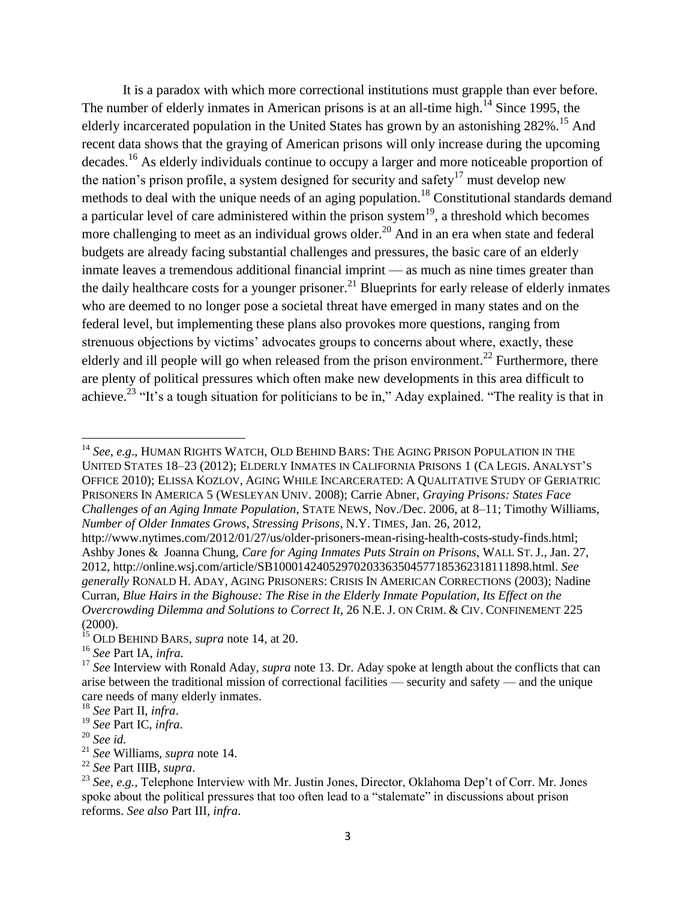It is a paradox with which more correctional institutions must grapple than ever before. The number of elderly inmates in American prisons is at an all-time high.[14] Since 1995, the elderly incarcerated population in the United States has grown by an astonishing 282%.[15] And recent data shows that the graying of American prisons will only increase during the upcoming decades.[16] As elderly individuals continue to occupy a larger and more noticeable proportion of the nation's prison profile, a system designed for security and safety[17] must develop new methods to deal with the unique needs of an aging population.[18] Constitutional standards demand a particular level of care administered within the prison system[19], a threshold which becomes more challenging to meet as an individual grows older.[20] And in an era when state and federal budgets are already facing substantial challenges and pressures, the basic care of an elderly inmate leaves a tremendous additional financial imprint — as much as nine times greater than the daily healthcare costs for a younger prisoner.[21] Blueprints for early release of elderly inmates who are deemed to no longer pose a societal threat have emerged in many states and on the federal level, but implementing these plans also provokes more questions, ranging from strenuous objections by victims' advocates groups to concerns about where, exactly, these elderly and ill people will go when released from the prison environment.[22] Furthermore, there are plenty of political pressures which often make new developments in this area difficult to achieve.[23] "It's a tough situation for politicians to be in," Aday explained. "The reality is that in

---

[14] *See*, *e.g.*, HUMAN RIGHTS WATCH, OLD BEHIND BARS: THE AGING PRISON POPULATION IN THE UNITED STATES 18–23 (2012); ELDERLY INMATES IN CALIFORNIA PRISONS 1 (CA LEGIS. ANALYST'S OFFICE 2010); ELISSA KOZLOV, AGING WHILE INCARCERATED: A QUALITATIVE STUDY OF GERIATRIC PRISONERS IN AMERICA 5 (WESLEYAN UNIV. 2008); Carrie Abner, *Graying Prisons: States Face Challenges of an Aging Inmate Population*, STATE NEWS, Nov./Dec. 2006, at 8–11; Timothy Williams, *Number of Older Inmates Grows, Stressing Prisons*, N.Y. TIMES, Jan. 26, 2012, http://www.nytimes.com/2012/01/27/us/older-prisoners-mean-rising-health-costs-study-finds.html; Ashby Jones & Joanna Chung, *Care for Aging Inmates Puts Strain on Prisons*, WALL ST. J., Jan. 27, 2012, http://online.wsj.com/article/SB10001424052970203635045771853623181118​98.html. *See generally* RONALD H. ADAY, AGING PRISONERS: CRISIS IN AMERICAN CORRECTIONS (2003); Nadine Curran, *Blue Hairs in the Bighouse: The Rise in the Elderly Inmate Population, Its Effect on the Overcrowding Dilemma and Solutions to Correct It*, 26 N.E. J. ON CRIM. & CIV. CONFINEMENT 225 (2000).

[15] OLD BEHIND BARS, *supra* note 14, at 20.

[16] *See* Part IA, *infra*.

[17] *See* Interview with Ronald Aday, *supra* note 13. Dr. Aday spoke at length about the conflicts that can arise between the traditional mission of correctional facilities — security and safety — and the unique care needs of many elderly inmates.

[18] *See* Part II, *infra*.

[19] *See* Part IC, *infra*.

[20] *See id.*

[21] *See* Williams, *supra* note 14.

[22] *See* Part IIIB, *supra*.

[23] *See, e.g.,* Telephone Interview with Mr. Justin Jones, Director, Oklahoma Dep't of Corr. Mr. Jones spoke about the political pressures that too often lead to a "stalemate" in discussions about prison reforms. *See also* Part III, *infra*.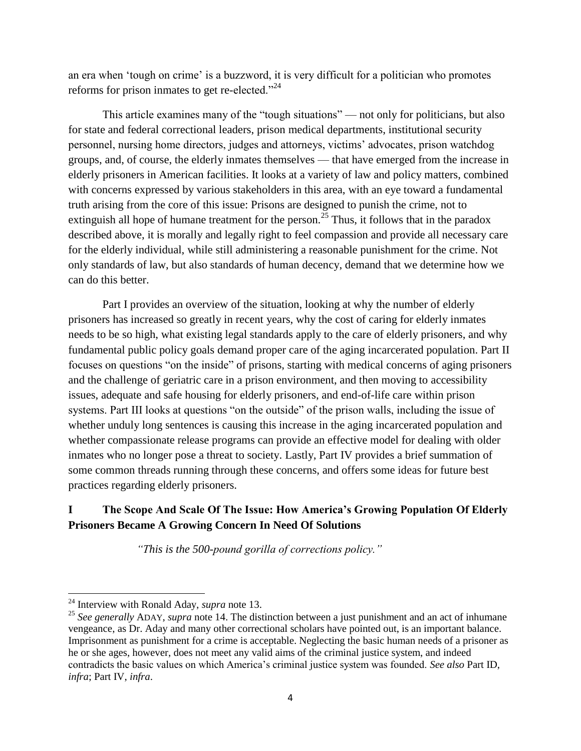an era when 'tough on crime' is a buzzword, it is very difficult for a politician who promotes reforms for prison inmates to get re-elected."[24]

This article examines many of the "tough situations" — not only for politicians, but also for state and federal correctional leaders, prison medical departments, institutional security personnel, nursing home directors, judges and attorneys, victims' advocates, prison watchdog groups, and, of course, the elderly inmates themselves — that have emerged from the increase in elderly prisoners in American facilities. It looks at a variety of law and policy matters, combined with concerns expressed by various stakeholders in this area, with an eye toward a fundamental truth arising from the core of this issue: Prisons are designed to punish the crime, not to extinguish all hope of humane treatment for the person.[25] Thus, it follows that in the paradox described above, it is morally and legally right to feel compassion and provide all necessary care for the elderly individual, while still administering a reasonable punishment for the crime. Not only standards of law, but also standards of human decency, demand that we determine how we can do this better.

Part I provides an overview of the situation, looking at why the number of elderly prisoners has increased so greatly in recent years, why the cost of caring for elderly inmates needs to be so high, what existing legal standards apply to the care of elderly prisoners, and why fundamental public policy goals demand proper care of the aging incarcerated population. Part II focuses on questions "on the inside" of prisons, starting with medical concerns of aging prisoners and the challenge of geriatric care in a prison environment, and then moving to accessibility issues, adequate and safe housing for elderly prisoners, and end-of-life care within prison systems. Part III looks at questions "on the outside" of the prison walls, including the issue of whether unduly long sentences is causing this increase in the aging incarcerated population and whether compassionate release programs can provide an effective model for dealing with older inmates who no longer pose a threat to society. Lastly, Part IV provides a brief summation of some common threads running through these concerns, and offers some ideas for future best practices regarding elderly prisoners.

## I The Scope And Scale Of The Issue: How America's Growing Population Of Elderly Prisoners Became A Growing Concern In Need Of Solutions

*"This is the 500-pound gorilla of corrections policy."*

---

[24] Interview with Ronald Aday, *supra* note 13.

[25] *See generally* ADAY, *supra* note 14. The distinction between a just punishment and an act of inhumane vengeance, as Dr. Aday and many other correctional scholars have pointed out, is an important balance. Imprisonment as punishment for a crime is acceptable. Neglecting the basic human needs of a prisoner as he or she ages, however, does not meet any valid aims of the criminal justice system, and indeed contradicts the basic values on which America's criminal justice system was founded. *See also* Part ID, *infra*; Part IV, *infra*.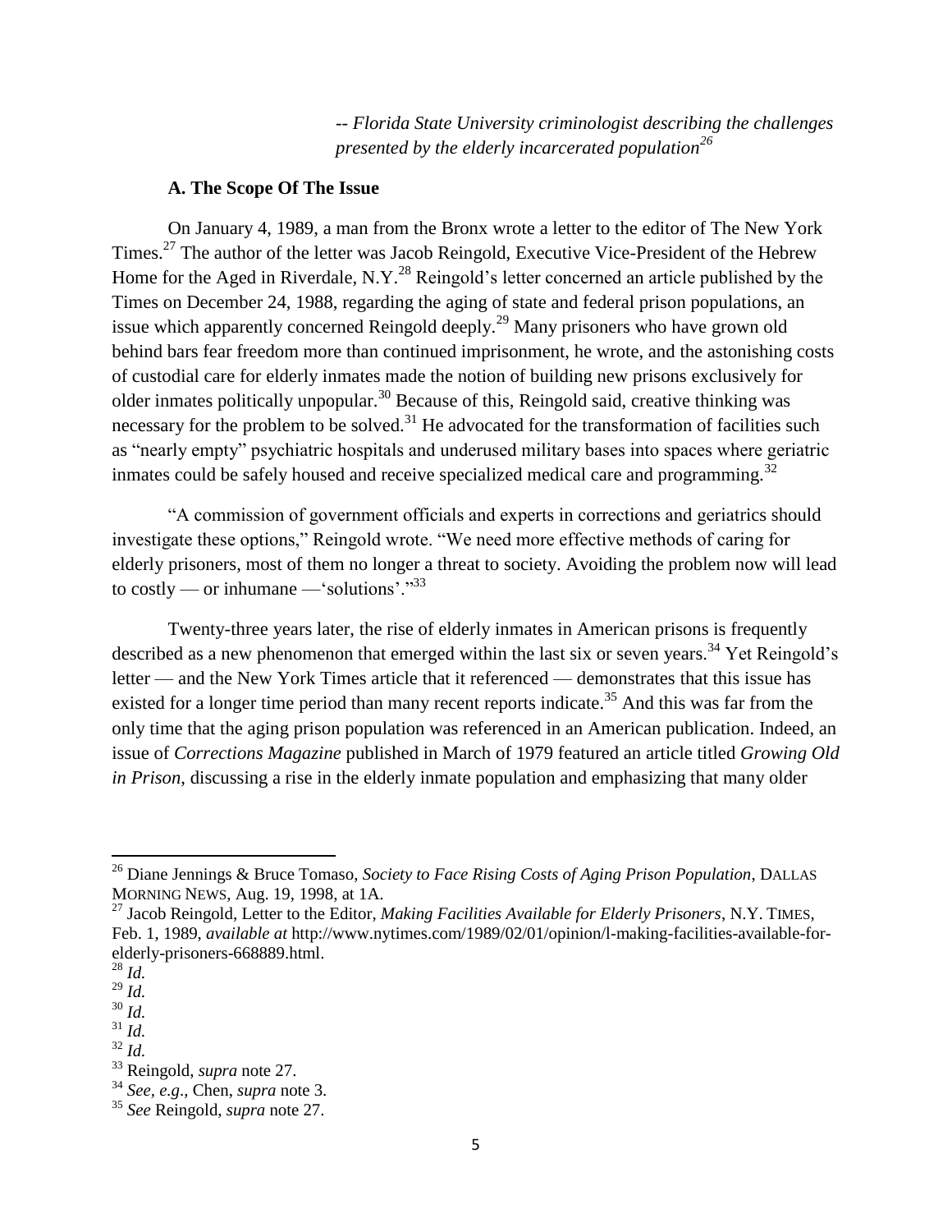*-- Florida State University criminologist describing the challenges presented by the elderly incarcerated population*[26]

### A. The Scope Of The Issue

On January 4, 1989, a man from the Bronx wrote a letter to the editor of The New York Times.[27] The author of the letter was Jacob Reingold, Executive Vice-President of the Hebrew Home for the Aged in Riverdale, N.Y.[28] Reingold's letter concerned an article published by the Times on December 24, 1988, regarding the aging of state and federal prison populations, an issue which apparently concerned Reingold deeply.[29] Many prisoners who have grown old behind bars fear freedom more than continued imprisonment, he wrote, and the astonishing costs of custodial care for elderly inmates made the notion of building new prisons exclusively for older inmates politically unpopular.[30] Because of this, Reingold said, creative thinking was necessary for the problem to be solved.[31] He advocated for the transformation of facilities such as "nearly empty" psychiatric hospitals and underused military bases into spaces where geriatric inmates could be safely housed and receive specialized medical care and programming.[32]

"A commission of government officials and experts in corrections and geriatrics should investigate these options," Reingold wrote. "We need more effective methods of caring for elderly prisoners, most of them no longer a threat to society. Avoiding the problem now will lead to costly — or inhumane —'solutions'."[33]

Twenty-three years later, the rise of elderly inmates in American prisons is frequently described as a new phenomenon that emerged within the last six or seven years.[34] Yet Reingold's letter — and the New York Times article that it referenced — demonstrates that this issue has existed for a longer time period than many recent reports indicate.[35] And this was far from the only time that the aging prison population was referenced in an American publication. Indeed, an issue of *Corrections Magazine* published in March of 1979 featured an article titled *Growing Old in Prison*, discussing a rise in the elderly inmate population and emphasizing that many older

---

[26] Diane Jennings & Bruce Tomaso, *Society to Face Rising Costs of Aging Prison Population*, DALLAS MORNING NEWS, Aug. 19, 1998, at 1A.

[27] Jacob Reingold, Letter to the Editor, *Making Facilities Available for Elderly Prisoners*, N.Y. TIMES, Feb. 1, 1989, *available at* http://www.nytimes.com/1989/02/01/opinion/l-making-facilities-available-for-elderly-prisoners-668889.html.

[28] *Id.*

[29] *Id.*

[30] *Id.*

[31] *Id.*

[32] *Id.*

[33] Reingold, *supra* note 27.

[34] *See, e.g.*, Chen, *supra* note 3.

[35] *See* Reingold, *supra* note 27.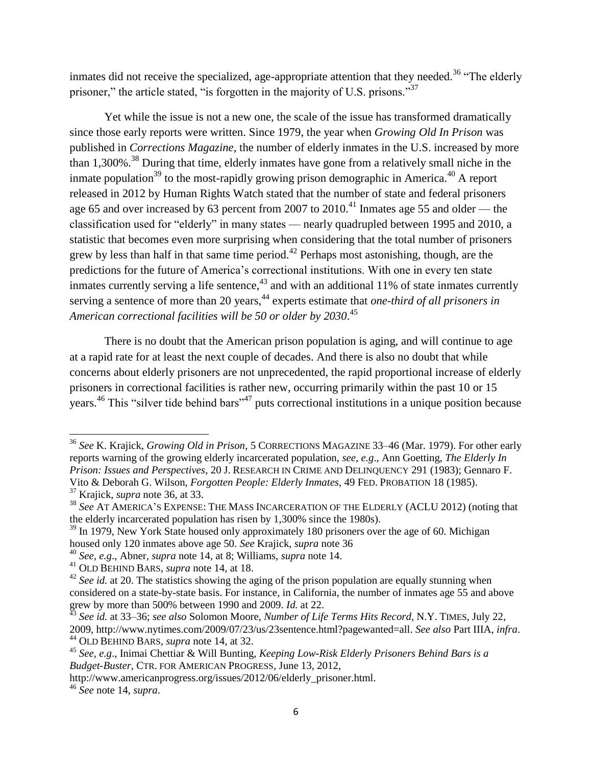inmates did not receive the specialized, age-appropriate attention that they needed.[36] "The elderly prisoner," the article stated, "is forgotten in the majority of U.S. prisons."[37]

Yet while the issue is not a new one, the scale of the issue has transformed dramatically since those early reports were written. Since 1979, the year when *Growing Old In Prison* was published in *Corrections Magazine*, the number of elderly inmates in the U.S. increased by more than 1,300%.[38] During that time, elderly inmates have gone from a relatively small niche in the inmate population[39] to the most-rapidly growing prison demographic in America.[40] A report released in 2012 by Human Rights Watch stated that the number of state and federal prisoners age 65 and over increased by 63 percent from 2007 to 2010.[41] Inmates age 55 and older — the classification used for "elderly" in many states — nearly quadrupled between 1995 and 2010, a statistic that becomes even more surprising when considering that the total number of prisoners grew by less than half in that same time period.[42] Perhaps most astonishing, though, are the predictions for the future of America's correctional institutions. With one in every ten state inmates currently serving a life sentence,[43] and with an additional 11% of state inmates currently serving a sentence of more than 20 years,[44] experts estimate that *one-third of all prisoners in American correctional facilities will be 50 or older by 2030*.[45]

There is no doubt that the American prison population is aging, and will continue to age at a rapid rate for at least the next couple of decades. And there is also no doubt that while concerns about elderly prisoners are not unprecedented, the rapid proportional increase of elderly prisoners in correctional facilities is rather new, occurring primarily within the past 10 or 15 years.[46] This "silver tide behind bars"[47] puts correctional institutions in a unique position because

---

[36] *See* K. Krajick, *Growing Old in Prison*, 5 CORRECTIONS MAGAZINE 33–46 (Mar. 1979). For other early reports warning of the growing elderly incarcerated population, *see*, *e.g*., Ann Goetting, *The Elderly In Prison: Issues and Perspectives*, 20 J. RESEARCH IN CRIME AND DELINQUENCY 291 (1983); Gennaro F. Vito & Deborah G. Wilson, *Forgotten People: Elderly Inmates*, 49 FED. PROBATION 18 (1985).

[37] Krajick, *supra* note 36, at 33.

[38] *See* AT AMERICA'S EXPENSE: THE MASS INCARCERATION OF THE ELDERLY (ACLU 2012) (noting that the elderly incarcerated population has risen by 1,300% since the 1980s).

[39] In 1979, New York State housed only approximately 180 prisoners over the age of 60. Michigan housed only 120 inmates above age 50. *See* Krajick, *supra* note 36

[40] *See*, *e.g*., Abner, *supra* note 14, at 8; Williams, *supra* note 14.

[41] OLD BEHIND BARS, *supra* note 14, at 18.

[42] *See id.* at 20. The statistics showing the aging of the prison population are equally stunning when considered on a state-by-state basis. For instance, in California, the number of inmates age 55 and above grew by more than 500% between 1990 and 2009. *Id.* at 22.

[43] *See id.* at 33–36; *see also* Solomon Moore, *Number of Life Terms Hits Record*, N.Y. TIMES, July 22, 2009, http://www.nytimes.com/2009/07/23/us/23sentence.html?pagewanted=all. *See also* Part IIIA, *infra*.

[44] OLD BEHIND BARS, *supra* note 14, at 32.

[45] *See*, *e.g*., Inimai Chettiar & Will Bunting, *Keeping Low-Risk Elderly Prisoners Behind Bars is a Budget-Buster*, CTR. FOR AMERICAN PROGRESS, June 13, 2012, http://www.americanprogress.org/issues/2012/06/elderly_prisoner.html.

[46] *See* note 14, *supra*.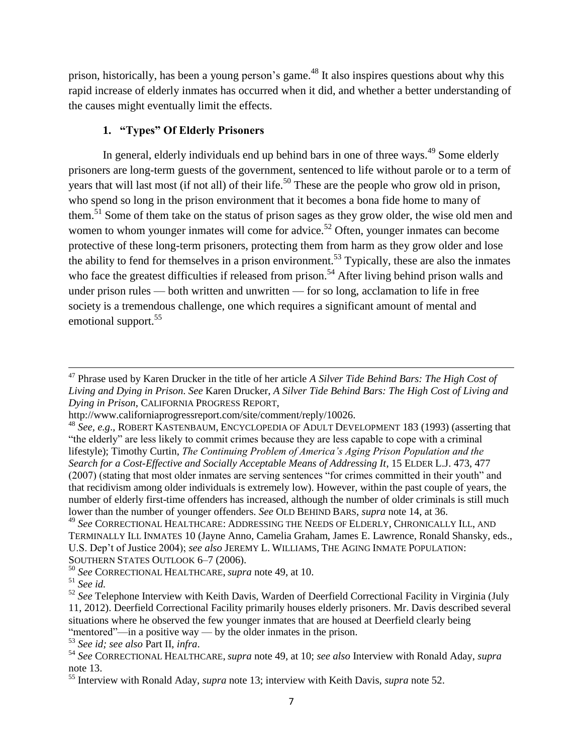prison, historically, has been a young person's game.[48] It also inspires questions about why this rapid increase of elderly inmates has occurred when it did, and whether a better understanding of the causes might eventually limit the effects.

### 1. "Types" Of Elderly Prisoners

In general, elderly individuals end up behind bars in one of three ways.[49] Some elderly prisoners are long-term guests of the government, sentenced to life without parole or to a term of years that will last most (if not all) of their life.[50] These are the people who grow old in prison, who spend so long in the prison environment that it becomes a bona fide home to many of them.[51] Some of them take on the status of prison sages as they grow older, the wise old men and women to whom younger inmates will come for advice.[52] Often, younger inmates can become protective of these long-term prisoners, protecting them from harm as they grow older and lose the ability to fend for themselves in a prison environment.[53] Typically, these are also the inmates who face the greatest difficulties if released from prison.[54] After living behind prison walls and under prison rules — both written and unwritten — for so long, acclamation to life in free society is a tremendous challenge, one which requires a significant amount of mental and emotional support.[55]

---

[47] Phrase used by Karen Drucker in the title of her article *A Silver Tide Behind Bars: The High Cost of Living and Dying in Prison*. *See* Karen Drucker, *A Silver Tide Behind Bars: The High Cost of Living and Dying in Prison*, CALIFORNIA PROGRESS REPORT, http://www.californiaprogressreport.com/site/comment/reply/10026.

[48] *See, e.g*., ROBERT KASTENBAUM, ENCYCLOPEDIA OF ADULT DEVELOPMENT 183 (1993) (asserting that "the elderly" are less likely to commit crimes because they are less capable to cope with a criminal lifestyle); Timothy Curtin, *The Continuing Problem of America's Aging Prison Population and the Search for a Cost-Effective and Socially Acceptable Means of Addressing It*, 15 ELDER L.J. 473, 477 (2007) (stating that most older inmates are serving sentences "for crimes committed in their youth" and that recidivism among older individuals is extremely low). However, within the past couple of years, the number of elderly first-time offenders has increased, although the number of older criminals is still much lower than the number of younger offenders. *See* OLD BEHIND BARS, *supra* note 14, at 36.

[49] *See* CORRECTIONAL HEALTHCARE: ADDRESSING THE NEEDS OF ELDERLY, CHRONICALLY ILL, AND TERMINALLY ILL INMATES 10 (Jayne Anno, Camelia Graham, James E. Lawrence, Ronald Shansky, eds., U.S. Dep't of Justice 2004); *see also* JEREMY L. WILLIAMS, THE AGING INMATE POPULATION: SOUTHERN STATES OUTLOOK 6–7 (2006).

[50] *See* CORRECTIONAL HEALTHCARE, *supra* note 49, at 10.

[51] *See id.*

[52] *See* Telephone Interview with Keith Davis, Warden of Deerfield Correctional Facility in Virginia (July 11, 2012). Deerfield Correctional Facility primarily houses elderly prisoners. Mr. Davis described several situations where he observed the few younger inmates that are housed at Deerfield clearly being "mentored"—in a positive way — by the older inmates in the prison.

[53] *See id; see also* Part II, *infra*.

[54] *See* CORRECTIONAL HEALTHCARE, *supra* note 49, at 10; *see also* Interview with Ronald Aday, *supra* note 13.

[55] Interview with Ronald Aday, *supra* note 13; interview with Keith Davis, *supra* note 52.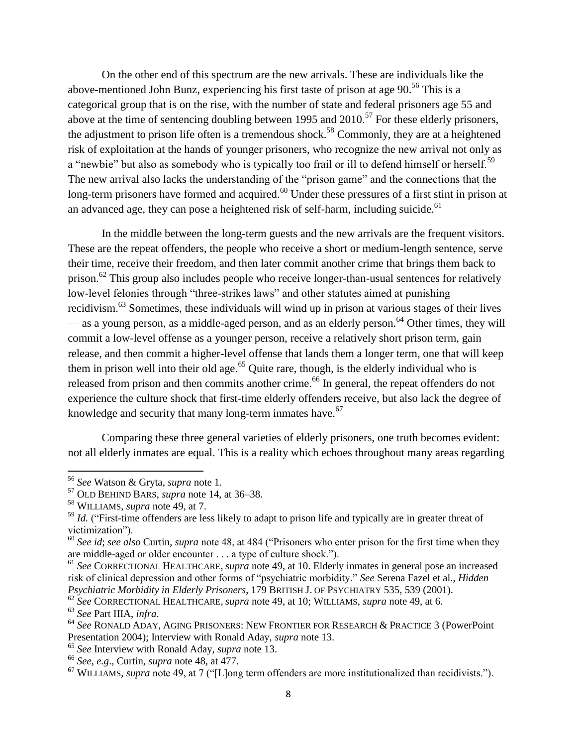On the other end of this spectrum are the new arrivals. These are individuals like the above-mentioned John Bunz, experiencing his first taste of prison at age 90.[56] This is a categorical group that is on the rise, with the number of state and federal prisoners age 55 and above at the time of sentencing doubling between 1995 and 2010.[57] For these elderly prisoners, the adjustment to prison life often is a tremendous shock.[58] Commonly, they are at a heightened risk of exploitation at the hands of younger prisoners, who recognize the new arrival not only as a "newbie" but also as somebody who is typically too frail or ill to defend himself or herself.[59] The new arrival also lacks the understanding of the "prison game" and the connections that the long-term prisoners have formed and acquired.[60] Under these pressures of a first stint in prison at an advanced age, they can pose a heightened risk of self-harm, including suicide.[61]

In the middle between the long-term guests and the new arrivals are the frequent visitors. These are the repeat offenders, the people who receive a short or medium-length sentence, serve their time, receive their freedom, and then later commit another crime that brings them back to prison.[62] This group also includes people who receive longer-than-usual sentences for relatively low-level felonies through "three-strikes laws" and other statutes aimed at punishing recidivism.[63] Sometimes, these individuals will wind up in prison at various stages of their lives — as a young person, as a middle-aged person, and as an elderly person.[64] Other times, they will commit a low-level offense as a younger person, receive a relatively short prison term, gain release, and then commit a higher-level offense that lands them a longer term, one that will keep them in prison well into their old age.[65] Quite rare, though, is the elderly individual who is released from prison and then commits another crime.[66] In general, the repeat offenders do not experience the culture shock that first-time elderly offenders receive, but also lack the degree of knowledge and security that many long-term inmates have.[67]

Comparing these three general varieties of elderly prisoners, one truth becomes evident: not all elderly inmates are equal. This is a reality which echoes throughout many areas regarding

---

[56] *See* Watson & Gryta, *supra* note 1.

[57] OLD BEHIND BARS, *supra* note 14, at 36–38.

[58] WILLIAMS, *supra* note 49, at 7.

[59] *Id.* ("First-time offenders are less likely to adapt to prison life and typically are in greater threat of victimization").

[60] *See id*; *see also* Curtin, *supra* note 48, at 484 ("Prisoners who enter prison for the first time when they are middle-aged or older encounter . . . a type of culture shock.").

[61] *See* CORRECTIONAL HEALTHCARE, *supra* note 49, at 10. Elderly inmates in general pose an increased risk of clinical depression and other forms of "psychiatric morbidity." *See* Serena Fazel et al., *Hidden Psychiatric Morbidity in Elderly Prisoners*, 179 BRITISH J. OF PSYCHIATRY 535, 539 (2001).

[62] *See* CORRECTIONAL HEALTHCARE, *supra* note 49, at 10; WILLIAMS, *supra* note 49, at 6.

[63] *See* Part IIIA, *infra*.

[64] *See* RONALD ADAY, AGING PRISONERS: NEW FRONTIER FOR RESEARCH & PRACTICE 3 (PowerPoint Presentation 2004); Interview with Ronald Aday, *supra* note 13.

[65] *See* Interview with Ronald Aday, *supra* note 13.

[66] *See, e.g.*, Curtin, *supra* note 48, at 477.

[67] WILLIAMS, *supra* note 49, at 7 ("[L]ong term offenders are more institutionalized than recidivists.").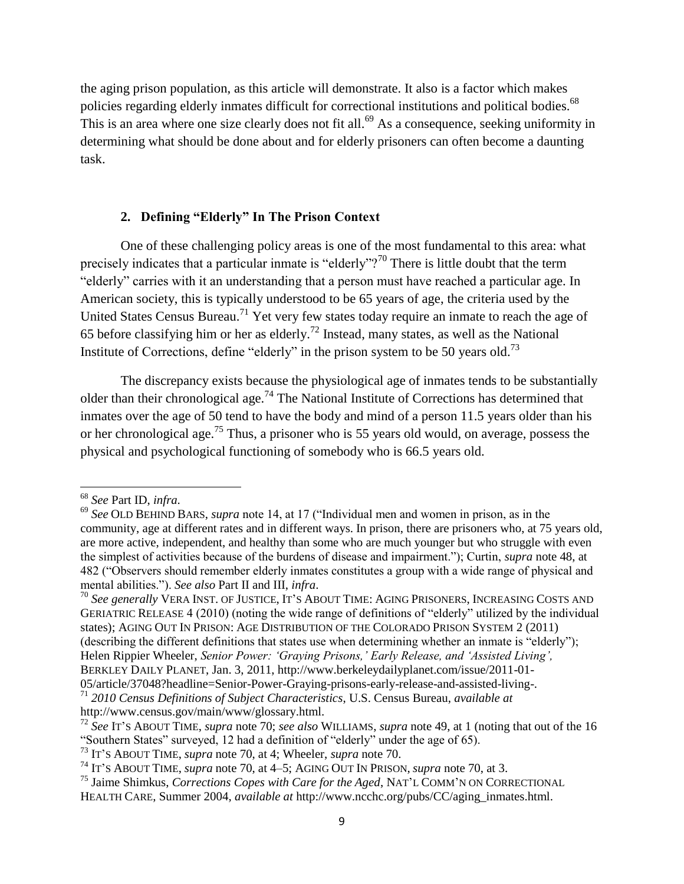the aging prison population, as this article will demonstrate. It also is a factor which makes policies regarding elderly inmates difficult for correctional institutions and political bodies.[68] This is an area where one size clearly does not fit all.[69] As a consequence, seeking uniformity in determining what should be done about and for elderly prisoners can often become a daunting task.

### 2. Defining "Elderly" In The Prison Context

One of these challenging policy areas is one of the most fundamental to this area: what precisely indicates that a particular inmate is "elderly"?[70] There is little doubt that the term "elderly" carries with it an understanding that a person must have reached a particular age. In American society, this is typically understood to be 65 years of age, the criteria used by the United States Census Bureau.[71] Yet very few states today require an inmate to reach the age of 65 before classifying him or her as elderly.[72] Instead, many states, as well as the National Institute of Corrections, define "elderly" in the prison system to be 50 years old.[73]

The discrepancy exists because the physiological age of inmates tends to be substantially older than their chronological age.[74] The National Institute of Corrections has determined that inmates over the age of 50 tend to have the body and mind of a person 11.5 years older than his or her chronological age.[75] Thus, a prisoner who is 55 years old would, on average, possess the physical and psychological functioning of somebody who is 66.5 years old.

---

[68] *See* Part ID, *infra*.

[69] *See* OLD BEHIND BARS, *supra* note 14, at 17 ("Individual men and women in prison, as in the community, age at different rates and in different ways. In prison, there are prisoners who, at 75 years old, are more active, independent, and healthy than some who are much younger but who struggle with even the simplest of activities because of the burdens of disease and impairment."); Curtin, *supra* note 48, at 482 ("Observers should remember elderly inmates constitutes a group with a wide range of physical and mental abilities."). *See also* Part II and III, *infra*.

[70] *See generally* VERA INST. OF JUSTICE, IT'S ABOUT TIME: AGING PRISONERS, INCREASING COSTS AND GERIATRIC RELEASE 4 (2010) (noting the wide range of definitions of "elderly" utilized by the individual states); AGING OUT IN PRISON: AGE DISTRIBUTION OF THE COLORADO PRISON SYSTEM 2 (2011) (describing the different definitions that states use when determining whether an inmate is "elderly"); Helen Rippier Wheeler, *Senior Power: 'Graying Prisons,' Early Release, and 'Assisted Living'*, BERKLEY DAILY PLANET, Jan. 3, 2011, http://www.berkeleydailyplanet.com/issue/2011-01-05/article/37048?headline=Senior-Power-Graying-prisons-early-release-and-assisted-living-.

[71] *2010 Census Definitions of Subject Characteristics*, U.S. Census Bureau, *available at* http://www.census.gov/main/www/glossary.html.

[72] *See* IT'S ABOUT TIME, *supra* note 70; *see also* WILLIAMS, *supra* note 49, at 1 (noting that out of the 16 "Southern States" surveyed, 12 had a definition of "elderly" under the age of 65).

[73] IT'S ABOUT TIME, *supra* note 70, at 4; Wheeler, *supra* note 70.

[74] IT'S ABOUT TIME, *supra* note 70, at 4–5; AGING OUT IN PRISON, *supra* note 70, at 3.

[75] Jaime Shimkus, *Corrections Copes with Care for the Aged*, NAT'L COMM'N ON CORRECTIONAL HEALTH CARE, Summer 2004, *available at* http://www.ncchc.org/pubs/CC/aging_inmates.html.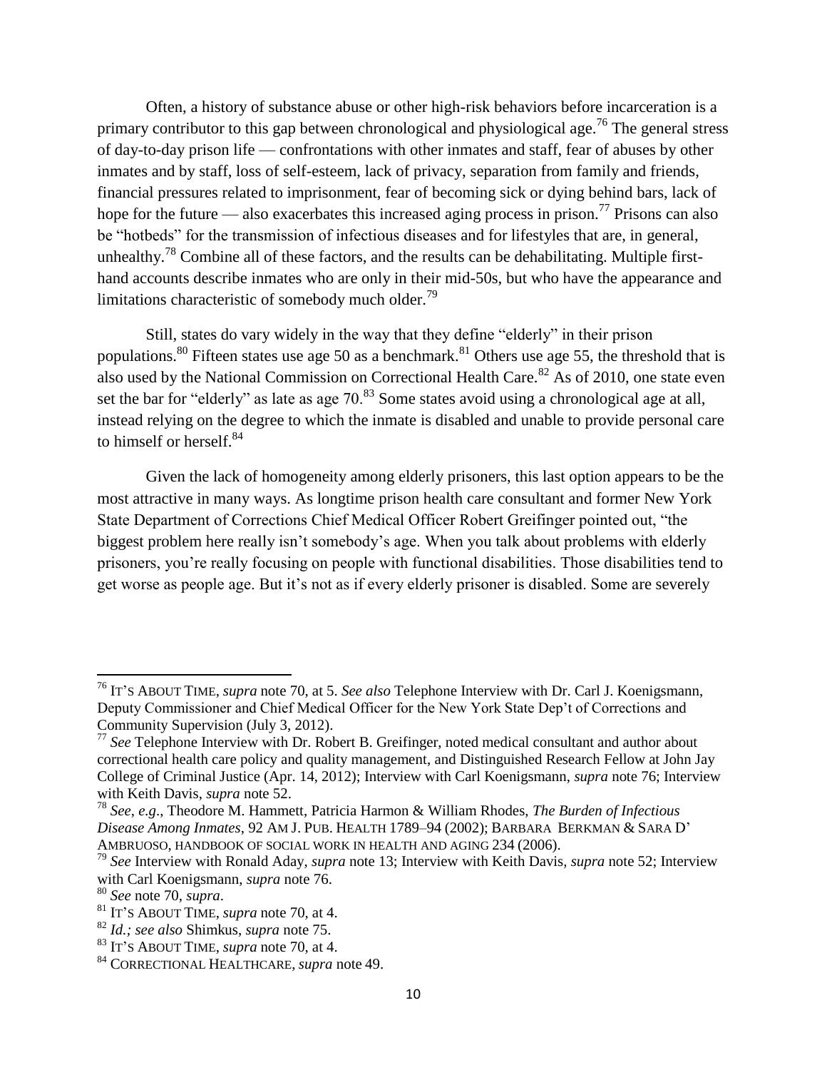Often, a history of substance abuse or other high-risk behaviors before incarceration is a primary contributor to this gap between chronological and physiological age.[76] The general stress of day-to-day prison life — confrontations with other inmates and staff, fear of abuses by other inmates and by staff, loss of self-esteem, lack of privacy, separation from family and friends, financial pressures related to imprisonment, fear of becoming sick or dying behind bars, lack of hope for the future — also exacerbates this increased aging process in prison.[77] Prisons can also be "hotbeds" for the transmission of infectious diseases and for lifestyles that are, in general, unhealthy.[78] Combine all of these factors, and the results can be dehabilitating. Multiple first-hand accounts describe inmates who are only in their mid-50s, but who have the appearance and limitations characteristic of somebody much older.[79]

Still, states do vary widely in the way that they define "elderly" in their prison populations.[80] Fifteen states use age 50 as a benchmark.[81] Others use age 55, the threshold that is also used by the National Commission on Correctional Health Care.[82] As of 2010, one state even set the bar for "elderly" as late as age 70.[83] Some states avoid using a chronological age at all, instead relying on the degree to which the inmate is disabled and unable to provide personal care to himself or herself.[84]

Given the lack of homogeneity among elderly prisoners, this last option appears to be the most attractive in many ways. As longtime prison health care consultant and former New York State Department of Corrections Chief Medical Officer Robert Greifinger pointed out, "the biggest problem here really isn't somebody's age. When you talk about problems with elderly prisoners, you're really focusing on people with functional disabilities. Those disabilities tend to get worse as people age. But it's not as if every elderly prisoner is disabled. Some are severely

---

[76] IT'S ABOUT TIME, *supra* note 70, at 5. *See also* Telephone Interview with Dr. Carl J. Koenigsmann, Deputy Commissioner and Chief Medical Officer for the New York State Dep't of Corrections and Community Supervision (July 3, 2012).

[77] *See* Telephone Interview with Dr. Robert B. Greifinger, noted medical consultant and author about correctional health care policy and quality management, and Distinguished Research Fellow at John Jay College of Criminal Justice (Apr. 14, 2012); Interview with Carl Koenigsmann, *supra* note 76; Interview with Keith Davis, *supra* note 52.

[78] *See*, *e.g*., Theodore M. Hammett, Patricia Harmon & William Rhodes, *The Burden of Infectious Disease Among Inmates*, 92 AM J. PUB. HEALTH 1789–94 (2002); BARBARA BERKMAN & SARA D' AMBRUOSO, HANDBOOK OF SOCIAL WORK IN HEALTH AND AGING 234 (2006).

[79] *See* Interview with Ronald Aday, *supra* note 13; Interview with Keith Davis, *supra* note 52; Interview with Carl Koenigsmann, *supra* note 76.

[80] *See* note 70, *supra*.

[81] IT'S ABOUT TIME, *supra* note 70, at 4.

[82] *Id.; see also* Shimkus, *supra* note 75.

[83] IT'S ABOUT TIME, *supra* note 70, at 4.

[84] CORRECTIONAL HEALTHCARE, *supra* note 49.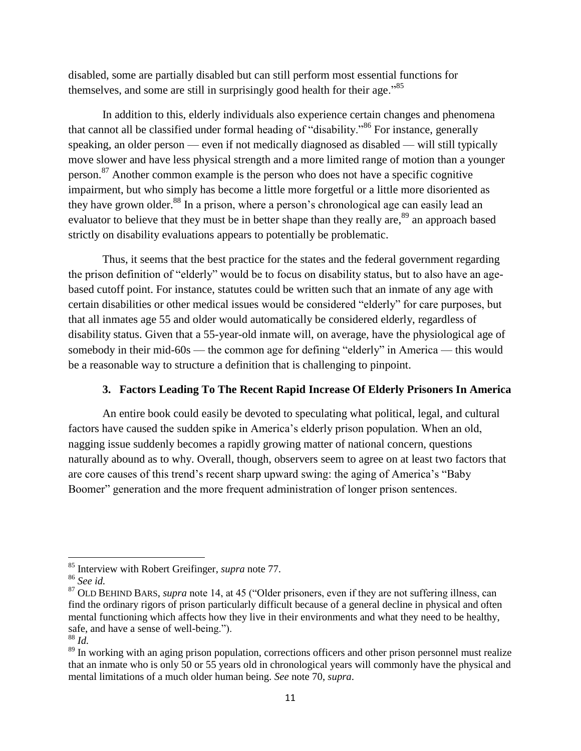disabled, some are partially disabled but can still perform most essential functions for themselves, and some are still in surprisingly good health for their age."[85]

In addition to this, elderly individuals also experience certain changes and phenomena that cannot all be classified under formal heading of "disability."[86] For instance, generally speaking, an older person — even if not medically diagnosed as disabled — will still typically move slower and have less physical strength and a more limited range of motion than a younger person.[87] Another common example is the person who does not have a specific cognitive impairment, but who simply has become a little more forgetful or a little more disoriented as they have grown older.[88] In a prison, where a person's chronological age can easily lead an evaluator to believe that they must be in better shape than they really are,[89] an approach based strictly on disability evaluations appears to potentially be problematic.

Thus, it seems that the best practice for the states and the federal government regarding the prison definition of "elderly" would be to focus on disability status, but to also have an age-based cutoff point. For instance, statutes could be written such that an inmate of any age with certain disabilities or other medical issues would be considered "elderly" for care purposes, but that all inmates age 55 and older would automatically be considered elderly, regardless of disability status. Given that a 55-year-old inmate will, on average, have the physiological age of somebody in their mid-60s — the common age for defining "elderly" in America — this would be a reasonable way to structure a definition that is challenging to pinpoint.

### 3. Factors Leading To The Recent Rapid Increase Of Elderly Prisoners In America

An entire book could easily be devoted to speculating what political, legal, and cultural factors have caused the sudden spike in America's elderly prison population. When an old, nagging issue suddenly becomes a rapidly growing matter of national concern, questions naturally abound as to why. Overall, though, observers seem to agree on at least two factors that are core causes of this trend's recent sharp upward swing: the aging of America's "Baby Boomer" generation and the more frequent administration of longer prison sentences.

---

[85] Interview with Robert Greifinger, *supra* note 77.

[86] *See id.*

[87] OLD BEHIND BARS, *supra* note 14, at 45 ("Older prisoners, even if they are not suffering illness, can find the ordinary rigors of prison particularly difficult because of a general decline in physical and often mental functioning which affects how they live in their environments and what they need to be healthy, safe, and have a sense of well-being.").

[88] *Id.*

[89] In working with an aging prison population, corrections officers and other prison personnel must realize that an inmate who is only 50 or 55 years old in chronological years will commonly have the physical and mental limitations of a much older human being. *See* note 70, *supra*.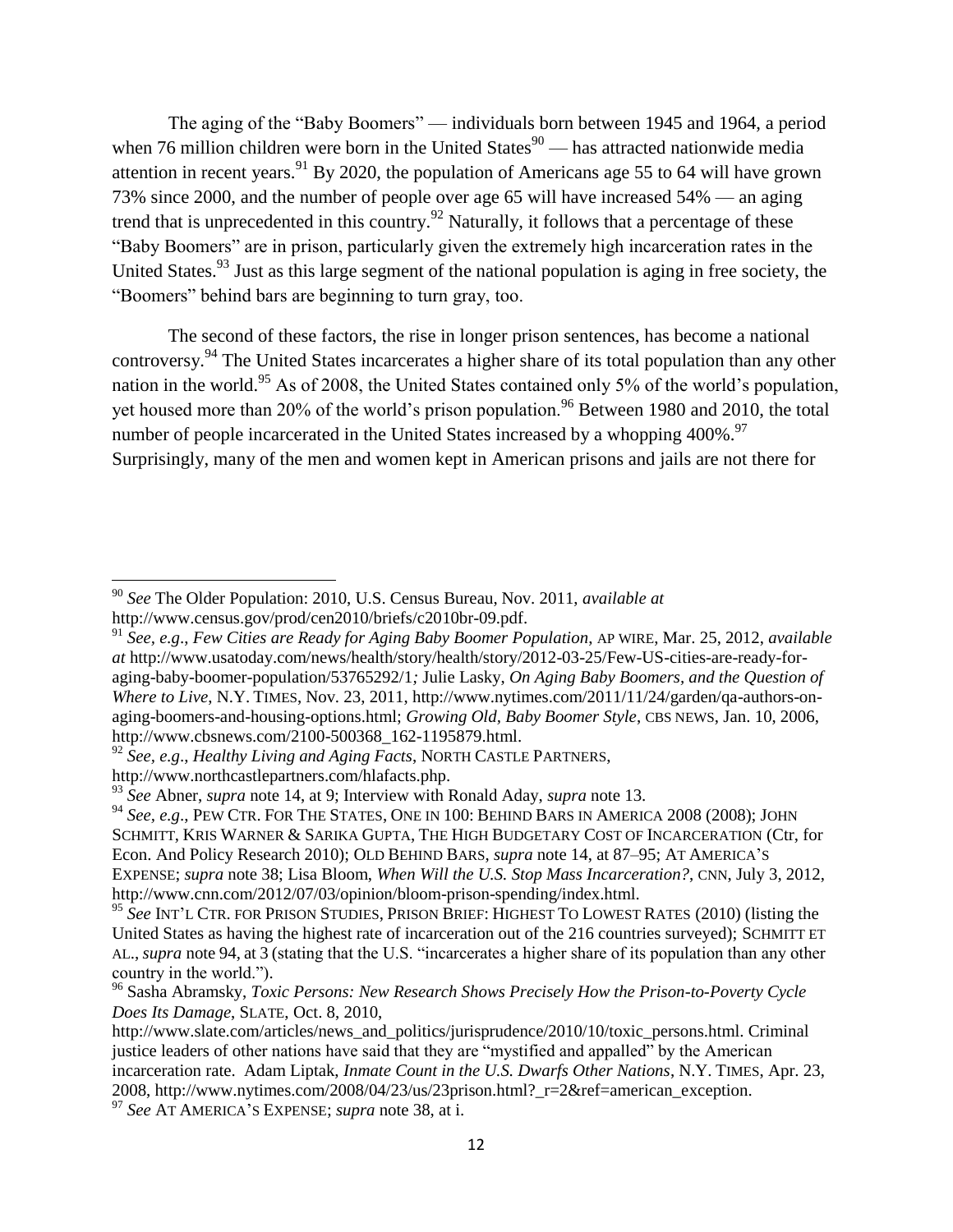The aging of the "Baby Boomers" — individuals born between 1945 and 1964, a period when 76 million children were born in the United States[90] — has attracted nationwide media attention in recent years.[91] By 2020, the population of Americans age 55 to 64 will have grown 73% since 2000, and the number of people over age 65 will have increased 54% — an aging trend that is unprecedented in this country.[92] Naturally, it follows that a percentage of these "Baby Boomers" are in prison, particularly given the extremely high incarceration rates in the United States.[93] Just as this large segment of the national population is aging in free society, the "Boomers" behind bars are beginning to turn gray, too.

The second of these factors, the rise in longer prison sentences, has become a national controversy.[94] The United States incarcerates a higher share of its total population than any other nation in the world.[95] As of 2008, the United States contained only 5% of the world's population, yet housed more than 20% of the world's prison population.[96] Between 1980 and 2010, the total number of people incarcerated in the United States increased by a whopping 400%.[97] Surprisingly, many of the men and women kept in American prisons and jails are not there for

---

[90] *See* The Older Population: 2010, U.S. Census Bureau, Nov. 2011, *available at* http://www.census.gov/prod/cen2010/briefs/c2010br-09.pdf.

[91] *See, e.g.*, *Few Cities are Ready for Aging Baby Boomer Population*, AP WIRE, Mar. 25, 2012, *available at* http://www.usatoday.com/news/health/story/health/story/2012-03-25/Few-US-cities-are-ready-for-aging-baby-boomer-population/53765292/1*;* Julie Lasky, *On Aging Baby Boomers, and the Question of Where to Live*, N.Y. TIMES, Nov. 23, 2011, http://www.nytimes.com/2011/11/24/garden/qa-authors-on-aging-boomers-and-housing-options.html; *Growing Old, Baby Boomer Style*, CBS NEWS, Jan. 10, 2006, http://www.cbsnews.com/2100-500368_162-1195879.html.

[92] *See, e.g.*, *Healthy Living and Aging Facts*, NORTH CASTLE PARTNERS, http://www.northcastlepartners.com/hlafacts.php.

[93] *See* Abner, *supra* note 14, at 9; Interview with Ronald Aday, *supra* note 13.

[94] *See, e.g.*, PEW CTR. FOR THE STATES, ONE IN 100: BEHIND BARS IN AMERICA 2008 (2008); JOHN SCHMITT, KRIS WARNER & SARIKA GUPTA, THE HIGH BUDGETARY COST OF INCARCERATION (Ctr, for Econ. And Policy Research 2010); OLD BEHIND BARS, *supra* note 14, at 87–95; AT AMERICA'S EXPENSE; *supra* note 38; Lisa Bloom, *When Will the U.S. Stop Mass Incarceration?*, CNN, July 3, 2012, http://www.cnn.com/2012/07/03/opinion/bloom-prison-spending/index.html.

[95] *See* INT'L CTR. FOR PRISON STUDIES, PRISON BRIEF: HIGHEST TO LOWEST RATES (2010) (listing the United States as having the highest rate of incarceration out of the 216 countries surveyed); SCHMITT ET AL., *supra* note 94, at 3 (stating that the U.S. "incarcerates a higher share of its population than any other country in the world.").

[96] Sasha Abramsky, *Toxic Persons: New Research Shows Precisely How the Prison-to-Poverty Cycle Does Its Damage*, SLATE, Oct. 8, 2010, http://www.slate.com/articles/news_and_politics/jurisprudence/2010/10/toxic_persons.html. Criminal justice leaders of other nations have said that they are "mystified and appalled" by the American incarceration rate. Adam Liptak, *Inmate Count in the U.S. Dwarfs Other Nations*, N.Y. TIMES, Apr. 23, 2008, http://www.nytimes.com/2008/04/23/us/23prison.html?_r=2&ref=american_exception.

[97] *See* AT AMERICA'S EXPENSE; *supra* note 38, at i.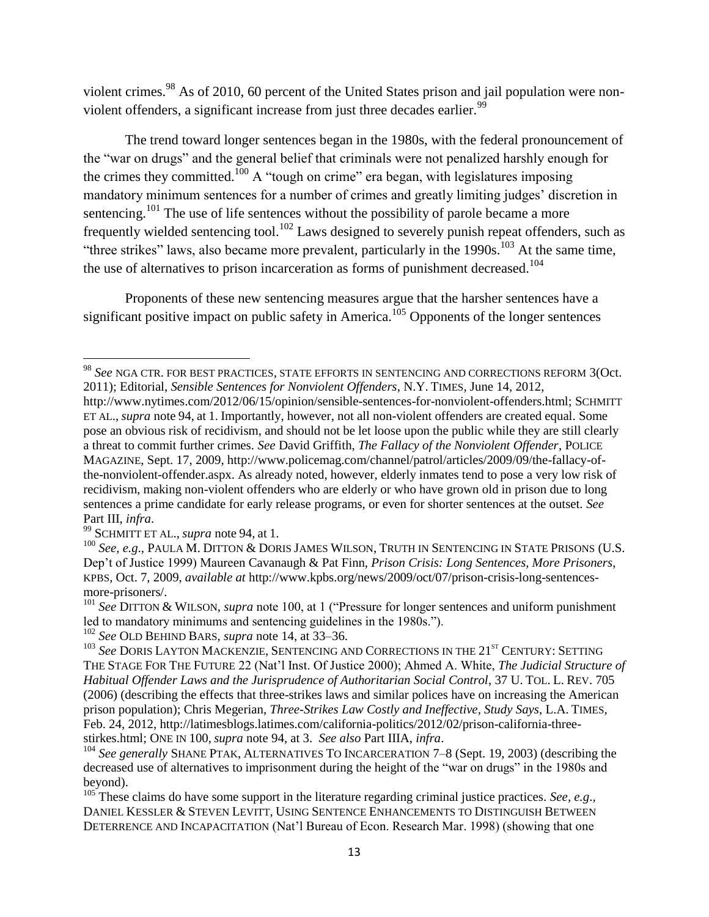violent crimes.[98] As of 2010, 60 percent of the United States prison and jail population were non-violent offenders, a significant increase from just three decades earlier.[99]

The trend toward longer sentences began in the 1980s, with the federal pronouncement of the "war on drugs" and the general belief that criminals were not penalized harshly enough for the crimes they committed.[100] A "tough on crime" era began, with legislatures imposing mandatory minimum sentences for a number of crimes and greatly limiting judges' discretion in sentencing.[101] The use of life sentences without the possibility of parole became a more frequently wielded sentencing tool.[102] Laws designed to severely punish repeat offenders, such as "three strikes" laws, also became more prevalent, particularly in the 1990s.[103] At the same time, the use of alternatives to prison incarceration as forms of punishment decreased.[104]

Proponents of these new sentencing measures argue that the harsher sentences have a significant positive impact on public safety in America.[105] Opponents of the longer sentences

---

[98] *See* NGA CTR. FOR BEST PRACTICES, STATE EFFORTS IN SENTENCING AND CORRECTIONS REFORM 3(Oct. 2011); Editorial, *Sensible Sentences for Nonviolent Offenders*, N.Y. TIMES, June 14, 2012, http://www.nytimes.com/2012/06/15/opinion/sensible-sentences-for-nonviolent-offenders.html; SCHMITT ET AL., *supra* note 94, at 1. Importantly, however, not all non-violent offenders are created equal. Some pose an obvious risk of recidivism, and should not be let loose upon the public while they are still clearly a threat to commit further crimes. *See* David Griffith, *The Fallacy of the Nonviolent Offender*, POLICE MAGAZINE, Sept. 17, 2009, http://www.policemag.com/channel/patrol/articles/2009/09/the-fallacy-of-the-nonviolent-offender.aspx. As already noted, however, elderly inmates tend to pose a very low risk of recidivism, making non-violent offenders who are elderly or who have grown old in prison due to long sentences a prime candidate for early release programs, or even for shorter sentences at the outset. *See* Part III, *infra*.

[99] SCHMITT ET AL., *supra* note 94, at 1.

[100] *See, e.g.*, PAULA M. DITTON & DORIS JAMES WILSON, TRUTH IN SENTENCING IN STATE PRISONS (U.S. Dep't of Justice 1999) Maureen Cavanaugh & Pat Finn, *Prison Crisis: Long Sentences, More Prisoners*, KPBS, Oct. 7, 2009, *available at* http://www.kpbs.org/news/2009/oct/07/prison-crisis-long-sentences-more-prisoners/.

[101] *See* DITTON & WILSON, *supra* note 100, at 1 ("Pressure for longer sentences and uniform punishment led to mandatory minimums and sentencing guidelines in the 1980s.").

[102] *See* OLD BEHIND BARS, *supra* note 14, at 33–36.

[103] *See* DORIS LAYTON MACKENZIE, SENTENCING AND CORRECTIONS IN THE 21ST CENTURY: SETTING THE STAGE FOR THE FUTURE 22 (Nat'l Inst. Of Justice 2000); Ahmed A. White, *The Judicial Structure of Habitual Offender Laws and the Jurisprudence of Authoritarian Social Control*, 37 U. TOL. L. REV. 705 (2006) (describing the effects that three-strikes laws and similar polices have on increasing the American prison population); Chris Megerian, *Three-Strikes Law Costly and Ineffective, Study Says*, L.A. TIMES, Feb. 24, 2012, http://latimesblogs.latimes.com/california-politics/2012/02/prison-california-three-stirkes.html; ONE IN 100, *supra* note 94, at 3. *See also* Part IIIA, *infra*.

[104] *See generally* SHANE PTAK, ALTERNATIVES TO INCARCERATION 7–8 (Sept. 19, 2003) (describing the decreased use of alternatives to imprisonment during the height of the "war on drugs" in the 1980s and beyond).

[105] These claims do have some support in the literature regarding criminal justice practices. *See, e.g.*, DANIEL KESSLER & STEVEN LEVITT, USING SENTENCE ENHANCEMENTS TO DISTINGUISH BETWEEN DETERRENCE AND INCAPACITATION (Nat'l Bureau of Econ. Research Mar. 1998) (showing that one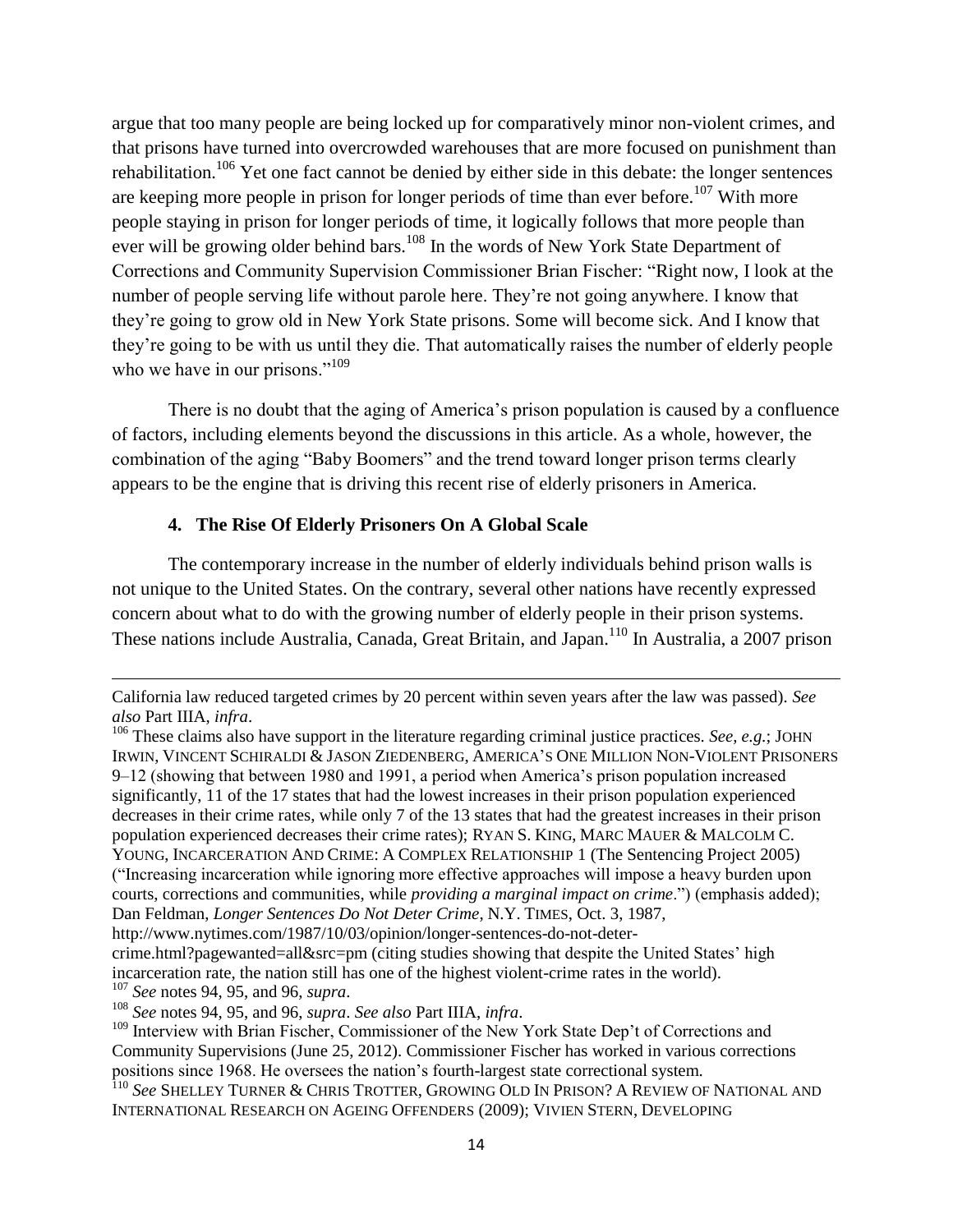argue that too many people are being locked up for comparatively minor non-violent crimes, and that prisons have turned into overcrowded warehouses that are more focused on punishment than rehabilitation.[106] Yet one fact cannot be denied by either side in this debate: the longer sentences are keeping more people in prison for longer periods of time than ever before.[107] With more people staying in prison for longer periods of time, it logically follows that more people than ever will be growing older behind bars.[108] In the words of New York State Department of Corrections and Community Supervision Commissioner Brian Fischer: "Right now, I look at the number of people serving life without parole here. They're not going anywhere. I know that they're going to grow old in New York State prisons. Some will become sick. And I know that they're going to be with us until they die. That automatically raises the number of elderly people who we have in our prisons."[109]

There is no doubt that the aging of America's prison population is caused by a confluence of factors, including elements beyond the discussions in this article. As a whole, however, the combination of the aging "Baby Boomers" and the trend toward longer prison terms clearly appears to be the engine that is driving this recent rise of elderly prisoners in America.

### 4. The Rise Of Elderly Prisoners On A Global Scale

The contemporary increase in the number of elderly individuals behind prison walls is not unique to the United States. On the contrary, several other nations have recently expressed concern about what to do with the growing number of elderly people in their prison systems. These nations include Australia, Canada, Great Britain, and Japan.[110] In Australia, a 2007 prison

---

California law reduced targeted crimes by 20 percent within seven years after the law was passed). *See also* Part IIIA, *infra*.

[106] These claims also have support in the literature regarding criminal justice practices. *See, e.g.*; JOHN IRWIN, VINCENT SCHIRALDI & JASON ZIEDENBERG, AMERICA'S ONE MILLION NON-VIOLENT PRISONERS 9–12 (showing that between 1980 and 1991, a period when America's prison population increased significantly, 11 of the 17 states that had the lowest increases in their prison population experienced decreases in their crime rates, while only 7 of the 13 states that had the greatest increases in their prison population experienced decreases their crime rates); RYAN S. KING, MARC MAUER & MALCOLM C. YOUNG, INCARCERATION AND CRIME: A COMPLEX RELATIONSHIP 1 (The Sentencing Project 2005) ("Increasing incarceration while ignoring more effective approaches will impose a heavy burden upon courts, corrections and communities, while *providing a marginal impact on crime*.") (emphasis added); Dan Feldman, *Longer Sentences Do Not Deter Crime*, N.Y. TIMES, Oct. 3, 1987, http://www.nytimes.com/1987/10/03/opinion/longer-sentences-do-not-deter-crime.html?pagewanted=all&src=pm (citing studies showing that despite the United States' high incarceration rate, the nation still has one of the highest violent-crime rates in the world).

[107] *See* notes 94, 95, and 96, *supra*.

[108] *See* notes 94, 95, and 96, *supra*. *See also* Part IIIA, *infra*.

[109] Interview with Brian Fischer, Commissioner of the New York State Dep't of Corrections and Community Supervisions (June 25, 2012). Commissioner Fischer has worked in various corrections positions since 1968. He oversees the nation's fourth-largest state correctional system.

[110] *See* SHELLEY TURNER & CHRIS TROTTER, GROWING OLD IN PRISON? A REVIEW OF NATIONAL AND INTERNATIONAL RESEARCH ON AGEING OFFENDERS (2009); VIVIEN STERN, DEVELOPING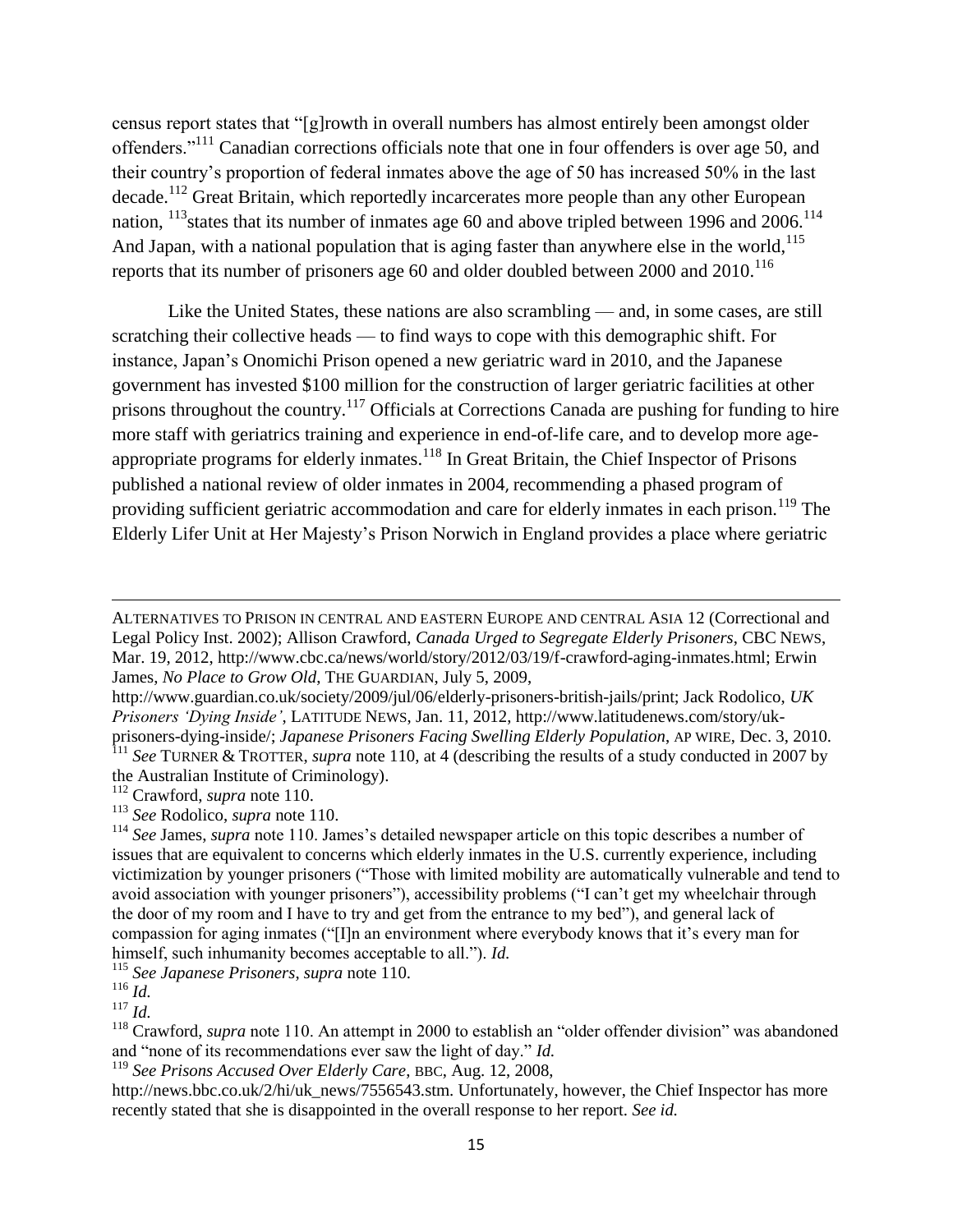census report states that "[g]rowth in overall numbers has almost entirely been amongst older offenders."[111] Canadian corrections officials note that one in four offenders is over age 50, and their country's proportion of federal inmates above the age of 50 has increased 50% in the last decade.[112] Great Britain, which reportedly incarcerates more people than any other European nation, [113]states that its number of inmates age 60 and above tripled between 1996 and 2006.[114] And Japan, with a national population that is aging faster than anywhere else in the world,[115] reports that its number of prisoners age 60 and older doubled between 2000 and 2010.[116]

Like the United States, these nations are also scrambling — and, in some cases, are still scratching their collective heads — to find ways to cope with this demographic shift. For instance, Japan's Onomichi Prison opened a new geriatric ward in 2010, and the Japanese government has invested $100 million for the construction of larger geriatric facilities at other prisons throughout the country.[117] Officials at Corrections Canada are pushing for funding to hire more staff with geriatrics training and experience in end-of-life care, and to develop more age-appropriate programs for elderly inmates.[118] In Great Britain, the Chief Inspector of Prisons published a national review of older inmates in 2004, recommending a phased program of providing sufficient geriatric accommodation and care for elderly inmates in each prison.[119] The Elderly Lifer Unit at Her Majesty's Prison Norwich in England provides a place where geriatric

---

ALTERNATIVES TO PRISON IN CENTRAL AND EASTERN EUROPE AND CENTRAL ASIA 12 (Correctional and Legal Policy Inst. 2002); Allison Crawford, *Canada Urged to Segregate Elderly Prisoners*, CBC NEWS, Mar. 19, 2012, http://www.cbc.ca/news/world/story/2012/03/19/f-crawford-aging-inmates.html; Erwin James, *No Place to Grow Old*, THE GUARDIAN, July 5, 2009, http://www.guardian.co.uk/society/2009/jul/06/elderly-prisoners-british-jails/print; Jack Rodolico, *UK Prisoners 'Dying Inside'*, LATITUDE NEWS, Jan. 11, 2012, http://www.latitudenews.com/story/uk-prisoners-dying-inside/; *Japanese Prisoners Facing Swelling Elderly Population*, AP WIRE, Dec. 3, 2010.

[111] *See* TURNER & TROTTER, *supra* note 110, at 4 (describing the results of a study conducted in 2007 by the Australian Institute of Criminology).

[112] Crawford, *supra* note 110.

[113] *See* Rodolico, *supra* note 110.

[114] *See* James, *supra* note 110. James's detailed newspaper article on this topic describes a number of issues that are equivalent to concerns which elderly inmates in the U.S. currently experience, including victimization by younger prisoners ("Those with limited mobility are automatically vulnerable and tend to avoid association with younger prisoners"), accessibility problems ("I can't get my wheelchair through the door of my room and I have to try and get from the entrance to my bed"), and general lack of compassion for aging inmates ("[I]n an environment where everybody knows that it's every man for himself, such inhumanity becomes acceptable to all."). *Id.*

[115] *See Japanese Prisoners*, *supra* note 110.

[116] *Id.*

[117] *Id.*

[118] Crawford, *supra* note 110. An attempt in 2000 to establish an "older offender division" was abandoned and "none of its recommendations ever saw the light of day." *Id.*

[119] *See Prisons Accused Over Elderly Care*, BBC, Aug. 12, 2008, http://news.bbc.co.uk/2/hi/uk_news/7556543.stm. Unfortunately, however, the Chief Inspector has more recently stated that she is disappointed in the overall response to her report. *See id.*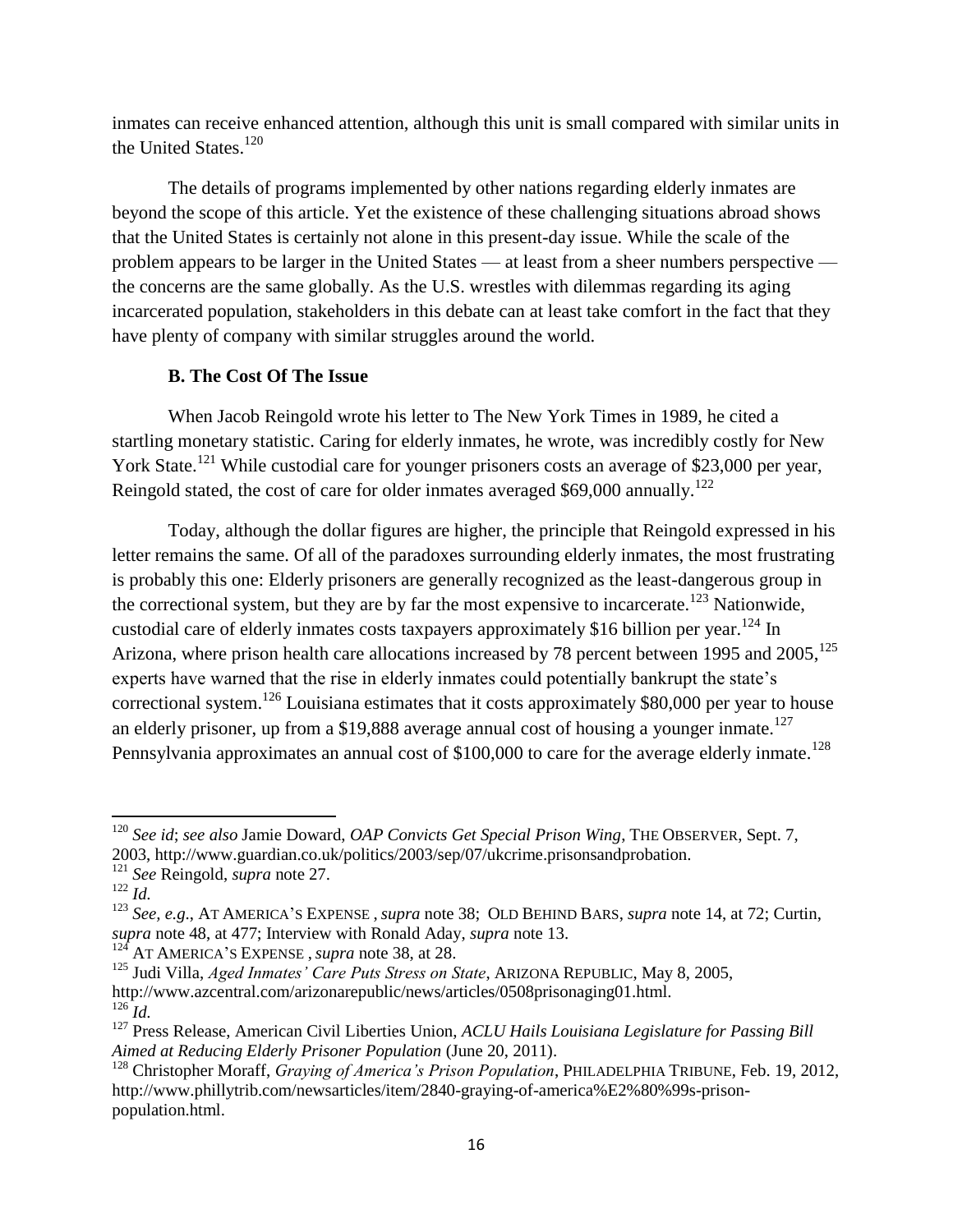inmates can receive enhanced attention, although this unit is small compared with similar units in the United States.[120]

The details of programs implemented by other nations regarding elderly inmates are beyond the scope of this article. Yet the existence of these challenging situations abroad shows that the United States is certainly not alone in this present-day issue. While the scale of the problem appears to be larger in the United States — at least from a sheer numbers perspective — the concerns are the same globally. As the U.S. wrestles with dilemmas regarding its aging incarcerated population, stakeholders in this debate can at least take comfort in the fact that they have plenty of company with similar struggles around the world.

### B. The Cost Of The Issue

When Jacob Reingold wrote his letter to The New York Times in 1989, he cited a startling monetary statistic. Caring for elderly inmates, he wrote, was incredibly costly for New York State.[121] While custodial care for younger prisoners costs an average of $23,000 per year, Reingold stated, the cost of care for older inmates averaged $69,000 annually.[122]

Today, although the dollar figures are higher, the principle that Reingold expressed in his letter remains the same. Of all of the paradoxes surrounding elderly inmates, the most frustrating is probably this one: Elderly prisoners are generally recognized as the least-dangerous group in the correctional system, but they are by far the most expensive to incarcerate.[123] Nationwide, custodial care of elderly inmates costs taxpayers approximately $16 billion per year.[124] In Arizona, where prison health care allocations increased by 78 percent between 1995 and 2005,[125] experts have warned that the rise in elderly inmates could potentially bankrupt the state's correctional system.[126] Louisiana estimates that it costs approximately $80,000 per year to house an elderly prisoner, up from a $19,888 average annual cost of housing a younger inmate.[127] Pennsylvania approximates an annual cost of $100,000 to care for the average elderly inmate.[128]

---

[120] *See id*; *see also* Jamie Doward, *OAP Convicts Get Special Prison Wing*, THE OBSERVER, Sept. 7, 2003, http://www.guardian.co.uk/politics/2003/sep/07/ukcrime.prisonsandprobation.

[121] *See* Reingold, *supra* note 27.

[122] *Id.*

[123] *See, e.g.*, AT AMERICA'S EXPENSE , *supra* note 38; OLD BEHIND BARS, *supra* note 14, at 72; Curtin, *supra* note 48, at 477; Interview with Ronald Aday, *supra* note 13.

[124] AT AMERICA'S EXPENSE , *supra* note 38, at 28.

[125] Judi Villa, *Aged Inmates' Care Puts Stress on State*, ARIZONA REPUBLIC, May 8, 2005, http://www.azcentral.com/arizonarepublic/news/articles/0508prisonaging01.html.

[126] *Id.*

[127] Press Release, American Civil Liberties Union, *ACLU Hails Louisiana Legislature for Passing Bill Aimed at Reducing Elderly Prisoner Population* (June 20, 2011).

[128] Christopher Moraff, *Graying of America's Prison Population*, PHILADELPHIA TRIBUNE, Feb. 19, 2012, http://www.phillytrib.com/newsarticles/item/2840-graying-of-america%E2%80%99s-prison-population.html.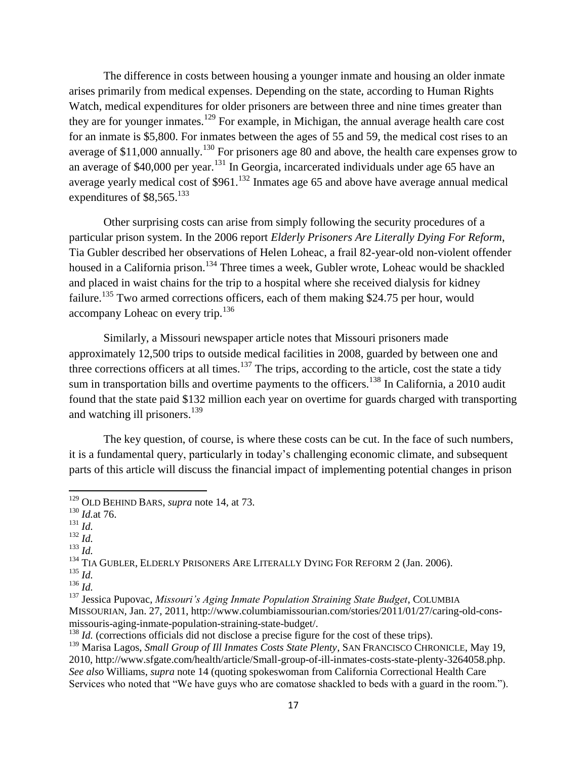The difference in costs between housing a younger inmate and housing an older inmate arises primarily from medical expenses. Depending on the state, according to Human Rights Watch, medical expenditures for older prisoners are between three and nine times greater than they are for younger inmates.[129] For example, in Michigan, the annual average health care cost for an inmate is $5,800. For inmates between the ages of 55 and 59, the medical cost rises to an average of $11,000 annually.[130] For prisoners age 80 and above, the health care expenses grow to an average of $40,000 per year.[131] In Georgia, incarcerated individuals under age 65 have an average yearly medical cost of $961.[132] Inmates age 65 and above have average annual medical expenditures of $8,565.[133]

Other surprising costs can arise from simply following the security procedures of a particular prison system. In the 2006 report *Elderly Prisoners Are Literally Dying For Reform*, Tia Gubler described her observations of Helen Loheac, a frail 82-year-old non-violent offender housed in a California prison.[134] Three times a week, Gubler wrote, Loheac would be shackled and placed in waist chains for the trip to a hospital where she received dialysis for kidney failure.[135] Two armed corrections officers, each of them making $24.75 per hour, would accompany Loheac on every trip.[136]

Similarly, a Missouri newspaper article notes that Missouri prisoners made approximately 12,500 trips to outside medical facilities in 2008, guarded by between one and three corrections officers at all times.[137] The trips, according to the article, cost the state a tidy sum in transportation bills and overtime payments to the officers.[138] In California, a 2010 audit found that the state paid $132 million each year on overtime for guards charged with transporting and watching ill prisoners.[139]

The key question, of course, is where these costs can be cut. In the face of such numbers, it is a fundamental query, particularly in today's challenging economic climate, and subsequent parts of this article will discuss the financial impact of implementing potential changes in prison

---

[129] OLD BEHIND BARS, *supra* note 14, at 73.

[130] *Id.*at 76.

[131] *Id.*

[132] *Id.*

[133] *Id.*

[134] TIA GUBLER, ELDERLY PRISONERS ARE LITERALLY DYING FOR REFORM 2 (Jan. 2006).

[135] *Id.*

[136] *Id.*

[137] Jessica Pupovac, *Missouri's Aging Inmate Population Straining State Budget*, COLUMBIA MISSOURIAN, Jan. 27, 2011, http://www.columbiamissourian.com/stories/2011/01/27/caring-old-cons-missouris-aging-inmate-population-straining-state-budget/.

[138] *Id.* (corrections officials did not disclose a precise figure for the cost of these trips).

[139] Marisa Lagos, *Small Group of Ill Inmates Costs State Plenty*, SAN FRANCISCO CHRONICLE, May 19, 2010, http://www.sfgate.com/health/article/Small-group-of-ill-inmates-costs-state-plenty-3264058.php. *See also* Williams, *supra* note 14 (quoting spokeswoman from California Correctional Health Care Services who noted that "We have guys who are comatose shackled to beds with a guard in the room.").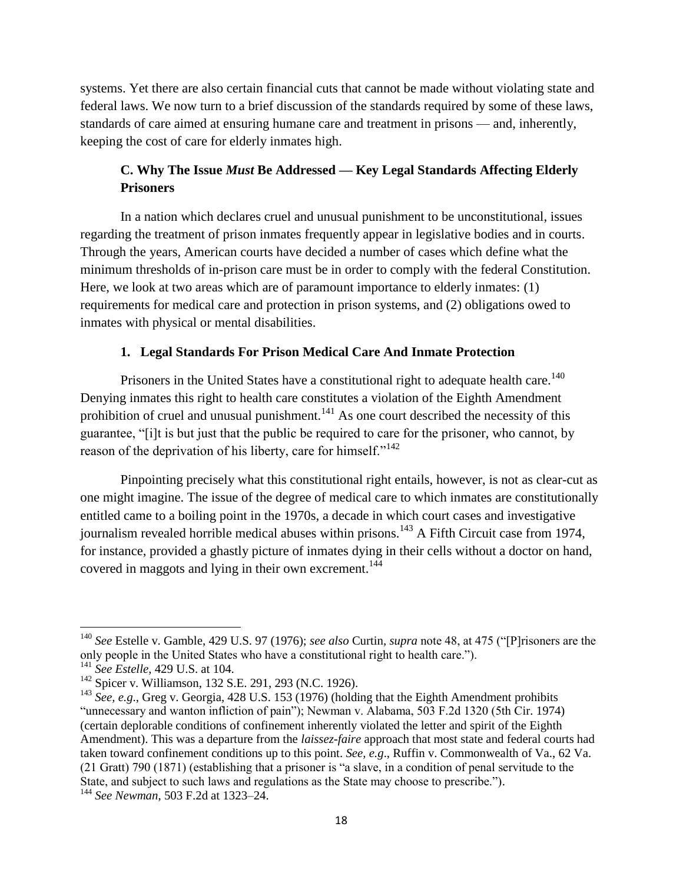systems. Yet there are also certain financial cuts that cannot be made without violating state and federal laws. We now turn to a brief discussion of the standards required by some of these laws, standards of care aimed at ensuring humane care and treatment in prisons — and, inherently, keeping the cost of care for elderly inmates high.

### C. Why The Issue *Must* Be Addressed — Key Legal Standards Affecting Elderly Prisoners

In a nation which declares cruel and unusual punishment to be unconstitutional, issues regarding the treatment of prison inmates frequently appear in legislative bodies and in courts. Through the years, American courts have decided a number of cases which define what the minimum thresholds of in-prison care must be in order to comply with the federal Constitution. Here, we look at two areas which are of paramount importance to elderly inmates: (1) requirements for medical care and protection in prison systems, and (2) obligations owed to inmates with physical or mental disabilities.

#### 1. Legal Standards For Prison Medical Care And Inmate Protection

Prisoners in the United States have a constitutional right to adequate health care.[140] Denying inmates this right to health care constitutes a violation of the Eighth Amendment prohibition of cruel and unusual punishment.[141] As one court described the necessity of this guarantee, "[i]t is but just that the public be required to care for the prisoner, who cannot, by reason of the deprivation of his liberty, care for himself."[142]

Pinpointing precisely what this constitutional right entails, however, is not as clear-cut as one might imagine. The issue of the degree of medical care to which inmates are constitutionally entitled came to a boiling point in the 1970s, a decade in which court cases and investigative journalism revealed horrible medical abuses within prisons.[143] A Fifth Circuit case from 1974, for instance, provided a ghastly picture of inmates dying in their cells without a doctor on hand, covered in maggots and lying in their own excrement.[144]

---

[140] *See* Estelle v. Gamble, 429 U.S. 97 (1976); *see also* Curtin, *supra* note 48, at 475 ("[P]risoners are the only people in the United States who have a constitutional right to health care.").

[141] *See Estelle*, 429 U.S. at 104.

[142] Spicer v. Williamson, 132 S.E. 291, 293 (N.C. 1926).

[143] *See, e.g.*, Greg v. Georgia, 428 U.S. 153 (1976) (holding that the Eighth Amendment prohibits "unnecessary and wanton infliction of pain"); Newman v. Alabama, 503 F.2d 1320 (5th Cir. 1974) (certain deplorable conditions of confinement inherently violated the letter and spirit of the Eighth Amendment). This was a departure from the *laissez-faire* approach that most state and federal courts had taken toward confinement conditions up to this point. *See, e.g.*, Ruffin v. Commonwealth of Va., 62 Va. (21 Gratt) 790 (1871) (establishing that a prisoner is "a slave, in a condition of penal servitude to the State, and subject to such laws and regulations as the State may choose to prescribe.").

[144] *See Newman*, 503 F.2d at 1323–24.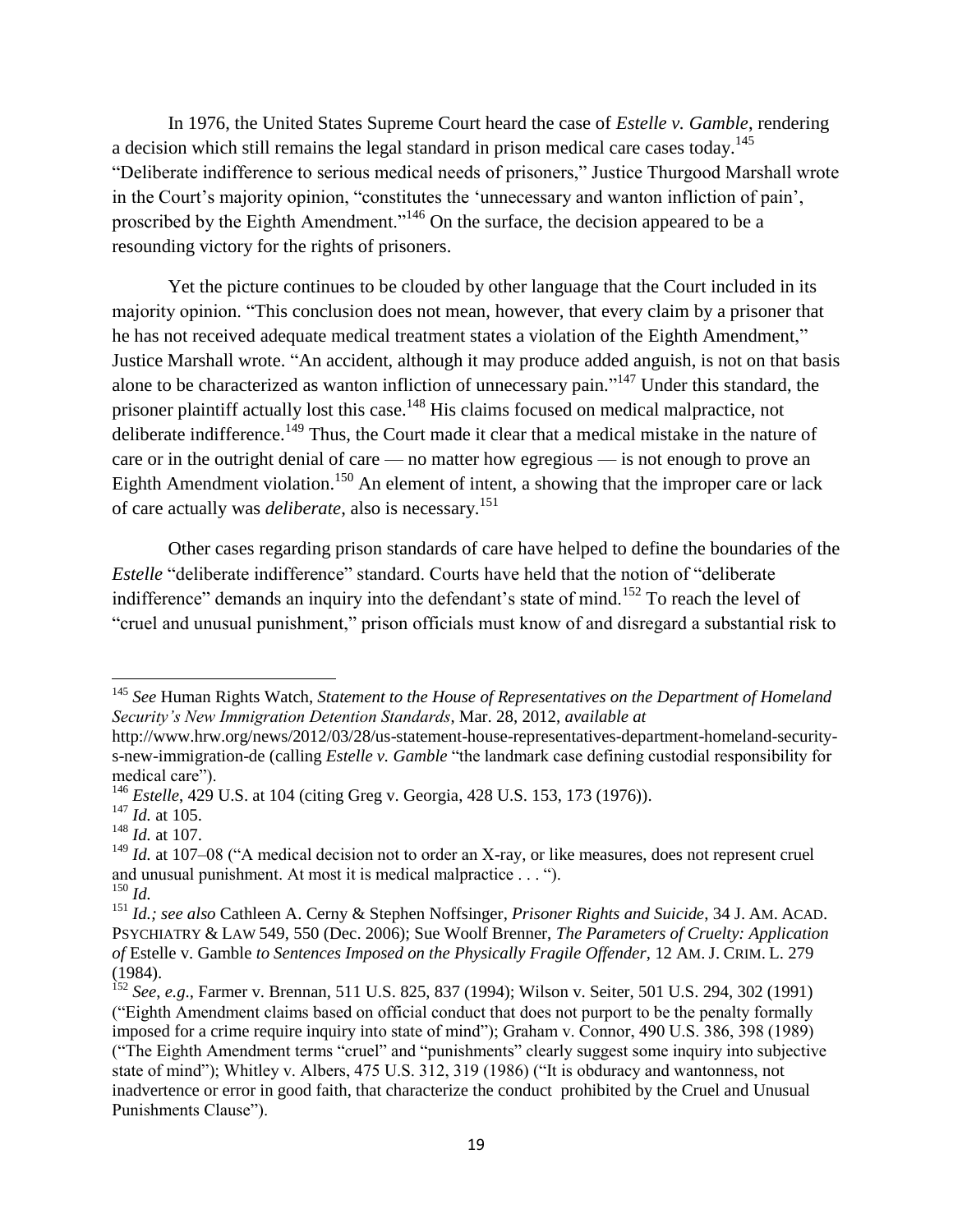In 1976, the United States Supreme Court heard the case of *Estelle v. Gamble*, rendering a decision which still remains the legal standard in prison medical care cases today.[145] "Deliberate indifference to serious medical needs of prisoners," Justice Thurgood Marshall wrote in the Court's majority opinion, "constitutes the 'unnecessary and wanton infliction of pain', proscribed by the Eighth Amendment."[146] On the surface, the decision appeared to be a resounding victory for the rights of prisoners.

Yet the picture continues to be clouded by other language that the Court included in its majority opinion. "This conclusion does not mean, however, that every claim by a prisoner that he has not received adequate medical treatment states a violation of the Eighth Amendment," Justice Marshall wrote. "An accident, although it may produce added anguish, is not on that basis alone to be characterized as wanton infliction of unnecessary pain."[147] Under this standard, the prisoner plaintiff actually lost this case.[148] His claims focused on medical malpractice, not deliberate indifference.[149] Thus, the Court made it clear that a medical mistake in the nature of care or in the outright denial of care — no matter how egregious — is not enough to prove an Eighth Amendment violation.[150] An element of intent, a showing that the improper care or lack of care actually was *deliberate*, also is necessary.[151]

Other cases regarding prison standards of care have helped to define the boundaries of the *Estelle* "deliberate indifference" standard. Courts have held that the notion of "deliberate indifference" demands an inquiry into the defendant's state of mind.[152] To reach the level of "cruel and unusual punishment," prison officials must know of and disregard a substantial risk to

---

[145] *See* Human Rights Watch, *Statement to the House of Representatives on the Department of Homeland Security's New Immigration Detention Standards*, Mar. 28, 2012, *available at* http://www.hrw.org/news/2012/03/28/us-statement-house-representatives-department-homeland-security-s-new-immigration-de (calling *Estelle v. Gamble* "the landmark case defining custodial responsibility for medical care").

[146] *Estelle*, 429 U.S. at 104 (citing Greg v. Georgia, 428 U.S. 153, 173 (1976)).

[147] *Id.* at 105.

[148] *Id.* at 107.

[149] *Id.* at 107–08 ("A medical decision not to order an X-ray, or like measures, does not represent cruel and unusual punishment. At most it is medical malpractice . . . ").

[150] *Id.*

[151] *Id.; see also* Cathleen A. Cerny & Stephen Noffsinger, *Prisoner Rights and Suicide*, 34 J. AM. ACAD. PSYCHIATRY & LAW 549, 550 (Dec. 2006); Sue Woolf Brenner, *The Parameters of Cruelty: Application of* Estelle v. Gamble *to Sentences Imposed on the Physically Fragile Offender*, 12 AM. J. CRIM. L. 279 (1984).

[152] *See, e.g.*, Farmer v. Brennan, 511 U.S. 825, 837 (1994); Wilson v. Seiter, 501 U.S. 294, 302 (1991) ("Eighth Amendment claims based on official conduct that does not purport to be the penalty formally imposed for a crime require inquiry into state of mind"); Graham v. Connor, 490 U.S. 386, 398 (1989) ("The Eighth Amendment terms "cruel" and "punishments" clearly suggest some inquiry into subjective state of mind"); Whitley v. Albers, 475 U.S. 312, 319 (1986) ("It is obduracy and wantonness, not inadvertence or error in good faith, that characterize the conduct prohibited by the Cruel and Unusual Punishments Clause").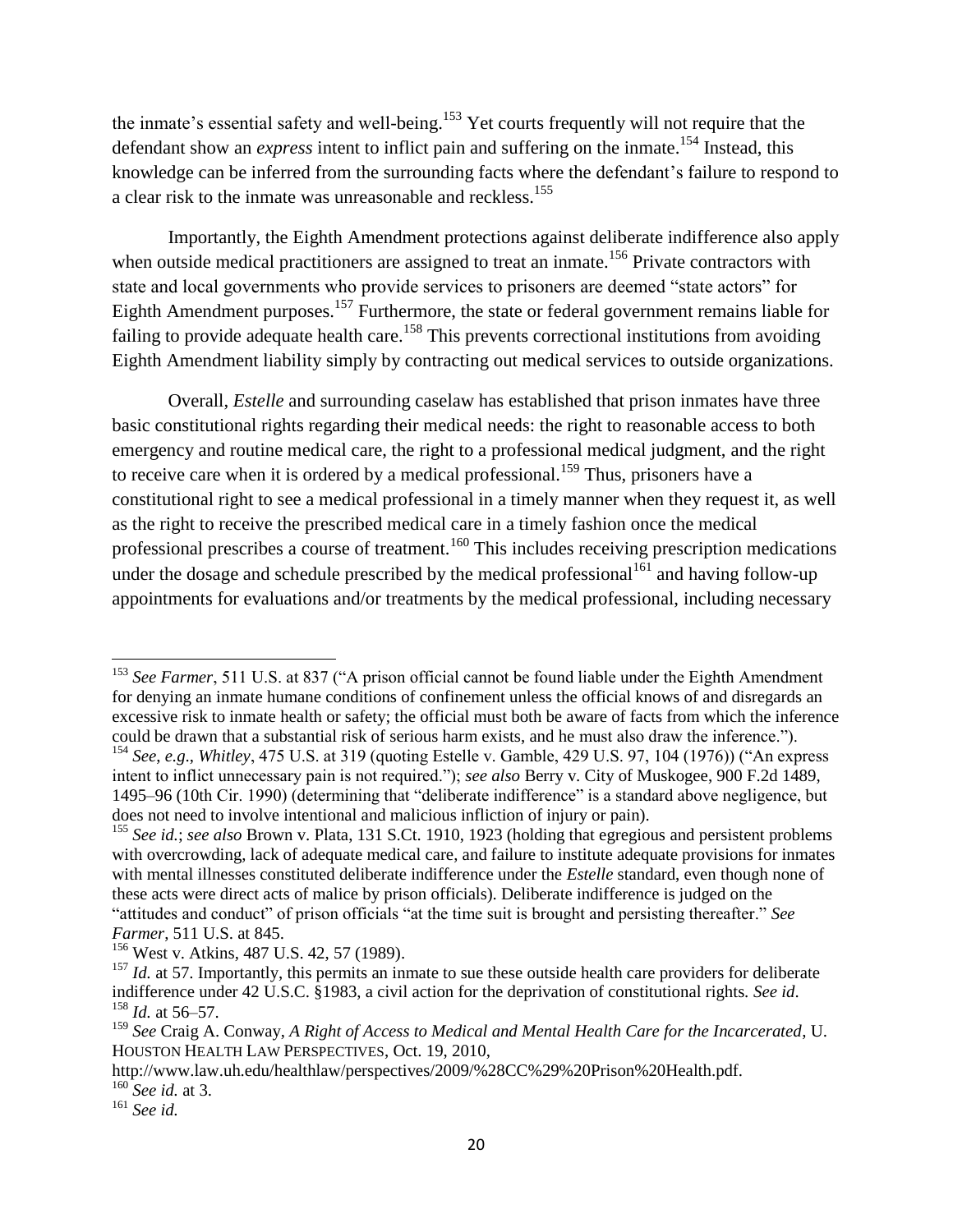the inmate's essential safety and well-being.[153] Yet courts frequently will not require that the defendant show an *express* intent to inflict pain and suffering on the inmate.[154] Instead, this knowledge can be inferred from the surrounding facts where the defendant's failure to respond to a clear risk to the inmate was unreasonable and reckless.[155]

Importantly, the Eighth Amendment protections against deliberate indifference also apply when outside medical practitioners are assigned to treat an inmate.[156] Private contractors with state and local governments who provide services to prisoners are deemed "state actors" for Eighth Amendment purposes.[157] Furthermore, the state or federal government remains liable for failing to provide adequate health care.[158] This prevents correctional institutions from avoiding Eighth Amendment liability simply by contracting out medical services to outside organizations.

Overall, *Estelle* and surrounding caselaw has established that prison inmates have three basic constitutional rights regarding their medical needs: the right to reasonable access to both emergency and routine medical care, the right to a professional medical judgment, and the right to receive care when it is ordered by a medical professional.[159] Thus, prisoners have a constitutional right to see a medical professional in a timely manner when they request it, as well as the right to receive the prescribed medical care in a timely fashion once the medical professional prescribes a course of treatment.[160] This includes receiving prescription medications under the dosage and schedule prescribed by the medical professional[161] and having follow-up appointments for evaluations and/or treatments by the medical professional, including necessary

---

[153] *See Farmer*, 511 U.S. at 837 ("A prison official cannot be found liable under the Eighth Amendment for denying an inmate humane conditions of confinement unless the official knows of and disregards an excessive risk to inmate health or safety; the official must both be aware of facts from which the inference could be drawn that a substantial risk of serious harm exists, and he must also draw the inference.").

[154] *See*, *e.g*., *Whitley*, 475 U.S. at 319 (quoting Estelle v. Gamble, 429 U.S. 97, 104 (1976)) ("An express intent to inflict unnecessary pain is not required."); *see also* Berry v. City of Muskogee, 900 F.2d 1489, 1495–96 (10th Cir. 1990) (determining that "deliberate indifference" is a standard above negligence, but does not need to involve intentional and malicious infliction of injury or pain).

[155] *See id.*; *see also* Brown v. Plata, 131 S.Ct. 1910, 1923 (holding that egregious and persistent problems with overcrowding, lack of adequate medical care, and failure to institute adequate provisions for inmates with mental illnesses constituted deliberate indifference under the *Estelle* standard, even though none of these acts were direct acts of malice by prison officials). Deliberate indifference is judged on the "attitudes and conduct" of prison officials "at the time suit is brought and persisting thereafter." *See Farmer*, 511 U.S. at 845.

[156] West v. Atkins, 487 U.S. 42, 57 (1989).

[157] *Id.* at 57. Importantly, this permits an inmate to sue these outside health care providers for deliberate indifference under 42 U.S.C. §1983, a civil action for the deprivation of constitutional rights. *See id*.

[158] *Id.* at 56–57.

[159] *See* Craig A. Conway, *A Right of Access to Medical and Mental Health Care for the Incarcerated*, U. HOUSTON HEALTH LAW PERSPECTIVES, Oct. 19, 2010, http://www.law.uh.edu/healthlaw/perspectives/2009/%28CC%29%20Prison%20Health.pdf.

[160] *See id.* at 3.

[161] *See id.*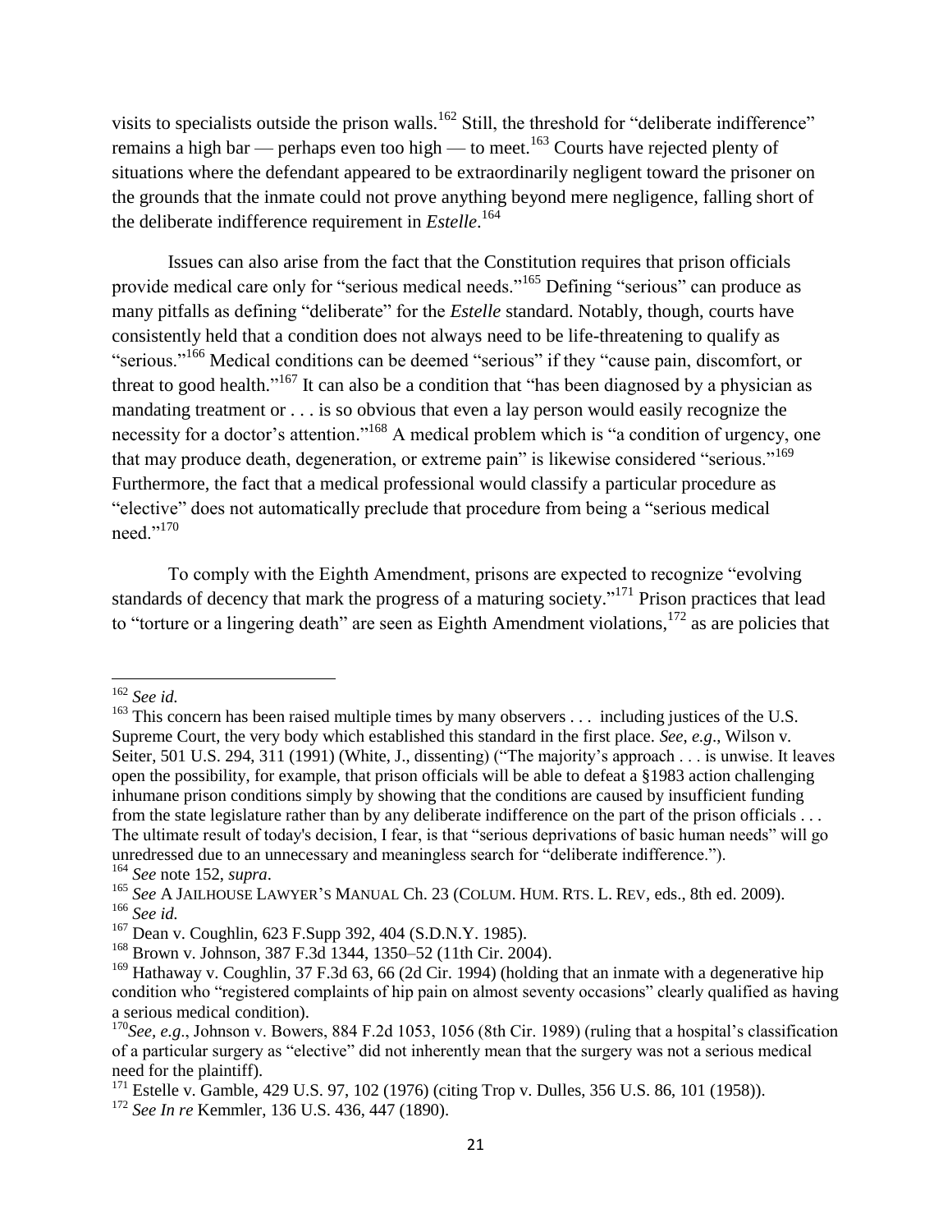visits to specialists outside the prison walls.[162] Still, the threshold for "deliberate indifference" remains a high bar — perhaps even too high — to meet.[163] Courts have rejected plenty of situations where the defendant appeared to be extraordinarily negligent toward the prisoner on the grounds that the inmate could not prove anything beyond mere negligence, falling short of the deliberate indifference requirement in *Estelle*.[164]

Issues can also arise from the fact that the Constitution requires that prison officials provide medical care only for "serious medical needs."[165] Defining "serious" can produce as many pitfalls as defining "deliberate" for the *Estelle* standard. Notably, though, courts have consistently held that a condition does not always need to be life-threatening to qualify as "serious."[166] Medical conditions can be deemed "serious" if they "cause pain, discomfort, or threat to good health."[167] It can also be a condition that "has been diagnosed by a physician as mandating treatment or . . . is so obvious that even a lay person would easily recognize the necessity for a doctor's attention."[168] A medical problem which is "a condition of urgency, one that may produce death, degeneration, or extreme pain" is likewise considered "serious."[169] Furthermore, the fact that a medical professional would classify a particular procedure as "elective" does not automatically preclude that procedure from being a "serious medical need."[170]

To comply with the Eighth Amendment, prisons are expected to recognize "evolving standards of decency that mark the progress of a maturing society."[171] Prison practices that lead to "torture or a lingering death" are seen as Eighth Amendment violations,[172] as are policies that

---

[162] *See id.*

[163] This concern has been raised multiple times by many observers . . . including justices of the U.S. Supreme Court, the very body which established this standard in the first place. *See, e.g*., Wilson v. Seiter, 501 U.S. 294, 311 (1991) (White, J., dissenting) ("The majority's approach . . . is unwise. It leaves open the possibility, for example, that prison officials will be able to defeat a §1983 action challenging inhumane prison conditions simply by showing that the conditions are caused by insufficient funding from the state legislature rather than by any deliberate indifference on the part of the prison officials . . . The ultimate result of today's decision, I fear, is that "serious deprivations of basic human needs" will go unredressed due to an unnecessary and meaningless search for "deliberate indifference.").

[164] *See* note 152, *supra*.

[165] *See* A JAILHOUSE LAWYER'S MANUAL Ch. 23 (COLUM. HUM. RTS. L. REV, eds., 8th ed. 2009).

[166] *See id.*

[167] Dean v. Coughlin, 623 F.Supp 392, 404 (S.D.N.Y. 1985).

[168] Brown v. Johnson, 387 F.3d 1344, 1350–52 (11th Cir. 2004).

[169] Hathaway v. Coughlin, 37 F.3d 63, 66 (2d Cir. 1994) (holding that an inmate with a degenerative hip condition who "registered complaints of hip pain on almost seventy occasions" clearly qualified as having a serious medical condition).

[170] *See, e.g*., Johnson v. Bowers, 884 F.2d 1053, 1056 (8th Cir. 1989) (ruling that a hospital's classification of a particular surgery as "elective" did not inherently mean that the surgery was not a serious medical need for the plaintiff).

[171] Estelle v. Gamble, 429 U.S. 97, 102 (1976) (citing Trop v. Dulles, 356 U.S. 86, 101 (1958)).

[172] *See In re* Kemmler, 136 U.S. 436, 447 (1890).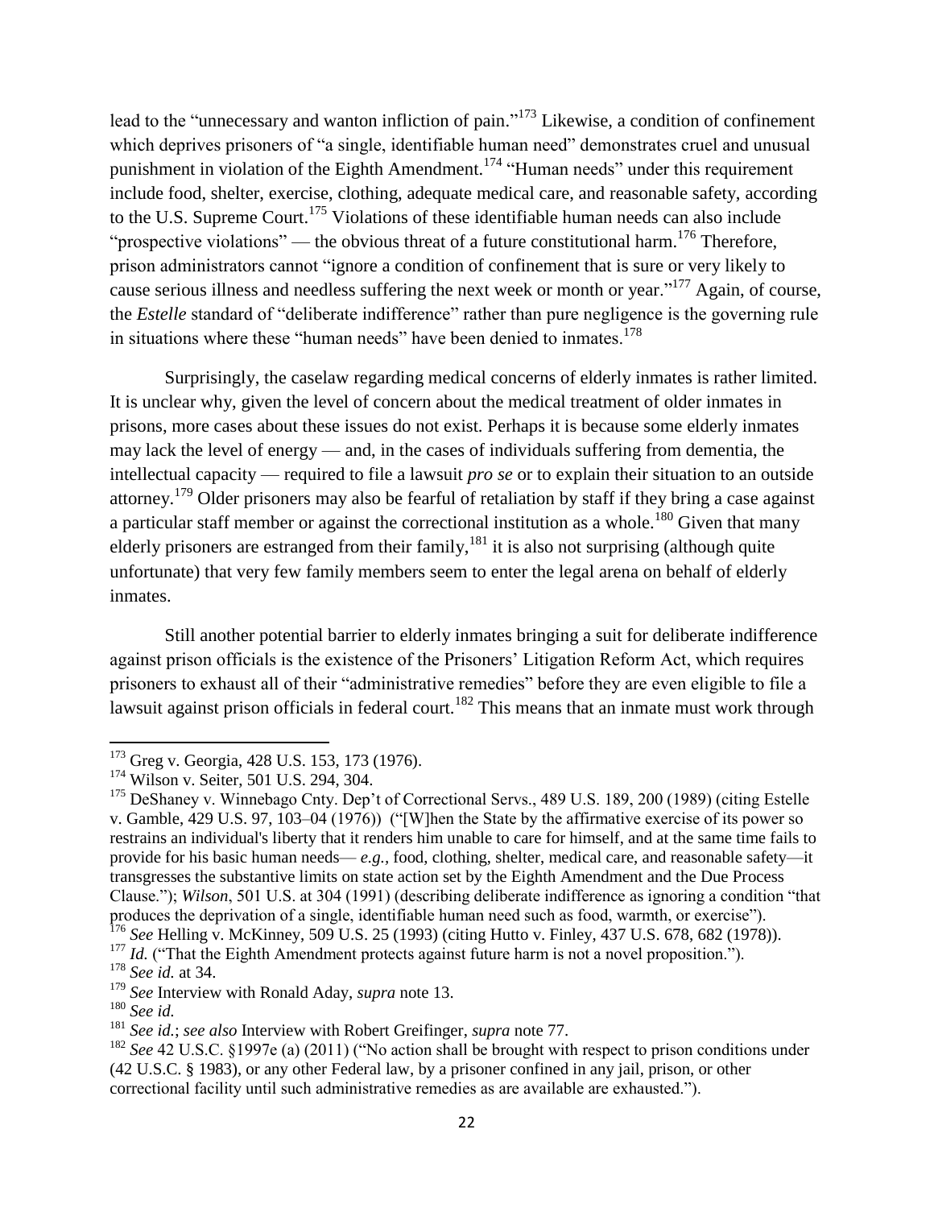lead to the "unnecessary and wanton infliction of pain."[173] Likewise, a condition of confinement which deprives prisoners of "a single, identifiable human need" demonstrates cruel and unusual punishment in violation of the Eighth Amendment.[174] "Human needs" under this requirement include food, shelter, exercise, clothing, adequate medical care, and reasonable safety, according to the U.S. Supreme Court.[175] Violations of these identifiable human needs can also include "prospective violations" — the obvious threat of a future constitutional harm.[176] Therefore, prison administrators cannot "ignore a condition of confinement that is sure or very likely to cause serious illness and needless suffering the next week or month or year."[177] Again, of course, the *Estelle* standard of "deliberate indifference" rather than pure negligence is the governing rule in situations where these "human needs" have been denied to inmates.[178]

Surprisingly, the caselaw regarding medical concerns of elderly inmates is rather limited. It is unclear why, given the level of concern about the medical treatment of older inmates in prisons, more cases about these issues do not exist. Perhaps it is because some elderly inmates may lack the level of energy — and, in the cases of individuals suffering from dementia, the intellectual capacity — required to file a lawsuit *pro se* or to explain their situation to an outside attorney.[179] Older prisoners may also be fearful of retaliation by staff if they bring a case against a particular staff member or against the correctional institution as a whole.[180] Given that many elderly prisoners are estranged from their family,[181] it is also not surprising (although quite unfortunate) that very few family members seem to enter the legal arena on behalf of elderly inmates.

Still another potential barrier to elderly inmates bringing a suit for deliberate indifference against prison officials is the existence of the Prisoners' Litigation Reform Act, which requires prisoners to exhaust all of their "administrative remedies" before they are even eligible to file a lawsuit against prison officials in federal court.[182] This means that an inmate must work through

---

[173] Greg v. Georgia, 428 U.S. 153, 173 (1976).

[174] Wilson v. Seiter, 501 U.S. 294, 304.

[175] DeShaney v. Winnebago Cnty. Dep't of Correctional Servs., 489 U.S. 189, 200 (1989) (citing Estelle v. Gamble, 429 U.S. 97, 103–04 (1976)) ("[W]hen the State by the affirmative exercise of its power so restrains an individual's liberty that it renders him unable to care for himself, and at the same time fails to provide for his basic human needs— *e.g.,* food, clothing, shelter, medical care, and reasonable safety—it transgresses the substantive limits on state action set by the Eighth Amendment and the Due Process Clause."); *Wilson*, 501 U.S. at 304 (1991) (describing deliberate indifference as ignoring a condition "that produces the deprivation of a single, identifiable human need such as food, warmth, or exercise").

[176] *See* Helling v. McKinney, 509 U.S. 25 (1993) (citing Hutto v. Finley, 437 U.S. 678, 682 (1978)).

[177] *Id.* ("That the Eighth Amendment protects against future harm is not a novel proposition.").

[178] *See id.* at 34.

[179] *See* Interview with Ronald Aday, *supra* note 13.

[180] *See id.*

[181] *See id.*; *see also* Interview with Robert Greifinger, *supra* note 77.

[182] *See* 42 U.S.C. §1997e (a) (2011) ("No action shall be brought with respect to prison conditions under (42 U.S.C. § 1983), or any other Federal law, by a prisoner confined in any jail, prison, or other correctional facility until such administrative remedies as are available are exhausted.").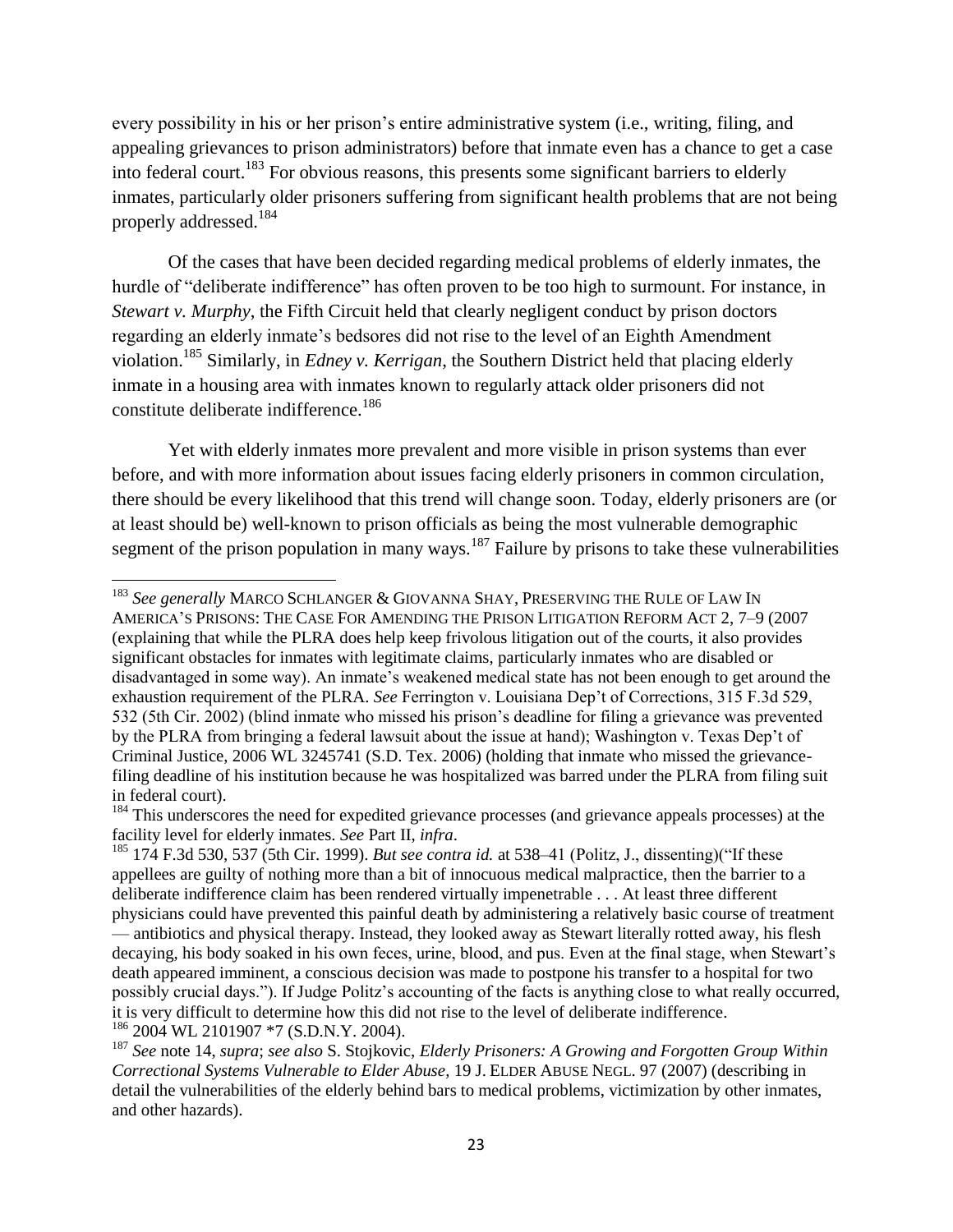every possibility in his or her prison's entire administrative system (i.e., writing, filing, and appealing grievances to prison administrators) before that inmate even has a chance to get a case into federal court.[183] For obvious reasons, this presents some significant barriers to elderly inmates, particularly older prisoners suffering from significant health problems that are not being properly addressed.[184]

Of the cases that have been decided regarding medical problems of elderly inmates, the hurdle of "deliberate indifference" has often proven to be too high to surmount. For instance, in *Stewart v. Murphy*, the Fifth Circuit held that clearly negligent conduct by prison doctors regarding an elderly inmate's bedsores did not rise to the level of an Eighth Amendment violation.[185] Similarly, in *Edney v. Kerrigan*, the Southern District held that placing elderly inmate in a housing area with inmates known to regularly attack older prisoners did not constitute deliberate indifference.[186]

Yet with elderly inmates more prevalent and more visible in prison systems than ever before, and with more information about issues facing elderly prisoners in common circulation, there should be every likelihood that this trend will change soon. Today, elderly prisoners are (or at least should be) well-known to prison officials as being the most vulnerable demographic segment of the prison population in many ways.[187] Failure by prisons to take these vulnerabilities

---

[183] *See generally* MARCO SCHLANGER & GIOVANNA SHAY, PRESERVING THE RULE OF LAW IN AMERICA'S PRISONS: THE CASE FOR AMENDING THE PRISON LITIGATION REFORM ACT 2, 7–9 (2007 (explaining that while the PLRA does help keep frivolous litigation out of the courts, it also provides significant obstacles for inmates with legitimate claims, particularly inmates who are disabled or disadvantaged in some way). An inmate's weakened medical state has not been enough to get around the exhaustion requirement of the PLRA. *See* Ferrington v. Louisiana Dep't of Corrections, 315 F.3d 529, 532 (5th Cir. 2002) (blind inmate who missed his prison's deadline for filing a grievance was prevented by the PLRA from bringing a federal lawsuit about the issue at hand); Washington v. Texas Dep't of Criminal Justice, 2006 WL 3245741 (S.D. Tex. 2006) (holding that inmate who missed the grievance-filing deadline of his institution because he was hospitalized was barred under the PLRA from filing suit in federal court).

[184] This underscores the need for expedited grievance processes (and grievance appeals processes) at the facility level for elderly inmates. *See* Part II, *infra*.

[185] 174 F.3d 530, 537 (5th Cir. 1999). *But see contra id.* at 538–41 (Politz, J., dissenting)("If these appellees are guilty of nothing more than a bit of innocuous medical malpractice, then the barrier to a deliberate indifference claim has been rendered virtually impenetrable . . . At least three different physicians could have prevented this painful death by administering a relatively basic course of treatment — antibiotics and physical therapy. Instead, they looked away as Stewart literally rotted away, his flesh decaying, his body soaked in his own feces, urine, blood, and pus. Even at the final stage, when Stewart's death appeared imminent, a conscious decision was made to postpone his transfer to a hospital for two possibly crucial days."). If Judge Politz's accounting of the facts is anything close to what really occurred, it is very difficult to determine how this did not rise to the level of deliberate indifference.

[186] 2004 WL 2101907 *7 (S.D.N.Y. 2004).

[187] *See* note 14, *supra*; *see also* S. Stojkovic, *Elderly Prisoners: A Growing and Forgotten Group Within Correctional Systems Vulnerable to Elder Abuse*, 19 J. ELDER ABUSE NEGL. 97 (2007) (describing in detail the vulnerabilities of the elderly behind bars to medical problems, victimization by other inmates, and other hazards).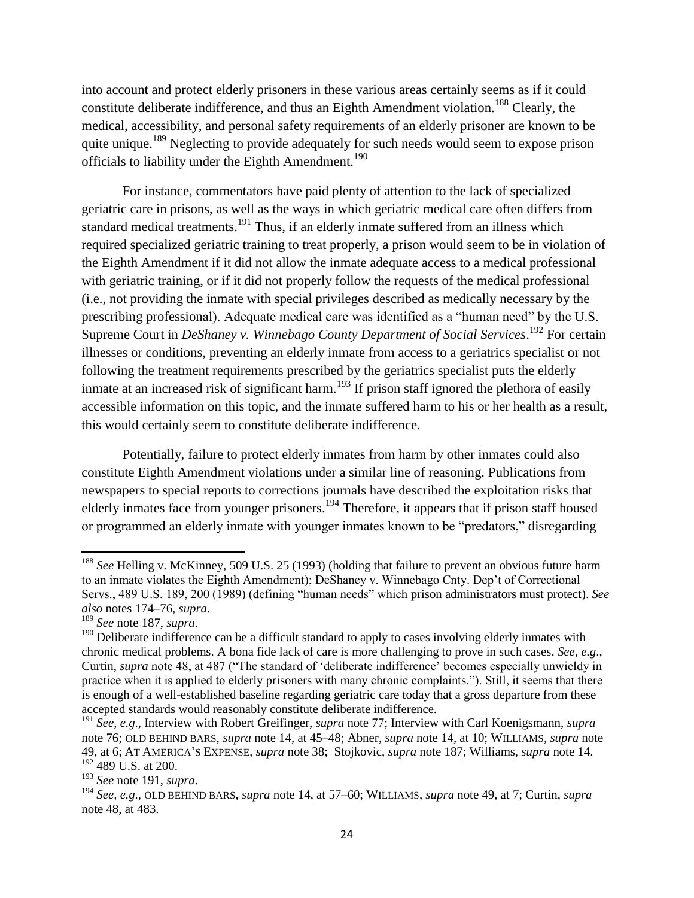into account and protect elderly prisoners in these various areas certainly seems as if it could constitute deliberate indifference, and thus an Eighth Amendment violation.[188] Clearly, the medical, accessibility, and personal safety requirements of an elderly prisoner are known to be quite unique.[189] Neglecting to provide adequately for such needs would seem to expose prison officials to liability under the Eighth Amendment.[190]

For instance, commentators have paid plenty of attention to the lack of specialized geriatric care in prisons, as well as the ways in which geriatric medical care often differs from standard medical treatments.[191] Thus, if an elderly inmate suffered from an illness which required specialized geriatric training to treat properly, a prison would seem to be in violation of the Eighth Amendment if it did not allow the inmate adequate access to a medical professional with geriatric training, or if it did not properly follow the requests of the medical professional (i.e., not providing the inmate with special privileges described as medically necessary by the prescribing professional). Adequate medical care was identified as a "human need" by the U.S. Supreme Court in *DeShaney v. Winnebago County Department of Social Services*.[192] For certain illnesses or conditions, preventing an elderly inmate from access to a geriatrics specialist or not following the treatment requirements prescribed by the geriatrics specialist puts the elderly inmate at an increased risk of significant harm.[193] If prison staff ignored the plethora of easily accessible information on this topic, and the inmate suffered harm to his or her health as a result, this would certainly seem to constitute deliberate indifference.

Potentially, failure to protect elderly inmates from harm by other inmates could also constitute Eighth Amendment violations under a similar line of reasoning. Publications from newspapers to special reports to corrections journals have described the exploitation risks that elderly inmates face from younger prisoners.[194] Therefore, it appears that if prison staff housed or programmed an elderly inmate with younger inmates known to be "predators," disregarding

---

[188] *See* Helling v. McKinney, 509 U.S. 25 (1993) (holding that failure to prevent an obvious future harm to an inmate violates the Eighth Amendment); DeShaney v. Winnebago Cnty. Dep't of Correctional Servs., 489 U.S. 189, 200 (1989) (defining "human needs" which prison administrators must protect). *See also* notes 174–76, *supra*.

[189] *See* note 187, *supra*.

[190] Deliberate indifference can be a difficult standard to apply to cases involving elderly inmates with chronic medical problems. A bona fide lack of care is more challenging to prove in such cases. *See, e.g.*, Curtin, *supra* note 48, at 487 ("The standard of 'deliberate indifference' becomes especially unwieldy in practice when it is applied to elderly prisoners with many chronic complaints."). Still, it seems that there is enough of a well-established baseline regarding geriatric care today that a gross departure from these accepted standards would reasonably constitute deliberate indifference.

[191] *See, e.g.*, Interview with Robert Greifinger, *supra* note 77; Interview with Carl Koenigsmann, *supra* note 76; OLD BEHIND BARS, *supra* note 14, at 45–48; Abner, *supra* note 14, at 10; WILLIAMS, *supra* note 49, at 6; AT AMERICA'S EXPENSE, *supra* note 38; Stojkovic, *supra* note 187; Williams, *supra* note 14.

[192] 489 U.S. at 200.

[193] *See* note 191, *supra*.

[194] *See, e.g.*, OLD BEHIND BARS, *supra* note 14, at 57–60; WILLIAMS, *supra* note 49, at 7; Curtin, *supra* note 48, at 483.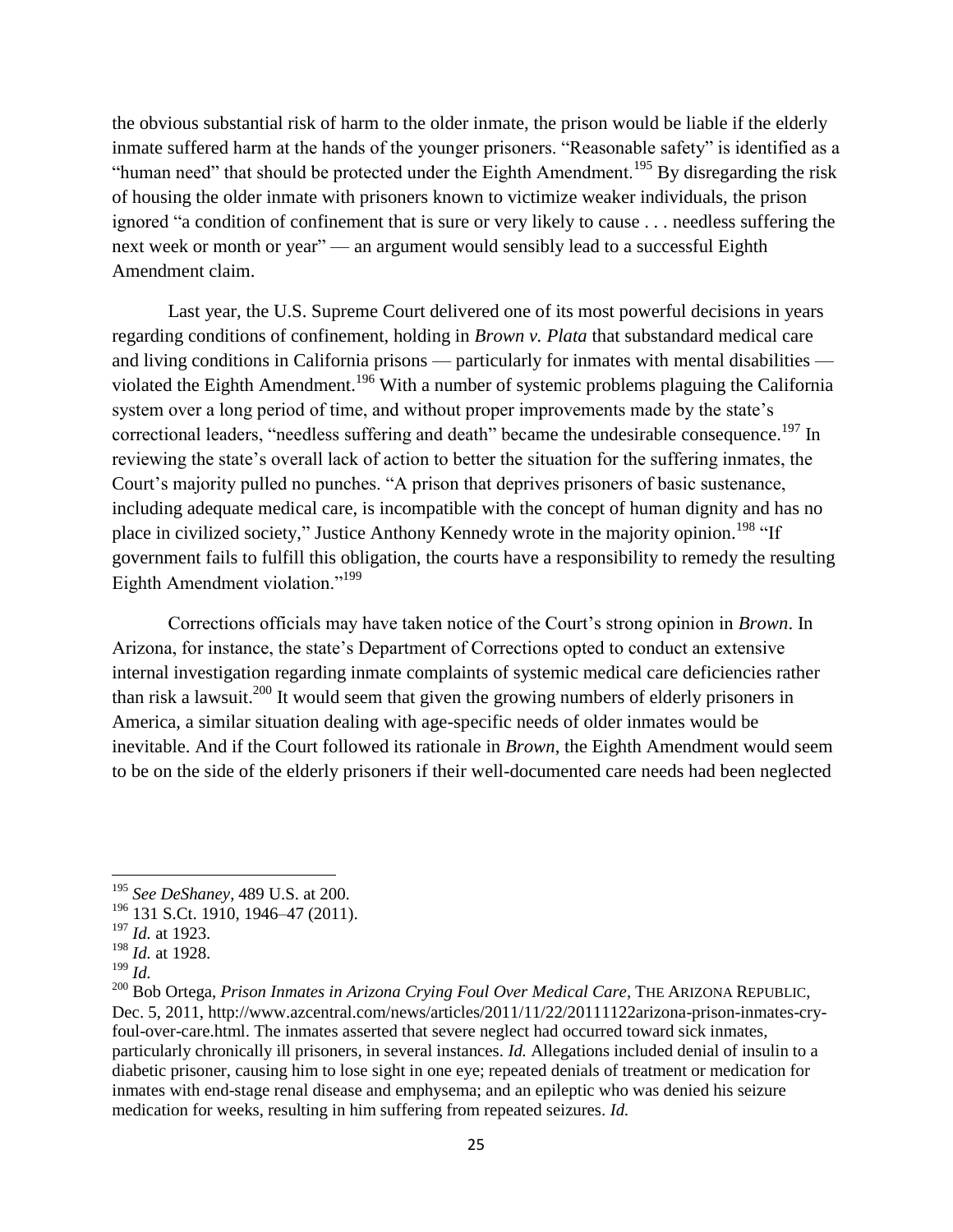the obvious substantial risk of harm to the older inmate, the prison would be liable if the elderly inmate suffered harm at the hands of the younger prisoners. "Reasonable safety" is identified as a "human need" that should be protected under the Eighth Amendment.[195] By disregarding the risk of housing the older inmate with prisoners known to victimize weaker individuals, the prison ignored "a condition of confinement that is sure or very likely to cause . . . needless suffering the next week or month or year" — an argument would sensibly lead to a successful Eighth Amendment claim.

Last year, the U.S. Supreme Court delivered one of its most powerful decisions in years regarding conditions of confinement, holding in *Brown v. Plata* that substandard medical care and living conditions in California prisons — particularly for inmates with mental disabilities — violated the Eighth Amendment.[196] With a number of systemic problems plaguing the California system over a long period of time, and without proper improvements made by the state's correctional leaders, "needless suffering and death" became the undesirable consequence.[197] In reviewing the state's overall lack of action to better the situation for the suffering inmates, the Court's majority pulled no punches. "A prison that deprives prisoners of basic sustenance, including adequate medical care, is incompatible with the concept of human dignity and has no place in civilized society," Justice Anthony Kennedy wrote in the majority opinion.[198] "If government fails to fulfill this obligation, the courts have a responsibility to remedy the resulting Eighth Amendment violation."[199]

Corrections officials may have taken notice of the Court's strong opinion in *Brown*. In Arizona, for instance, the state's Department of Corrections opted to conduct an extensive internal investigation regarding inmate complaints of systemic medical care deficiencies rather than risk a lawsuit.[200] It would seem that given the growing numbers of elderly prisoners in America, a similar situation dealing with age-specific needs of older inmates would be inevitable. And if the Court followed its rationale in *Brown*, the Eighth Amendment would seem to be on the side of the elderly prisoners if their well-documented care needs had been neglected

---

[195] *See DeShaney*, 489 U.S. at 200.

[196] 131 S.Ct. 1910, 1946–47 (2011).

[197] *Id.* at 1923.

[198] *Id.* at 1928.

[199] *Id.*

[200] Bob Ortega, *Prison Inmates in Arizona Crying Foul Over Medical Care*, THE ARIZONA REPUBLIC, Dec. 5, 2011, http://www.azcentral.com/news/articles/2011/11/22/20111122arizona-prison-inmates-cry-foul-over-care.html. The inmates asserted that severe neglect had occurred toward sick inmates, particularly chronically ill prisoners, in several instances. *Id.* Allegations included denial of insulin to a diabetic prisoner, causing him to lose sight in one eye; repeated denials of treatment or medication for inmates with end-stage renal disease and emphysema; and an epileptic who was denied his seizure medication for weeks, resulting in him suffering from repeated seizures. *Id.*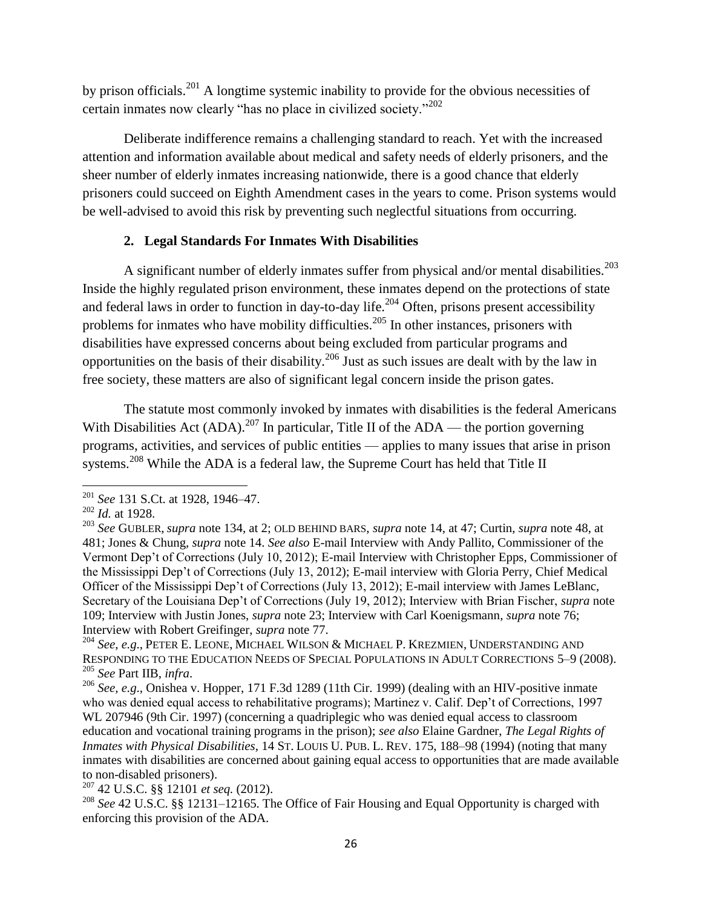by prison officials.[201] A longtime systemic inability to provide for the obvious necessities of certain inmates now clearly "has no place in civilized society."[202]

Deliberate indifference remains a challenging standard to reach. Yet with the increased attention and information available about medical and safety needs of elderly prisoners, and the sheer number of elderly inmates increasing nationwide, there is a good chance that elderly prisoners could succeed on Eighth Amendment cases in the years to come. Prison systems would be well-advised to avoid this risk by preventing such neglectful situations from occurring.

### 2. Legal Standards For Inmates With Disabilities

A significant number of elderly inmates suffer from physical and/or mental disabilities.[203] Inside the highly regulated prison environment, these inmates depend on the protections of state and federal laws in order to function in day-to-day life.[204] Often, prisons present accessibility problems for inmates who have mobility difficulties.[205] In other instances, prisoners with disabilities have expressed concerns about being excluded from particular programs and opportunities on the basis of their disability.[206] Just as such issues are dealt with by the law in free society, these matters are also of significant legal concern inside the prison gates.

The statute most commonly invoked by inmates with disabilities is the federal Americans With Disabilities Act (ADA).[207] In particular, Title II of the ADA — the portion governing programs, activities, and services of public entities — applies to many issues that arise in prison systems.[208] While the ADA is a federal law, the Supreme Court has held that Title II

---

[201] *See* 131 S.Ct. at 1928, 1946–47.

[202] *Id.* at 1928.

[203] *See* GUBLER, *supra* note 134, at 2; OLD BEHIND BARS, *supra* note 14, at 47; Curtin, *supra* note 48, at 481; Jones & Chung, *supra* note 14. *See also* E-mail Interview with Andy Pallito, Commissioner of the Vermont Dep't of Corrections (July 10, 2012); E-mail Interview with Christopher Epps, Commissioner of the Mississippi Dep't of Corrections (July 13, 2012); E-mail interview with Gloria Perry, Chief Medical Officer of the Mississippi Dep't of Corrections (July 13, 2012); E-mail interview with James LeBlanc, Secretary of the Louisiana Dep't of Corrections (July 19, 2012); Interview with Brian Fischer, *supra* note 109; Interview with Justin Jones, *supra* note 23; Interview with Carl Koenigsmann, *supra* note 76; Interview with Robert Greifinger, *supra* note 77.

[204] *See*, *e.g*., PETER E. LEONE, MICHAEL WILSON & MICHAEL P. KREZMIEN, UNDERSTANDING AND RESPONDING TO THE EDUCATION NEEDS OF SPECIAL POPULATIONS IN ADULT CORRECTIONS 5–9 (2008).

[205] *See* Part IIB, *infra*.

[206] *See*, *e.g*., Onishea v. Hopper, 171 F.3d 1289 (11th Cir. 1999) (dealing with an HIV-positive inmate who was denied equal access to rehabilitative programs); Martinez v. Calif. Dep't of Corrections, 1997 WL 207946 (9th Cir. 1997) (concerning a quadriplegic who was denied equal access to classroom education and vocational training programs in the prison); *see also* Elaine Gardner, *The Legal Rights of Inmates with Physical Disabilities*, 14 ST. LOUIS U. PUB. L. REV. 175, 188–98 (1994) (noting that many inmates with disabilities are concerned about gaining equal access to opportunities that are made available to non-disabled prisoners).

[207] 42 U.S.C. §§ 12101 *et seq.* (2012).

[208] *See* 42 U.S.C. §§ 12131–12165. The Office of Fair Housing and Equal Opportunity is charged with enforcing this provision of the ADA.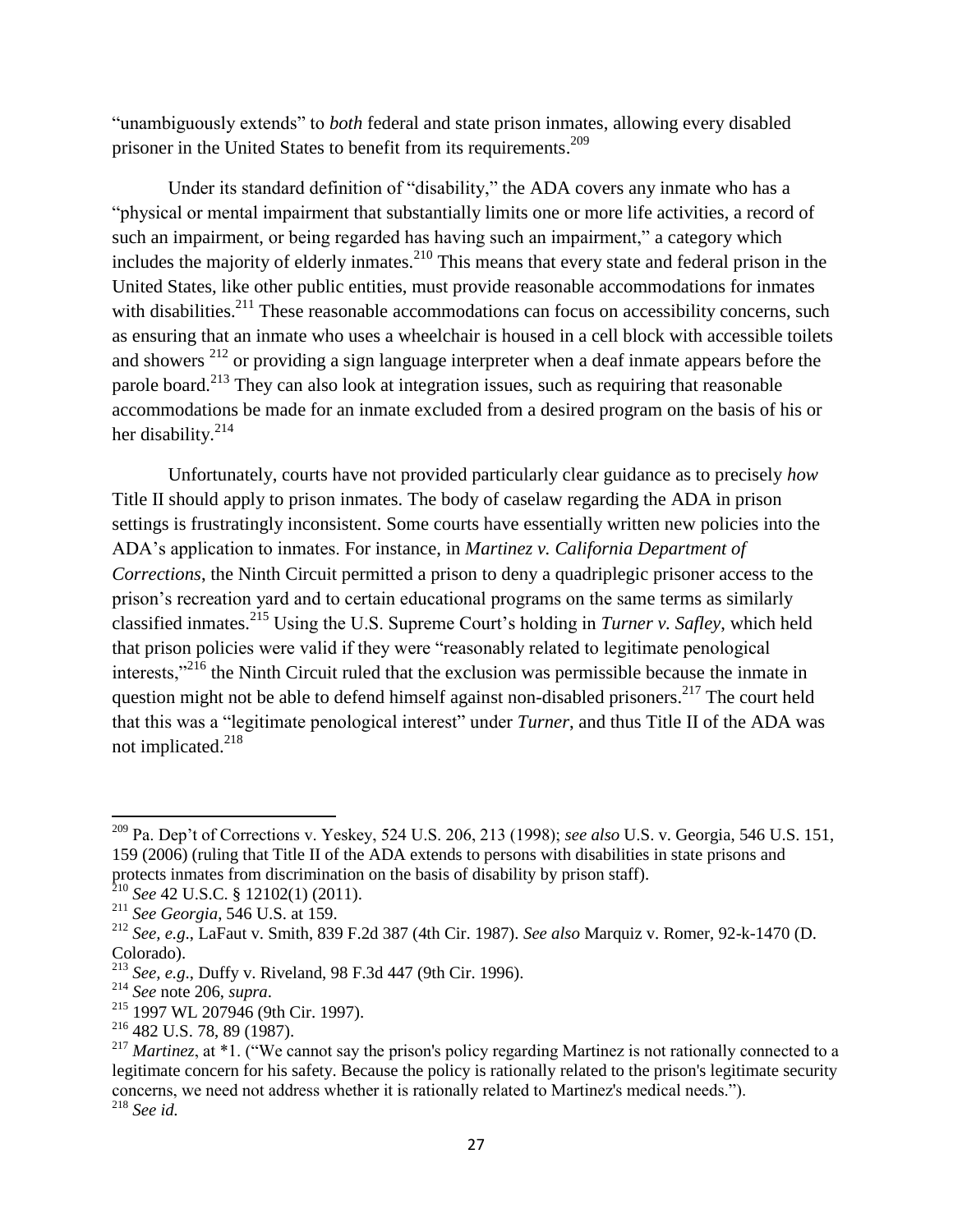"unambiguously extends" to *both* federal and state prison inmates, allowing every disabled prisoner in the United States to benefit from its requirements.[209]

Under its standard definition of "disability," the ADA covers any inmate who has a "physical or mental impairment that substantially limits one or more life activities, a record of such an impairment, or being regarded has having such an impairment," a category which includes the majority of elderly inmates.[210] This means that every state and federal prison in the United States, like other public entities, must provide reasonable accommodations for inmates with disabilities.[211] These reasonable accommodations can focus on accessibility concerns, such as ensuring that an inmate who uses a wheelchair is housed in a cell block with accessible toilets and showers [212] or providing a sign language interpreter when a deaf inmate appears before the parole board.[213] They can also look at integration issues, such as requiring that reasonable accommodations be made for an inmate excluded from a desired program on the basis of his or her disability.[214]

Unfortunately, courts have not provided particularly clear guidance as to precisely *how* Title II should apply to prison inmates. The body of caselaw regarding the ADA in prison settings is frustratingly inconsistent. Some courts have essentially written new policies into the ADA's application to inmates. For instance, in *Martinez v. California Department of Corrections*, the Ninth Circuit permitted a prison to deny a quadriplegic prisoner access to the prison's recreation yard and to certain educational programs on the same terms as similarly classified inmates.[215] Using the U.S. Supreme Court's holding in *Turner v. Safley*, which held that prison policies were valid if they were "reasonably related to legitimate penological interests,"[216] the Ninth Circuit ruled that the exclusion was permissible because the inmate in question might not be able to defend himself against non-disabled prisoners.[217] The court held that this was a "legitimate penological interest" under *Turner*, and thus Title II of the ADA was not implicated.[218]

---

[209] Pa. Dep't of Corrections v. Yeskey, 524 U.S. 206, 213 (1998); *see also* U.S. v. Georgia, 546 U.S. 151, 159 (2006) (ruling that Title II of the ADA extends to persons with disabilities in state prisons and protects inmates from discrimination on the basis of disability by prison staff).

[210] *See* 42 U.S.C. § 12102(1) (2011).

[211] *See Georgia*, 546 U.S. at 159.

[212] *See, e.g.*, LaFaut v. Smith, 839 F.2d 387 (4th Cir. 1987). *See also* Marquiz v. Romer, 92-k-1470 (D. Colorado).

[213] *See, e.g.*, Duffy v. Riveland, 98 F.3d 447 (9th Cir. 1996).

[214] *See* note 206, *supra*.

[215] 1997 WL 207946 (9th Cir. 1997).

[216] 482 U.S. 78, 89 (1987).

[217] *Martinez*, at *1. ("We cannot say the prison's policy regarding Martinez is not rationally connected to a legitimate concern for his safety. Because the policy is rationally related to the prison's legitimate security concerns, we need not address whether it is rationally related to Martinez's medical needs.").

[218] *See id.*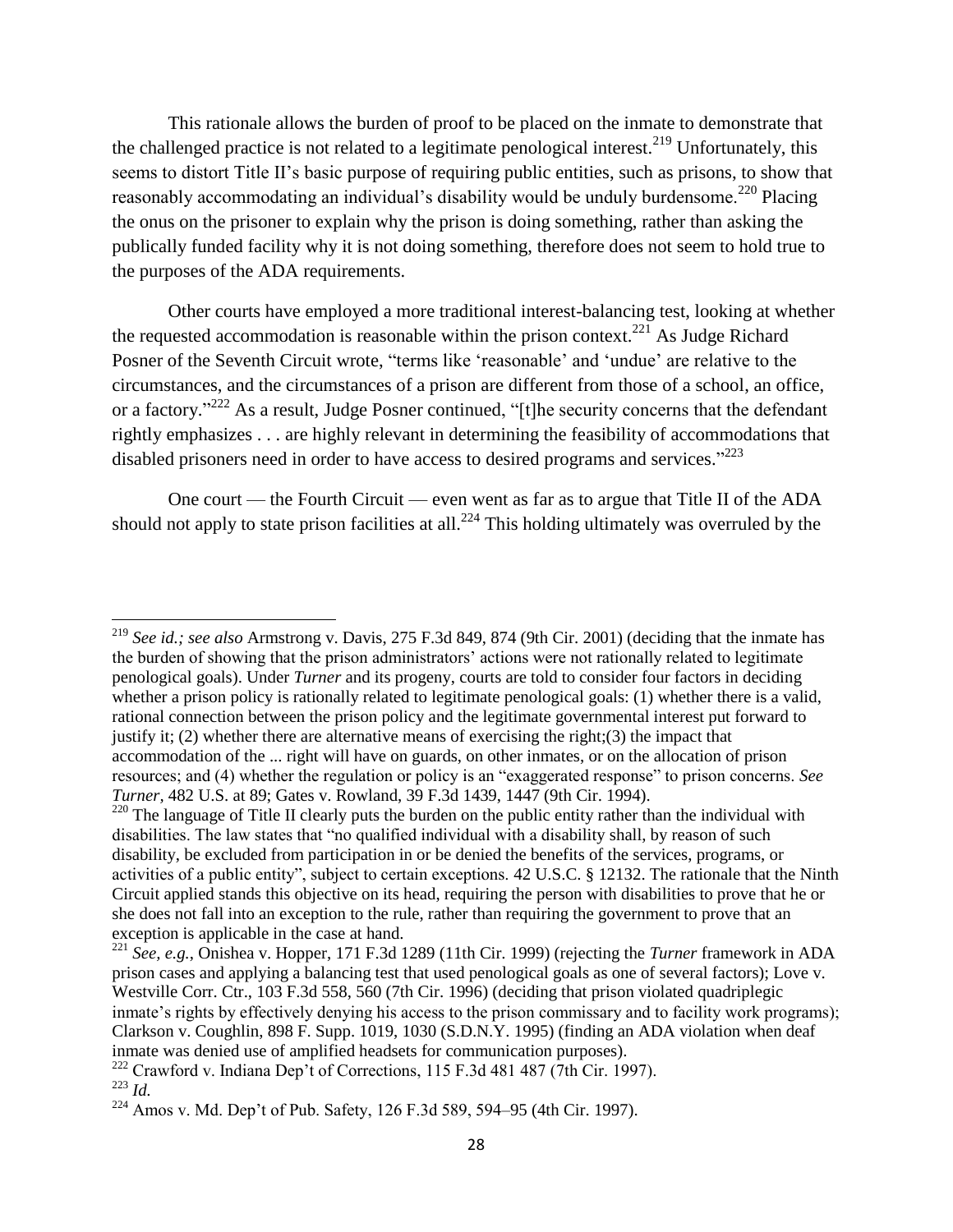This rationale allows the burden of proof to be placed on the inmate to demonstrate that the challenged practice is not related to a legitimate penological interest.[219] Unfortunately, this seems to distort Title II's basic purpose of requiring public entities, such as prisons, to show that reasonably accommodating an individual's disability would be unduly burdensome.[220] Placing the onus on the prisoner to explain why the prison is doing something, rather than asking the publically funded facility why it is not doing something, therefore does not seem to hold true to the purposes of the ADA requirements.

Other courts have employed a more traditional interest-balancing test, looking at whether the requested accommodation is reasonable within the prison context.[221] As Judge Richard Posner of the Seventh Circuit wrote, "terms like 'reasonable' and 'undue' are relative to the circumstances, and the circumstances of a prison are different from those of a school, an office, or a factory."[222] As a result, Judge Posner continued, "[t]he security concerns that the defendant rightly emphasizes . . . are highly relevant in determining the feasibility of accommodations that disabled prisoners need in order to have access to desired programs and services."[223]

One court — the Fourth Circuit — even went as far as to argue that Title II of the ADA should not apply to state prison facilities at all.[224] This holding ultimately was overruled by the

---

[219] *See id.; see also* Armstrong v. Davis, 275 F.3d 849, 874 (9th Cir. 2001) (deciding that the inmate has the burden of showing that the prison administrators' actions were not rationally related to legitimate penological goals). Under *Turner* and its progeny, courts are told to consider four factors in deciding whether a prison policy is rationally related to legitimate penological goals: (1) whether there is a valid, rational connection between the prison policy and the legitimate governmental interest put forward to justify it; (2) whether there are alternative means of exercising the right;(3) the impact that accommodation of the ... right will have on guards, on other inmates, or on the allocation of prison resources; and (4) whether the regulation or policy is an "exaggerated response" to prison concerns. *See Turner*, 482 U.S. at 89; Gates v. Rowland, 39 F.3d 1439, 1447 (9th Cir. 1994).

[220] The language of Title II clearly puts the burden on the public entity rather than the individual with disabilities. The law states that "no qualified individual with a disability shall, by reason of such disability, be excluded from participation in or be denied the benefits of the services, programs, or activities of a public entity", subject to certain exceptions. 42 U.S.C. § 12132. The rationale that the Ninth Circuit applied stands this objective on its head, requiring the person with disabilities to prove that he or she does not fall into an exception to the rule, rather than requiring the government to prove that an exception is applicable in the case at hand.

[221] *See, e.g.*, Onishea v. Hopper, 171 F.3d 1289 (11th Cir. 1999) (rejecting the *Turner* framework in ADA prison cases and applying a balancing test that used penological goals as one of several factors); Love v. Westville Corr. Ctr., 103 F.3d 558, 560 (7th Cir. 1996) (deciding that prison violated quadriplegic inmate's rights by effectively denying his access to the prison commissary and to facility work programs); Clarkson v. Coughlin, 898 F. Supp. 1019, 1030 (S.D.N.Y. 1995) (finding an ADA violation when deaf inmate was denied use of amplified headsets for communication purposes).

[222] Crawford v. Indiana Dep't of Corrections, 115 F.3d 481 487 (7th Cir. 1997).

[223] *Id.*

[224] Amos v. Md. Dep't of Pub. Safety, 126 F.3d 589, 594–95 (4th Cir. 1997).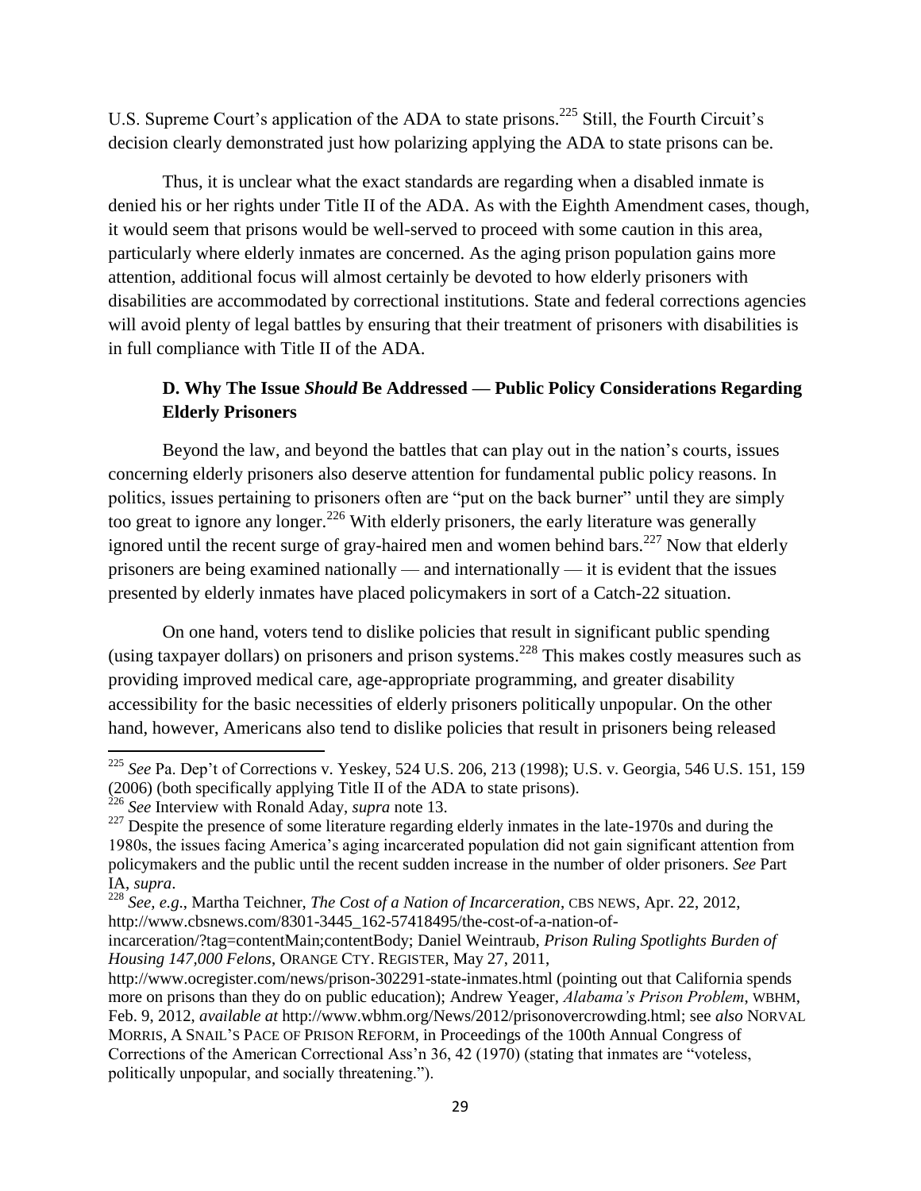U.S. Supreme Court's application of the ADA to state prisons.[225] Still, the Fourth Circuit's decision clearly demonstrated just how polarizing applying the ADA to state prisons can be.

Thus, it is unclear what the exact standards are regarding when a disabled inmate is denied his or her rights under Title II of the ADA. As with the Eighth Amendment cases, though, it would seem that prisons would be well-served to proceed with some caution in this area, particularly where elderly inmates are concerned. As the aging prison population gains more attention, additional focus will almost certainly be devoted to how elderly prisoners with disabilities are accommodated by correctional institutions. State and federal corrections agencies will avoid plenty of legal battles by ensuring that their treatment of prisoners with disabilities is in full compliance with Title II of the ADA.

### D. Why The Issue *Should* Be Addressed — Public Policy Considerations Regarding Elderly Prisoners

Beyond the law, and beyond the battles that can play out in the nation's courts, issues concerning elderly prisoners also deserve attention for fundamental public policy reasons. In politics, issues pertaining to prisoners often are "put on the back burner" until they are simply too great to ignore any longer.[226] With elderly prisoners, the early literature was generally ignored until the recent surge of gray-haired men and women behind bars.[227] Now that elderly prisoners are being examined nationally — and internationally — it is evident that the issues presented by elderly inmates have placed policymakers in sort of a Catch-22 situation.

On one hand, voters tend to dislike policies that result in significant public spending (using taxpayer dollars) on prisoners and prison systems.[228] This makes costly measures such as providing improved medical care, age-appropriate programming, and greater disability accessibility for the basic necessities of elderly prisoners politically unpopular. On the other hand, however, Americans also tend to dislike policies that result in prisoners being released

---

[225] *See* Pa. Dep't of Corrections v. Yeskey, 524 U.S. 206, 213 (1998); U.S. v. Georgia, 546 U.S. 151, 159 (2006) (both specifically applying Title II of the ADA to state prisons).

[226] *See* Interview with Ronald Aday, *supra* note 13.

[227] Despite the presence of some literature regarding elderly inmates in the late-1970s and during the 1980s, the issues facing America's aging incarcerated population did not gain significant attention from policymakers and the public until the recent sudden increase in the number of older prisoners. *See* Part IA, *supra*.

[228] *See, e.g.*, Martha Teichner, *The Cost of a Nation of Incarceration*, CBS NEWS, Apr. 22, 2012, http://www.cbsnews.com/8301-3445_162-57418495/the-cost-of-a-nation-of-incarceration/?tag=contentMain;contentBody; Daniel Weintraub, *Prison Ruling Spotlights Burden of Housing 147,000 Felons*, ORANGE CTY. REGISTER, May 27, 2011, http://www.ocregister.com/news/prison-302291-state-inmates.html (pointing out that California spends more on prisons than they do on public education); Andrew Yeager, *Alabama's Prison Problem*, WBHM, Feb. 9, 2012, *available at* http://www.wbhm.org/News/2012/prisonovercrowding.html; see *also* NORVAL MORRIS, A SNAIL'S PACE OF PRISON REFORM, in Proceedings of the 100th Annual Congress of Corrections of the American Correctional Ass'n 36, 42 (1970) (stating that inmates are "voteless, politically unpopular, and socially threatening.").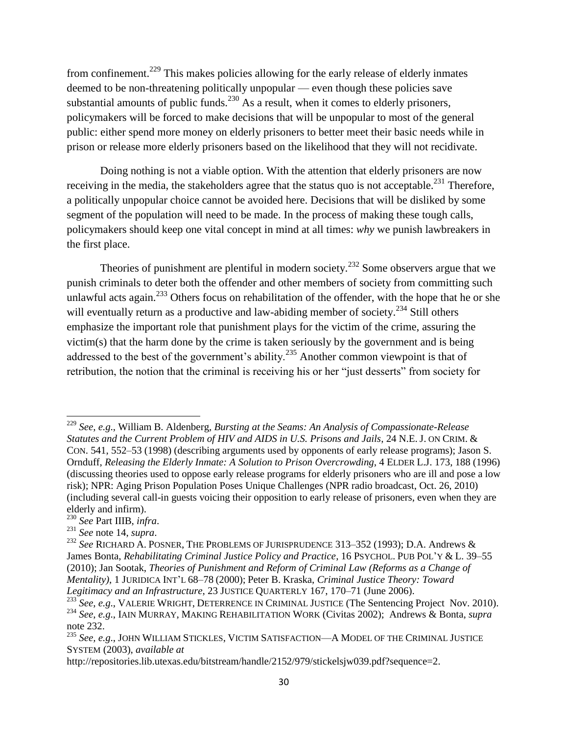from confinement.[229] This makes policies allowing for the early release of elderly inmates deemed to be non-threatening politically unpopular — even though these policies save substantial amounts of public funds.[230] As a result, when it comes to elderly prisoners, policymakers will be forced to make decisions that will be unpopular to most of the general public: either spend more money on elderly prisoners to better meet their basic needs while in prison or release more elderly prisoners based on the likelihood that they will not recidivate.

Doing nothing is not a viable option. With the attention that elderly prisoners are now receiving in the media, the stakeholders agree that the status quo is not acceptable.[231] Therefore, a politically unpopular choice cannot be avoided here. Decisions that will be disliked by some segment of the population will need to be made. In the process of making these tough calls, policymakers should keep one vital concept in mind at all times: *why* we punish lawbreakers in the first place.

Theories of punishment are plentiful in modern society.[232] Some observers argue that we punish criminals to deter both the offender and other members of society from committing such unlawful acts again.[233] Others focus on rehabilitation of the offender, with the hope that he or she will eventually return as a productive and law-abiding member of society.[234] Still others emphasize the important role that punishment plays for the victim of the crime, assuring the victim(s) that the harm done by the crime is taken seriously by the government and is being addressed to the best of the government's ability.[235] Another common viewpoint is that of retribution, the notion that the criminal is receiving his or her "just desserts" from society for

---

[229] *See*, *e.g.*, William B. Aldenberg, *Bursting at the Seams: An Analysis of Compassionate-Release Statutes and the Current Problem of HIV and AIDS in U.S. Prisons and Jails*, 24 N.E. J. ON CRIM. & CON. 541, 552–53 (1998) (describing arguments used by opponents of early release programs); Jason S. Ornduff, *Releasing the Elderly Inmate: A Solution to Prison Overcrowding*, 4 ELDER L.J. 173, 188 (1996) (discussing theories used to oppose early release programs for elderly prisoners who are ill and pose a low risk); NPR: Aging Prison Population Poses Unique Challenges (NPR radio broadcast, Oct. 26, 2010) (including several call-in guests voicing their opposition to early release of prisoners, even when they are elderly and infirm).

[230] *See* Part IIIB, *infra*.

[231] *See* note 14, *supra*.

[232] *See* RICHARD A. POSNER, THE PROBLEMS OF JURISPRUDENCE 313–352 (1993); D.A. Andrews & James Bonta, *Rehabilitating Criminal Justice Policy and Practice*, 16 PSYCHOL. PUB POL'Y & L. 39–55 (2010); Jan Sootak, *Theories of Punishment and Reform of Criminal Law (Reforms as a Change of Mentality)*, 1 JURIDICA INT'L 68–78 (2000); Peter B. Kraska, *Criminal Justice Theory: Toward Legitimacy and an Infrastructure*, 23 JUSTICE QUARTERLY 167, 170–71 (June 2006).

[233] *See*, *e.g.*, VALERIE WRIGHT, DETERRENCE IN CRIMINAL JUSTICE (The Sentencing Project Nov. 2010).

[234] *See*, *e.g.*, IAIN MURRAY, MAKING REHABILITATION WORK (Civitas 2002); Andrews & Bonta, *supra* note 232.

[235] *See*, *e.g.*, JOHN WILLIAM STICKLES, VICTIM SATISFACTION—A MODEL OF THE CRIMINAL JUSTICE SYSTEM (2003), *available at* http://repositories.lib.utexas.edu/bitstream/handle/2152/979/stickelsjw039.pdf?sequence=2.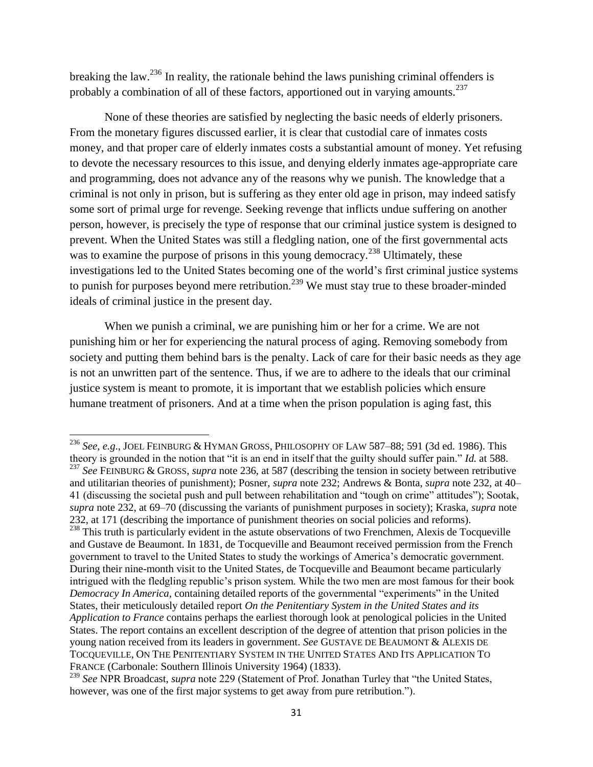breaking the law.[236] In reality, the rationale behind the laws punishing criminal offenders is probably a combination of all of these factors, apportioned out in varying amounts.[237]

None of these theories are satisfied by neglecting the basic needs of elderly prisoners. From the monetary figures discussed earlier, it is clear that custodial care of inmates costs money, and that proper care of elderly inmates costs a substantial amount of money. Yet refusing to devote the necessary resources to this issue, and denying elderly inmates age-appropriate care and programming, does not advance any of the reasons why we punish. The knowledge that a criminal is not only in prison, but is suffering as they enter old age in prison, may indeed satisfy some sort of primal urge for revenge. Seeking revenge that inflicts undue suffering on another person, however, is precisely the type of response that our criminal justice system is designed to prevent. When the United States was still a fledgling nation, one of the first governmental acts was to examine the purpose of prisons in this young democracy.[238] Ultimately, these investigations led to the United States becoming one of the world's first criminal justice systems to punish for purposes beyond mere retribution.[239] We must stay true to these broader-minded ideals of criminal justice in the present day.

When we punish a criminal, we are punishing him or her for a crime. We are not punishing him or her for experiencing the natural process of aging. Removing somebody from society and putting them behind bars is the penalty. Lack of care for their basic needs as they age is not an unwritten part of the sentence. Thus, if we are to adhere to the ideals that our criminal justice system is meant to promote, it is important that we establish policies which ensure humane treatment of prisoners. And at a time when the prison population is aging fast, this

---

[236] *See, e.g.*, JOEL FEINBURG & HYMAN GROSS, PHILOSOPHY OF LAW 587–88; 591 (3d ed. 1986). This theory is grounded in the notion that "it is an end in itself that the guilty should suffer pain." *Id.* at 588.

[237] *See* FEINBURG & GROSS, *supra* note 236, at 587 (describing the tension in society between retributive and utilitarian theories of punishment); Posner, *supra* note 232; Andrews & Bonta, *supra* note 232, at 40–41 (discussing the societal push and pull between rehabilitation and "tough on crime" attitudes"); Sootak, *supra* note 232, at 69–70 (discussing the variants of punishment purposes in society); Kraska, *supra* note 232, at 171 (describing the importance of punishment theories on social policies and reforms).

[238] This truth is particularly evident in the astute observations of two Frenchmen, Alexis de Tocqueville and Gustave de Beaumont. In 1831, de Tocqueville and Beaumont received permission from the French government to travel to the United States to study the workings of America's democratic government. During their nine-month visit to the United States, de Tocqueville and Beaumont became particularly intrigued with the fledgling republic's prison system. While the two men are most famous for their book *Democracy In America*, containing detailed reports of the governmental "experiments" in the United States, their meticulously detailed report *On the Penitentiary System in the United States and its Application to France* contains perhaps the earliest thorough look at penological policies in the United States. The report contains an excellent description of the degree of attention that prison policies in the young nation received from its leaders in government. *See* GUSTAVE DE BEAUMONT & ALEXIS DE TOCQUEVILLE, ON THE PENITENTIARY SYSTEM IN THE UNITED STATES AND ITS APPLICATION TO FRANCE (Carbonale: Southern Illinois University 1964) (1833).

[239] *See* NPR Broadcast, *supra* note 229 (Statement of Prof. Jonathan Turley that "the United States, however, was one of the first major systems to get away from pure retribution.").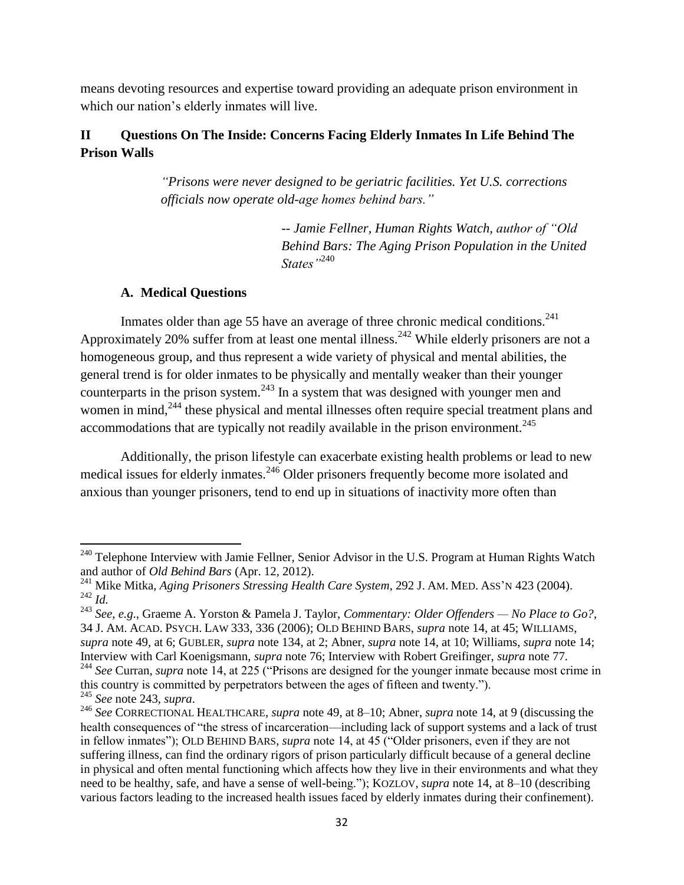means devoting resources and expertise toward providing an adequate prison environment in which our nation's elderly inmates will live.

## II Questions On The Inside: Concerns Facing Elderly Inmates In Life Behind The Prison Walls

> *"Prisons were never designed to be geriatric facilities. Yet U.S. corrections officials now operate old-age homes behind bars."*
>
> *-- Jamie Fellner, Human Rights Watch, author of "Old Behind Bars: The Aging Prison Population in the United States"*[240]

### A. Medical Questions

Inmates older than age 55 have an average of three chronic medical conditions.[241] Approximately 20% suffer from at least one mental illness.[242] While elderly prisoners are not a homogeneous group, and thus represent a wide variety of physical and mental abilities, the general trend is for older inmates to be physically and mentally weaker than their younger counterparts in the prison system.[243] In a system that was designed with younger men and women in mind,[244] these physical and mental illnesses often require special treatment plans and accommodations that are typically not readily available in the prison environment.[245]

Additionally, the prison lifestyle can exacerbate existing health problems or lead to new medical issues for elderly inmates.[246] Older prisoners frequently become more isolated and anxious than younger prisoners, tend to end up in situations of inactivity more often than

---

[240] Telephone Interview with Jamie Fellner, Senior Advisor in the U.S. Program at Human Rights Watch and author of *Old Behind Bars* (Apr. 12, 2012).

[241] Mike Mitka, *Aging Prisoners Stressing Health Care System*, 292 J. AM. MED. ASS'N 423 (2004).

[242] *Id.*

[243] *See*, *e.g.*, Graeme A. Yorston & Pamela J. Taylor, *Commentary: Older Offenders — No Place to Go?*, 34 J. AM. ACAD. PSYCH. LAW 333, 336 (2006); OLD BEHIND BARS, *supra* note 14, at 45; WILLIAMS, *supra* note 49, at 6; GUBLER, *supra* note 134, at 2; Abner, *supra* note 14, at 10; Williams, *supra* note 14; Interview with Carl Koenigsmann, *supra* note 76; Interview with Robert Greifinger, *supra* note 77.

[244] *See* Curran, *supra* note 14, at 225 ("Prisons are designed for the younger inmate because most crime in this country is committed by perpetrators between the ages of fifteen and twenty.").

[245] *See* note 243, *supra*.

[246] *See* CORRECTIONAL HEALTHCARE, *supra* note 49, at 8–10; Abner, *supra* note 14, at 9 (discussing the health consequences of "the stress of incarceration—including lack of support systems and a lack of trust in fellow inmates"); OLD BEHIND BARS, *supra* note 14, at 45 ("Older prisoners, even if they are not suffering illness, can find the ordinary rigors of prison particularly difficult because of a general decline in physical and often mental functioning which affects how they live in their environments and what they need to be healthy, safe, and have a sense of well-being."); KOZLOV, *supra* note 14, at 8–10 (describing various factors leading to the increased health issues faced by elderly inmates during their confinement).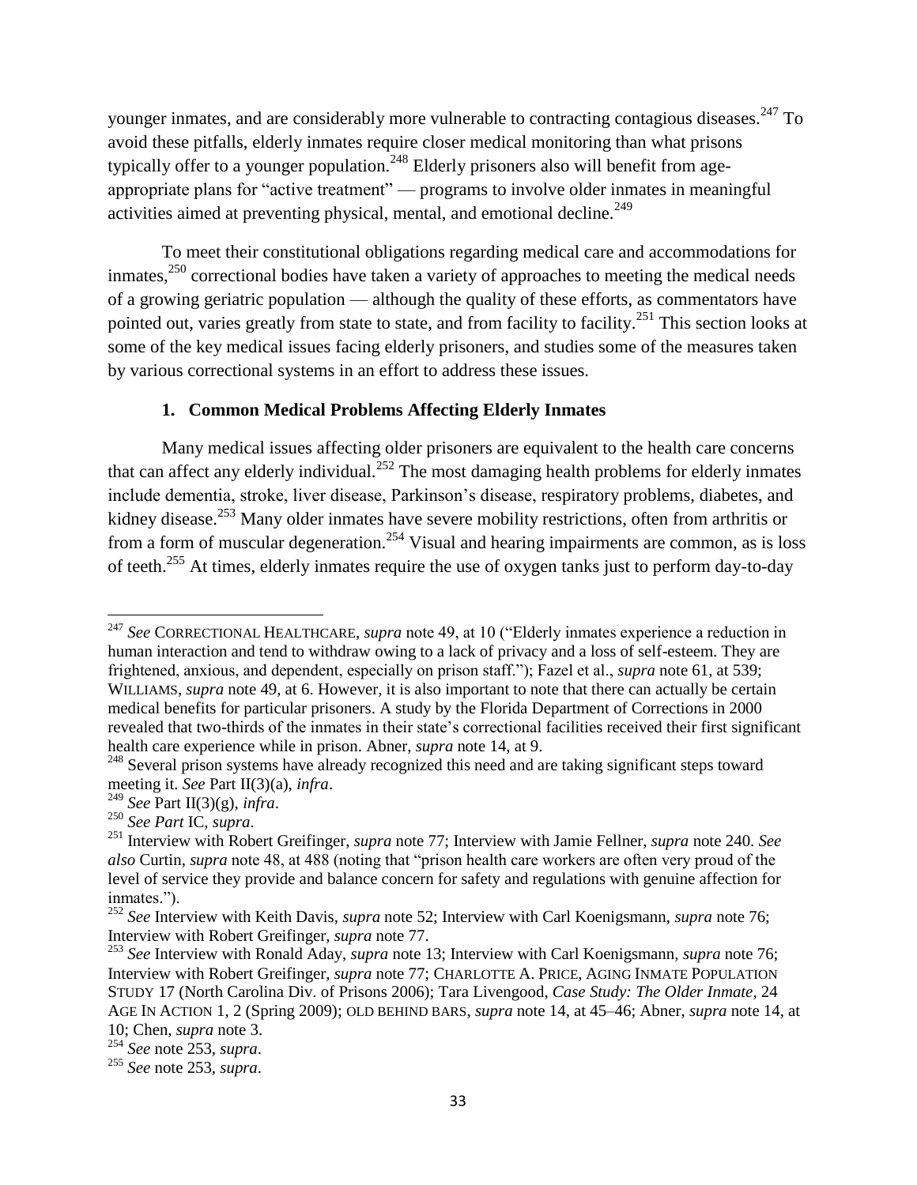younger inmates, and are considerably more vulnerable to contracting contagious diseases.[247] To avoid these pitfalls, elderly inmates require closer medical monitoring than what prisons typically offer to a younger population.[248] Elderly prisoners also will benefit from age-appropriate plans for "active treatment" — programs to involve older inmates in meaningful activities aimed at preventing physical, mental, and emotional decline.[249]

To meet their constitutional obligations regarding medical care and accommodations for inmates,[250] correctional bodies have taken a variety of approaches to meeting the medical needs of a growing geriatric population — although the quality of these efforts, as commentators have pointed out, varies greatly from state to state, and from facility to facility.[251] This section looks at some of the key medical issues facing elderly prisoners, and studies some of the measures taken by various correctional systems in an effort to address these issues.

### 1. Common Medical Problems Affecting Elderly Inmates

Many medical issues affecting older prisoners are equivalent to the health care concerns that can affect any elderly individual.[252] The most damaging health problems for elderly inmates include dementia, stroke, liver disease, Parkinson's disease, respiratory problems, diabetes, and kidney disease.[253] Many older inmates have severe mobility restrictions, often from arthritis or from a form of muscular degeneration.[254] Visual and hearing impairments are common, as is loss of teeth.[255] At times, elderly inmates require the use of oxygen tanks just to perform day-to-day

---

[247] *See* CORRECTIONAL HEALTHCARE, *supra* note 49, at 10 ("Elderly inmates experience a reduction in human interaction and tend to withdraw owing to a lack of privacy and a loss of self-esteem. They are frightened, anxious, and dependent, especially on prison staff."); Fazel et al., *supra* note 61, at 539; WILLIAMS, *supra* note 49, at 6. However, it is also important to note that there can actually be certain medical benefits for particular prisoners. A study by the Florida Department of Corrections in 2000 revealed that two-thirds of the inmates in their state's correctional facilities received their first significant health care experience while in prison. Abner, *supra* note 14, at 9.

[248] Several prison systems have already recognized this need and are taking significant steps toward meeting it. *See* Part II(3)(a), *infra*.

[249] *See* Part II(3)(g), *infra*.

[250] *See Part* IC, *supra*.

[251] Interview with Robert Greifinger, *supra* note 77; Interview with Jamie Fellner, *supra* note 240. *See also* Curtin, *supra* note 48, at 488 (noting that "prison health care workers are often very proud of the level of service they provide and balance concern for safety and regulations with genuine affection for inmates.").

[252] *See* Interview with Keith Davis, *supra* note 52; Interview with Carl Koenigsmann, *supra* note 76; Interview with Robert Greifinger, *supra* note 77.

[253] *See* Interview with Ronald Aday, *supra* note 13; Interview with Carl Koenigsmann, *supra* note 76; Interview with Robert Greifinger, *supra* note 77; CHARLOTTE A. PRICE, AGING INMATE POPULATION STUDY 17 (North Carolina Div. of Prisons 2006); Tara Livengood, *Case Study: The Older Inmate*, 24 AGE IN ACTION 1, 2 (Spring 2009); OLD BEHIND BARS, *supra* note 14, at 45–46; Abner, *supra* note 14, at 10; Chen, *supra* note 3.

[254] *See* note 253, *supra*.

[255] *See* note 253, *supra*.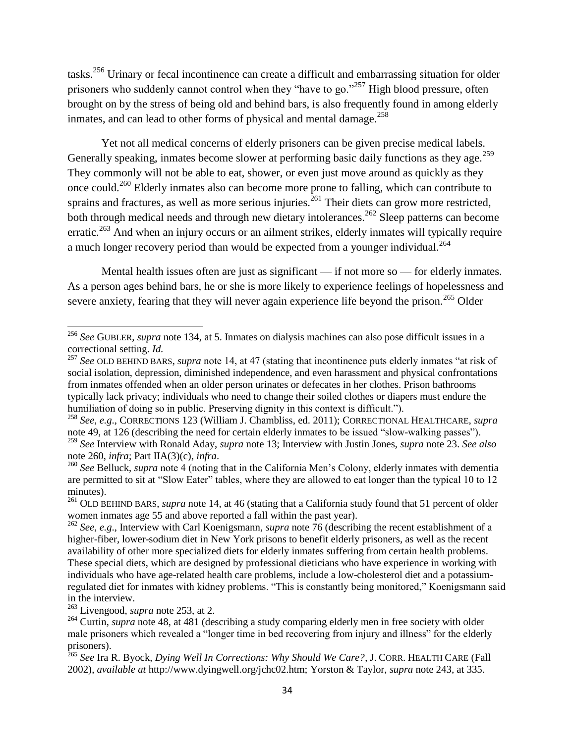tasks.[256] Urinary or fecal incontinence can create a difficult and embarrassing situation for older prisoners who suddenly cannot control when they "have to go."[257] High blood pressure, often brought on by the stress of being old and behind bars, is also frequently found in among elderly inmates, and can lead to other forms of physical and mental damage.[258]

Yet not all medical concerns of elderly prisoners can be given precise medical labels. Generally speaking, inmates become slower at performing basic daily functions as they age.[259] They commonly will not be able to eat, shower, or even just move around as quickly as they once could.[260] Elderly inmates also can become more prone to falling, which can contribute to sprains and fractures, as well as more serious injuries.[261] Their diets can grow more restricted, both through medical needs and through new dietary intolerances.[262] Sleep patterns can become erratic.[263] And when an injury occurs or an ailment strikes, elderly inmates will typically require a much longer recovery period than would be expected from a younger individual.[264]

Mental health issues often are just as significant — if not more so — for elderly inmates. As a person ages behind bars, he or she is more likely to experience feelings of hopelessness and severe anxiety, fearing that they will never again experience life beyond the prison.[265] Older

---

[256] *See* GUBLER, *supra* note 134, at 5. Inmates on dialysis machines can also pose difficult issues in a correctional setting. *Id.*

[257] *See* OLD BEHIND BARS, *supra* note 14, at 47 (stating that incontinence puts elderly inmates "at risk of social isolation, depression, diminished independence, and even harassment and physical confrontations from inmates offended when an older person urinates or defecates in her clothes. Prison bathrooms typically lack privacy; individuals who need to change their soiled clothes or diapers must endure the humiliation of doing so in public. Preserving dignity in this context is difficult.").

[258] *See, e.g.*, CORRECTIONS 123 (William J. Chambliss, ed. 2011); CORRECTIONAL HEALTHCARE, *supra* note 49, at 126 (describing the need for certain elderly inmates to be issued "slow-walking passes").

[259] *See* Interview with Ronald Aday, *supra* note 13; Interview with Justin Jones, *supra* note 23. *See also* note 260, *infra*; Part IIA(3)(c), *infra*.

[260] *See* Belluck, *supra* note 4 (noting that in the California Men's Colony, elderly inmates with dementia are permitted to sit at "Slow Eater" tables, where they are allowed to eat longer than the typical 10 to 12 minutes).

[261] OLD BEHIND BARS, *supra* note 14, at 46 (stating that a California study found that 51 percent of older women inmates age 55 and above reported a fall within the past year).

[262] *See*, *e.g*., Interview with Carl Koenigsmann, *supra* note 76 (describing the recent establishment of a higher-fiber, lower-sodium diet in New York prisons to benefit elderly prisoners, as well as the recent availability of other more specialized diets for elderly inmates suffering from certain health problems. These special diets, which are designed by professional dieticians who have experience in working with individuals who have age-related health care problems, include a low-cholesterol diet and a potassium-regulated diet for inmates with kidney problems. "This is constantly being monitored," Koenigsmann said in the interview.

[263] Livengood, *supra* note 253, at 2.

[264] Curtin, *supra* note 48, at 481 (describing a study comparing elderly men in free society with older male prisoners which revealed a "longer time in bed recovering from injury and illness" for the elderly prisoners).

[265] *See* Ira R. Byock, *Dying Well In Corrections: Why Should We Care?*, J. CORR. HEALTH CARE (Fall 2002), *available at* http://www.dyingwell.org/jchc02.htm; Yorston & Taylor, *supra* note 243, at 335.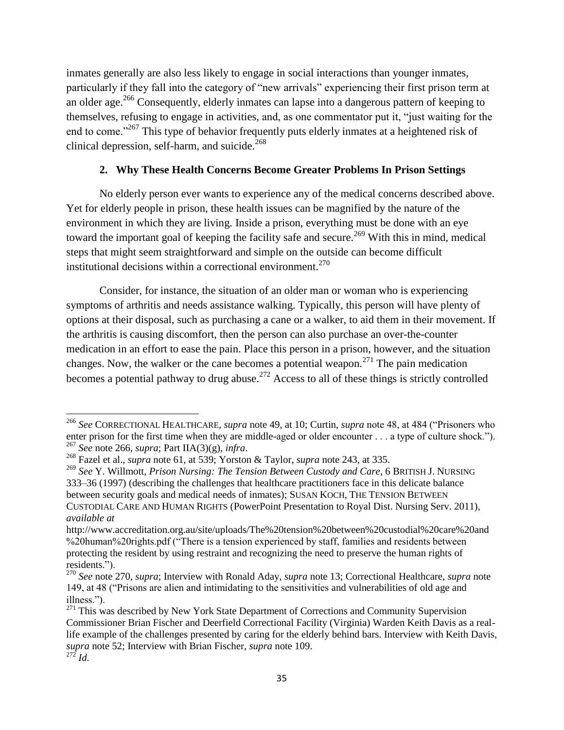inmates generally are also less likely to engage in social interactions than younger inmates, particularly if they fall into the category of "new arrivals" experiencing their first prison term at an older age.[266] Consequently, elderly inmates can lapse into a dangerous pattern of keeping to themselves, refusing to engage in activities, and, as one commentator put it, "just waiting for the end to come."[267] This type of behavior frequently puts elderly inmates at a heightened risk of clinical depression, self-harm, and suicide.[268]

### 2. Why These Health Concerns Become Greater Problems In Prison Settings

No elderly person ever wants to experience any of the medical concerns described above. Yet for elderly people in prison, these health issues can be magnified by the nature of the environment in which they are living. Inside a prison, everything must be done with an eye toward the important goal of keeping the facility safe and secure.[269] With this in mind, medical steps that might seem straightforward and simple on the outside can become difficult institutional decisions within a correctional environment.[270]

Consider, for instance, the situation of an older man or woman who is experiencing symptoms of arthritis and needs assistance walking. Typically, this person will have plenty of options at their disposal, such as purchasing a cane or a walker, to aid them in their movement. If the arthritis is causing discomfort, then the person can also purchase an over-the-counter medication in an effort to ease the pain. Place this person in a prison, however, and the situation changes. Now, the walker or the cane becomes a potential weapon.[271] The pain medication becomes a potential pathway to drug abuse.[272] Access to all of these things is strictly controlled

---

[266] *See* CORRECTIONAL HEALTHCARE, *supra* note 49, at 10; Curtin, *supra* note 48, at 484 ("Prisoners who enter prison for the first time when they are middle-aged or older encounter . . . a type of culture shock.").

[267] *See* note 266, *supra*; Part IIA(3)(g), *infra*.

[268] Fazel et al., *supra* note 61, at 539; Yorston & Taylor, *supra* note 243, at 335.

[269] *See* Y. Willmott, *Prison Nursing: The Tension Between Custody and Care*, 6 BRITISH J. NURSING 333–36 (1997) (describing the challenges that healthcare practitioners face in this delicate balance between security goals and medical needs of inmates); SUSAN KOCH, THE TENSION BETWEEN CUSTODIAL CARE AND HUMAN RIGHTS (PowerPoint Presentation to Royal Dist. Nursing Serv. 2011), *available at* http://www.accreditation.org.au/site/uploads/The%20tension%20between%20custodial%20care%20and%20human%20rights.pdf ("There is a tension experienced by staff, families and residents between protecting the resident by using restraint and recognizing the need to preserve the human rights of residents.").

[270] *See* note 270, *supra*; Interview with Ronald Aday, *supra* note 13; Correctional Healthcare, *supra* note 149, at 48 ("Prisons are alien and intimidating to the sensitivities and vulnerabilities of old age and illness.").

[271] This was described by New York State Department of Corrections and Community Supervision Commissioner Brian Fischer and Deerfield Correctional Facility (Virginia) Warden Keith Davis as a real-life example of the challenges presented by caring for the elderly behind bars. Interview with Keith Davis, *supra* note 52; Interview with Brian Fischer, *supra* note 109.

[272] *Id.*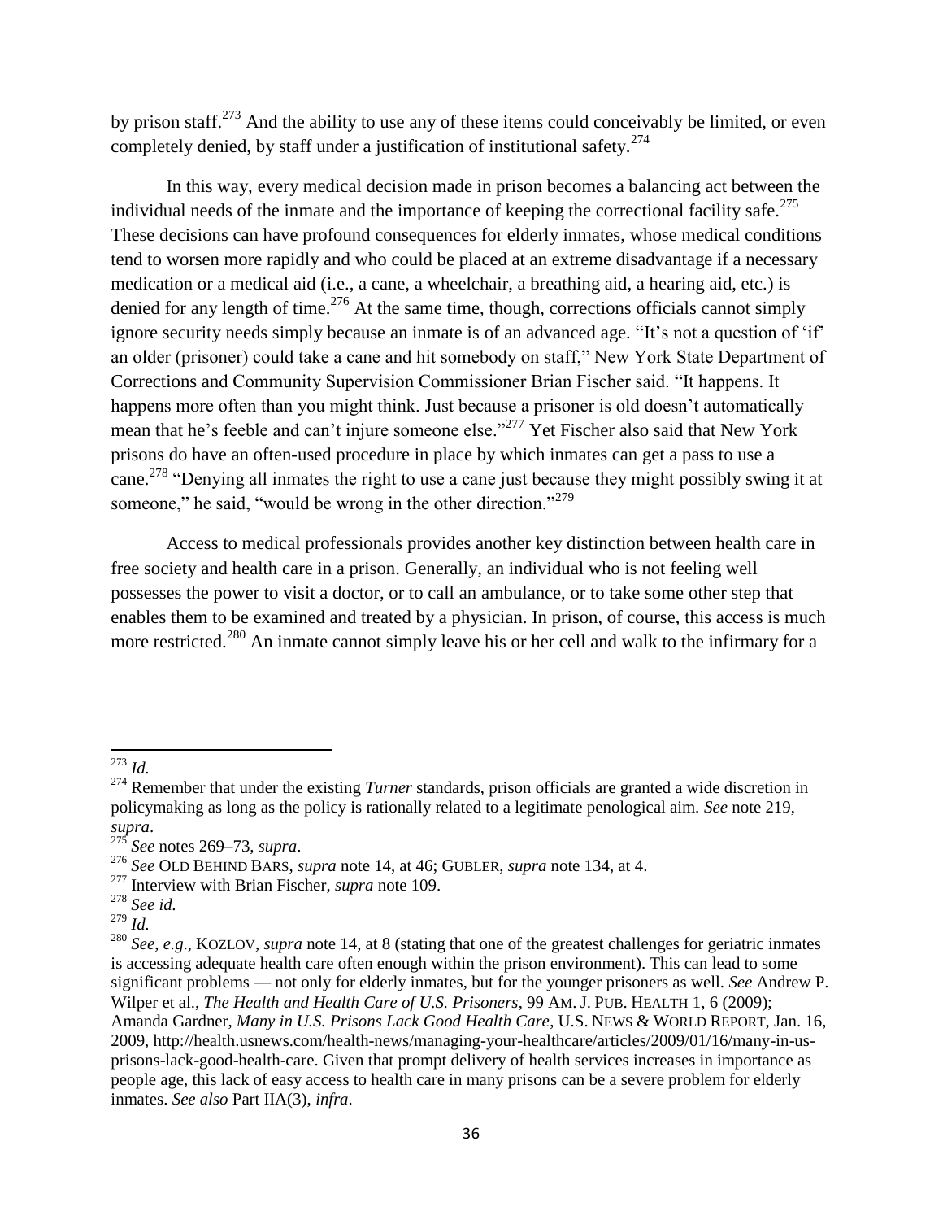by prison staff.[273] And the ability to use any of these items could conceivably be limited, or even completely denied, by staff under a justification of institutional safety.[274]

In this way, every medical decision made in prison becomes a balancing act between the individual needs of the inmate and the importance of keeping the correctional facility safe.[275] These decisions can have profound consequences for elderly inmates, whose medical conditions tend to worsen more rapidly and who could be placed at an extreme disadvantage if a necessary medication or a medical aid (i.e., a cane, a wheelchair, a breathing aid, a hearing aid, etc.) is denied for any length of time.[276] At the same time, though, corrections officials cannot simply ignore security needs simply because an inmate is of an advanced age. "It's not a question of 'if' an older (prisoner) could take a cane and hit somebody on staff," New York State Department of Corrections and Community Supervision Commissioner Brian Fischer said. "It happens. It happens more often than you might think. Just because a prisoner is old doesn't automatically mean that he's feeble and can't injure someone else."[277] Yet Fischer also said that New York prisons do have an often-used procedure in place by which inmates can get a pass to use a cane.[278] "Denying all inmates the right to use a cane just because they might possibly swing it at someone," he said, "would be wrong in the other direction."[279]

Access to medical professionals provides another key distinction between health care in free society and health care in a prison. Generally, an individual who is not feeling well possesses the power to visit a doctor, or to call an ambulance, or to take some other step that enables them to be examined and treated by a physician. In prison, of course, this access is much more restricted.[280] An inmate cannot simply leave his or her cell and walk to the infirmary for a

---

[273] *Id.*

[274] Remember that under the existing *Turner* standards, prison officials are granted a wide discretion in policymaking as long as the policy is rationally related to a legitimate penological aim. *See* note 219, *supra*.

[275] *See* notes 269–73, *supra*.

[276] *See* OLD BEHIND BARS, *supra* note 14, at 46; GUBLER, *supra* note 134, at 4.

[277] Interview with Brian Fischer, *supra* note 109.

[278] *See id.*

[279] *Id.*

[280] *See, e.g.*, KOZLOV, *supra* note 14, at 8 (stating that one of the greatest challenges for geriatric inmates is accessing adequate health care often enough within the prison environment). This can lead to some significant problems — not only for elderly inmates, but for the younger prisoners as well. *See* Andrew P. Wilper et al., *The Health and Health Care of U.S. Prisoners*, 99 AM. J. PUB. HEALTH 1, 6 (2009); Amanda Gardner, *Many in U.S. Prisons Lack Good Health Care*, U.S. NEWS & WORLD REPORT, Jan. 16, 2009, http://health.usnews.com/health-news/managing-your-healthcare/articles/2009/01/16/many-in-us-prisons-lack-good-health-care. Given that prompt delivery of health services increases in importance as people age, this lack of easy access to health care in many prisons can be a severe problem for elderly inmates. *See also* Part IIA(3), *infra*.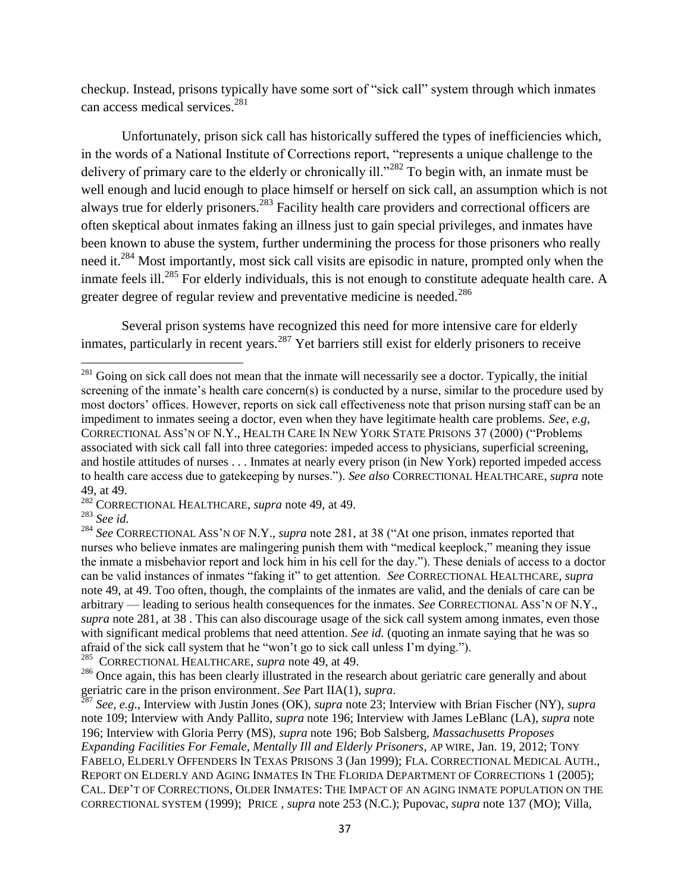checkup. Instead, prisons typically have some sort of "sick call" system through which inmates can access medical services.[281]

Unfortunately, prison sick call has historically suffered the types of inefficiencies which, in the words of a National Institute of Corrections report, "represents a unique challenge to the delivery of primary care to the elderly or chronically ill."[282] To begin with, an inmate must be well enough and lucid enough to place himself or herself on sick call, an assumption which is not always true for elderly prisoners.[283] Facility health care providers and correctional officers are often skeptical about inmates faking an illness just to gain special privileges, and inmates have been known to abuse the system, further undermining the process for those prisoners who really need it.[284] Most importantly, most sick call visits are episodic in nature, prompted only when the inmate feels ill.[285] For elderly individuals, this is not enough to constitute adequate health care. A greater degree of regular review and preventative medicine is needed.[286]

Several prison systems have recognized this need for more intensive care for elderly inmates, particularly in recent years.[287] Yet barriers still exist for elderly prisoners to receive

---

[281] Going on sick call does not mean that the inmate will necessarily see a doctor. Typically, the initial screening of the inmate's health care concern(s) is conducted by a nurse, similar to the procedure used by most doctors' offices. However, reports on sick call effectiveness note that prison nursing staff can be an impediment to inmates seeing a doctor, even when they have legitimate health care problems. *See, e.g*, CORRECTIONAL ASS'N OF N.Y., HEALTH CARE IN NEW YORK STATE PRISONS 37 (2000) ("Problems associated with sick call fall into three categories: impeded access to physicians, superficial screening, and hostile attitudes of nurses . . . Inmates at nearly every prison (in New York) reported impeded access to health care access due to gatekeeping by nurses."). *See also* CORRECTIONAL HEALTHCARE, *supra* note 49, at 49.

[282] CORRECTIONAL HEALTHCARE, *supra* note 49, at 49.

[283] *See id.*

[284] *See* CORRECTIONAL ASS'N OF N.Y., *supra* note 281, at 38 ("At one prison, inmates reported that nurses who believe inmates are malingering punish them with "medical keeplock," meaning they issue the inmate a misbehavior report and lock him in his cell for the day."). These denials of access to a doctor can be valid instances of inmates "faking it" to get attention. *See* CORRECTIONAL HEALTHCARE, *supra* note 49, at 49. Too often, though, the complaints of the inmates are valid, and the denials of care can be arbitrary — leading to serious health consequences for the inmates. *See* CORRECTIONAL ASS'N OF N.Y., *supra* note 281, at 38 . This can also discourage usage of the sick call system among inmates, even those with significant medical problems that need attention. *See id.* (quoting an inmate saying that he was so afraid of the sick call system that he "won't go to sick call unless I'm dying.").

[285] CORRECTIONAL HEALTHCARE, *supra* note 49, at 49.

[286] Once again, this has been clearly illustrated in the research about geriatric care generally and about geriatric care in the prison environment. *See* Part IIA(1), *supra*.

[287] *See, e.g*., Interview with Justin Jones (OK), *supra* note 23; Interview with Brian Fischer (NY), *supra* note 109; Interview with Andy Pallito, *supra* note 196; Interview with James LeBlanc (LA), *supra* note 196; Interview with Gloria Perry (MS), *supra* note 196; Bob Salsberg, *Massachusetts Proposes Expanding Facilities For Female, Mentally Ill and Elderly Prisoners*, AP WIRE, Jan. 19, 2012; TONY FABELO, ELDERLY OFFENDERS IN TEXAS PRISONS 3 (Jan 1999); FLA. CORRECTIONAL MEDICAL AUTH., REPORT ON ELDERLY AND AGING INMATES IN THE FLORIDA DEPARTMENT OF CORRECTIONS 1 (2005); CAL. DEP'T OF CORRECTIONS, OLDER INMATES: THE IMPACT OF AN AGING INMATE POPULATION ON THE CORRECTIONAL SYSTEM (1999); PRICE , *supra* note 253 (N.C.); Pupovac, *supra* note 137 (MO); Villa,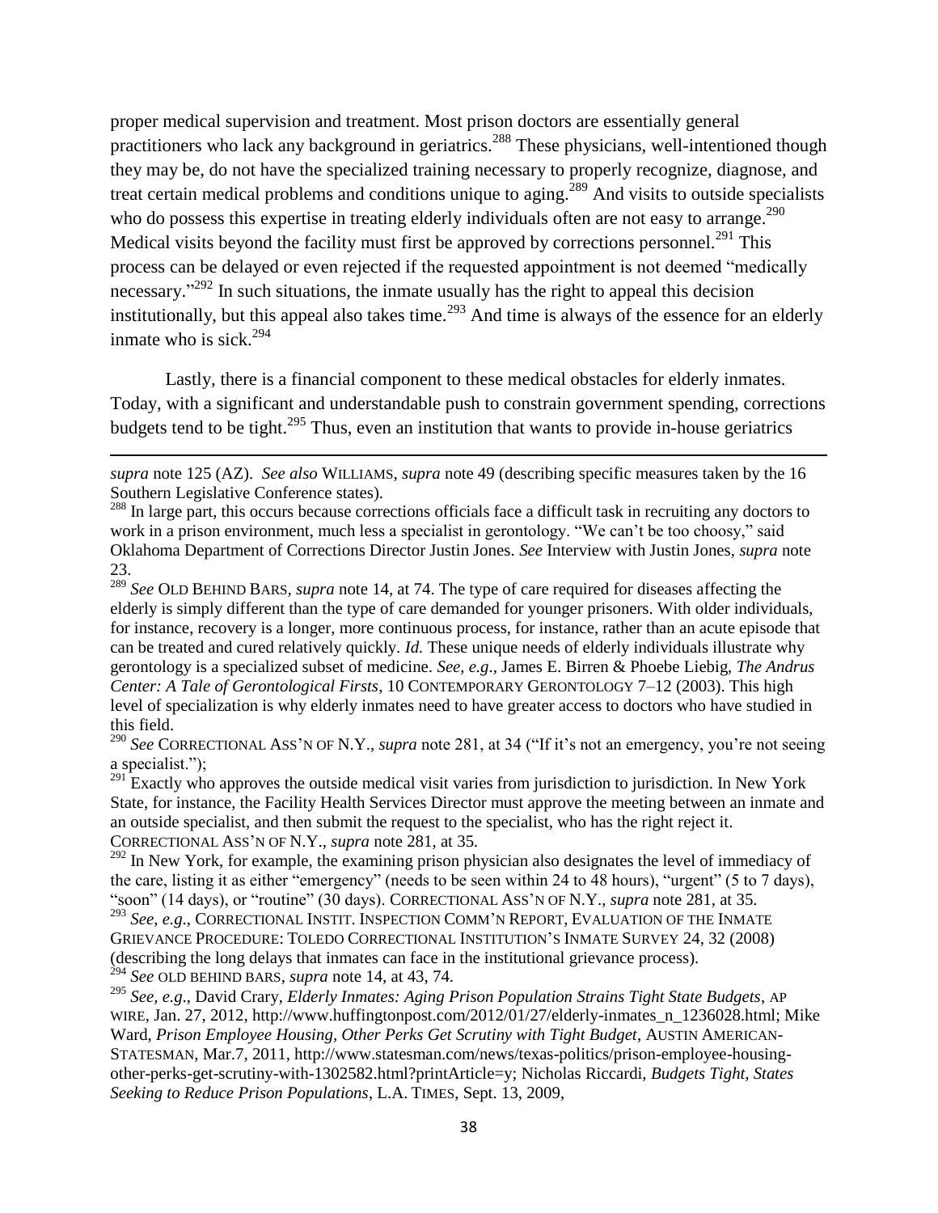proper medical supervision and treatment. Most prison doctors are essentially general practitioners who lack any background in geriatrics.[288] These physicians, well-intentioned though they may be, do not have the specialized training necessary to properly recognize, diagnose, and treat certain medical problems and conditions unique to aging.[289] And visits to outside specialists who do possess this expertise in treating elderly individuals often are not easy to arrange.[290] Medical visits beyond the facility must first be approved by corrections personnel.[291] This process can be delayed or even rejected if the requested appointment is not deemed "medically necessary."[292] In such situations, the inmate usually has the right to appeal this decision institutionally, but this appeal also takes time.[293] And time is always of the essence for an elderly inmate who is sick.[294]

Lastly, there is a financial component to these medical obstacles for elderly inmates. Today, with a significant and understandable push to constrain government spending, corrections budgets tend to be tight.[295] Thus, even an institution that wants to provide in-house geriatrics

---

*supra* note 125 (AZ). *See also* WILLIAMS, *supra* note 49 (describing specific measures taken by the 16 Southern Legislative Conference states).

[288] In large part, this occurs because corrections officials face a difficult task in recruiting any doctors to work in a prison environment, much less a specialist in gerontology. "We can't be too choosy," said Oklahoma Department of Corrections Director Justin Jones. *See* Interview with Justin Jones, *supra* note 23.

[289] *See* OLD BEHIND BARS, *supra* note 14, at 74. The type of care required for diseases affecting the elderly is simply different than the type of care demanded for younger prisoners. With older individuals, for instance, recovery is a longer, more continuous process, for instance, rather than an acute episode that can be treated and cured relatively quickly. *Id.* These unique needs of elderly individuals illustrate why gerontology is a specialized subset of medicine. *See, e.g.*, James E. Birren & Phoebe Liebig, *The Andrus Center: A Tale of Gerontological Firsts*, 10 CONTEMPORARY GERONTOLOGY 7–12 (2003). This high level of specialization is why elderly inmates need to have greater access to doctors who have studied in this field.

[290] *See* CORRECTIONAL ASS'N OF N.Y., *supra* note 281, at 34 ("If it's not an emergency, you're not seeing a specialist.");

[291] Exactly who approves the outside medical visit varies from jurisdiction to jurisdiction. In New York State, for instance, the Facility Health Services Director must approve the meeting between an inmate and an outside specialist, and then submit the request to the specialist, who has the right reject it. CORRECTIONAL ASS'N OF N.Y., *supra* note 281, at 35.

[292] In New York, for example, the examining prison physician also designates the level of immediacy of the care, listing it as either "emergency" (needs to be seen within 24 to 48 hours), "urgent" (5 to 7 days), "soon" (14 days), or "routine" (30 days). CORRECTIONAL ASS'N OF N.Y., *supra* note 281, at 35.

[293] *See, e.g.*, CORRECTIONAL INSTIT. INSPECTION COMM'N REPORT, EVALUATION OF THE INMATE GRIEVANCE PROCEDURE: TOLEDO CORRECTIONAL INSTITUTION'S INMATE SURVEY 24, 32 (2008) (describing the long delays that inmates can face in the institutional grievance process).

[294] *See* OLD BEHIND BARS, *supra* note 14, at 43, 74.

[295] *See, e.g.*, David Crary, *Elderly Inmates: Aging Prison Population Strains Tight State Budgets*, AP WIRE, Jan. 27, 2012, http://www.huffingtonpost.com/2012/01/27/elderly-inmates_n_1236028.html; Mike Ward, *Prison Employee Housing, Other Perks Get Scrutiny with Tight Budget*, AUSTIN AMERICAN-STATESMAN, Mar.7, 2011, http://www.statesman.com/news/texas-politics/prison-employee-housing-other-perks-get-scrutiny-with-1302582.html?printArticle=y; Nicholas Riccardi, *Budgets Tight, States Seeking to Reduce Prison Populations*, L.A. TIMES, Sept. 13, 2009,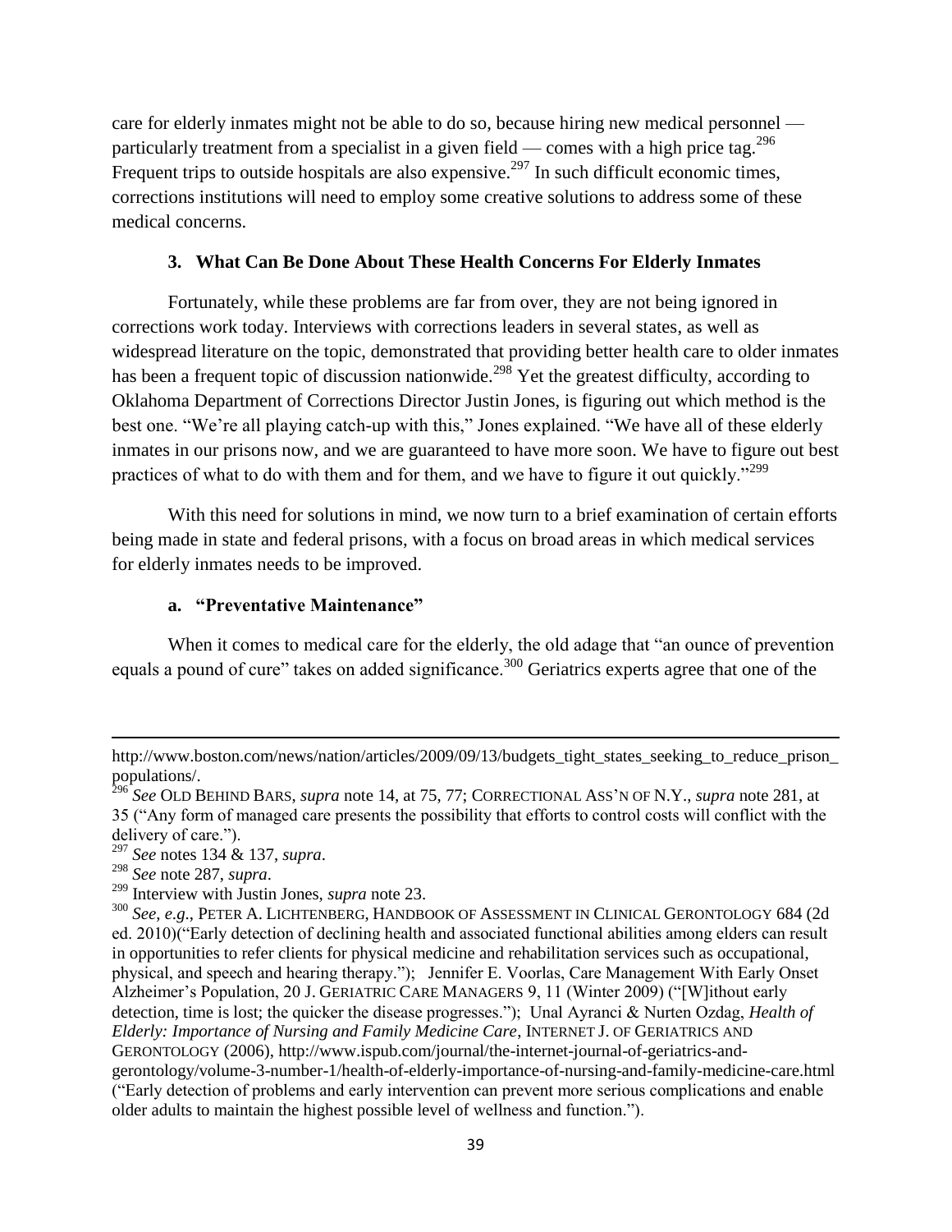care for elderly inmates might not be able to do so, because hiring new medical personnel — particularly treatment from a specialist in a given field — comes with a high price tag.[296] Frequent trips to outside hospitals are also expensive.[297] In such difficult economic times, corrections institutions will need to employ some creative solutions to address some of these medical concerns.

### 3. What Can Be Done About These Health Concerns For Elderly Inmates

Fortunately, while these problems are far from over, they are not being ignored in corrections work today. Interviews with corrections leaders in several states, as well as widespread literature on the topic, demonstrated that providing better health care to older inmates has been a frequent topic of discussion nationwide.[298] Yet the greatest difficulty, according to Oklahoma Department of Corrections Director Justin Jones, is figuring out which method is the best one. "We're all playing catch-up with this," Jones explained. "We have all of these elderly inmates in our prisons now, and we are guaranteed to have more soon. We have to figure out best practices of what to do with them and for them, and we have to figure it out quickly."[299]

With this need for solutions in mind, we now turn to a brief examination of certain efforts being made in state and federal prisons, with a focus on broad areas in which medical services for elderly inmates needs to be improved.

#### a. "Preventative Maintenance"

When it comes to medical care for the elderly, the old adage that "an ounce of prevention equals a pound of cure" takes on added significance.[300] Geriatrics experts agree that one of the

---

http://www.boston.com/news/nation/articles/2009/09/13/budgets_tight_states_seeking_to_reduce_prison_populations/.

[296] *See* OLD BEHIND BARS, *supra* note 14, at 75, 77; CORRECTIONAL ASS'N OF N.Y., *supra* note 281, at 35 ("Any form of managed care presents the possibility that efforts to control costs will conflict with the delivery of care.").

[297] *See* notes 134 & 137, *supra*.

[298] *See* note 287, *supra*.

[299] Interview with Justin Jones, *supra* note 23.

[300] *See, e.g.*, PETER A. LICHTENBERG, HANDBOOK OF ASSESSMENT IN CLINICAL GERONTOLOGY 684 (2d ed. 2010)("Early detection of declining health and associated functional abilities among elders can result in opportunities to refer clients for physical medicine and rehabilitation services such as occupational, physical, and speech and hearing therapy."); Jennifer E. Voorlas, Care Management With Early Onset Alzheimer's Population, 20 J. GERIATRIC CARE MANAGERS 9, 11 (Winter 2009) ("[W]ithout early detection, time is lost; the quicker the disease progresses."); Unal Ayranci & Nurten Ozdag, *Health of Elderly: Importance of Nursing and Family Medicine Care*, INTERNET J. OF GERIATRICS AND GERONTOLOGY (2006), http://www.ispub.com/journal/the-internet-journal-of-geriatrics-and-gerontology/volume-3-number-1/health-of-elderly-importance-of-nursing-and-family-medicine-care.html ("Early detection of problems and early intervention can prevent more serious complications and enable older adults to maintain the highest possible level of wellness and function.").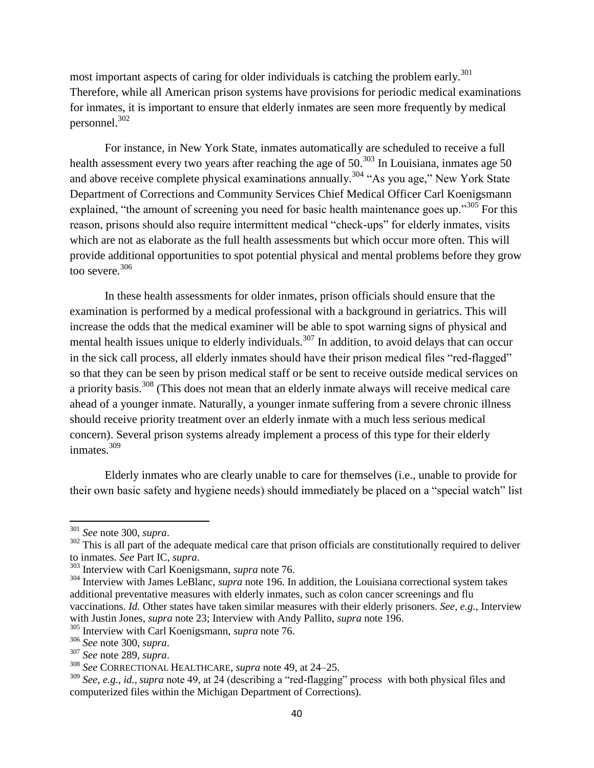most important aspects of caring for older individuals is catching the problem early.[301] Therefore, while all American prison systems have provisions for periodic medical examinations for inmates, it is important to ensure that elderly inmates are seen more frequently by medical personnel.[302]

For instance, in New York State, inmates automatically are scheduled to receive a full health assessment every two years after reaching the age of 50.[303] In Louisiana, inmates age 50 and above receive complete physical examinations annually.[304] "As you age," New York State Department of Corrections and Community Services Chief Medical Officer Carl Koenigsmann explained, "the amount of screening you need for basic health maintenance goes up."[305] For this reason, prisons should also require intermittent medical "check-ups" for elderly inmates, visits which are not as elaborate as the full health assessments but which occur more often. This will provide additional opportunities to spot potential physical and mental problems before they grow too severe.[306]

In these health assessments for older inmates, prison officials should ensure that the examination is performed by a medical professional with a background in geriatrics. This will increase the odds that the medical examiner will be able to spot warning signs of physical and mental health issues unique to elderly individuals.[307] In addition, to avoid delays that can occur in the sick call process, all elderly inmates should have their prison medical files "red-flagged" so that they can be seen by prison medical staff or be sent to receive outside medical services on a priority basis.[308] (This does not mean that an elderly inmate always will receive medical care ahead of a younger inmate. Naturally, a younger inmate suffering from a severe chronic illness should receive priority treatment over an elderly inmate with a much less serious medical concern). Several prison systems already implement a process of this type for their elderly inmates.[309]

Elderly inmates who are clearly unable to care for themselves (i.e., unable to provide for their own basic safety and hygiene needs) should immediately be placed on a "special watch" list

---

[301] *See* note 300, *supra*.

[302] This is all part of the adequate medical care that prison officials are constitutionally required to deliver to inmates. *See* Part IC, *supra*.

[303] Interview with Carl Koenigsmann, *supra* note 76.

[304] Interview with James LeBlanc, *supra* note 196. In addition, the Louisiana correctional system takes additional preventative measures with elderly inmates, such as colon cancer screenings and flu vaccinations. *Id.* Other states have taken similar measures with their elderly prisoners. *See, e.g.*, Interview with Justin Jones, *supra* note 23; Interview with Andy Pallito, *supra* note 196.

[305] Interview with Carl Koenigsmann, *supra* note 76.

[306] *See* note 300, *supra*.

[307] *See* note 289, *supra*.

[308] *See* CORRECTIONAL HEALTHCARE, *supra* note 49, at 24–25.

[309] *See, e.g.*, *id.*, *supra* note 49, at 24 (describing a "red-flagging" process with both physical files and computerized files within the Michigan Department of Corrections).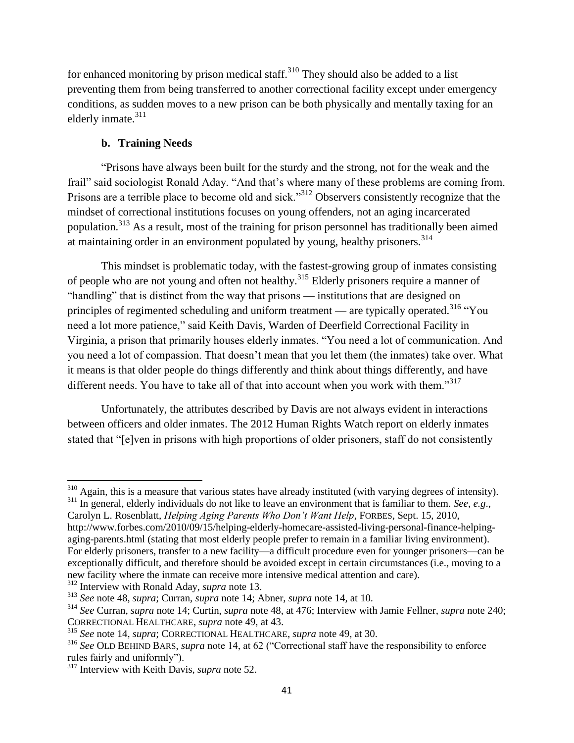for enhanced monitoring by prison medical staff.[310] They should also be added to a list preventing them from being transferred to another correctional facility except under emergency conditions, as sudden moves to a new prison can be both physically and mentally taxing for an elderly inmate.[311]

### b. Training Needs

"Prisons have always been built for the sturdy and the strong, not for the weak and the frail" said sociologist Ronald Aday. "And that's where many of these problems are coming from. Prisons are a terrible place to become old and sick."[312] Observers consistently recognize that the mindset of correctional institutions focuses on young offenders, not an aging incarcerated population.[313] As a result, most of the training for prison personnel has traditionally been aimed at maintaining order in an environment populated by young, healthy prisoners.[314]

This mindset is problematic today, with the fastest-growing group of inmates consisting of people who are not young and often not healthy.[315] Elderly prisoners require a manner of "handling" that is distinct from the way that prisons — institutions that are designed on principles of regimented scheduling and uniform treatment — are typically operated.[316] "You need a lot more patience," said Keith Davis, Warden of Deerfield Correctional Facility in Virginia, a prison that primarily houses elderly inmates. "You need a lot of communication. And you need a lot of compassion. That doesn't mean that you let them (the inmates) take over. What it means is that older people do things differently and think about things differently, and have different needs. You have to take all of that into account when you work with them."[317]

Unfortunately, the attributes described by Davis are not always evident in interactions between officers and older inmates. The 2012 Human Rights Watch report on elderly inmates stated that "[e]ven in prisons with high proportions of older prisoners, staff do not consistently

---

[310] Again, this is a measure that various states have already instituted (with varying degrees of intensity).

[311] In general, elderly individuals do not like to leave an environment that is familiar to them. *See*, *e.g.*, Carolyn L. Rosenblatt, *Helping Aging Parents Who Don't Want Help*, FORBES, Sept. 15, 2010, http://www.forbes.com/2010/09/15/helping-elderly-homecare-assisted-living-personal-finance-helping-aging-parents.html (stating that most elderly people prefer to remain in a familiar living environment). For elderly prisoners, transfer to a new facility—a difficult procedure even for younger prisoners—can be exceptionally difficult, and therefore should be avoided except in certain circumstances (i.e., moving to a new facility where the inmate can receive more intensive medical attention and care).

[312] Interview with Ronald Aday, *supra* note 13.

[313] *See* note 48, *supra*; Curran, *supra* note 14; Abner, *supra* note 14, at 10.

[314] *See* Curran, *supra* note 14; Curtin, *supra* note 48, at 476; Interview with Jamie Fellner, *supra* note 240; CORRECTIONAL HEALTHCARE, *supra* note 49, at 43.

[315] *See* note 14, *supra*; CORRECTIONAL HEALTHCARE, *supra* note 49, at 30.

[316] *See* OLD BEHIND BARS, *supra* note 14, at 62 ("Correctional staff have the responsibility to enforce rules fairly and uniformly").

[317] Interview with Keith Davis, *supra* note 52.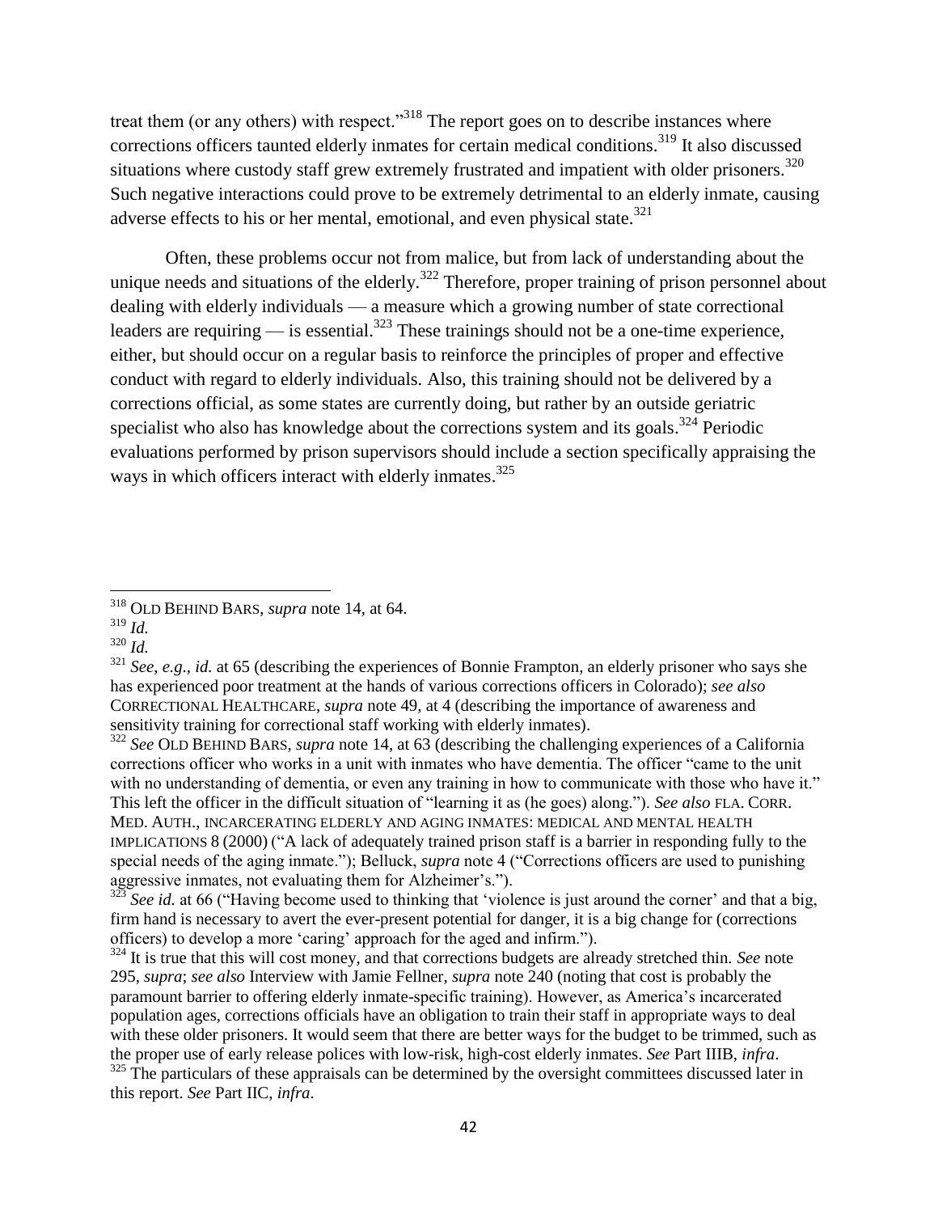treat them (or any others) with respect."[318] The report goes on to describe instances where corrections officers taunted elderly inmates for certain medical conditions.[319] It also discussed situations where custody staff grew extremely frustrated and impatient with older prisoners.[320] Such negative interactions could prove to be extremely detrimental to an elderly inmate, causing adverse effects to his or her mental, emotional, and even physical state.[321]

Often, these problems occur not from malice, but from lack of understanding about the unique needs and situations of the elderly.[322] Therefore, proper training of prison personnel about dealing with elderly individuals — a measure which a growing number of state correctional leaders are requiring — is essential.[323] These trainings should not be a one-time experience, either, but should occur on a regular basis to reinforce the principles of proper and effective conduct with regard to elderly individuals. Also, this training should not be delivered by a corrections official, as some states are currently doing, but rather by an outside geriatric specialist who also has knowledge about the corrections system and its goals.[324] Periodic evaluations performed by prison supervisors should include a section specifically appraising the ways in which officers interact with elderly inmates.[325]

---

[318] OLD BEHIND BARS, *supra* note 14, at 64.

[319] *Id.*

[320] *Id.*

[321] *See*, *e.g*., *id.* at 65 (describing the experiences of Bonnie Frampton, an elderly prisoner who says she has experienced poor treatment at the hands of various corrections officers in Colorado); *see also* CORRECTIONAL HEALTHCARE, *supra* note 49, at 4 (describing the importance of awareness and sensitivity training for correctional staff working with elderly inmates).

[322] *See* OLD BEHIND BARS, *supra* note 14, at 63 (describing the challenging experiences of a California corrections officer who works in a unit with inmates who have dementia. The officer "came to the unit with no understanding of dementia, or even any training in how to communicate with those who have it." This left the officer in the difficult situation of "learning it as (he goes) along."). *See also* FLA. CORR. MED. AUTH., INCARCERATING ELDERLY AND AGING INMATES: MEDICAL AND MENTAL HEALTH IMPLICATIONS 8 (2000) ("A lack of adequately trained prison staff is a barrier in responding fully to the special needs of the aging inmate."); Belluck, *supra* note 4 ("Corrections officers are used to punishing aggressive inmates, not evaluating them for Alzheimer's.").

[323] *See id.* at 66 ("Having become used to thinking that 'violence is just around the corner' and that a big, firm hand is necessary to avert the ever-present potential for danger, it is a big change for (corrections officers) to develop a more 'caring' approach for the aged and infirm.").

[324] It is true that this will cost money, and that corrections budgets are already stretched thin. *See* note 295, *supra*; *see also* Interview with Jamie Fellner, *supra* note 240 (noting that cost is probably the paramount barrier to offering elderly inmate-specific training). However, as America's incarcerated population ages, corrections officials have an obligation to train their staff in appropriate ways to deal with these older prisoners. It would seem that there are better ways for the budget to be trimmed, such as the proper use of early release polices with low-risk, high-cost elderly inmates. *See* Part IIIB, *infra*.

[325] The particulars of these appraisals can be determined by the oversight committees discussed later in this report. *See* Part IIC, *infra*.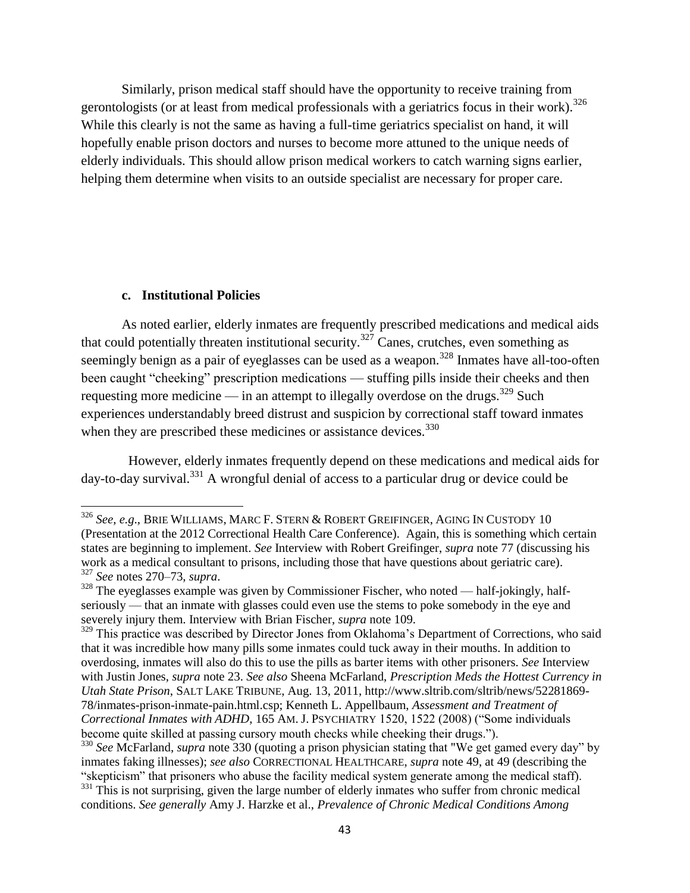Similarly, prison medical staff should have the opportunity to receive training from gerontologists (or at least from medical professionals with a geriatrics focus in their work).[326] While this clearly is not the same as having a full-time geriatrics specialist on hand, it will hopefully enable prison doctors and nurses to become more attuned to the unique needs of elderly individuals. This should allow prison medical workers to catch warning signs earlier, helping them determine when visits to an outside specialist are necessary for proper care.

### c. Institutional Policies

As noted earlier, elderly inmates are frequently prescribed medications and medical aids that could potentially threaten institutional security.[327] Canes, crutches, even something as seemingly benign as a pair of eyeglasses can be used as a weapon.[328] Inmates have all-too-often been caught "cheeking" prescription medications — stuffing pills inside their cheeks and then requesting more medicine — in an attempt to illegally overdose on the drugs.[329] Such experiences understandably breed distrust and suspicion by correctional staff toward inmates when they are prescribed these medicines or assistance devices.[330]

However, elderly inmates frequently depend on these medications and medical aids for day-to-day survival.[331] A wrongful denial of access to a particular drug or device could be

---

[326] *See, e.g.*, BRIE WILLIAMS, MARC F. STERN & ROBERT GREIFINGER, AGING IN CUSTODY 10 (Presentation at the 2012 Correctional Health Care Conference). Again, this is something which certain states are beginning to implement. *See* Interview with Robert Greifinger, *supra* note 77 (discussing his work as a medical consultant to prisons, including those that have questions about geriatric care).

[327] *See* notes 270–73, *supra*.

[328] The eyeglasses example was given by Commissioner Fischer, who noted — half-jokingly, half-seriously — that an inmate with glasses could even use the stems to poke somebody in the eye and severely injury them. Interview with Brian Fischer, *supra* note 109.

[329] This practice was described by Director Jones from Oklahoma's Department of Corrections, who said that it was incredible how many pills some inmates could tuck away in their mouths. In addition to overdosing, inmates will also do this to use the pills as barter items with other prisoners. *See* Interview with Justin Jones, *supra* note 23. *See also* Sheena McFarland, *Prescription Meds the Hottest Currency in Utah State Prison*, SALT LAKE TRIBUNE, Aug. 13, 2011, http://www.sltrib.com/sltrib/news/52281869-78/inmates-prison-inmate-pain.html.csp; Kenneth L. Appellbaum, *Assessment and Treatment of Correctional Inmates with ADHD*, 165 AM. J. PSYCHIATRY 1520, 1522 (2008) ("Some individuals become quite skilled at passing cursory mouth checks while cheeking their drugs.").

[330] *See* McFarland, *supra* note 330 (quoting a prison physician stating that "We get gamed every day" by inmates faking illnesses); *see also* CORRECTIONAL HEALTHCARE, *supra* note 49, at 49 (describing the "skepticism" that prisoners who abuse the facility medical system generate among the medical staff).

[331] This is not surprising, given the large number of elderly inmates who suffer from chronic medical conditions. *See generally* Amy J. Harzke et al., *Prevalence of Chronic Medical Conditions Among*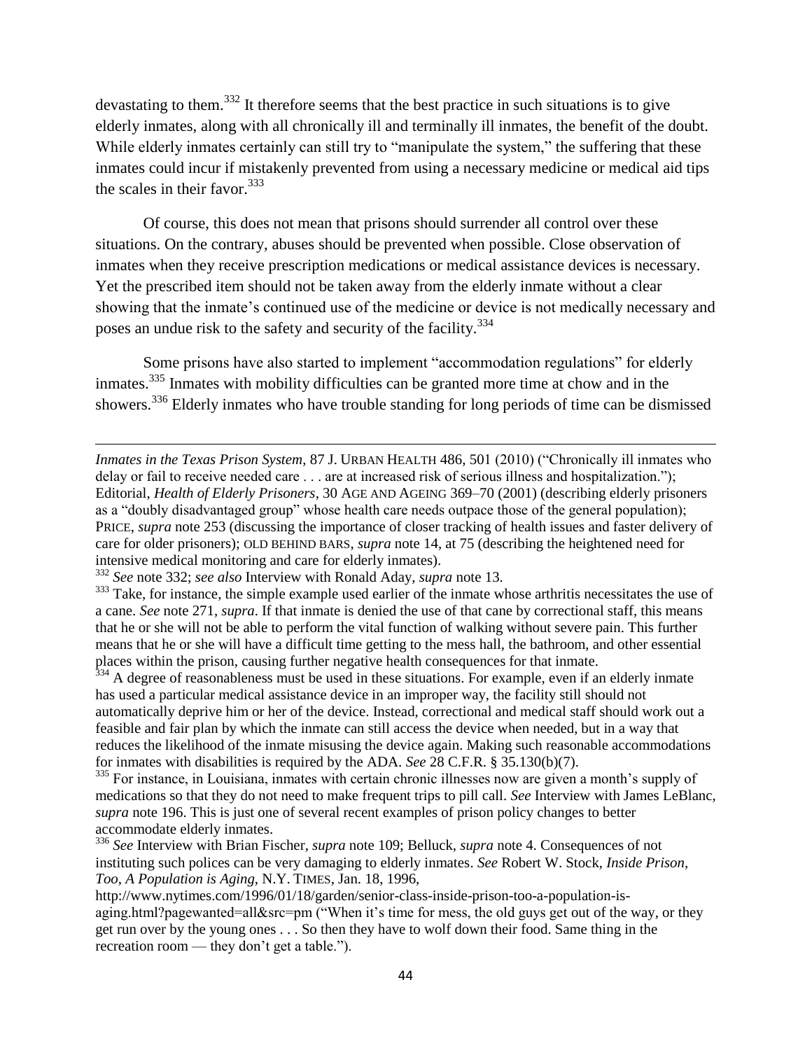devastating to them.[332] It therefore seems that the best practice in such situations is to give elderly inmates, along with all chronically ill and terminally ill inmates, the benefit of the doubt. While elderly inmates certainly can still try to "manipulate the system," the suffering that these inmates could incur if mistakenly prevented from using a necessary medicine or medical aid tips the scales in their favor.[333]

Of course, this does not mean that prisons should surrender all control over these situations. On the contrary, abuses should be prevented when possible. Close observation of inmates when they receive prescription medications or medical assistance devices is necessary. Yet the prescribed item should not be taken away from the elderly inmate without a clear showing that the inmate's continued use of the medicine or device is not medically necessary and poses an undue risk to the safety and security of the facility.[334]

Some prisons have also started to implement "accommodation regulations" for elderly inmates.[335] Inmates with mobility difficulties can be granted more time at chow and in the showers.[336] Elderly inmates who have trouble standing for long periods of time can be dismissed

---

*Inmates in the Texas Prison System*, 87 J. URBAN HEALTH 486, 501 (2010) ("Chronically ill inmates who delay or fail to receive needed care . . . are at increased risk of serious illness and hospitalization."); Editorial, *Health of Elderly Prisoners*, 30 AGE AND AGEING 369–70 (2001) (describing elderly prisoners as a "doubly disadvantaged group" whose health care needs outpace those of the general population); PRICE, *supra* note 253 (discussing the importance of closer tracking of health issues and faster delivery of care for older prisoners); OLD BEHIND BARS, *supra* note 14, at 75 (describing the heightened need for intensive medical monitoring and care for elderly inmates).

[332] *See* note 332; *see also* Interview with Ronald Aday, *supra* note 13.

[333] Take, for instance, the simple example used earlier of the inmate whose arthritis necessitates the use of a cane. *See* note 271, *supra*. If that inmate is denied the use of that cane by correctional staff, this means that he or she will not be able to perform the vital function of walking without severe pain. This further means that he or she will have a difficult time getting to the mess hall, the bathroom, and other essential places within the prison, causing further negative health consequences for that inmate.

[334] A degree of reasonableness must be used in these situations. For example, even if an elderly inmate has used a particular medical assistance device in an improper way, the facility still should not automatically deprive him or her of the device. Instead, correctional and medical staff should work out a feasible and fair plan by which the inmate can still access the device when needed, but in a way that reduces the likelihood of the inmate misusing the device again. Making such reasonable accommodations for inmates with disabilities is required by the ADA. *See* 28 C.F.R. § 35.130(b)(7).

[335] For instance, in Louisiana, inmates with certain chronic illnesses now are given a month's supply of medications so that they do not need to make frequent trips to pill call. *See* Interview with James LeBlanc, *supra* note 196. This is just one of several recent examples of prison policy changes to better accommodate elderly inmates.

[336] *See* Interview with Brian Fischer, *supra* note 109; Belluck, *supra* note 4. Consequences of not instituting such polices can be very damaging to elderly inmates. *See* Robert W. Stock, *Inside Prison, Too, A Population is Aging*, N.Y. TIMES, Jan. 18, 1996, http://www.nytimes.com/1996/01/18/garden/senior-class-inside-prison-too-a-population-is-aging.html?pagewanted=all&src=pm ("When it's time for mess, the old guys get out of the way, or they get run over by the young ones . . . So then they have to wolf down their food. Same thing in the recreation room — they don't get a table.").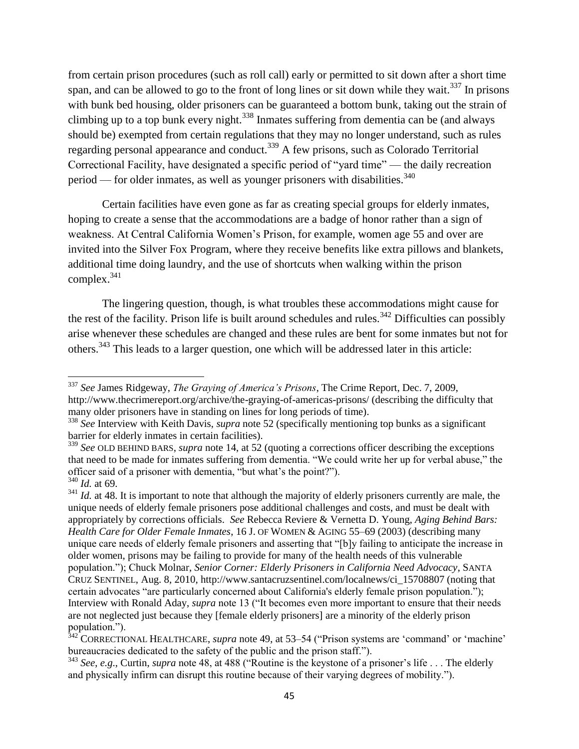from certain prison procedures (such as roll call) early or permitted to sit down after a short time span, and can be allowed to go to the front of long lines or sit down while they wait.[337] In prisons with bunk bed housing, older prisoners can be guaranteed a bottom bunk, taking out the strain of climbing up to a top bunk every night.[338] Inmates suffering from dementia can be (and always should be) exempted from certain regulations that they may no longer understand, such as rules regarding personal appearance and conduct.[339] A few prisons, such as Colorado Territorial Correctional Facility, have designated a specific period of "yard time" — the daily recreation period — for older inmates, as well as younger prisoners with disabilities.[340]

Certain facilities have even gone as far as creating special groups for elderly inmates, hoping to create a sense that the accommodations are a badge of honor rather than a sign of weakness. At Central California Women's Prison, for example, women age 55 and over are invited into the Silver Fox Program, where they receive benefits like extra pillows and blankets, additional time doing laundry, and the use of shortcuts when walking within the prison complex.[341]

The lingering question, though, is what troubles these accommodations might cause for the rest of the facility. Prison life is built around schedules and rules.[342] Difficulties can possibly arise whenever these schedules are changed and these rules are bent for some inmates but not for others.[343] This leads to a larger question, one which will be addressed later in this article:

---

[337] *See* James Ridgeway, *The Graying of America's Prisons*, The Crime Report, Dec. 7, 2009, http://www.thecrimereport.org/archive/the-graying-of-americas-prisons/ (describing the difficulty that many older prisoners have in standing on lines for long periods of time).

[338] *See* Interview with Keith Davis, *supra* note 52 (specifically mentioning top bunks as a significant barrier for elderly inmates in certain facilities).

[339] *See* OLD BEHIND BARS, *supra* note 14, at 52 (quoting a corrections officer describing the exceptions that need to be made for inmates suffering from dementia. "We could write her up for verbal abuse," the officer said of a prisoner with dementia, "but what's the point?").

[340] *Id.* at 69.

[341] *Id.* at 48. It is important to note that although the majority of elderly prisoners currently are male, the unique needs of elderly female prisoners pose additional challenges and costs, and must be dealt with appropriately by corrections officials. *See* Rebecca Reviere & Vernetta D. Young, *Aging Behind Bars: Health Care for Older Female Inmates*, 16 J. OF WOMEN & AGING 55–69 (2003) (describing many unique care needs of elderly female prisoners and asserting that "[b]y failing to anticipate the increase in older women, prisons may be failing to provide for many of the health needs of this vulnerable population."); Chuck Molnar, *Senior Corner: Elderly Prisoners in California Need Advocacy*, SANTA CRUZ SENTINEL, Aug. 8, 2010, http://www.santacruzsentinel.com/localnews/ci_15708807 (noting that certain advocates "are particularly concerned about California's elderly female prison population."); Interview with Ronald Aday, *supra* note 13 ("It becomes even more important to ensure that their needs are not neglected just because they [female elderly prisoners] are a minority of the elderly prison population.").

[342] CORRECTIONAL HEALTHCARE, *supra* note 49, at 53–54 ("Prison systems are 'command' or 'machine' bureaucracies dedicated to the safety of the public and the prison staff.").

[343] *See, e.g.*, Curtin, *supra* note 48, at 488 ("Routine is the keystone of a prisoner's life . . . The elderly and physically infirm can disrupt this routine because of their varying degrees of mobility.").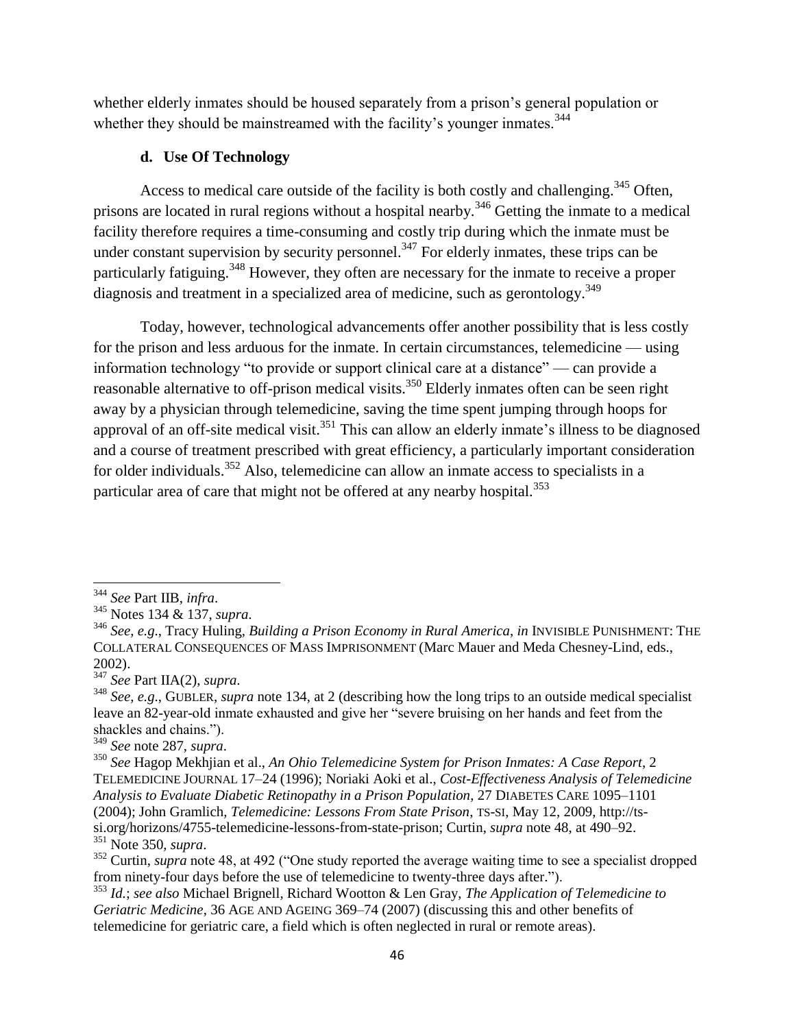whether elderly inmates should be housed separately from a prison's general population or whether they should be mainstreamed with the facility's younger inmates.[344]

#### d. Use Of Technology

Access to medical care outside of the facility is both costly and challenging.[345] Often, prisons are located in rural regions without a hospital nearby.[346] Getting the inmate to a medical facility therefore requires a time-consuming and costly trip during which the inmate must be under constant supervision by security personnel.[347] For elderly inmates, these trips can be particularly fatiguing.[348] However, they often are necessary for the inmate to receive a proper diagnosis and treatment in a specialized area of medicine, such as gerontology.[349]

Today, however, technological advancements offer another possibility that is less costly for the prison and less arduous for the inmate. In certain circumstances, telemedicine — using information technology "to provide or support clinical care at a distance" — can provide a reasonable alternative to off-prison medical visits.[350] Elderly inmates often can be seen right away by a physician through telemedicine, saving the time spent jumping through hoops for approval of an off-site medical visit.[351] This can allow an elderly inmate's illness to be diagnosed and a course of treatment prescribed with great efficiency, a particularly important consideration for older individuals.[352] Also, telemedicine can allow an inmate access to specialists in a particular area of care that might not be offered at any nearby hospital.[353]

---

[344] *See* Part IIB, *infra*.

[345] Notes 134 & 137, *supra*.

[346] *See*, *e.g.*, Tracy Huling, *Building a Prison Economy in Rural America*, *in* INVISIBLE PUNISHMENT: THE COLLATERAL CONSEQUENCES OF MASS IMPRISONMENT (Marc Mauer and Meda Chesney-Lind, eds., 2002).

[347] *See* Part IIA(2), *supra*.

[348] *See*, *e.g.*, GUBLER, *supra* note 134, at 2 (describing how the long trips to an outside medical specialist leave an 82-year-old inmate exhausted and give her "severe bruising on her hands and feet from the shackles and chains.").

[349] *See* note 287, *supra*.

[350] *See* Hagop Mekhjian et al., *An Ohio Telemedicine System for Prison Inmates: A Case Report*, 2 TELEMEDICINE JOURNAL 17–24 (1996); Noriaki Aoki et al., *Cost-Effectiveness Analysis of Telemedicine Analysis to Evaluate Diabetic Retinopathy in a Prison Population*, 27 DIABETES CARE 1095–1101 (2004); John Gramlich, *Telemedicine: Lessons From State Prison*, TS-SI, May 12, 2009, http://ts-si.org/horizons/4755-telemedicine-lessons-from-state-prison; Curtin, *supra* note 48, at 490–92.

[351] Note 350, *supra*.

[352] Curtin, *supra* note 48, at 492 ("One study reported the average waiting time to see a specialist dropped from ninety-four days before the use of telemedicine to twenty-three days after.").

[353] *Id.*; *see also* Michael Brignell, Richard Wootton & Len Gray, *The Application of Telemedicine to Geriatric Medicine*, 36 AGE AND AGEING 369–74 (2007) (discussing this and other benefits of telemedicine for geriatric care, a field which is often neglected in rural or remote areas).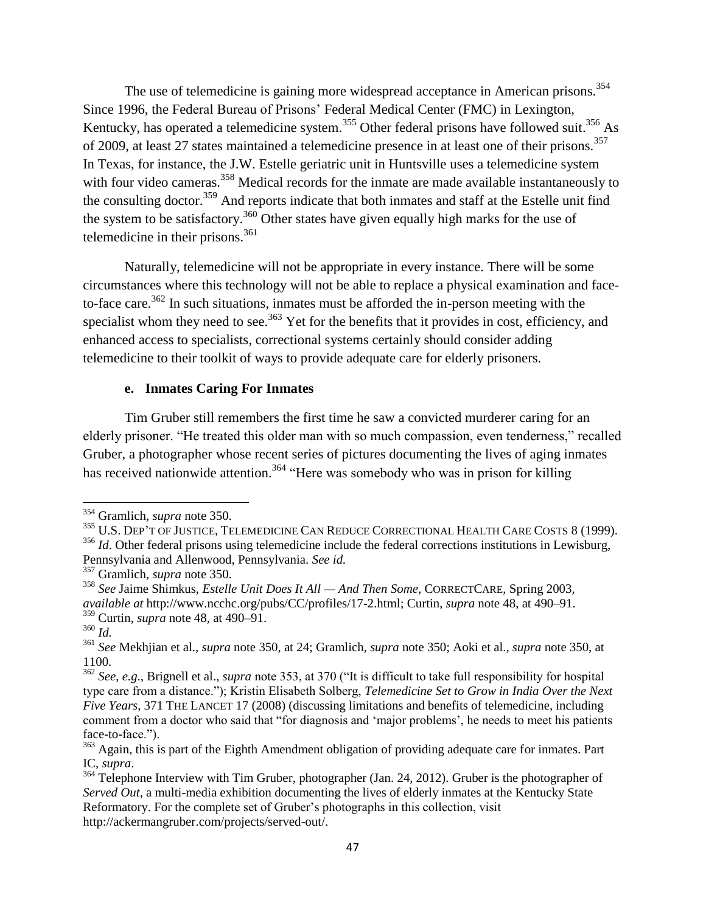The use of telemedicine is gaining more widespread acceptance in American prisons.[354] Since 1996, the Federal Bureau of Prisons' Federal Medical Center (FMC) in Lexington, Kentucky, has operated a telemedicine system.[355] Other federal prisons have followed suit.[356] As of 2009, at least 27 states maintained a telemedicine presence in at least one of their prisons.[357] In Texas, for instance, the J.W. Estelle geriatric unit in Huntsville uses a telemedicine system with four video cameras.[358] Medical records for the inmate are made available instantaneously to the consulting doctor.[359] And reports indicate that both inmates and staff at the Estelle unit find the system to be satisfactory.[360] Other states have given equally high marks for the use of telemedicine in their prisons.[361]

Naturally, telemedicine will not be appropriate in every instance. There will be some circumstances where this technology will not be able to replace a physical examination and face-to-face care.[362] In such situations, inmates must be afforded the in-person meeting with the specialist whom they need to see.[363] Yet for the benefits that it provides in cost, efficiency, and enhanced access to specialists, correctional systems certainly should consider adding telemedicine to their toolkit of ways to provide adequate care for elderly prisoners.

#### e. Inmates Caring For Inmates

Tim Gruber still remembers the first time he saw a convicted murderer caring for an elderly prisoner. "He treated this older man with so much compassion, even tenderness," recalled Gruber, a photographer whose recent series of pictures documenting the lives of aging inmates has received nationwide attention.[364] "Here was somebody who was in prison for killing

---

[354] Gramlich, *supra* note 350.

[355] U.S. DEP'T OF JUSTICE, TELEMEDICINE CAN REDUCE CORRECTIONAL HEALTH CARE COSTS 8 (1999).

[356] *Id*. Other federal prisons using telemedicine include the federal corrections institutions in Lewisburg, Pennsylvania and Allenwood, Pennsylvania. *See id.*

[357] Gramlich, *supra* note 350.

[358] *See* Jaime Shimkus, *Estelle Unit Does It All — And Then Some*, CORRECTCARE, Spring 2003, *available at* http://www.ncchc.org/pubs/CC/profiles/17-2.html; Curtin, *supra* note 48, at 490–91.

[359] Curtin, *supra* note 48, at 490–91.

[360] *Id.*

[361] *See* Mekhjian et al., *supra* note 350, at 24; Gramlich, *supra* note 350; Aoki et al., *supra* note 350, at 1100.

[362] *See, e.g.*, Brignell et al., *supra* note 353, at 370 ("It is difficult to take full responsibility for hospital type care from a distance."); Kristin Elisabeth Solberg, *Telemedicine Set to Grow in India Over the Next Five Years*, 371 THE LANCET 17 (2008) (discussing limitations and benefits of telemedicine, including comment from a doctor who said that "for diagnosis and 'major problems', he needs to meet his patients face-to-face.").

[363] Again, this is part of the Eighth Amendment obligation of providing adequate care for inmates. Part IC, *supra*.

[364] Telephone Interview with Tim Gruber, photographer (Jan. 24, 2012). Gruber is the photographer of *Served Out*, a multi-media exhibition documenting the lives of elderly inmates at the Kentucky State Reformatory. For the complete set of Gruber's photographs in this collection, visit http://ackermangruber.com/projects/served-out/.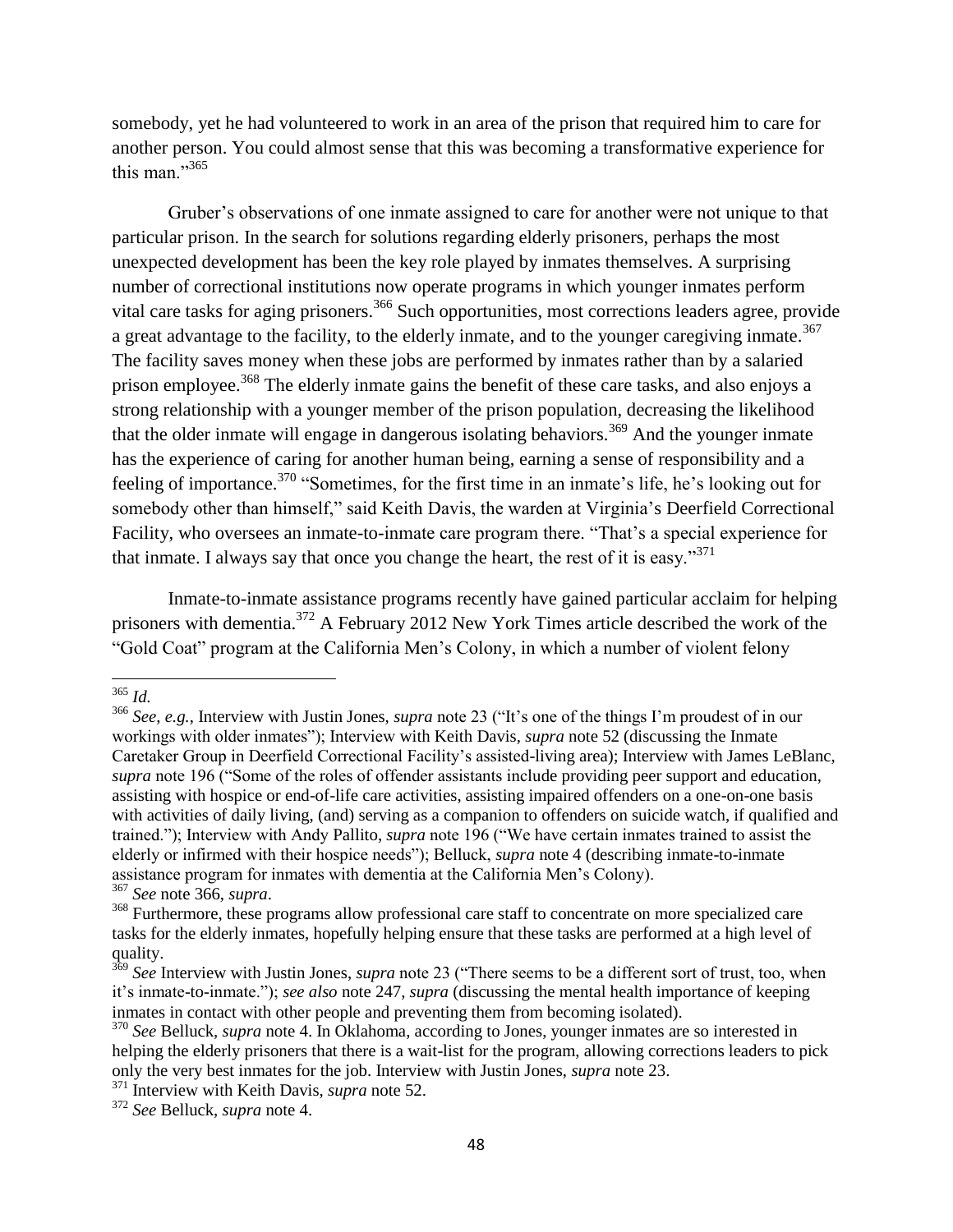somebody, yet he had volunteered to work in an area of the prison that required him to care for another person. You could almost sense that this was becoming a transformative experience for this man."[365]

Gruber's observations of one inmate assigned to care for another were not unique to that particular prison. In the search for solutions regarding elderly prisoners, perhaps the most unexpected development has been the key role played by inmates themselves. A surprising number of correctional institutions now operate programs in which younger inmates perform vital care tasks for aging prisoners.[366] Such opportunities, most corrections leaders agree, provide a great advantage to the facility, to the elderly inmate, and to the younger caregiving inmate.[367] The facility saves money when these jobs are performed by inmates rather than by a salaried prison employee.[368] The elderly inmate gains the benefit of these care tasks, and also enjoys a strong relationship with a younger member of the prison population, decreasing the likelihood that the older inmate will engage in dangerous isolating behaviors.[369] And the younger inmate has the experience of caring for another human being, earning a sense of responsibility and a feeling of importance.[370] "Sometimes, for the first time in an inmate's life, he's looking out for somebody other than himself," said Keith Davis, the warden at Virginia's Deerfield Correctional Facility, who oversees an inmate-to-inmate care program there. "That's a special experience for that inmate. I always say that once you change the heart, the rest of it is easy."[371]

Inmate-to-inmate assistance programs recently have gained particular acclaim for helping prisoners with dementia.[372] A February 2012 New York Times article described the work of the "Gold Coat" program at the California Men's Colony, in which a number of violent felony

---

[365] *Id.*

[366] *See, e.g.*, Interview with Justin Jones, *supra* note 23 ("It's one of the things I'm proudest of in our workings with older inmates"); Interview with Keith Davis, *supra* note 52 (discussing the Inmate Caretaker Group in Deerfield Correctional Facility's assisted-living area); Interview with James LeBlanc, *supra* note 196 ("Some of the roles of offender assistants include providing peer support and education, assisting with hospice or end-of-life care activities, assisting impaired offenders on a one-on-one basis with activities of daily living, (and) serving as a companion to offenders on suicide watch, if qualified and trained."); Interview with Andy Pallito, *supra* note 196 ("We have certain inmates trained to assist the elderly or infirmed with their hospice needs"); Belluck, *supra* note 4 (describing inmate-to-inmate assistance program for inmates with dementia at the California Men's Colony).

[367] *See* note 366, *supra*.

[368] Furthermore, these programs allow professional care staff to concentrate on more specialized care tasks for the elderly inmates, hopefully helping ensure that these tasks are performed at a high level of quality.

[369] *See* Interview with Justin Jones, *supra* note 23 ("There seems to be a different sort of trust, too, when it's inmate-to-inmate."); *see also* note 247, *supra* (discussing the mental health importance of keeping inmates in contact with other people and preventing them from becoming isolated).

[370] *See* Belluck, *supra* note 4. In Oklahoma, according to Jones, younger inmates are so interested in helping the elderly prisoners that there is a wait-list for the program, allowing corrections leaders to pick only the very best inmates for the job. Interview with Justin Jones, *supra* note 23.

[371] Interview with Keith Davis, *supra* note 52.

[372] *See* Belluck, *supra* note 4.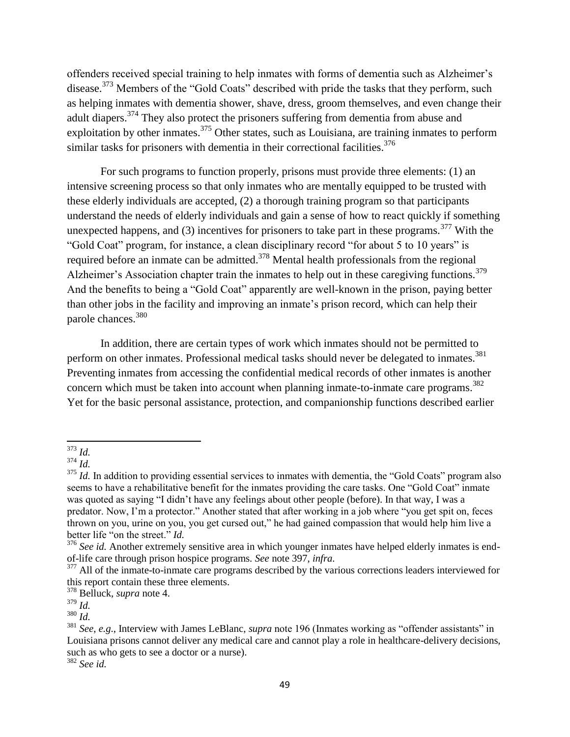offenders received special training to help inmates with forms of dementia such as Alzheimer's disease.[373] Members of the "Gold Coats" described with pride the tasks that they perform, such as helping inmates with dementia shower, shave, dress, groom themselves, and even change their adult diapers.[374] They also protect the prisoners suffering from dementia from abuse and exploitation by other inmates.[375] Other states, such as Louisiana, are training inmates to perform similar tasks for prisoners with dementia in their correctional facilities.[376]

For such programs to function properly, prisons must provide three elements: (1) an intensive screening process so that only inmates who are mentally equipped to be trusted with these elderly individuals are accepted, (2) a thorough training program so that participants understand the needs of elderly individuals and gain a sense of how to react quickly if something unexpected happens, and (3) incentives for prisoners to take part in these programs.[377] With the "Gold Coat" program, for instance, a clean disciplinary record "for about 5 to 10 years" is required before an inmate can be admitted.[378] Mental health professionals from the regional Alzheimer's Association chapter train the inmates to help out in these caregiving functions.[379] And the benefits to being a "Gold Coat" apparently are well-known in the prison, paying better than other jobs in the facility and improving an inmate's prison record, which can help their parole chances.[380]

In addition, there are certain types of work which inmates should not be permitted to perform on other inmates. Professional medical tasks should never be delegated to inmates.[381] Preventing inmates from accessing the confidential medical records of other inmates is another concern which must be taken into account when planning inmate-to-inmate care programs.[382] Yet for the basic personal assistance, protection, and companionship functions described earlier

---

[373] *Id.*

[374] *Id.*

[375] *Id.* In addition to providing essential services to inmates with dementia, the "Gold Coats" program also seems to have a rehabilitative benefit for the inmates providing the care tasks. One "Gold Coat" inmate was quoted as saying "I didn't have any feelings about other people (before). In that way, I was a predator. Now, I'm a protector." Another stated that after working in a job where "you get spit on, feces thrown on you, urine on you, you get cursed out," he had gained compassion that would help him live a better life "on the street." *Id.*

[376] *See id.* Another extremely sensitive area in which younger inmates have helped elderly inmates is end-of-life care through prison hospice programs. *See* note 397, *infra*.

[377] All of the inmate-to-inmate care programs described by the various corrections leaders interviewed for this report contain these three elements.

[378] Belluck, *supra* note 4.

[379] *Id.*

[380] *Id.*

[381] *See, e.g.*, Interview with James LeBlanc, *supra* note 196 (Inmates working as "offender assistants" in Louisiana prisons cannot deliver any medical care and cannot play a role in healthcare-delivery decisions, such as who gets to see a doctor or a nurse).

[382] *See id.*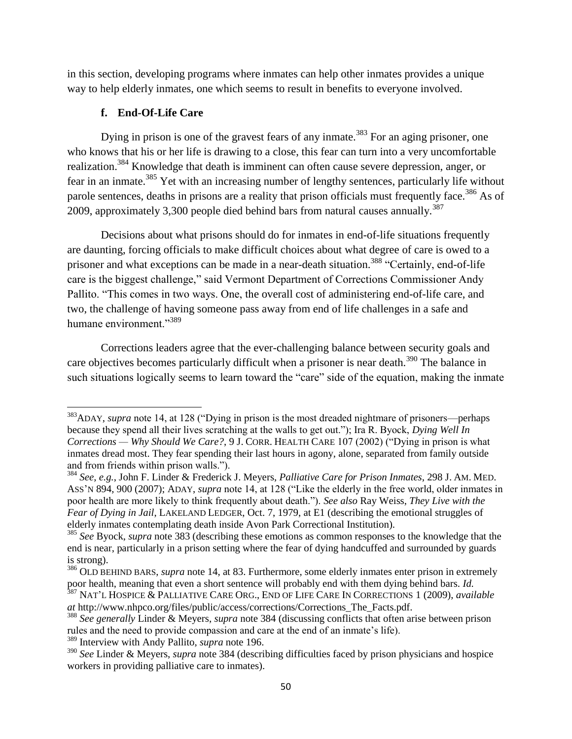in this section, developing programs where inmates can help other inmates provides a unique way to help elderly inmates, one which seems to result in benefits to everyone involved.

#### f. End-Of-Life Care

Dying in prison is one of the gravest fears of any inmate.[383] For an aging prisoner, one who knows that his or her life is drawing to a close, this fear can turn into a very uncomfortable realization.[384] Knowledge that death is imminent can often cause severe depression, anger, or fear in an inmate.[385] Yet with an increasing number of lengthy sentences, particularly life without parole sentences, deaths in prisons are a reality that prison officials must frequently face.[386] As of 2009, approximately 3,300 people died behind bars from natural causes annually.[387]

Decisions about what prisons should do for inmates in end-of-life situations frequently are daunting, forcing officials to make difficult choices about what degree of care is owed to a prisoner and what exceptions can be made in a near-death situation.[388] "Certainly, end-of-life care is the biggest challenge," said Vermont Department of Corrections Commissioner Andy Pallito. "This comes in two ways. One, the overall cost of administering end-of-life care, and two, the challenge of having someone pass away from end of life challenges in a safe and humane environment."[389]

Corrections leaders agree that the ever-challenging balance between security goals and care objectives becomes particularly difficult when a prisoner is near death.[390] The balance in such situations logically seems to learn toward the "care" side of the equation, making the inmate

---

[383] ADAY, *supra* note 14, at 128 ("Dying in prison is the most dreaded nightmare of prisoners—perhaps because they spend all their lives scratching at the walls to get out."); Ira R. Byock, *Dying Well In Corrections — Why Should We Care?*, 9 J. CORR. HEALTH CARE 107 (2002) ("Dying in prison is what inmates dread most. They fear spending their last hours in agony, alone, separated from family outside and from friends within prison walls.").

[384] *See, e.g.*, John F. Linder & Frederick J. Meyers, *Palliative Care for Prison Inmates*, 298 J. AM. MED. ASS'N 894, 900 (2007); ADAY, *supra* note 14, at 128 ("Like the elderly in the free world, older inmates in poor health are more likely to think frequently about death."). *See also* Ray Weiss, *They Live with the Fear of Dying in Jail*, LAKELAND LEDGER, Oct. 7, 1979, at E1 (describing the emotional struggles of elderly inmates contemplating death inside Avon Park Correctional Institution).

[385] *See* Byock, *supra* note 383 (describing these emotions as common responses to the knowledge that the end is near, particularly in a prison setting where the fear of dying handcuffed and surrounded by guards is strong).

[386] OLD BEHIND BARS, *supra* note 14, at 83. Furthermore, some elderly inmates enter prison in extremely poor health, meaning that even a short sentence will probably end with them dying behind bars. *Id.*

[387] NAT'L HOSPICE & PALLIATIVE CARE ORG., END OF LIFE CARE IN CORRECTIONS 1 (2009), *available at* http://www.nhpco.org/files/public/access/corrections/Corrections_The_Facts.pdf.

[388] *See generally* Linder & Meyers, *supra* note 384 (discussing conflicts that often arise between prison rules and the need to provide compassion and care at the end of an inmate's life).

[389] Interview with Andy Pallito, *supra* note 196.

[390] *See* Linder & Meyers, *supra* note 384 (describing difficulties faced by prison physicians and hospice workers in providing palliative care to inmates).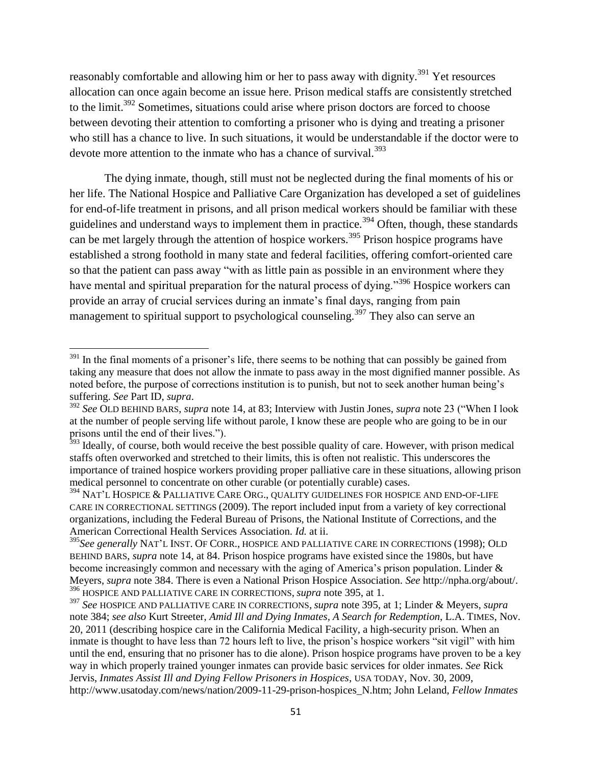reasonably comfortable and allowing him or her to pass away with dignity.[391] Yet resources allocation can once again become an issue here. Prison medical staffs are consistently stretched to the limit.[392] Sometimes, situations could arise where prison doctors are forced to choose between devoting their attention to comforting a prisoner who is dying and treating a prisoner who still has a chance to live. In such situations, it would be understandable if the doctor were to devote more attention to the inmate who has a chance of survival.[393]

The dying inmate, though, still must not be neglected during the final moments of his or her life. The National Hospice and Palliative Care Organization has developed a set of guidelines for end-of-life treatment in prisons, and all prison medical workers should be familiar with these guidelines and understand ways to implement them in practice.[394] Often, though, these standards can be met largely through the attention of hospice workers.[395] Prison hospice programs have established a strong foothold in many state and federal facilities, offering comfort-oriented care so that the patient can pass away "with as little pain as possible in an environment where they have mental and spiritual preparation for the natural process of dying."[396] Hospice workers can provide an array of crucial services during an inmate's final days, ranging from pain management to spiritual support to psychological counseling.[397] They also can serve an

---

[391] In the final moments of a prisoner's life, there seems to be nothing that can possibly be gained from taking any measure that does not allow the inmate to pass away in the most dignified manner possible. As noted before, the purpose of corrections institution is to punish, but not to seek another human being's suffering. *See* Part ID, *supra*.

[392] *See* OLD BEHIND BARS, *supra* note 14, at 83; Interview with Justin Jones, *supra* note 23 ("When I look at the number of people serving life without parole, I know these are people who are going to be in our prisons until the end of their lives.").

[393] Ideally, of course, both would receive the best possible quality of care. However, with prison medical staffs often overworked and stretched to their limits, this is often not realistic. This underscores the importance of trained hospice workers providing proper palliative care in these situations, allowing prison medical personnel to concentrate on other curable (or potentially curable) cases.

[394] NAT'L HOSPICE & PALLIATIVE CARE ORG., QUALITY GUIDELINES FOR HOSPICE AND END-OF-LIFE CARE IN CORRECTIONAL SETTINGS (2009). The report included input from a variety of key correctional organizations, including the Federal Bureau of Prisons, the National Institute of Corrections, and the American Correctional Health Services Association. *Id.* at ii.

[395] *See generally* NAT'L INST. OF CORR., HOSPICE AND PALLIATIVE CARE IN CORRECTIONS (1998); OLD BEHIND BARS, *supra* note 14, at 84. Prison hospice programs have existed since the 1980s, but have become increasingly common and necessary with the aging of America's prison population. Linder & Meyers, *supra* note 384. There is even a National Prison Hospice Association. *See* http://npha.org/about/.

[396] HOSPICE AND PALLIATIVE CARE IN CORRECTIONS, *supra* note 395, at 1.

[397] *See* HOSPICE AND PALLIATIVE CARE IN CORRECTIONS, *supra* note 395, at 1; Linder & Meyers, *supra* note 384; *see also* Kurt Streeter, *Amid Ill and Dying Inmates, A Search for Redemption*, L.A. TIMES, Nov. 20, 2011 (describing hospice care in the California Medical Facility, a high-security prison. When an inmate is thought to have less than 72 hours left to live, the prison's hospice workers "sit vigil" with him until the end, ensuring that no prisoner has to die alone). Prison hospice programs have proven to be a key way in which properly trained younger inmates can provide basic services for older inmates. *See* Rick Jervis, *Inmates Assist Ill and Dying Fellow Prisoners in Hospices*, USA TODAY, Nov. 30, 2009, http://www.usatoday.com/news/nation/2009-11-29-prison-hospices_N.htm; John Leland, *Fellow Inmates*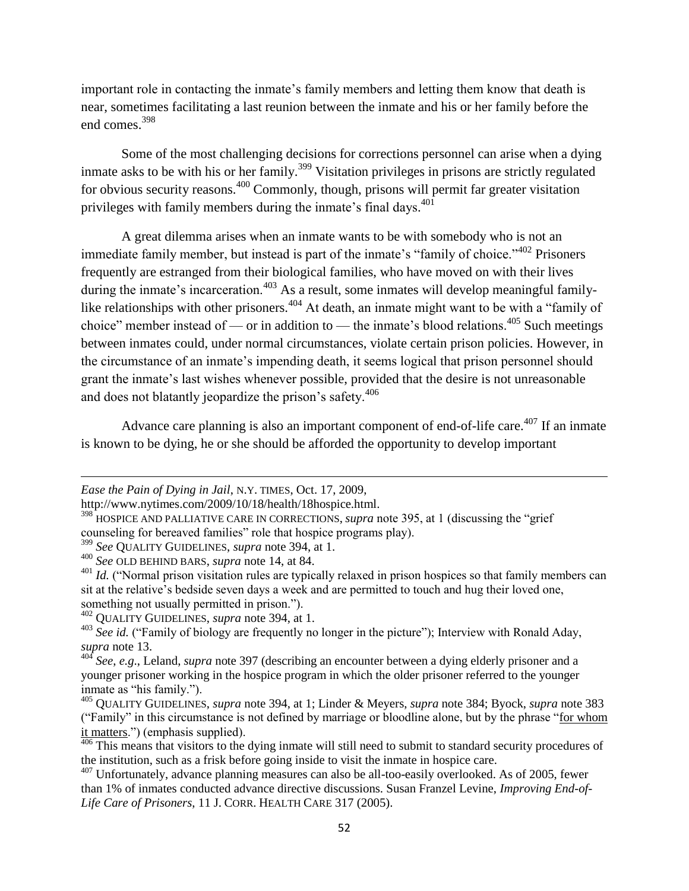important role in contacting the inmate's family members and letting them know that death is near, sometimes facilitating a last reunion between the inmate and his or her family before the end comes.[398]

Some of the most challenging decisions for corrections personnel can arise when a dying inmate asks to be with his or her family.[399] Visitation privileges in prisons are strictly regulated for obvious security reasons.[400] Commonly, though, prisons will permit far greater visitation privileges with family members during the inmate's final days.[401]

A great dilemma arises when an inmate wants to be with somebody who is not an immediate family member, but instead is part of the inmate's "family of choice."[402] Prisoners frequently are estranged from their biological families, who have moved on with their lives during the inmate's incarceration.[403] As a result, some inmates will develop meaningful family-like relationships with other prisoners.[404] At death, an inmate might want to be with a "family of choice" member instead of — or in addition to — the inmate's blood relations.[405] Such meetings between inmates could, under normal circumstances, violate certain prison policies. However, in the circumstance of an inmate's impending death, it seems logical that prison personnel should grant the inmate's last wishes whenever possible, provided that the desire is not unreasonable and does not blatantly jeopardize the prison's safety.[406]

Advance care planning is also an important component of end-of-life care.[407] If an inmate is known to be dying, he or she should be afforded the opportunity to develop important

---

*Ease the Pain of Dying in Jail*, N.Y. TIMES, Oct. 17, 2009, http://www.nytimes.com/2009/10/18/health/18hospice.html.

[398] HOSPICE AND PALLIATIVE CARE IN CORRECTIONS, *supra* note 395, at 1 (discussing the "grief counseling for bereaved families" role that hospice programs play).

[399] *See* QUALITY GUIDELINES, *supra* note 394, at 1.

[400] *See* OLD BEHIND BARS, *supra* note 14, at 84.

[401] *Id.* ("Normal prison visitation rules are typically relaxed in prison hospices so that family members can sit at the relative's bedside seven days a week and are permitted to touch and hug their loved one, something not usually permitted in prison.").

[402] QUALITY GUIDELINES, *supra* note 394, at 1.

[403] *See id.* ("Family of biology are frequently no longer in the picture"); Interview with Ronald Aday, *supra* note 13.

[404] *See, e.g.*, Leland, *supra* note 397 (describing an encounter between a dying elderly prisoner and a younger prisoner working in the hospice program in which the older prisoner referred to the younger inmate as "his family.").

[405] QUALITY GUIDELINES, *supra* note 394, at 1; Linder & Meyers, *supra* note 384; Byock, *supra* note 383 ("Family" in this circumstance is not defined by marriage or bloodline alone, but by the phrase "<u>for whom it matters</u>.") (emphasis supplied).

[406] This means that visitors to the dying inmate will still need to submit to standard security procedures of the institution, such as a frisk before going inside to visit the inmate in hospice care.

[407] Unfortunately, advance planning measures can also be all-too-easily overlooked. As of 2005, fewer than 1% of inmates conducted advance directive discussions. Susan Franzel Levine, *Improving End-of-Life Care of Prisoners*, 11 J. CORR. HEALTH CARE 317 (2005).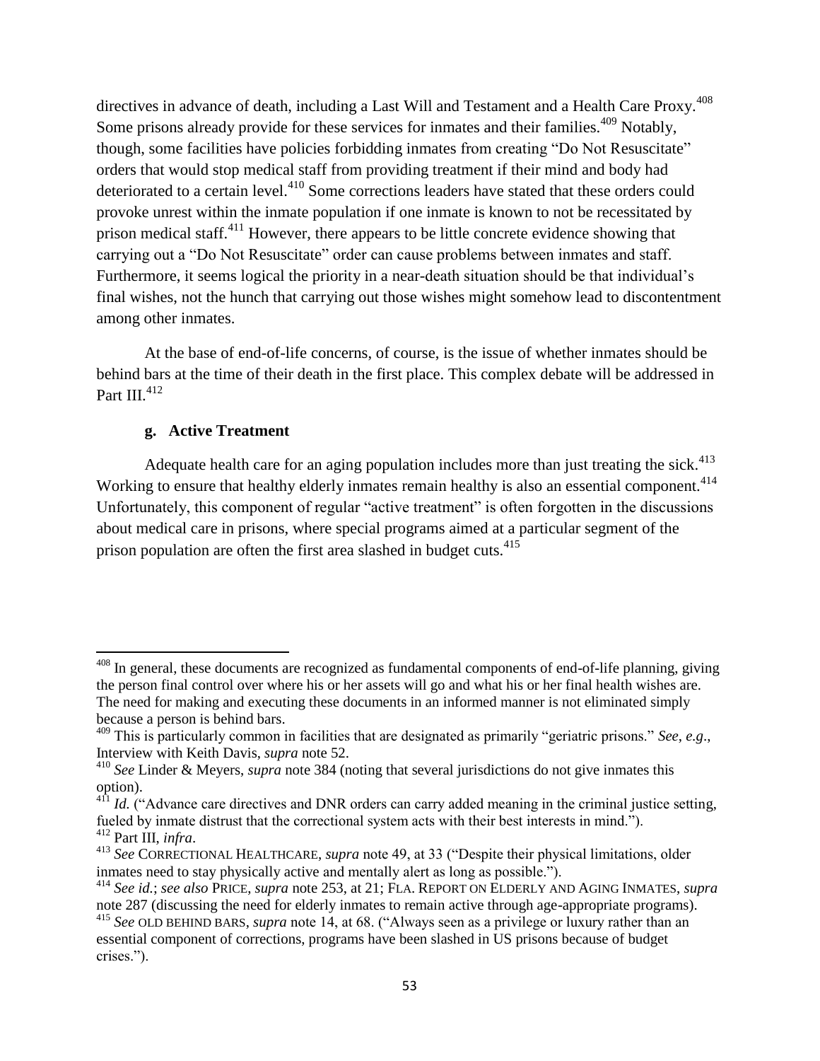directives in advance of death, including a Last Will and Testament and a Health Care Proxy.[408] Some prisons already provide for these services for inmates and their families.[409] Notably, though, some facilities have policies forbidding inmates from creating "Do Not Resuscitate" orders that would stop medical staff from providing treatment if their mind and body had deteriorated to a certain level.[410] Some corrections leaders have stated that these orders could provoke unrest within the inmate population if one inmate is known to not be recessitated by prison medical staff.[411] However, there appears to be little concrete evidence showing that carrying out a "Do Not Resuscitate" order can cause problems between inmates and staff. Furthermore, it seems logical the priority in a near-death situation should be that individual's final wishes, not the hunch that carrying out those wishes might somehow lead to discontentment among other inmates.

At the base of end-of-life concerns, of course, is the issue of whether inmates should be behind bars at the time of their death in the first place. This complex debate will be addressed in Part III.[412]

### g. Active Treatment

Adequate health care for an aging population includes more than just treating the sick.[413] Working to ensure that healthy elderly inmates remain healthy is also an essential component.[414] Unfortunately, this component of regular "active treatment" is often forgotten in the discussions about medical care in prisons, where special programs aimed at a particular segment of the prison population are often the first area slashed in budget cuts.[415]

---

[408] In general, these documents are recognized as fundamental components of end-of-life planning, giving the person final control over where his or her assets will go and what his or her final health wishes are. The need for making and executing these documents in an informed manner is not eliminated simply because a person is behind bars.

[409] This is particularly common in facilities that are designated as primarily "geriatric prisons." *See, e.g.*, Interview with Keith Davis, *supra* note 52.

[410] *See* Linder & Meyers, *supra* note 384 (noting that several jurisdictions do not give inmates this option).

[411] *Id.* ("Advance care directives and DNR orders can carry added meaning in the criminal justice setting, fueled by inmate distrust that the correctional system acts with their best interests in mind.").

[412] Part III, *infra*.

[413] *See* CORRECTIONAL HEALTHCARE, *supra* note 49, at 33 ("Despite their physical limitations, older inmates need to stay physically active and mentally alert as long as possible.").

[414] *See id.*; *see also* PRICE, *supra* note 253, at 21; FLA. REPORT ON ELDERLY AND AGING INMATES, *supra* note 287 (discussing the need for elderly inmates to remain active through age-appropriate programs).

[415] *See* OLD BEHIND BARS, *supra* note 14, at 68. ("Always seen as a privilege or luxury rather than an essential component of corrections, programs have been slashed in US prisons because of budget crises.").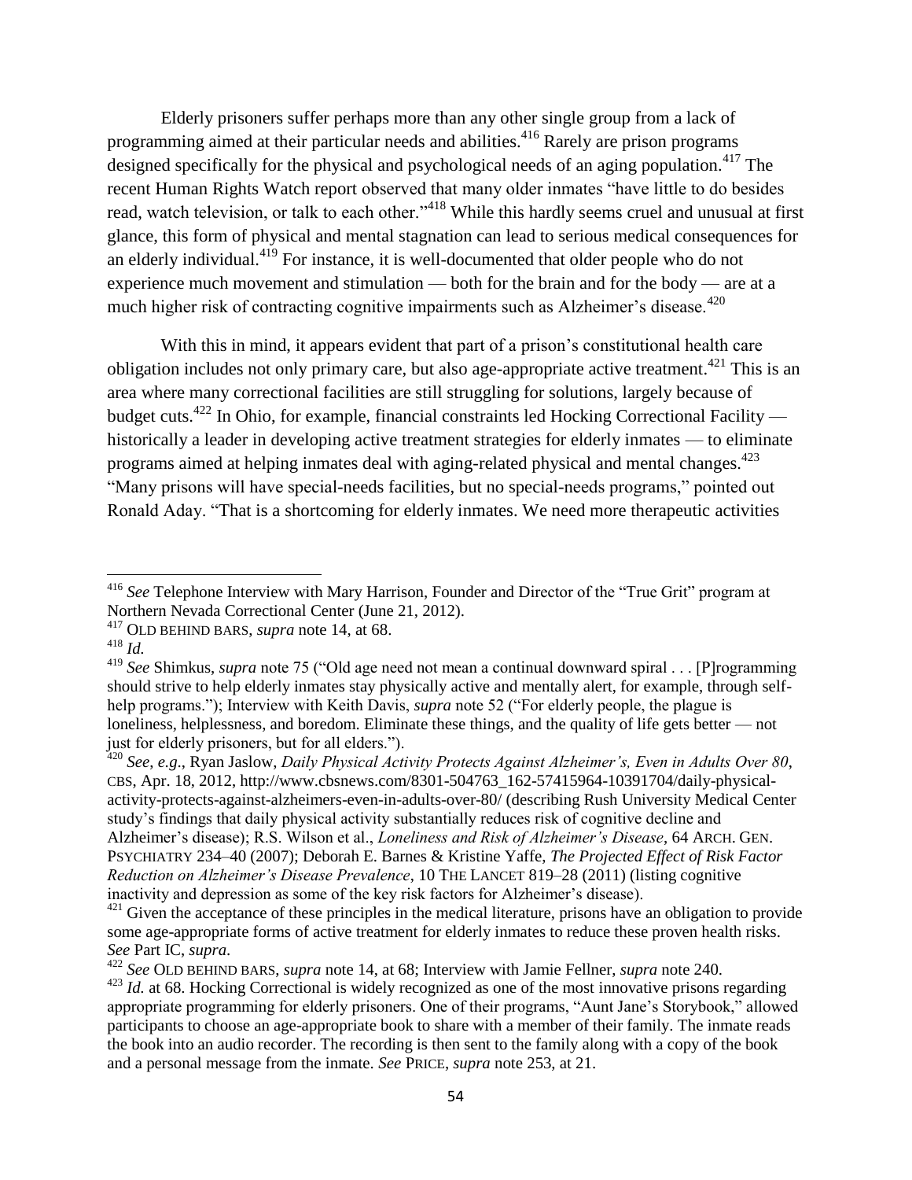Elderly prisoners suffer perhaps more than any other single group from a lack of programming aimed at their particular needs and abilities.[416] Rarely are prison programs designed specifically for the physical and psychological needs of an aging population.[417] The recent Human Rights Watch report observed that many older inmates "have little to do besides read, watch television, or talk to each other."[418] While this hardly seems cruel and unusual at first glance, this form of physical and mental stagnation can lead to serious medical consequences for an elderly individual.[419] For instance, it is well-documented that older people who do not experience much movement and stimulation — both for the brain and for the body — are at a much higher risk of contracting cognitive impairments such as Alzheimer's disease.[420]

With this in mind, it appears evident that part of a prison's constitutional health care obligation includes not only primary care, but also age-appropriate active treatment.[421] This is an area where many correctional facilities are still struggling for solutions, largely because of budget cuts.[422] In Ohio, for example, financial constraints led Hocking Correctional Facility — historically a leader in developing active treatment strategies for elderly inmates — to eliminate programs aimed at helping inmates deal with aging-related physical and mental changes.[423] "Many prisons will have special-needs facilities, but no special-needs programs," pointed out Ronald Aday. "That is a shortcoming for elderly inmates. We need more therapeutic activities

---

[416] *See* Telephone Interview with Mary Harrison, Founder and Director of the "True Grit" program at Northern Nevada Correctional Center (June 21, 2012).

[417] OLD BEHIND BARS, *supra* note 14, at 68.

[418] *Id.*

[419] *See* Shimkus, *supra* note 75 ("Old age need not mean a continual downward spiral . . . [P]rogramming should strive to help elderly inmates stay physically active and mentally alert, for example, through self-help programs."); Interview with Keith Davis, *supra* note 52 ("For elderly people, the plague is loneliness, helplessness, and boredom. Eliminate these things, and the quality of life gets better — not just for elderly prisoners, but for all elders.").

[420] *See*, *e.g*., Ryan Jaslow, *Daily Physical Activity Protects Against Alzheimer's, Even in Adults Over 80*, CBS, Apr. 18, 2012, http://www.cbsnews.com/8301-504763_162-57415964-10391704/daily-physical-activity-protects-against-alzheimers-even-in-adults-over-80/ (describing Rush University Medical Center study's findings that daily physical activity substantially reduces risk of cognitive decline and Alzheimer's disease); R.S. Wilson et al., *Loneliness and Risk of Alzheimer's Disease*, 64 ARCH. GEN. PSYCHIATRY 234–40 (2007); Deborah E. Barnes & Kristine Yaffe, *The Projected Effect of Risk Factor Reduction on Alzheimer's Disease Prevalence*, 10 THE LANCET 819–28 (2011) (listing cognitive inactivity and depression as some of the key risk factors for Alzheimer's disease).

[421] Given the acceptance of these principles in the medical literature, prisons have an obligation to provide some age-appropriate forms of active treatment for elderly inmates to reduce these proven health risks. *See* Part IC, *supra*.

[422] *See* OLD BEHIND BARS, *supra* note 14, at 68; Interview with Jamie Fellner, *supra* note 240.

[423] *Id.* at 68. Hocking Correctional is widely recognized as one of the most innovative prisons regarding appropriate programming for elderly prisoners. One of their programs, "Aunt Jane's Storybook," allowed participants to choose an age-appropriate book to share with a member of their family. The inmate reads the book into an audio recorder. The recording is then sent to the family along with a copy of the book and a personal message from the inmate. *See* PRICE, *supra* note 253, at 21.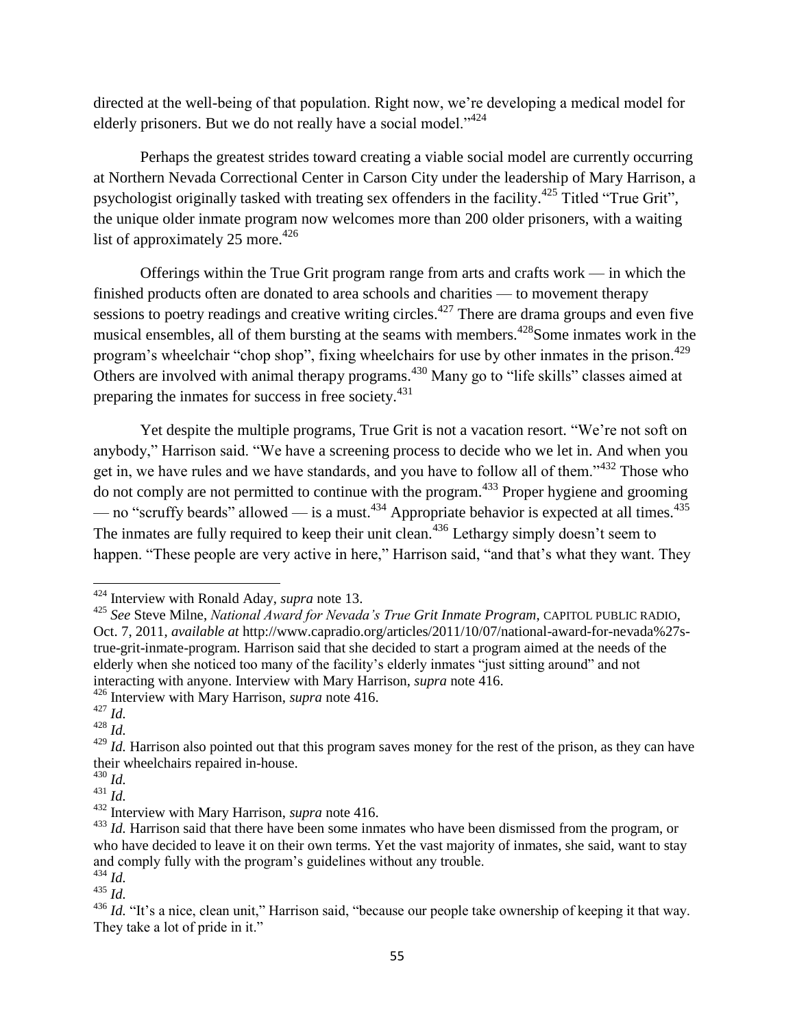directed at the well-being of that population. Right now, we're developing a medical model for elderly prisoners. But we do not really have a social model."[424]

Perhaps the greatest strides toward creating a viable social model are currently occurring at Northern Nevada Correctional Center in Carson City under the leadership of Mary Harrison, a psychologist originally tasked with treating sex offenders in the facility.[425] Titled "True Grit", the unique older inmate program now welcomes more than 200 older prisoners, with a waiting list of approximately 25 more.[426]

Offerings within the True Grit program range from arts and crafts work — in which the finished products often are donated to area schools and charities — to movement therapy sessions to poetry readings and creative writing circles.[427] There are drama groups and even five musical ensembles, all of them bursting at the seams with members.[428]Some inmates work in the program's wheelchair "chop shop", fixing wheelchairs for use by other inmates in the prison.[429] Others are involved with animal therapy programs.[430] Many go to "life skills" classes aimed at preparing the inmates for success in free society.[431]

Yet despite the multiple programs, True Grit is not a vacation resort. "We're not soft on anybody," Harrison said. "We have a screening process to decide who we let in. And when you get in, we have rules and we have standards, and you have to follow all of them."[432] Those who do not comply are not permitted to continue with the program.[433] Proper hygiene and grooming — no "scruffy beards" allowed — is a must.[434] Appropriate behavior is expected at all times.[435] The inmates are fully required to keep their unit clean.[436] Lethargy simply doesn't seem to happen. "These people are very active in here," Harrison said, "and that's what they want. They

---

[424] Interview with Ronald Aday, *supra* note 13.

[425] *See* Steve Milne, *National Award for Nevada's True Grit Inmate Program*, CAPITOL PUBLIC RADIO, Oct. 7, 2011, *available at* http://www.capradio.org/articles/2011/10/07/national-award-for-nevada%27s-true-grit-inmate-program. Harrison said that she decided to start a program aimed at the needs of the elderly when she noticed too many of the facility's elderly inmates "just sitting around" and not interacting with anyone. Interview with Mary Harrison, *supra* note 416.

[426] Interview with Mary Harrison, *supra* note 416.

[427] *Id.*

[428] *Id.*

[429] *Id.* Harrison also pointed out that this program saves money for the rest of the prison, as they can have their wheelchairs repaired in-house.

[430] *Id.*

[431] *Id.*

[432] Interview with Mary Harrison, *supra* note 416.

[433] *Id.* Harrison said that there have been some inmates who have been dismissed from the program, or who have decided to leave it on their own terms. Yet the vast majority of inmates, she said, want to stay and comply fully with the program's guidelines without any trouble.

[434] *Id.*

[435] *Id.*

[436] *Id.* "It's a nice, clean unit," Harrison said, "because our people take ownership of keeping it that way. They take a lot of pride in it."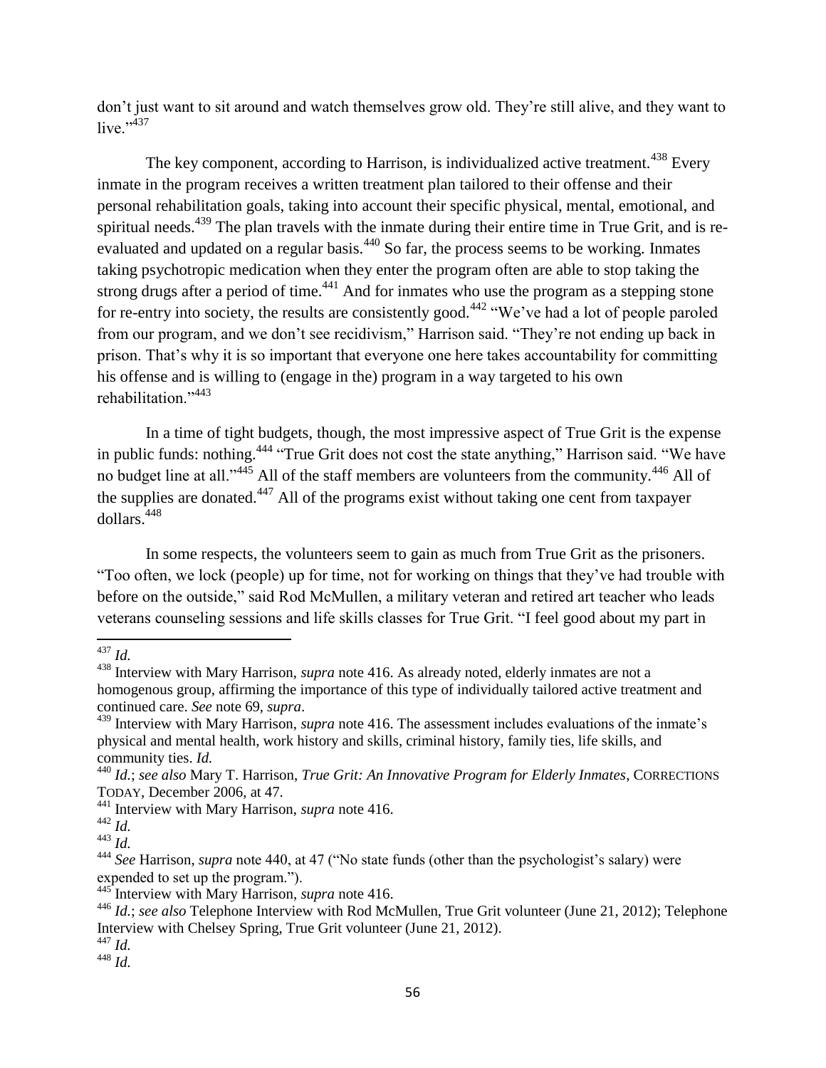don't just want to sit around and watch themselves grow old. They're still alive, and they want to live."[437]

The key component, according to Harrison, is individualized active treatment.[438] Every inmate in the program receives a written treatment plan tailored to their offense and their personal rehabilitation goals, taking into account their specific physical, mental, emotional, and spiritual needs.[439] The plan travels with the inmate during their entire time in True Grit, and is re-evaluated and updated on a regular basis.[440] So far, the process seems to be working. Inmates taking psychotropic medication when they enter the program often are able to stop taking the strong drugs after a period of time.[441] And for inmates who use the program as a stepping stone for re-entry into society, the results are consistently good.[442] "We've had a lot of people paroled from our program, and we don't see recidivism," Harrison said. "They're not ending up back in prison. That's why it is so important that everyone one here takes accountability for committing his offense and is willing to (engage in the) program in a way targeted to his own rehabilitation."[443]

In a time of tight budgets, though, the most impressive aspect of True Grit is the expense in public funds: nothing.[444] "True Grit does not cost the state anything," Harrison said. "We have no budget line at all."[445] All of the staff members are volunteers from the community.[446] All of the supplies are donated.[447] All of the programs exist without taking one cent from taxpayer dollars.[448]

In some respects, the volunteers seem to gain as much from True Grit as the prisoners. "Too often, we lock (people) up for time, not for working on things that they've had trouble with before on the outside," said Rod McMullen, a military veteran and retired art teacher who leads veterans counseling sessions and life skills classes for True Grit. "I feel good about my part in

---

[437] *Id.*

[438] Interview with Mary Harrison, *supra* note 416. As already noted, elderly inmates are not a homogenous group, affirming the importance of this type of individually tailored active treatment and continued care. *See* note 69, *supra*.

[439] Interview with Mary Harrison, *supra* note 416. The assessment includes evaluations of the inmate's physical and mental health, work history and skills, criminal history, family ties, life skills, and community ties. *Id.*

[440] *Id.*; *see also* Mary T. Harrison, *True Grit: An Innovative Program for Elderly Inmates*, CORRECTIONS TODAY, December 2006, at 47.

[441] Interview with Mary Harrison, *supra* note 416.

[442] *Id.*

[443] *Id.*

[444] *See* Harrison, *supra* note 440, at 47 ("No state funds (other than the psychologist's salary) were expended to set up the program.").

[445] Interview with Mary Harrison, *supra* note 416.

[446] *Id.*; *see also* Telephone Interview with Rod McMullen, True Grit volunteer (June 21, 2012); Telephone Interview with Chelsey Spring, True Grit volunteer (June 21, 2012).

[447] *Id.*

[448] *Id.*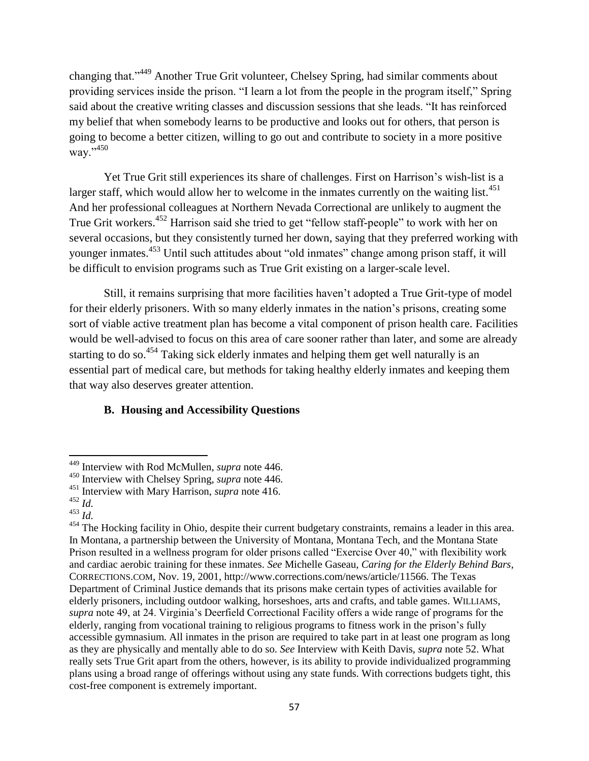changing that."[449] Another True Grit volunteer, Chelsey Spring, had similar comments about providing services inside the prison. "I learn a lot from the people in the program itself," Spring said about the creative writing classes and discussion sessions that she leads. "It has reinforced my belief that when somebody learns to be productive and looks out for others, that person is going to become a better citizen, willing to go out and contribute to society in a more positive way."[450]

Yet True Grit still experiences its share of challenges. First on Harrison's wish-list is a larger staff, which would allow her to welcome in the inmates currently on the waiting list.[451] And her professional colleagues at Northern Nevada Correctional are unlikely to augment the True Grit workers.[452] Harrison said she tried to get "fellow staff-people" to work with her on several occasions, but they consistently turned her down, saying that they preferred working with younger inmates.[453] Until such attitudes about "old inmates" change among prison staff, it will be difficult to envision programs such as True Grit existing on a larger-scale level.

Still, it remains surprising that more facilities haven't adopted a True Grit-type of model for their elderly prisoners. With so many elderly inmates in the nation's prisons, creating some sort of viable active treatment plan has become a vital component of prison health care. Facilities would be well-advised to focus on this area of care sooner rather than later, and some are already starting to do so.[454] Taking sick elderly inmates and helping them get well naturally is an essential part of medical care, but methods for taking healthy elderly inmates and keeping them that way also deserves greater attention.

### B. Housing and Accessibility Questions

---

[449] Interview with Rod McMullen, *supra* note 446.

[450] Interview with Chelsey Spring, *supra* note 446.

[451] Interview with Mary Harrison, *supra* note 416.

[452] *Id.*

[453] *Id.*

[454] The Hocking facility in Ohio, despite their current budgetary constraints, remains a leader in this area. In Montana, a partnership between the University of Montana, Montana Tech, and the Montana State Prison resulted in a wellness program for older prisons called "Exercise Over 40," with flexibility work and cardiac aerobic training for these inmates. *See* Michelle Gaseau, *Caring for the Elderly Behind Bars*, CORRECTIONS.COM, Nov. 19, 2001, http://www.corrections.com/news/article/11566. The Texas Department of Criminal Justice demands that its prisons make certain types of activities available for elderly prisoners, including outdoor walking, horseshoes, arts and crafts, and table games. WILLIAMS, *supra* note 49, at 24. Virginia's Deerfield Correctional Facility offers a wide range of programs for the elderly, ranging from vocational training to religious programs to fitness work in the prison's fully accessible gymnasium. All inmates in the prison are required to take part in at least one program as long as they are physically and mentally able to do so. *See* Interview with Keith Davis, *supra* note 52. What really sets True Grit apart from the others, however, is its ability to provide individualized programming plans using a broad range of offerings without using any state funds. With corrections budgets tight, this cost-free component is extremely important.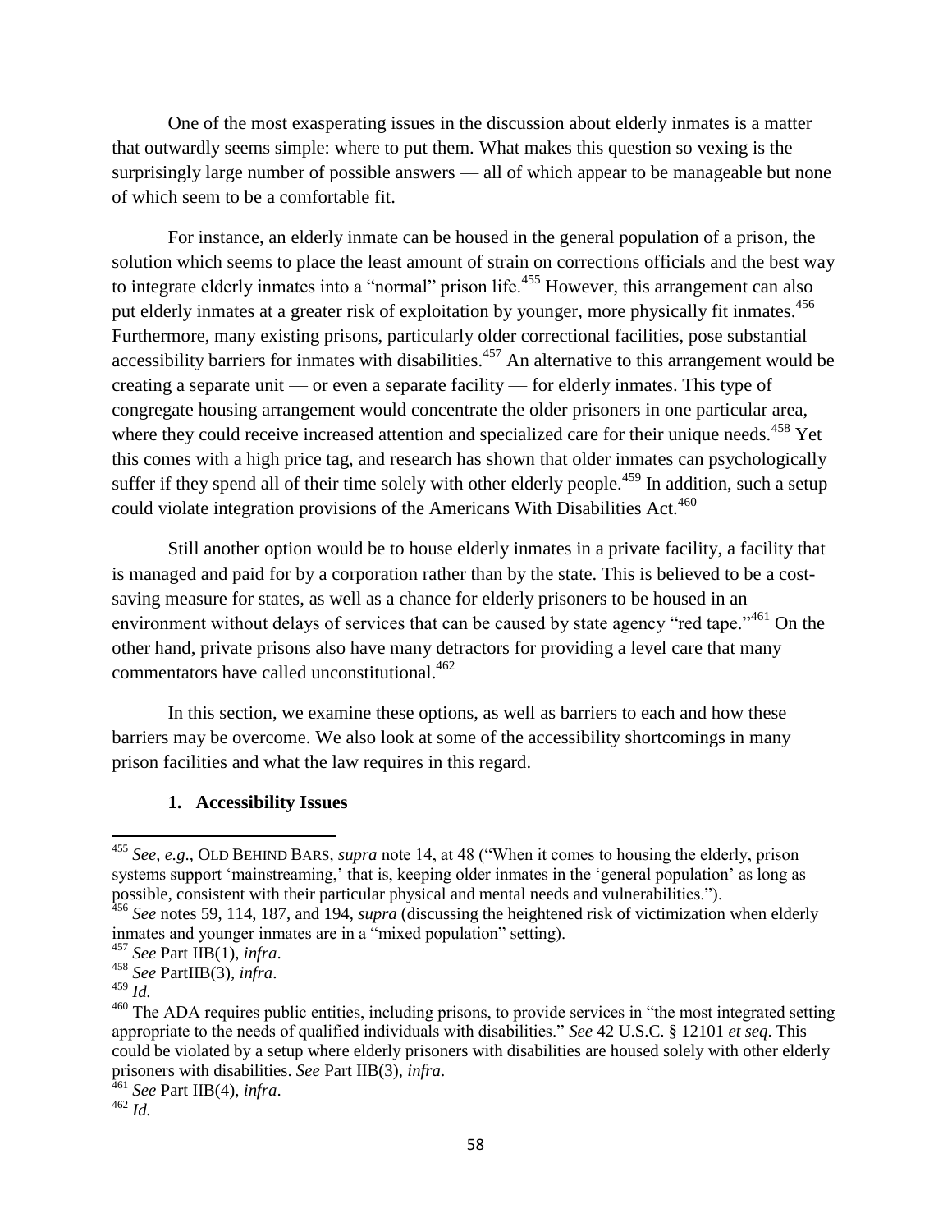One of the most exasperating issues in the discussion about elderly inmates is a matter that outwardly seems simple: where to put them. What makes this question so vexing is the surprisingly large number of possible answers — all of which appear to be manageable but none of which seem to be a comfortable fit.

For instance, an elderly inmate can be housed in the general population of a prison, the solution which seems to place the least amount of strain on corrections officials and the best way to integrate elderly inmates into a "normal" prison life.[455] However, this arrangement can also put elderly inmates at a greater risk of exploitation by younger, more physically fit inmates.[456] Furthermore, many existing prisons, particularly older correctional facilities, pose substantial accessibility barriers for inmates with disabilities.[457] An alternative to this arrangement would be creating a separate unit — or even a separate facility — for elderly inmates. This type of congregate housing arrangement would concentrate the older prisoners in one particular area, where they could receive increased attention and specialized care for their unique needs.[458] Yet this comes with a high price tag, and research has shown that older inmates can psychologically suffer if they spend all of their time solely with other elderly people.[459] In addition, such a setup could violate integration provisions of the Americans With Disabilities Act.[460]

Still another option would be to house elderly inmates in a private facility, a facility that is managed and paid for by a corporation rather than by the state. This is believed to be a cost-saving measure for states, as well as a chance for elderly prisoners to be housed in an environment without delays of services that can be caused by state agency "red tape."[461] On the other hand, private prisons also have many detractors for providing a level care that many commentators have called unconstitutional.[462]

In this section, we examine these options, as well as barriers to each and how these barriers may be overcome. We also look at some of the accessibility shortcomings in many prison facilities and what the law requires in this regard.

### 1. Accessibility Issues

---

[455] *See, e.g.*, OLD BEHIND BARS, *supra* note 14, at 48 ("When it comes to housing the elderly, prison systems support 'mainstreaming,' that is, keeping older inmates in the 'general population' as long as possible, consistent with their particular physical and mental needs and vulnerabilities.").

[456] *See* notes 59, 114, 187, and 194, *supra* (discussing the heightened risk of victimization when elderly inmates and younger inmates are in a "mixed population" setting).

[457] *See* Part IIB(1), *infra*.

[458] *See* PartIIB(3), *infra*.

[459] *Id.*

[460] The ADA requires public entities, including prisons, to provide services in "the most integrated setting appropriate to the needs of qualified individuals with disabilities." *See* 42 U.S.C. § 12101 *et seq*. This could be violated by a setup where elderly prisoners with disabilities are housed solely with other elderly prisoners with disabilities. *See* Part IIB(3), *infra*.

[461] *See* Part IIB(4), *infra*.

[462] *Id.*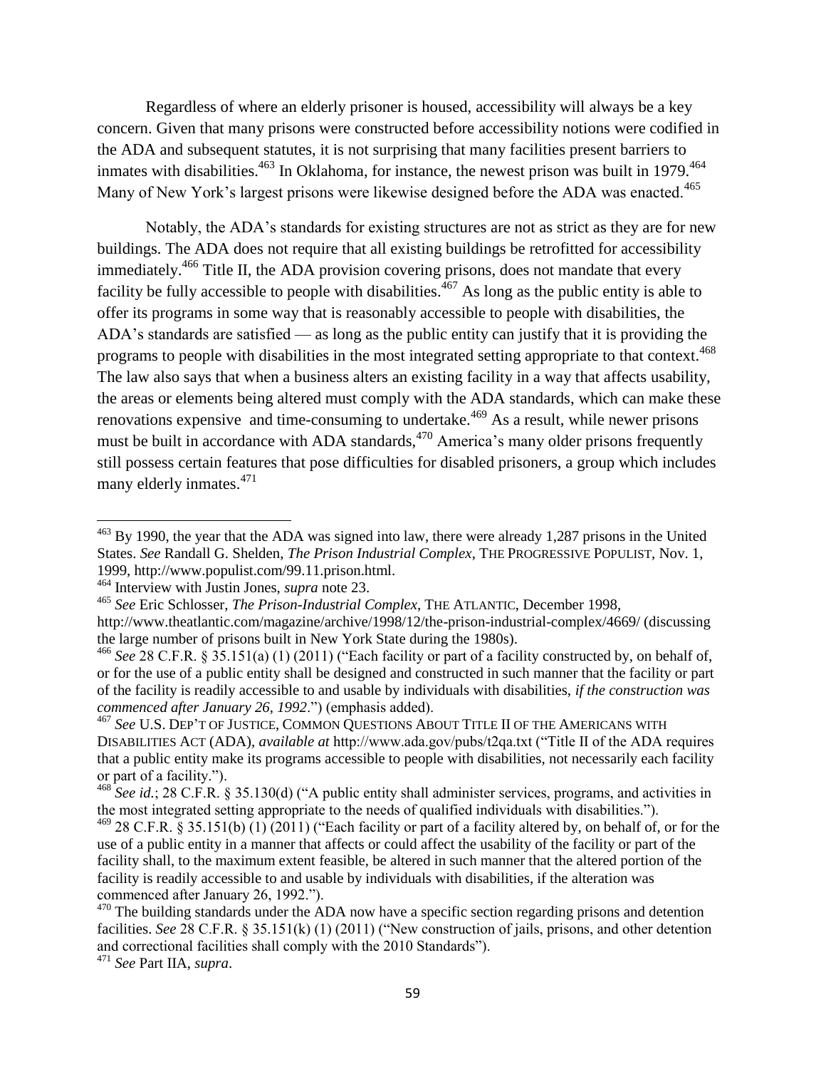Regardless of where an elderly prisoner is housed, accessibility will always be a key concern. Given that many prisons were constructed before accessibility notions were codified in the ADA and subsequent statutes, it is not surprising that many facilities present barriers to inmates with disabilities.[463] In Oklahoma, for instance, the newest prison was built in 1979.[464] Many of New York's largest prisons were likewise designed before the ADA was enacted.[465]

Notably, the ADA's standards for existing structures are not as strict as they are for new buildings. The ADA does not require that all existing buildings be retrofitted for accessibility immediately.[466] Title II, the ADA provision covering prisons, does not mandate that every facility be fully accessible to people with disabilities.[467] As long as the public entity is able to offer its programs in some way that is reasonably accessible to people with disabilities, the ADA's standards are satisfied — as long as the public entity can justify that it is providing the programs to people with disabilities in the most integrated setting appropriate to that context.[468] The law also says that when a business alters an existing facility in a way that affects usability, the areas or elements being altered must comply with the ADA standards, which can make these renovations expensive and time-consuming to undertake.[469] As a result, while newer prisons must be built in accordance with ADA standards,[470] America's many older prisons frequently still possess certain features that pose difficulties for disabled prisoners, a group which includes many elderly inmates.[471]

---

[463] By 1990, the year that the ADA was signed into law, there were already 1,287 prisons in the United States. *See* Randall G. Shelden, *The Prison Industrial Complex*, THE PROGRESSIVE POPULIST, Nov. 1, 1999, http://www.populist.com/99.11.prison.html.

[464] Interview with Justin Jones, *supra* note 23.

[465] *See* Eric Schlosser, *The Prison-Industrial Complex*, THE ATLANTIC, December 1998, http://www.theatlantic.com/magazine/archive/1998/12/the-prison-industrial-complex/4669/ (discussing the large number of prisons built in New York State during the 1980s).

[466] *See* 28 C.F.R. § 35.151(a) (1) (2011) ("Each facility or part of a facility constructed by, on behalf of, or for the use of a public entity shall be designed and constructed in such manner that the facility or part of the facility is readily accessible to and usable by individuals with disabilities, *if the construction was commenced after January 26, 1992*.") (emphasis added).

[467] *See* U.S. DEP'T OF JUSTICE, COMMON QUESTIONS ABOUT TITLE II OF THE AMERICANS WITH DISABILITIES ACT (ADA), *available at* http://www.ada.gov/pubs/t2qa.txt ("Title II of the ADA requires that a public entity make its programs accessible to people with disabilities, not necessarily each facility or part of a facility.").

[468] *See id.*; 28 C.F.R. § 35.130(d) ("A public entity shall administer services, programs, and activities in the most integrated setting appropriate to the needs of qualified individuals with disabilities.").

[469] 28 C.F.R. § 35.151(b) (1) (2011) ("Each facility or part of a facility altered by, on behalf of, or for the use of a public entity in a manner that affects or could affect the usability of the facility or part of the facility shall, to the maximum extent feasible, be altered in such manner that the altered portion of the facility is readily accessible to and usable by individuals with disabilities, if the alteration was commenced after January 26, 1992.").

[470] The building standards under the ADA now have a specific section regarding prisons and detention facilities. *See* 28 C.F.R. § 35.151(k) (1) (2011) ("New construction of jails, prisons, and other detention and correctional facilities shall comply with the 2010 Standards").

[471] *See* Part IIA, *supra*.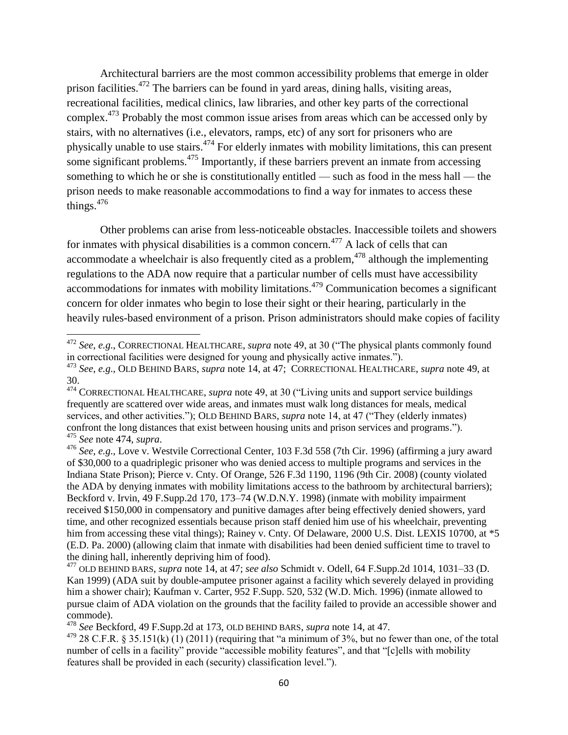Architectural barriers are the most common accessibility problems that emerge in older prison facilities.[472] The barriers can be found in yard areas, dining halls, visiting areas, recreational facilities, medical clinics, law libraries, and other key parts of the correctional complex.[473] Probably the most common issue arises from areas which can be accessed only by stairs, with no alternatives (i.e., elevators, ramps, etc) of any sort for prisoners who are physically unable to use stairs.[474] For elderly inmates with mobility limitations, this can present some significant problems.[475] Importantly, if these barriers prevent an inmate from accessing something to which he or she is constitutionally entitled — such as food in the mess hall — the prison needs to make reasonable accommodations to find a way for inmates to access these things.[476]

Other problems can arise from less-noticeable obstacles. Inaccessible toilets and showers for inmates with physical disabilities is a common concern.[477] A lack of cells that can accommodate a wheelchair is also frequently cited as a problem,[478] although the implementing regulations to the ADA now require that a particular number of cells must have accessibility accommodations for inmates with mobility limitations.[479] Communication becomes a significant concern for older inmates who begin to lose their sight or their hearing, particularly in the heavily rules-based environment of a prison. Prison administrators should make copies of facility

---

[472] *See, e.g.*, CORRECTIONAL HEALTHCARE, *supra* note 49, at 30 ("The physical plants commonly found in correctional facilities were designed for young and physically active inmates.").

[473] *See, e.g.*, OLD BEHIND BARS, *supra* note 14, at 47; CORRECTIONAL HEALTHCARE, *supra* note 49, at 30.

[474] CORRECTIONAL HEALTHCARE, *supra* note 49, at 30 ("Living units and support service buildings frequently are scattered over wide areas, and inmates must walk long distances for meals, medical services, and other activities."); OLD BEHIND BARS, *supra* note 14, at 47 ("They (elderly inmates) confront the long distances that exist between housing units and prison services and programs.").

[475] *See* note 474, *supra*.

[476] *See, e.g.*, Love v. Westvile Correctional Center, 103 F.3d 558 (7th Cir. 1996) (affirming a jury award of $30,000 to a quadriplegic prisoner who was denied access to multiple programs and services in the Indiana State Prison); Pierce v. Cnty. Of Orange, 526 F.3d 1190, 1196 (9th Cir. 2008) (county violated the ADA by denying inmates with mobility limitations access to the bathroom by architectural barriers); Beckford v. Irvin, 49 F.Supp.2d 170, 173–74 (W.D.N.Y. 1998) (inmate with mobility impairment received $150,000 in compensatory and punitive damages after being effectively denied showers, yard time, and other recognized essentials because prison staff denied him use of his wheelchair, preventing him from accessing these vital things); Rainey v. Cnty. Of Delaware, 2000 U.S. Dist. LEXIS 10700, at *5 (E.D. Pa. 2000) (allowing claim that inmate with disabilities had been denied sufficient time to travel to the dining hall, inherently depriving him of food).

[477] OLD BEHIND BARS, *supra* note 14, at 47; *see also* Schmidt v. Odell, 64 F.Supp.2d 1014, 1031–33 (D. Kan 1999) (ADA suit by double-amputee prisoner against a facility which severely delayed in providing him a shower chair); Kaufman v. Carter, 952 F.Supp. 520, 532 (W.D. Mich. 1996) (inmate allowed to pursue claim of ADA violation on the grounds that the facility failed to provide an accessible shower and commode).

[478] *See* Beckford, 49 F.Supp.2d at 173, OLD BEHIND BARS, *supra* note 14, at 47.

[479] 28 C.F.R. § 35.151(k) (1) (2011) (requiring that "a minimum of 3%, but no fewer than one, of the total number of cells in a facility" provide "accessible mobility features", and that "[c]ells with mobility features shall be provided in each (security) classification level.").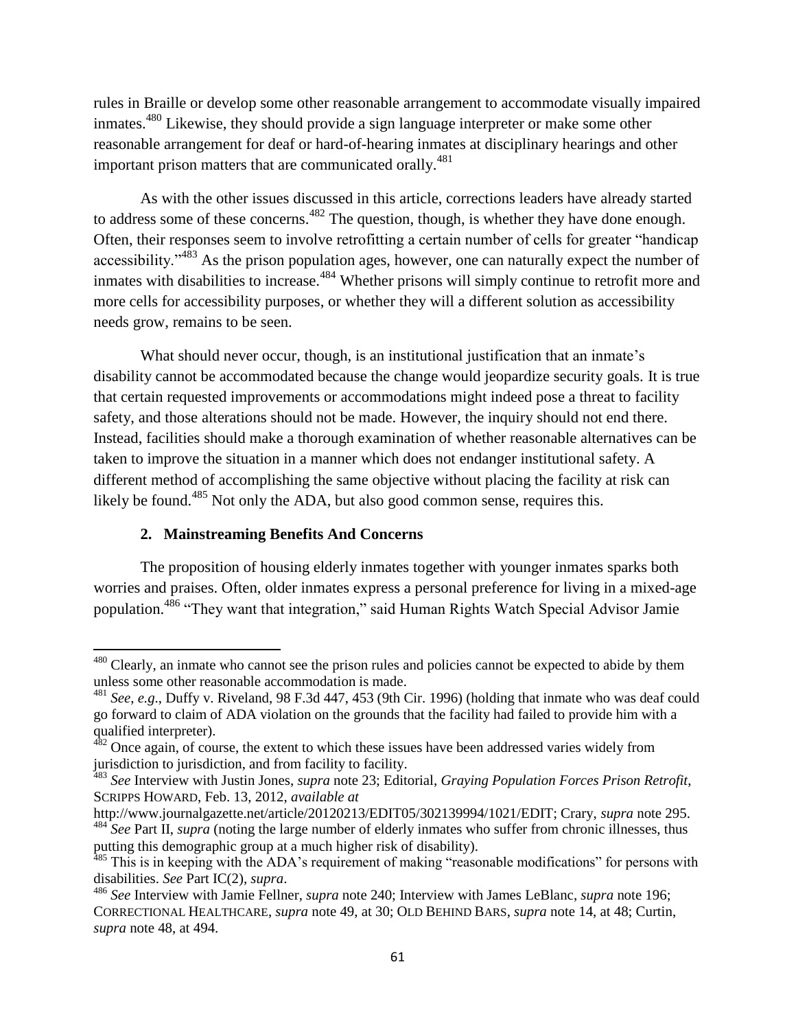rules in Braille or develop some other reasonable arrangement to accommodate visually impaired inmates.[480] Likewise, they should provide a sign language interpreter or make some other reasonable arrangement for deaf or hard-of-hearing inmates at disciplinary hearings and other important prison matters that are communicated orally.[481]

As with the other issues discussed in this article, corrections leaders have already started to address some of these concerns.[482] The question, though, is whether they have done enough. Often, their responses seem to involve retrofitting a certain number of cells for greater "handicap accessibility."[483] As the prison population ages, however, one can naturally expect the number of inmates with disabilities to increase.[484] Whether prisons will simply continue to retrofit more and more cells for accessibility purposes, or whether they will a different solution as accessibility needs grow, remains to be seen.

What should never occur, though, is an institutional justification that an inmate's disability cannot be accommodated because the change would jeopardize security goals. It is true that certain requested improvements or accommodations might indeed pose a threat to facility safety, and those alterations should not be made. However, the inquiry should not end there. Instead, facilities should make a thorough examination of whether reasonable alternatives can be taken to improve the situation in a manner which does not endanger institutional safety. A different method of accomplishing the same objective without placing the facility at risk can likely be found.[485] Not only the ADA, but also good common sense, requires this.

### 2. Mainstreaming Benefits And Concerns

The proposition of housing elderly inmates together with younger inmates sparks both worries and praises. Often, older inmates express a personal preference for living in a mixed-age population.[486] "They want that integration," said Human Rights Watch Special Advisor Jamie

---

[480] Clearly, an inmate who cannot see the prison rules and policies cannot be expected to abide by them unless some other reasonable accommodation is made.

[481] *See*, *e.g.*, Duffy v. Riveland, 98 F.3d 447, 453 (9th Cir. 1996) (holding that inmate who was deaf could go forward to claim of ADA violation on the grounds that the facility had failed to provide him with a qualified interpreter).

[482] Once again, of course, the extent to which these issues have been addressed varies widely from jurisdiction to jurisdiction, and from facility to facility.

[483] *See* Interview with Justin Jones, *supra* note 23; Editorial, *Graying Population Forces Prison Retrofit*, SCRIPPS HOWARD, Feb. 13, 2012, *available at* http://www.journalgazette.net/article/20120213/EDIT05/302139994/1021/EDIT; Crary, *supra* note 295.

[484] *See* Part II, *supra* (noting the large number of elderly inmates who suffer from chronic illnesses, thus putting this demographic group at a much higher risk of disability).

[485] This is in keeping with the ADA's requirement of making "reasonable modifications" for persons with disabilities. *See* Part IC(2), *supra*.

[486] *See* Interview with Jamie Fellner, *supra* note 240; Interview with James LeBlanc, *supra* note 196; CORRECTIONAL HEALTHCARE, *supra* note 49, at 30; OLD BEHIND BARS, *supra* note 14, at 48; Curtin, *supra* note 48, at 494.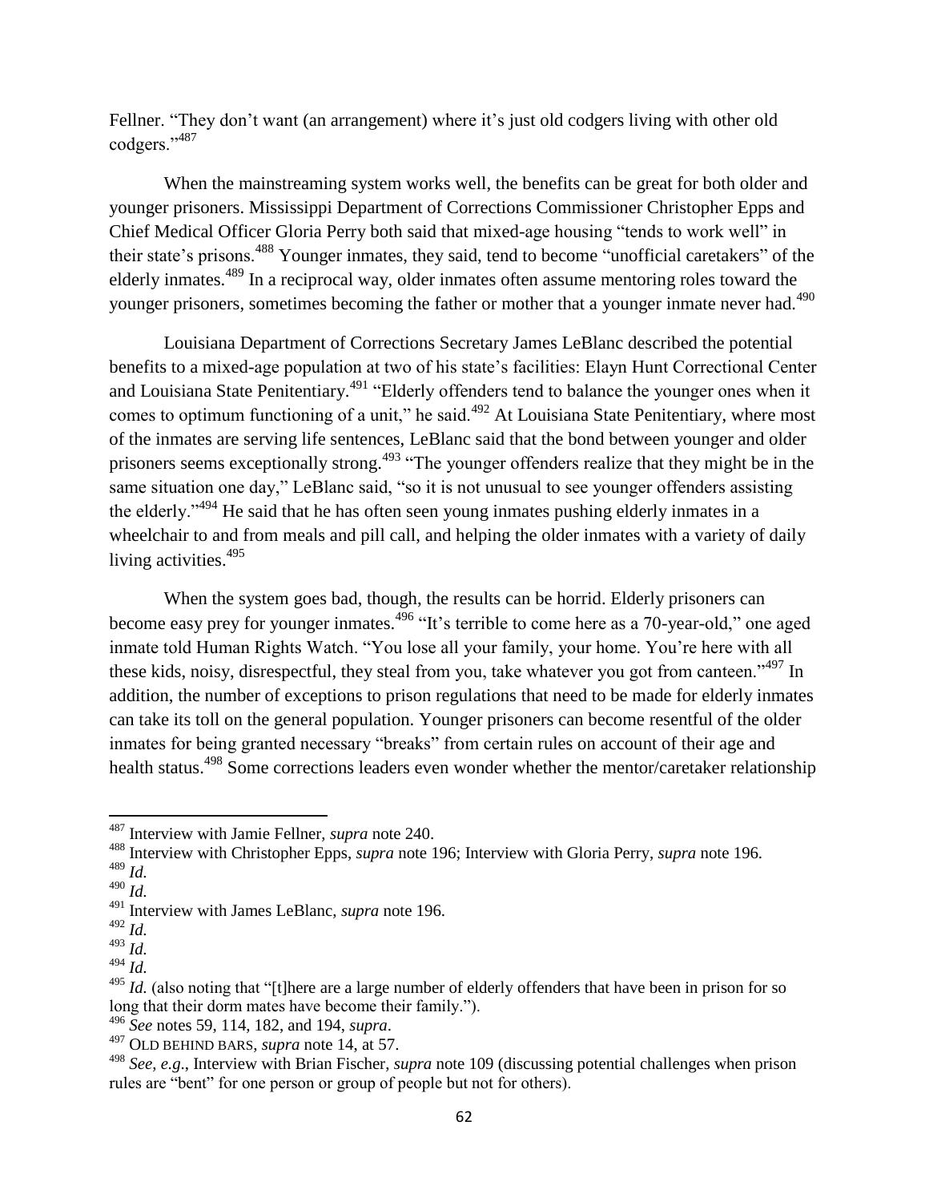Fellner. "They don't want (an arrangement) where it's just old codgers living with other old codgers."[487]

When the mainstreaming system works well, the benefits can be great for both older and younger prisoners. Mississippi Department of Corrections Commissioner Christopher Epps and Chief Medical Officer Gloria Perry both said that mixed-age housing "tends to work well" in their state's prisons.[488] Younger inmates, they said, tend to become "unofficial caretakers" of the elderly inmates.[489] In a reciprocal way, older inmates often assume mentoring roles toward the younger prisoners, sometimes becoming the father or mother that a younger inmate never had.[490]

Louisiana Department of Corrections Secretary James LeBlanc described the potential benefits to a mixed-age population at two of his state's facilities: Elayn Hunt Correctional Center and Louisiana State Penitentiary.[491] "Elderly offenders tend to balance the younger ones when it comes to optimum functioning of a unit," he said.[492] At Louisiana State Penitentiary, where most of the inmates are serving life sentences, LeBlanc said that the bond between younger and older prisoners seems exceptionally strong.[493] "The younger offenders realize that they might be in the same situation one day," LeBlanc said, "so it is not unusual to see younger offenders assisting the elderly."[494] He said that he has often seen young inmates pushing elderly inmates in a wheelchair to and from meals and pill call, and helping the older inmates with a variety of daily living activities.[495]

When the system goes bad, though, the results can be horrid. Elderly prisoners can become easy prey for younger inmates.[496] "It's terrible to come here as a 70-year-old," one aged inmate told Human Rights Watch. "You lose all your family, your home. You're here with all these kids, noisy, disrespectful, they steal from you, take whatever you got from canteen."[497] In addition, the number of exceptions to prison regulations that need to be made for elderly inmates can take its toll on the general population. Younger prisoners can become resentful of the older inmates for being granted necessary "breaks" from certain rules on account of their age and health status.[498] Some corrections leaders even wonder whether the mentor/caretaker relationship

---

[487] Interview with Jamie Fellner, *supra* note 240.

[488] Interview with Christopher Epps, *supra* note 196; Interview with Gloria Perry, *supra* note 196.

[489] *Id.*

[490] *Id.*

[491] Interview with James LeBlanc, *supra* note 196.

[492] *Id.*

[493] *Id.*

[494] *Id.*

[495] *Id.* (also noting that "[t]here are a large number of elderly offenders that have been in prison for so long that their dorm mates have become their family.").

[496] *See* notes 59, 114, 182, and 194, *supra*.

[497] OLD BEHIND BARS, *supra* note 14, at 57.

[498] *See, e.g.*, Interview with Brian Fischer, *supra* note 109 (discussing potential challenges when prison rules are "bent" for one person or group of people but not for others).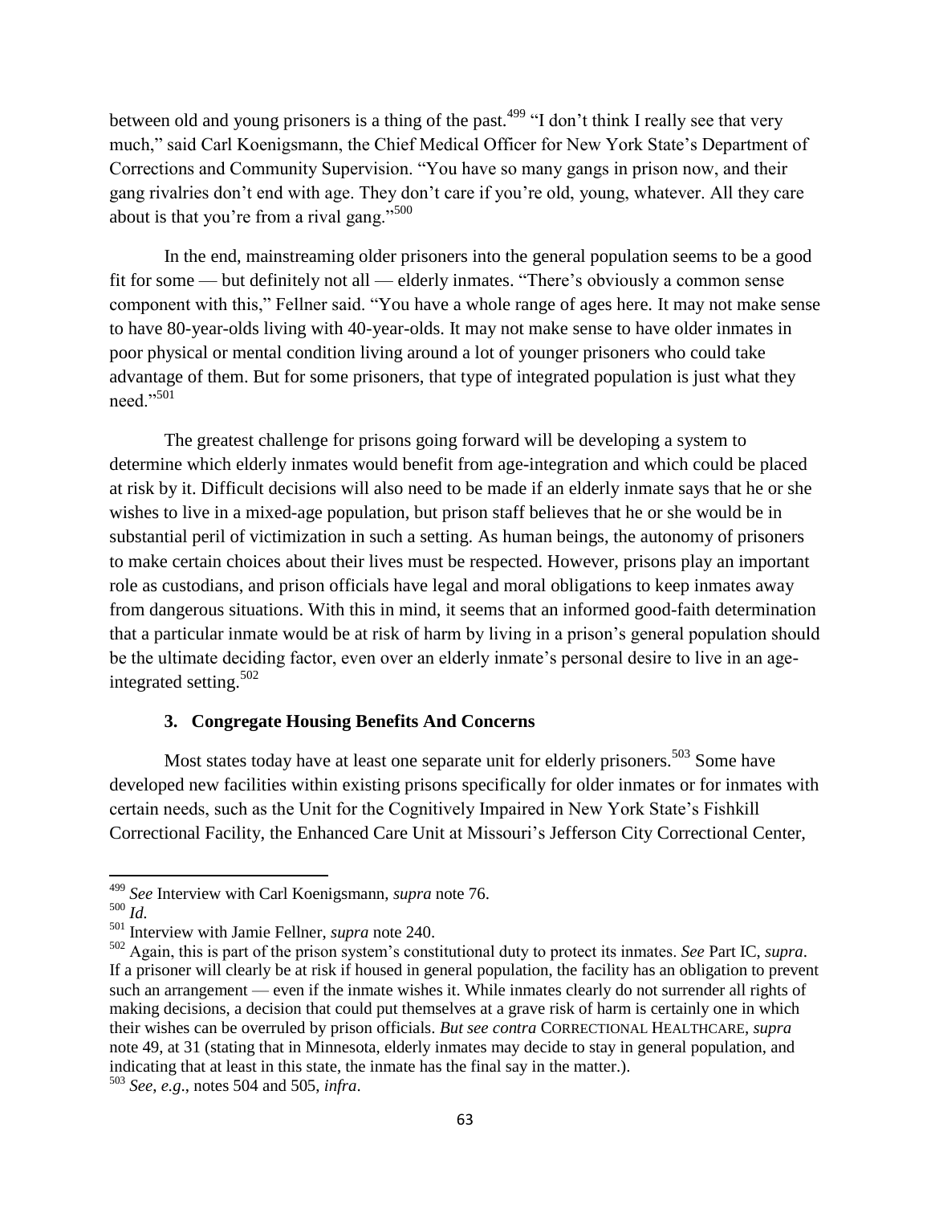between old and young prisoners is a thing of the past.[499] "I don't think I really see that very much," said Carl Koenigsmann, the Chief Medical Officer for New York State's Department of Corrections and Community Supervision. "You have so many gangs in prison now, and their gang rivalries don't end with age. They don't care if you're old, young, whatever. All they care about is that you're from a rival gang."[500]

In the end, mainstreaming older prisoners into the general population seems to be a good fit for some — but definitely not all — elderly inmates. "There's obviously a common sense component with this," Fellner said. "You have a whole range of ages here. It may not make sense to have 80-year-olds living with 40-year-olds. It may not make sense to have older inmates in poor physical or mental condition living around a lot of younger prisoners who could take advantage of them. But for some prisoners, that type of integrated population is just what they need."[501]

The greatest challenge for prisons going forward will be developing a system to determine which elderly inmates would benefit from age-integration and which could be placed at risk by it. Difficult decisions will also need to be made if an elderly inmate says that he or she wishes to live in a mixed-age population, but prison staff believes that he or she would be in substantial peril of victimization in such a setting. As human beings, the autonomy of prisoners to make certain choices about their lives must be respected. However, prisons play an important role as custodians, and prison officials have legal and moral obligations to keep inmates away from dangerous situations. With this in mind, it seems that an informed good-faith determination that a particular inmate would be at risk of harm by living in a prison's general population should be the ultimate deciding factor, even over an elderly inmate's personal desire to live in an age-integrated setting.[502]

### 3. Congregate Housing Benefits And Concerns

Most states today have at least one separate unit for elderly prisoners.[503] Some have developed new facilities within existing prisons specifically for older inmates or for inmates with certain needs, such as the Unit for the Cognitively Impaired in New York State's Fishkill Correctional Facility, the Enhanced Care Unit at Missouri's Jefferson City Correctional Center,

---

[499] *See* Interview with Carl Koenigsmann, *supra* note 76.

[500] *Id.*

[501] Interview with Jamie Fellner, *supra* note 240.

[502] Again, this is part of the prison system's constitutional duty to protect its inmates. *See* Part IC, *supra*. If a prisoner will clearly be at risk if housed in general population, the facility has an obligation to prevent such an arrangement — even if the inmate wishes it. While inmates clearly do not surrender all rights of making decisions, a decision that could put themselves at a grave risk of harm is certainly one in which their wishes can be overruled by prison officials. *But see contra* CORRECTIONAL HEALTHCARE, *supra* note 49, at 31 (stating that in Minnesota, elderly inmates may decide to stay in general population, and indicating that at least in this state, the inmate has the final say in the matter.).

[503] *See, e.g.*, notes 504 and 505, *infra*.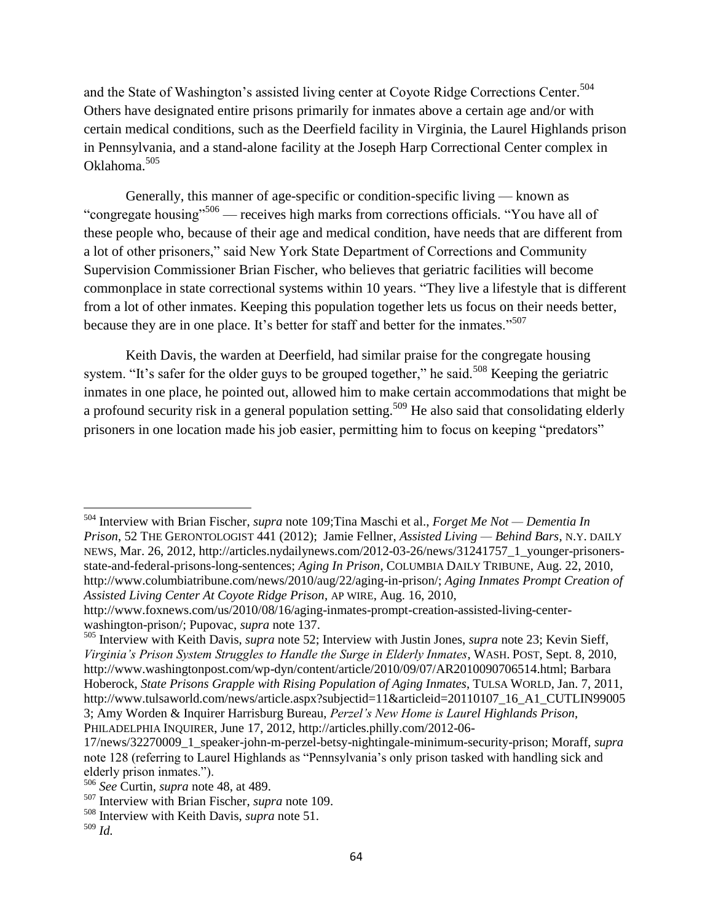and the State of Washington's assisted living center at Coyote Ridge Corrections Center.[504] Others have designated entire prisons primarily for inmates above a certain age and/or with certain medical conditions, such as the Deerfield facility in Virginia, the Laurel Highlands prison in Pennsylvania, and a stand-alone facility at the Joseph Harp Correctional Center complex in Oklahoma.[505]

Generally, this manner of age-specific or condition-specific living — known as "congregate housing"[506] — receives high marks from corrections officials. "You have all of these people who, because of their age and medical condition, have needs that are different from a lot of other prisoners," said New York State Department of Corrections and Community Supervision Commissioner Brian Fischer, who believes that geriatric facilities will become commonplace in state correctional systems within 10 years. "They live a lifestyle that is different from a lot of other inmates. Keeping this population together lets us focus on their needs better, because they are in one place. It's better for staff and better for the inmates."[507]

Keith Davis, the warden at Deerfield, had similar praise for the congregate housing system. "It's safer for the older guys to be grouped together," he said.[508] Keeping the geriatric inmates in one place, he pointed out, allowed him to make certain accommodations that might be a profound security risk in a general population setting.[509] He also said that consolidating elderly prisoners in one location made his job easier, permitting him to focus on keeping "predators"

---

[504] Interview with Brian Fischer, *supra* note 109;Tina Maschi et al., *Forget Me Not — Dementia In Prison*, 52 THE GERONTOLOGIST 441 (2012); Jamie Fellner, *Assisted Living — Behind Bars*, N.Y. DAILY NEWS, Mar. 26, 2012, http://articles.nydailynews.com/2012-03-26/news/31241757_1_younger-prisoners-state-and-federal-prisons-long-sentences; *Aging In Prison*, COLUMBIA DAILY TRIBUNE, Aug. 22, 2010, http://www.columbiatribune.com/news/2010/aug/22/aging-in-prison/; *Aging Inmates Prompt Creation of Assisted Living Center At Coyote Ridge Prison*, AP WIRE, Aug. 16, 2010, http://www.foxnews.com/us/2010/08/16/aging-inmates-prompt-creation-assisted-living-center-washington-prison/; Pupovac, *supra* note 137.

[505] Interview with Keith Davis, *supra* note 52; Interview with Justin Jones, *supra* note 23; Kevin Sieff, *Virginia's Prison System Struggles to Handle the Surge in Elderly Inmates*, WASH. POST, Sept. 8, 2010, http://www.washingtonpost.com/wp-dyn/content/article/2010/09/07/AR2010090706514.html; Barbara Hoberock, *State Prisons Grapple with Rising Population of Aging Inmates*, TULSA WORLD, Jan. 7, 2011, http://www.tulsaworld.com/news/article.aspx?subjectid=11&articleid=20110107_16_A1_CUTLIN990053; Amy Worden & Inquirer Harrisburg Bureau, *Perzel's New Home is Laurel Highlands Prison*, PHILADELPHIA INQUIRER, June 17, 2012, http://articles.philly.com/2012-06-17/news/32270009_1_speaker-john-m-perzel-betsy-nightingale-minimum-security-prison; Moraff, *supra* note 128 (referring to Laurel Highlands as "Pennsylvania's only prison tasked with handling sick and elderly prison inmates.").

[506] *See* Curtin, *supra* note 48, at 489.

[507] Interview with Brian Fischer, *supra* note 109.

[508] Interview with Keith Davis, *supra* note 51.

[509] *Id.*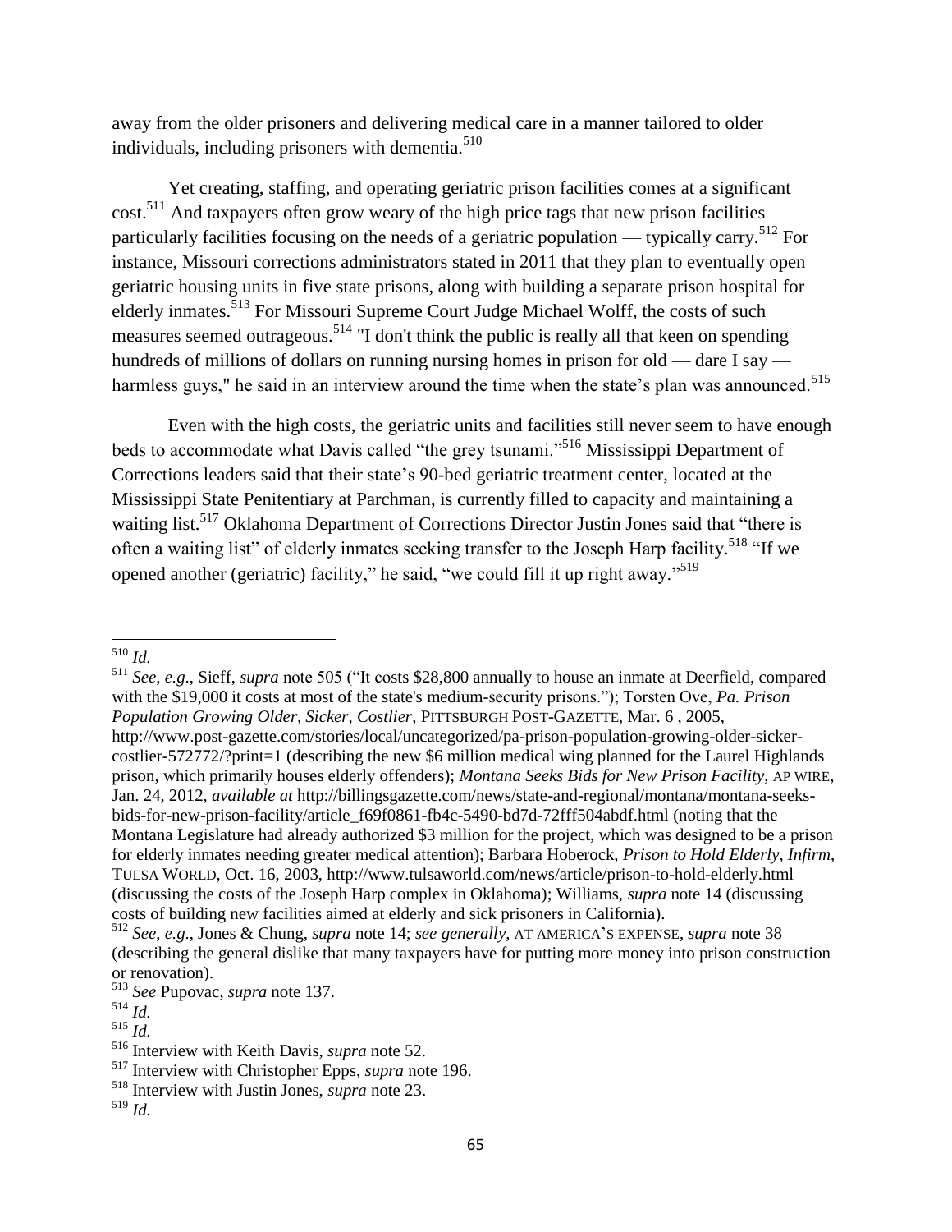away from the older prisoners and delivering medical care in a manner tailored to older individuals, including prisoners with dementia.[510]

Yet creating, staffing, and operating geriatric prison facilities comes at a significant cost.[511] And taxpayers often grow weary of the high price tags that new prison facilities — particularly facilities focusing on the needs of a geriatric population — typically carry.[512] For instance, Missouri corrections administrators stated in 2011 that they plan to eventually open geriatric housing units in five state prisons, along with building a separate prison hospital for elderly inmates.[513] For Missouri Supreme Court Judge Michael Wolff, the costs of such measures seemed outrageous.[514] "I don't think the public is really all that keen on spending hundreds of millions of dollars on running nursing homes in prison for old — dare I say — harmless guys," he said in an interview around the time when the state's plan was announced.[515]

Even with the high costs, the geriatric units and facilities still never seem to have enough beds to accommodate what Davis called "the grey tsunami."[516] Mississippi Department of Corrections leaders said that their state's 90-bed geriatric treatment center, located at the Mississippi State Penitentiary at Parchman, is currently filled to capacity and maintaining a waiting list.[517] Oklahoma Department of Corrections Director Justin Jones said that "there is often a waiting list" of elderly inmates seeking transfer to the Joseph Harp facility.[518] "If we opened another (geriatric) facility," he said, "we could fill it up right away."[519]

---

[510] *Id.*

[511] *See*, *e.g*., Sieff, *supra* note 505 ("It costs $28,800 annually to house an inmate at Deerfield, compared with the $19,000 it costs at most of the state's medium-security prisons."); Torsten Ove, *Pa. Prison Population Growing Older, Sicker, Costlier*, PITTSBURGH POST-GAZETTE, Mar. 6 , 2005, http://www.post-gazette.com/stories/local/uncategorized/pa-prison-population-growing-older-sicker-costlier-572772/?print=1 (describing the new $6 million medical wing planned for the Laurel Highlands prison, which primarily houses elderly offenders); *Montana Seeks Bids for New Prison Facility*, AP WIRE, Jan. 24, 2012, *available at* http://billingsgazette.com/news/state-and-regional/montana/montana-seeks-bids-for-new-prison-facility/article_f69f0861-fb4c-5490-bd7d-72fff504abdf.html (noting that the Montana Legislature had already authorized $3 million for the project, which was designed to be a prison for elderly inmates needing greater medical attention); Barbara Hoberock, *Prison to Hold Elderly, Infirm*, TULSA WORLD, Oct. 16, 2003, http://www.tulsaworld.com/news/article/prison-to-hold-elderly.html (discussing the costs of the Joseph Harp complex in Oklahoma); Williams, *supra* note 14 (discussing costs of building new facilities aimed at elderly and sick prisoners in California).

[512] *See*, *e.g*., Jones & Chung, *supra* note 14; *see generally*, AT AMERICA'S EXPENSE, *supra* note 38 (describing the general dislike that many taxpayers have for putting more money into prison construction or renovation).

[513] *See* Pupovac, *supra* note 137.

[514] *Id.*

[515] *Id.*

[516] Interview with Keith Davis, *supra* note 52.

[517] Interview with Christopher Epps, *supra* note 196.

[518] Interview with Justin Jones, *supra* note 23.

[519] *Id.*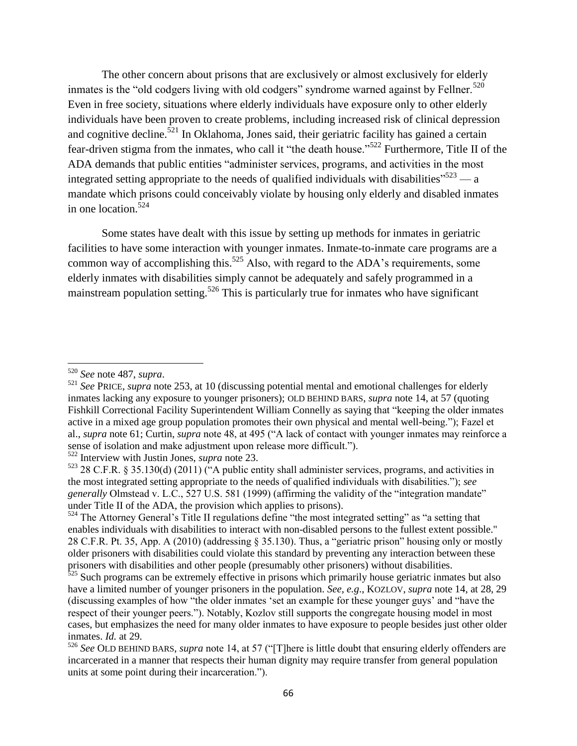The other concern about prisons that are exclusively or almost exclusively for elderly inmates is the "old codgers living with old codgers" syndrome warned against by Fellner.[520] Even in free society, situations where elderly individuals have exposure only to other elderly individuals have been proven to create problems, including increased risk of clinical depression and cognitive decline.[521] In Oklahoma, Jones said, their geriatric facility has gained a certain fear-driven stigma from the inmates, who call it "the death house."[522] Furthermore, Title II of the ADA demands that public entities "administer services, programs, and activities in the most integrated setting appropriate to the needs of qualified individuals with disabilities"[523] — a mandate which prisons could conceivably violate by housing only elderly and disabled inmates in one location.[524]

Some states have dealt with this issue by setting up methods for inmates in geriatric facilities to have some interaction with younger inmates. Inmate-to-inmate care programs are a common way of accomplishing this.[525] Also, with regard to the ADA's requirements, some elderly inmates with disabilities simply cannot be adequately and safely programmed in a mainstream population setting.[526] This is particularly true for inmates who have significant

---

[520] *See* note 487, *supra*.

[521] *See* PRICE, *supra* note 253, at 10 (discussing potential mental and emotional challenges for elderly inmates lacking any exposure to younger prisoners); OLD BEHIND BARS, *supra* note 14, at 57 (quoting Fishkill Correctional Facility Superintendent William Connelly as saying that "keeping the older inmates active in a mixed age group population promotes their own physical and mental well-being."); Fazel et al., *supra* note 61; Curtin, *supra* note 48, at 495 ("A lack of contact with younger inmates may reinforce a sense of isolation and make adjustment upon release more difficult.").

[522] Interview with Justin Jones, *supra* note 23.

[523] 28 C.F.R. § 35.130(d) (2011) ("A public entity shall administer services, programs, and activities in the most integrated setting appropriate to the needs of qualified individuals with disabilities."); *see generally* Olmstead v. L.C., 527 U.S. 581 (1999) (affirming the validity of the "integration mandate" under Title II of the ADA, the provision which applies to prisons).

[524] The Attorney General's Title II regulations define "the most integrated setting" as "a setting that enables individuals with disabilities to interact with non-disabled persons to the fullest extent possible." 28 C.F.R. Pt. 35, App. A (2010) (addressing § 35.130). Thus, a "geriatric prison" housing only or mostly older prisoners with disabilities could violate this standard by preventing any interaction between these prisoners with disabilities and other people (presumably other prisoners) without disabilities.

[525] Such programs can be extremely effective in prisons which primarily house geriatric inmates but also have a limited number of younger prisoners in the population. *See, e.g.*, KOZLOV, *supra* note 14, at 28, 29 (discussing examples of how "the older inmates 'set an example for these younger guys' and "have the respect of their younger peers."). Notably, Kozlov still supports the congregate housing model in most cases, but emphasizes the need for many older inmates to have exposure to people besides just other older inmates. *Id.* at 29.

[526] *See* OLD BEHIND BARS, *supra* note 14, at 57 ("[T]here is little doubt that ensuring elderly offenders are incarcerated in a manner that respects their human dignity may require transfer from general population units at some point during their incarceration.").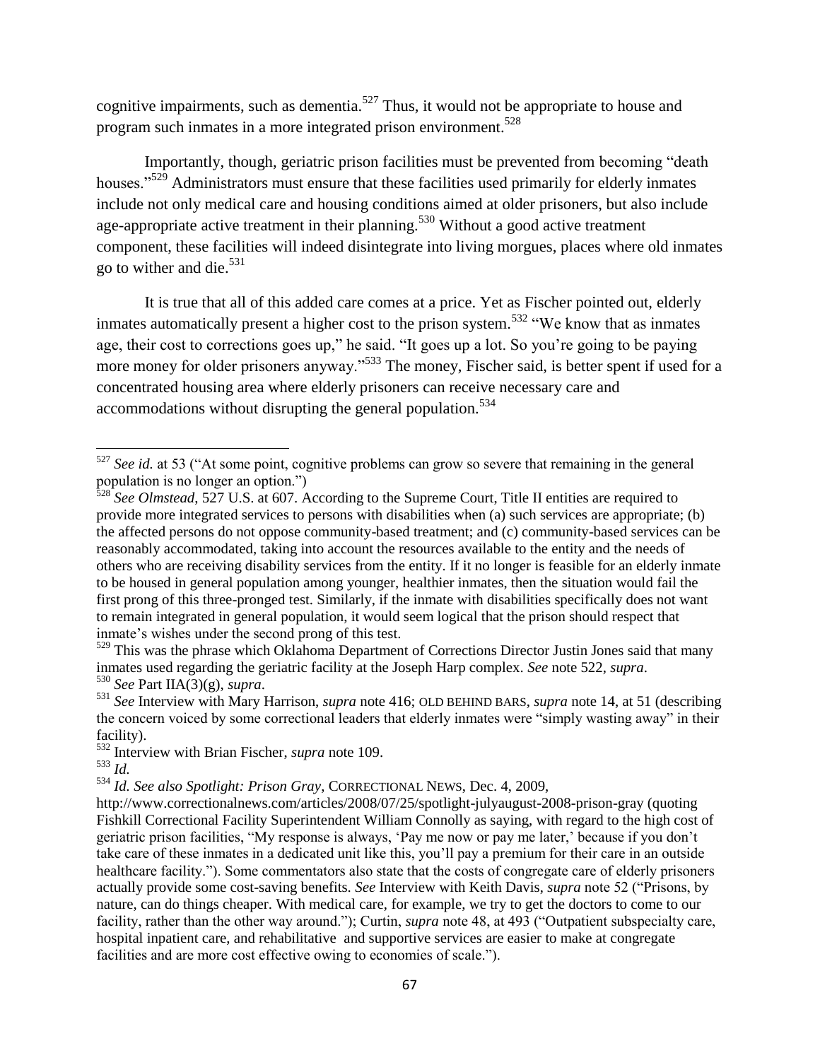cognitive impairments, such as dementia.[527] Thus, it would not be appropriate to house and program such inmates in a more integrated prison environment.[528]

Importantly, though, geriatric prison facilities must be prevented from becoming "death houses."[529] Administrators must ensure that these facilities used primarily for elderly inmates include not only medical care and housing conditions aimed at older prisoners, but also include age-appropriate active treatment in their planning.[530] Without a good active treatment component, these facilities will indeed disintegrate into living morgues, places where old inmates go to wither and die.[531]

It is true that all of this added care comes at a price. Yet as Fischer pointed out, elderly inmates automatically present a higher cost to the prison system.[532] "We know that as inmates age, their cost to corrections goes up," he said. "It goes up a lot. So you're going to be paying more money for older prisoners anyway."[533] The money, Fischer said, is better spent if used for a concentrated housing area where elderly prisoners can receive necessary care and accommodations without disrupting the general population.[534]

---

[527] *See id.* at 53 ("At some point, cognitive problems can grow so severe that remaining in the general population is no longer an option.")

[528] *See Olmstead*, 527 U.S. at 607. According to the Supreme Court, Title II entities are required to provide more integrated services to persons with disabilities when (a) such services are appropriate; (b) the affected persons do not oppose community-based treatment; and (c) community-based services can be reasonably accommodated, taking into account the resources available to the entity and the needs of others who are receiving disability services from the entity. If it no longer is feasible for an elderly inmate to be housed in general population among younger, healthier inmates, then the situation would fail the first prong of this three-pronged test. Similarly, if the inmate with disabilities specifically does not want to remain integrated in general population, it would seem logical that the prison should respect that inmate's wishes under the second prong of this test.

[529] This was the phrase which Oklahoma Department of Corrections Director Justin Jones said that many inmates used regarding the geriatric facility at the Joseph Harp complex. *See* note 522, *supra*.

[530] *See* Part IIA(3)(g), *supra*.

[531] *See* Interview with Mary Harrison, *supra* note 416; OLD BEHIND BARS, *supra* note 14, at 51 (describing the concern voiced by some correctional leaders that elderly inmates were "simply wasting away" in their facility).

[532] Interview with Brian Fischer, *supra* note 109.

[533] *Id.*

[534] *Id. See also Spotlight: Prison Gray*, CORRECTIONAL NEWS, Dec. 4, 2009, http://www.correctionalnews.com/articles/2008/07/25/spotlight-julyaugust-2008-prison-gray (quoting Fishkill Correctional Facility Superintendent William Connolly as saying, with regard to the high cost of geriatric prison facilities, "My response is always, 'Pay me now or pay me later,' because if you don't take care of these inmates in a dedicated unit like this, you'll pay a premium for their care in an outside healthcare facility."). Some commentators also state that the costs of congregate care of elderly prisoners actually provide some cost-saving benefits. *See* Interview with Keith Davis, *supra* note 52 ("Prisons, by nature, can do things cheaper. With medical care, for example, we try to get the doctors to come to our facility, rather than the other way around."); Curtin, *supra* note 48, at 493 ("Outpatient subspecialty care, hospital inpatient care, and rehabilitative and supportive services are easier to make at congregate facilities and are more cost effective owing to economies of scale.").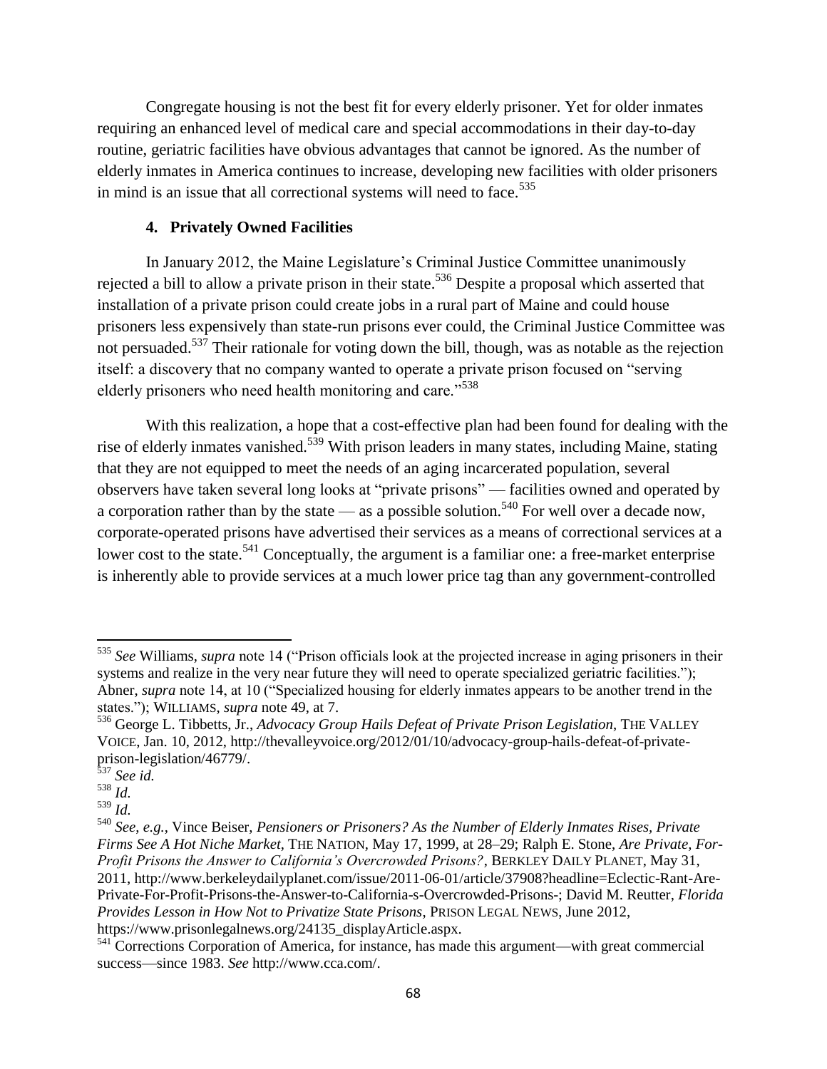Congregate housing is not the best fit for every elderly prisoner. Yet for older inmates requiring an enhanced level of medical care and special accommodations in their day-to-day routine, geriatric facilities have obvious advantages that cannot be ignored. As the number of elderly inmates in America continues to increase, developing new facilities with older prisoners in mind is an issue that all correctional systems will need to face.[535]

### 4. Privately Owned Facilities

In January 2012, the Maine Legislature's Criminal Justice Committee unanimously rejected a bill to allow a private prison in their state.[536] Despite a proposal which asserted that installation of a private prison could create jobs in a rural part of Maine and could house prisoners less expensively than state-run prisons ever could, the Criminal Justice Committee was not persuaded.[537] Their rationale for voting down the bill, though, was as notable as the rejection itself: a discovery that no company wanted to operate a private prison focused on "serving elderly prisoners who need health monitoring and care."[538]

With this realization, a hope that a cost-effective plan had been found for dealing with the rise of elderly inmates vanished.[539] With prison leaders in many states, including Maine, stating that they are not equipped to meet the needs of an aging incarcerated population, several observers have taken several long looks at "private prisons" — facilities owned and operated by a corporation rather than by the state — as a possible solution.[540] For well over a decade now, corporate-operated prisons have advertised their services as a means of correctional services at a lower cost to the state.[541] Conceptually, the argument is a familiar one: a free-market enterprise is inherently able to provide services at a much lower price tag than any government-controlled

---

[535] *See* Williams, *supra* note 14 ("Prison officials look at the projected increase in aging prisoners in their systems and realize in the very near future they will need to operate specialized geriatric facilities."); Abner, *supra* note 14, at 10 ("Specialized housing for elderly inmates appears to be another trend in the states."); WILLIAMS, *supra* note 49, at 7.

[536] George L. Tibbetts, Jr., *Advocacy Group Hails Defeat of Private Prison Legislation*, THE VALLEY VOICE, Jan. 10, 2012, http://thevalleyvoice.org/2012/01/10/advocacy-group-hails-defeat-of-private-prison-legislation/46779/.

[537] *See id.*

[538] *Id.*

[539] *Id.*

[540] *See*, *e.g.*, Vince Beiser, *Pensioners or Prisoners? As the Number of Elderly Inmates Rises, Private Firms See A Hot Niche Market*, THE NATION, May 17, 1999, at 28–29; Ralph E. Stone, *Are Private, For-Profit Prisons the Answer to California's Overcrowded Prisons?*, BERKLEY DAILY PLANET, May 31, 2011, http://www.berkeleydailyplanet.com/issue/2011-06-01/article/37908?headline=Eclectic-Rant-Are-Private-For-Profit-Prisons-the-Answer-to-California-s-Overcrowded-Prisons-; David M. Reutter, *Florida Provides Lesson in How Not to Privatize State Prisons*, PRISON LEGAL NEWS, June 2012, https://www.prisonlegalnews.org/24135_displayArticle.aspx.

[541] Corrections Corporation of America, for instance, has made this argument—with great commercial success—since 1983. *See* http://www.cca.com/.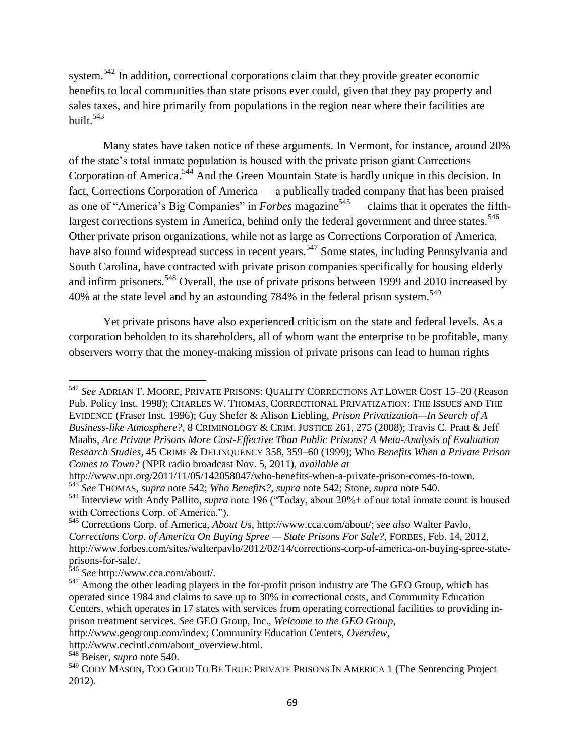system.[542] In addition, correctional corporations claim that they provide greater economic benefits to local communities than state prisons ever could, given that they pay property and sales taxes, and hire primarily from populations in the region near where their facilities are built.[543]

Many states have taken notice of these arguments. In Vermont, for instance, around 20% of the state's total inmate population is housed with the private prison giant Corrections Corporation of America.[544] And the Green Mountain State is hardly unique in this decision. In fact, Corrections Corporation of America — a publically traded company that has been praised as one of "America's Big Companies" in *Forbes* magazine[545] — claims that it operates the fifth-largest corrections system in America, behind only the federal government and three states.[546] Other private prison organizations, while not as large as Corrections Corporation of America, have also found widespread success in recent years.[547] Some states, including Pennsylvania and South Carolina, have contracted with private prison companies specifically for housing elderly and infirm prisoners.[548] Overall, the use of private prisons between 1999 and 2010 increased by 40% at the state level and by an astounding 784% in the federal prison system.[549]

Yet private prisons have also experienced criticism on the state and federal levels. As a corporation beholden to its shareholders, all of whom want the enterprise to be profitable, many observers worry that the money-making mission of private prisons can lead to human rights

---

[542] *See* ADRIAN T. MOORE, PRIVATE PRISONS: QUALITY CORRECTIONS AT LOWER COST 15–20 (Reason Pub. Policy Inst. 1998); CHARLES W. THOMAS, CORRECTIONAL PRIVATIZATION: THE ISSUES AND THE EVIDENCE (Fraser Inst. 1996); Guy Shefer & Alison Liebling, *Prison Privatization—In Search of A Business-like Atmosphere?*, 8 CRIMINOLOGY & CRIM. JUSTICE 261, 275 (2008); Travis C. Pratt & Jeff Maahs, *Are Private Prisons More Cost-Effective Than Public Prisons? A Meta-Analysis of Evaluation Research Studies*, 45 CRIME & DELINQUENCY 358, 359–60 (1999); Who *Benefits When a Private Prison Comes to Town?* (NPR radio broadcast Nov. 5, 2011), *available at* http://www.npr.org/2011/11/05/142058047/who-benefits-when-a-private-prison-comes-to-town.

[543] *See* THOMAS, *supra* note 542; *Who Benefits?*, *supra* note 542; Stone, *supra* note 540.

[544] Interview with Andy Pallito, *supra* note 196 ("Today, about 20%+ of our total inmate count is housed with Corrections Corp. of America.").

[545] Corrections Corp. of America, *About Us*, http://www.cca.com/about/; *see also* Walter Pavlo, *Corrections Corp. of America On Buying Spree — State Prisons For Sale?*, FORBES, Feb. 14, 2012, http://www.forbes.com/sites/walterpavlo/2012/02/14/corrections-corp-of-america-on-buying-spree-state-prisons-for-sale/.

[546] *See* http://www.cca.com/about/.

[547] Among the other leading players in the for-profit prison industry are The GEO Group, which has operated since 1984 and claims to save up to 30% in correctional costs, and Community Education Centers, which operates in 17 states with services from operating correctional facilities to providing in-prison treatment services. *See* GEO Group, Inc., *Welcome to the GEO Group*, http://www.geogroup.com/index; Community Education Centers, *Overview*, http://www.cecintl.com/about_overview.html.

[548] Beiser, *supra* note 540.

[549] CODY MASON, TOO GOOD TO BE TRUE: PRIVATE PRISONS IN AMERICA 1 (The Sentencing Project 2012).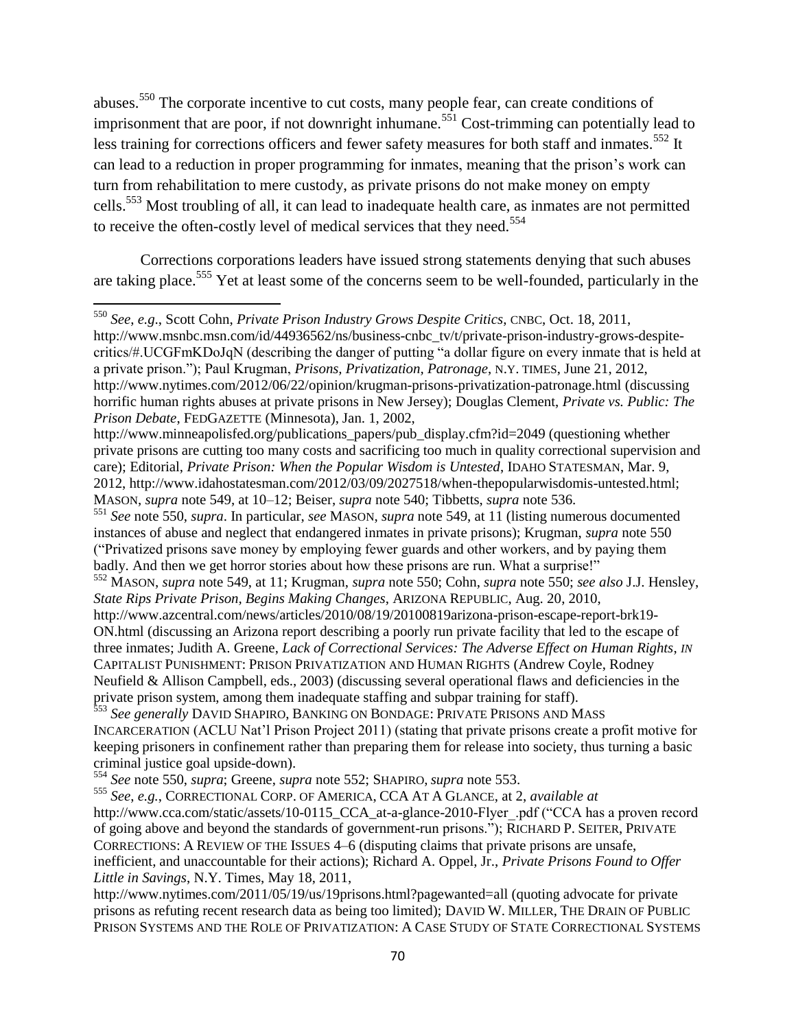abuses.[550] The corporate incentive to cut costs, many people fear, can create conditions of imprisonment that are poor, if not downright inhumane.[551] Cost-trimming can potentially lead to less training for corrections officers and fewer safety measures for both staff and inmates.[552] It can lead to a reduction in proper programming for inmates, meaning that the prison's work can turn from rehabilitation to mere custody, as private prisons do not make money on empty cells.[553] Most troubling of all, it can lead to inadequate health care, as inmates are not permitted to receive the often-costly level of medical services that they need.[554]

Corrections corporations leaders have issued strong statements denying that such abuses are taking place.[555] Yet at least some of the concerns seem to be well-founded, particularly in the

---

[550] *See, e.g.*, Scott Cohn, *Private Prison Industry Grows Despite Critics*, CNBC, Oct. 18, 2011, http://www.msnbc.msn.com/id/44936562/ns/business-cnbc_tv/t/private-prison-industry-grows-despite-critics/#.UCGFmKDoJqN (describing the danger of putting "a dollar figure on every inmate that is held at a private prison."); Paul Krugman, *Prisons, Privatization, Patronage*, N.Y. TIMES, June 21, 2012, http://www.nytimes.com/2012/06/22/opinion/krugman-prisons-privatization-patronage.html (discussing horrific human rights abuses at private prisons in New Jersey); Douglas Clement, *Private vs. Public: The Prison Debate*, FEDGAZETTE (Minnesota), Jan. 1, 2002, http://www.minneapolisfed.org/publications_papers/pub_display.cfm?id=2049 (questioning whether private prisons are cutting too many costs and sacrificing too much in quality correctional supervision and care); Editorial, *Private Prison: When the Popular Wisdom is Untested*, IDAHO STATESMAN, Mar. 9, 2012, http://www.idahostatesman.com/2012/03/09/2027518/when-thepopularwisdomis-untested.html; MASON, *supra* note 549, at 10–12; Beiser, *supra* note 540; Tibbetts, *supra* note 536.

[551] *See* note 550, *supra*. In particular, *see* MASON, *supra* note 549, at 11 (listing numerous documented instances of abuse and neglect that endangered inmates in private prisons); Krugman, *supra* note 550 ("Privatized prisons save money by employing fewer guards and other workers, and by paying them badly. And then we get horror stories about how these prisons are run. What a surprise!"

[552] MASON, *supra* note 549, at 11; Krugman, *supra* note 550; Cohn, *supra* note 550; *see also* J.J. Hensley, *State Rips Private Prison, Begins Making Changes*, ARIZONA REPUBLIC, Aug. 20, 2010, http://www.azcentral.com/news/articles/2010/08/19/20100819arizona-prison-escape-report-brk19-ON.html (discussing an Arizona report describing a poorly run private facility that led to the escape of three inmates; Judith A. Greene, *Lack of Correctional Services: The Adverse Effect on Human Rights*, *IN* CAPITALIST PUNISHMENT: PRISON PRIVATIZATION AND HUMAN RIGHTS (Andrew Coyle, Rodney Neufield & Allison Campbell, eds., 2003) (discussing several operational flaws and deficiencies in the private prison system, among them inadequate staffing and subpar training for staff).

[553] *See generally* DAVID SHAPIRO, BANKING ON BONDAGE: PRIVATE PRISONS AND MASS INCARCERATION (ACLU Nat'l Prison Project 2011) (stating that private prisons create a profit motive for keeping prisoners in confinement rather than preparing them for release into society, thus turning a basic criminal justice goal upside-down).

[554] *See* note 550, *supra*; Greene, *supra* note 552; SHAPIRO, *supra* note 553.

[555] *See, e.g.*, CORRECTIONAL CORP. OF AMERICA, CCA AT A GLANCE, at 2, *available at* http://www.cca.com/static/assets/10-0115_CCA_at-a-glance-2010-Flyer_.pdf ("CCA has a proven record of going above and beyond the standards of government-run prisons."); RICHARD P. SEITER, PRIVATE CORRECTIONS: A REVIEW OF THE ISSUES 4–6 (disputing claims that private prisons are unsafe, inefficient, and unaccountable for their actions); Richard A. Oppel, Jr., *Private Prisons Found to Offer Little in Savings*, N.Y. Times, May 18, 2011, http://www.nytimes.com/2011/05/19/us/19prisons.html?pagewanted=all (quoting advocate for private prisons as refuting recent research data as being too limited); DAVID W. MILLER, THE DRAIN OF PUBLIC PRISON SYSTEMS AND THE ROLE OF PRIVATIZATION: A CASE STUDY OF STATE CORRECTIONAL SYSTEMS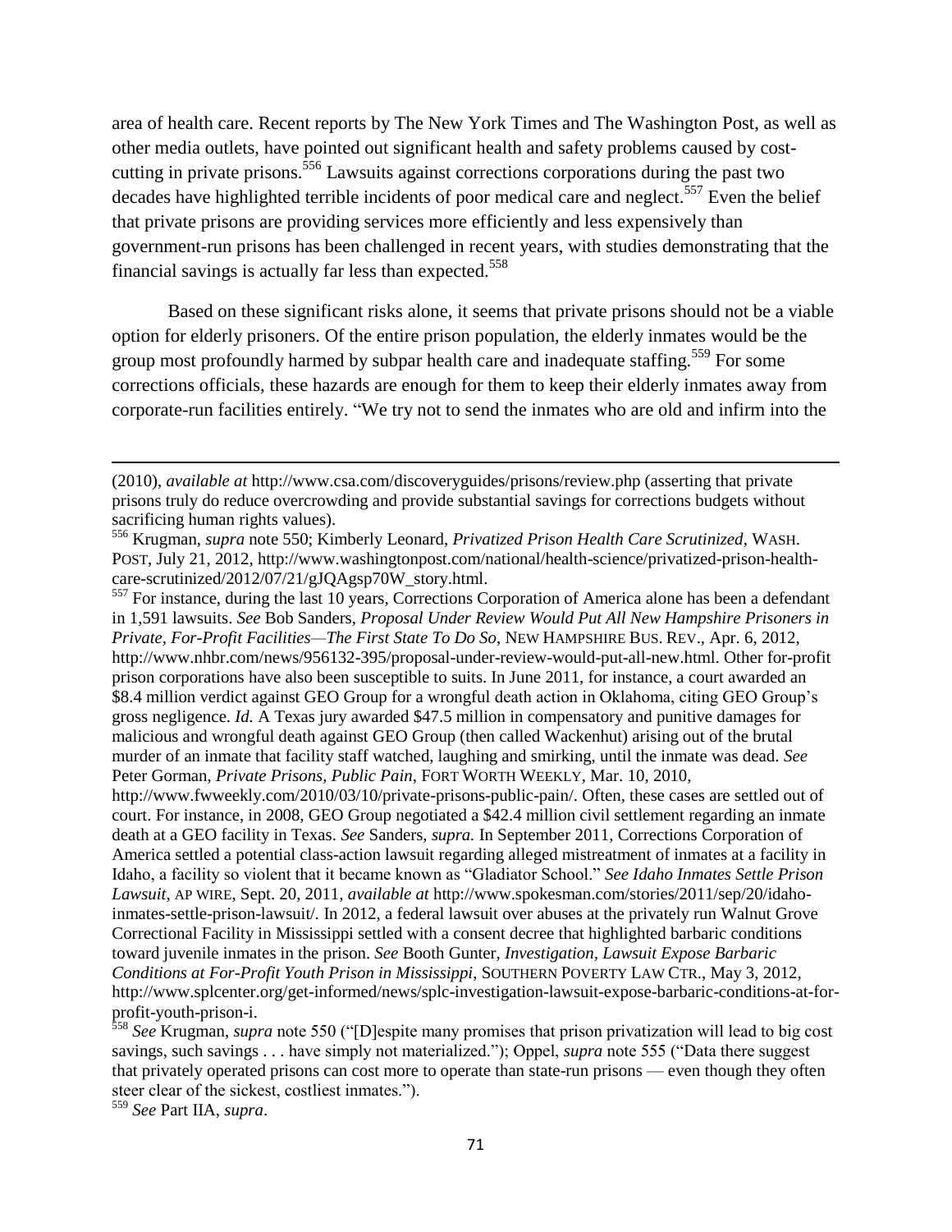area of health care. Recent reports by The New York Times and The Washington Post, as well as other media outlets, have pointed out significant health and safety problems caused by cost-cutting in private prisons.[556] Lawsuits against corrections corporations during the past two decades have highlighted terrible incidents of poor medical care and neglect.[557] Even the belief that private prisons are providing services more efficiently and less expensively than government-run prisons has been challenged in recent years, with studies demonstrating that the financial savings is actually far less than expected.[558]

Based on these significant risks alone, it seems that private prisons should not be a viable option for elderly prisoners. Of the entire prison population, the elderly inmates would be the group most profoundly harmed by subpar health care and inadequate staffing.[559] For some corrections officials, these hazards are enough for them to keep their elderly inmates away from corporate-run facilities entirely. "We try not to send the inmates who are old and infirm into the

---

(2010), *available at* http://www.csa.com/discoveryguides/prisons/review.php (asserting that private prisons truly do reduce overcrowding and provide substantial savings for corrections budgets without sacrificing human rights values).

[556] Krugman, *supra* note 550; Kimberly Leonard, *Privatized Prison Health Care Scrutinized*, WASH. POST, July 21, 2012, http://www.washingtonpost.com/national/health-science/privatized-prison-health-care-scrutinized/2012/07/21/gJQAgsp70W_story.html.

[557] For instance, during the last 10 years, Corrections Corporation of America alone has been a defendant in 1,591 lawsuits. *See* Bob Sanders, *Proposal Under Review Would Put All New Hampshire Prisoners in Private, For-Profit Facilities—The First State To Do So*, NEW HAMPSHIRE BUS. REV., Apr. 6, 2012, http://www.nhbr.com/news/956132-395/proposal-under-review-would-put-all-new.html. Other for-profit prison corporations have also been susceptible to suits. In June 2011, for instance, a court awarded an $8.4 million verdict against GEO Group for a wrongful death action in Oklahoma, citing GEO Group's gross negligence. *Id.* A Texas jury awarded $47.5 million in compensatory and punitive damages for malicious and wrongful death against GEO Group (then called Wackenhut) arising out of the brutal murder of an inmate that facility staff watched, laughing and smirking, until the inmate was dead. *See* Peter Gorman, *Private Prisons, Public Pain*, FORT WORTH WEEKLY, Mar. 10, 2010, http://www.fwweekly.com/2010/03/10/private-prisons-public-pain/. Often, these cases are settled out of court. For instance, in 2008, GEO Group negotiated a $42.4 million civil settlement regarding an inmate death at a GEO facility in Texas. *See* Sanders, *supra.* In September 2011, Corrections Corporation of America settled a potential class-action lawsuit regarding alleged mistreatment of inmates at a facility in Idaho, a facility so violent that it became known as "Gladiator School." *See Idaho Inmates Settle Prison Lawsuit*, AP WIRE, Sept. 20, 2011, *available at* http://www.spokesman.com/stories/2011/sep/20/idaho-inmates-settle-prison-lawsuit/. In 2012, a federal lawsuit over abuses at the privately run Walnut Grove Correctional Facility in Mississippi settled with a consent decree that highlighted barbaric conditions toward juvenile inmates in the prison. *See* Booth Gunter, *Investigation, Lawsuit Expose Barbaric Conditions at For-Profit Youth Prison in Mississippi*, SOUTHERN POVERTY LAW CTR., May 3, 2012, http://www.splcenter.org/get-informed/news/splc-investigation-lawsuit-expose-barbaric-conditions-at-for-profit-youth-prison-i.

[558] *See* Krugman, *supra* note 550 ("[D]espite many promises that prison privatization will lead to big cost savings, such savings . . . have simply not materialized."); Oppel, *supra* note 555 ("Data there suggest that privately operated prisons can cost more to operate than state-run prisons — even though they often steer clear of the sickest, costliest inmates.").

[559] *See* Part IIA, *supra*.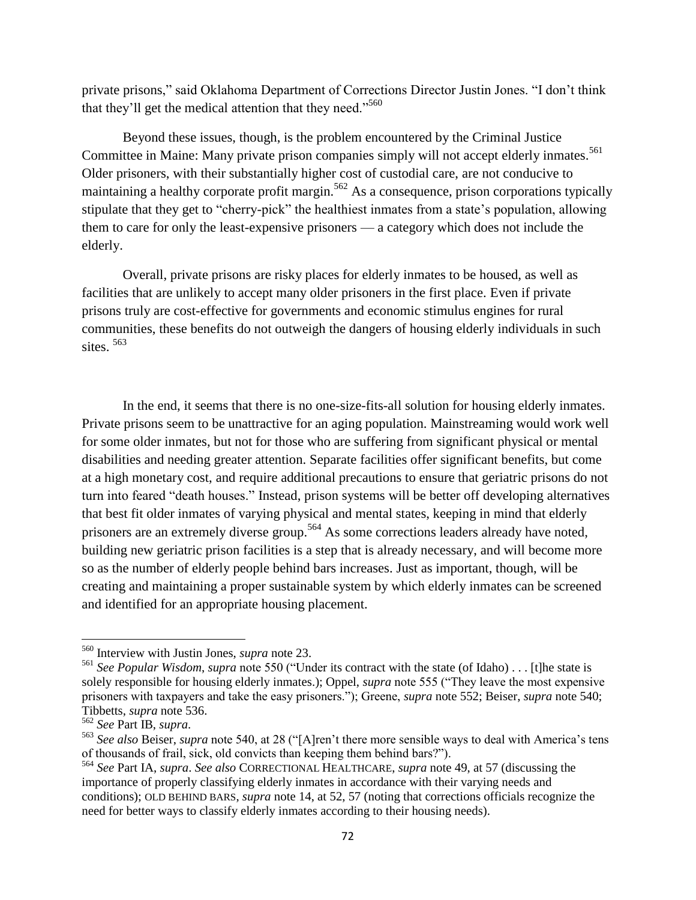private prisons," said Oklahoma Department of Corrections Director Justin Jones. "I don't think that they'll get the medical attention that they need."[560]

Beyond these issues, though, is the problem encountered by the Criminal Justice Committee in Maine: Many private prison companies simply will not accept elderly inmates.[561] Older prisoners, with their substantially higher cost of custodial care, are not conducive to maintaining a healthy corporate profit margin.[562] As a consequence, prison corporations typically stipulate that they get to "cherry-pick" the healthiest inmates from a state's population, allowing them to care for only the least-expensive prisoners — a category which does not include the elderly.

Overall, private prisons are risky places for elderly inmates to be housed, as well as facilities that are unlikely to accept many older prisoners in the first place. Even if private prisons truly are cost-effective for governments and economic stimulus engines for rural communities, these benefits do not outweigh the dangers of housing elderly individuals in such sites. [563]

In the end, it seems that there is no one-size-fits-all solution for housing elderly inmates. Private prisons seem to be unattractive for an aging population. Mainstreaming would work well for some older inmates, but not for those who are suffering from significant physical or mental disabilities and needing greater attention. Separate facilities offer significant benefits, but come at a high monetary cost, and require additional precautions to ensure that geriatric prisons do not turn into feared "death houses." Instead, prison systems will be better off developing alternatives that best fit older inmates of varying physical and mental states, keeping in mind that elderly prisoners are an extremely diverse group.[564] As some corrections leaders already have noted, building new geriatric prison facilities is a step that is already necessary, and will become more so as the number of elderly people behind bars increases. Just as important, though, will be creating and maintaining a proper sustainable system by which elderly inmates can be screened and identified for an appropriate housing placement.

---

[560] Interview with Justin Jones, *supra* note 23.

[561] *See Popular Wisdom*, *supra* note 550 ("Under its contract with the state (of Idaho) . . . [t]he state is solely responsible for housing elderly inmates.); Oppel, *supra* note 555 ("They leave the most expensive prisoners with taxpayers and take the easy prisoners."); Greene, *supra* note 552; Beiser, *supra* note 540; Tibbetts, *supra* note 536.

[562] *See* Part IB, *supra*.

[563] *See also* Beiser, *supra* note 540, at 28 ("[A]ren't there more sensible ways to deal with America's tens of thousands of frail, sick, old convicts than keeping them behind bars?").

[564] *See* Part IA, *supra*. *See also* CORRECTIONAL HEALTHCARE, *supra* note 49, at 57 (discussing the importance of properly classifying elderly inmates in accordance with their varying needs and conditions); OLD BEHIND BARS, *supra* note 14, at 52, 57 (noting that corrections officials recognize the need for better ways to classify elderly inmates according to their housing needs).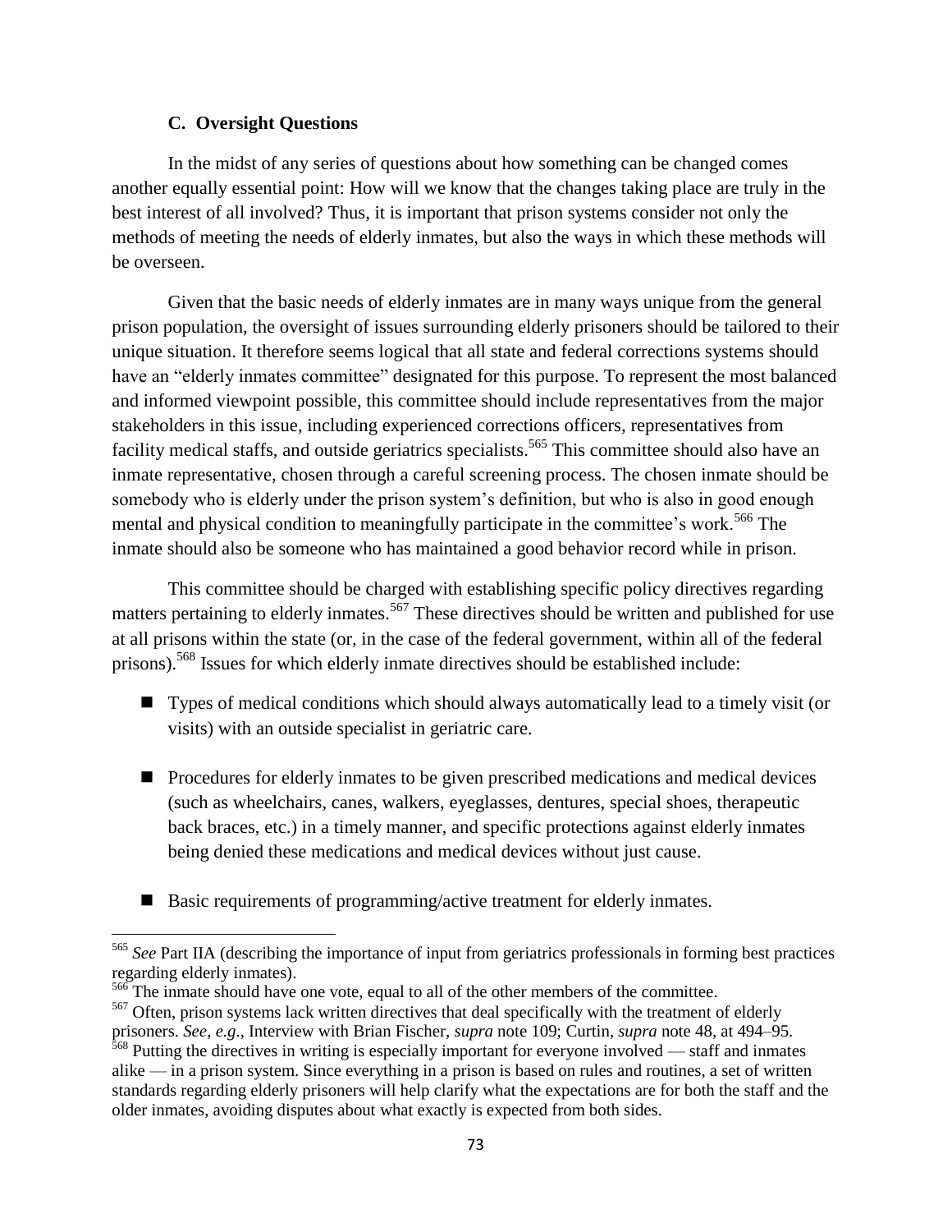### C. Oversight Questions

In the midst of any series of questions about how something can be changed comes another equally essential point: How will we know that the changes taking place are truly in the best interest of all involved? Thus, it is important that prison systems consider not only the methods of meeting the needs of elderly inmates, but also the ways in which these methods will be overseen.

Given that the basic needs of elderly inmates are in many ways unique from the general prison population, the oversight of issues surrounding elderly prisoners should be tailored to their unique situation. It therefore seems logical that all state and federal corrections systems should have an "elderly inmates committee" designated for this purpose. To represent the most balanced and informed viewpoint possible, this committee should include representatives from the major stakeholders in this issue, including experienced corrections officers, representatives from facility medical staffs, and outside geriatrics specialists.[565] This committee should also have an inmate representative, chosen through a careful screening process. The chosen inmate should be somebody who is elderly under the prison system's definition, but who is also in good enough mental and physical condition to meaningfully participate in the committee's work.[566] The inmate should also be someone who has maintained a good behavior record while in prison.

This committee should be charged with establishing specific policy directives regarding matters pertaining to elderly inmates.[567] These directives should be written and published for use at all prisons within the state (or, in the case of the federal government, within all of the federal prisons).[568] Issues for which elderly inmate directives should be established include:

- Types of medical conditions which should always automatically lead to a timely visit (or visits) with an outside specialist in geriatric care.
- Procedures for elderly inmates to be given prescribed medications and medical devices (such as wheelchairs, canes, walkers, eyeglasses, dentures, special shoes, therapeutic back braces, etc.) in a timely manner, and specific protections against elderly inmates being denied these medications and medical devices without just cause.
- Basic requirements of programming/active treatment for elderly inmates.

---

[565] *See* Part IIA (describing the importance of input from geriatrics professionals in forming best practices regarding elderly inmates).

[566] The inmate should have one vote, equal to all of the other members of the committee.

[567] Often, prison systems lack written directives that deal specifically with the treatment of elderly prisoners. *See*, *e.g*., Interview with Brian Fischer, *supra* note 109; Curtin, *supra* note 48, at 494–95.

[568] Putting the directives in writing is especially important for everyone involved — staff and inmates alike — in a prison system. Since everything in a prison is based on rules and routines, a set of written standards regarding elderly prisoners will help clarify what the expectations are for both the staff and the older inmates, avoiding disputes about what exactly is expected from both sides.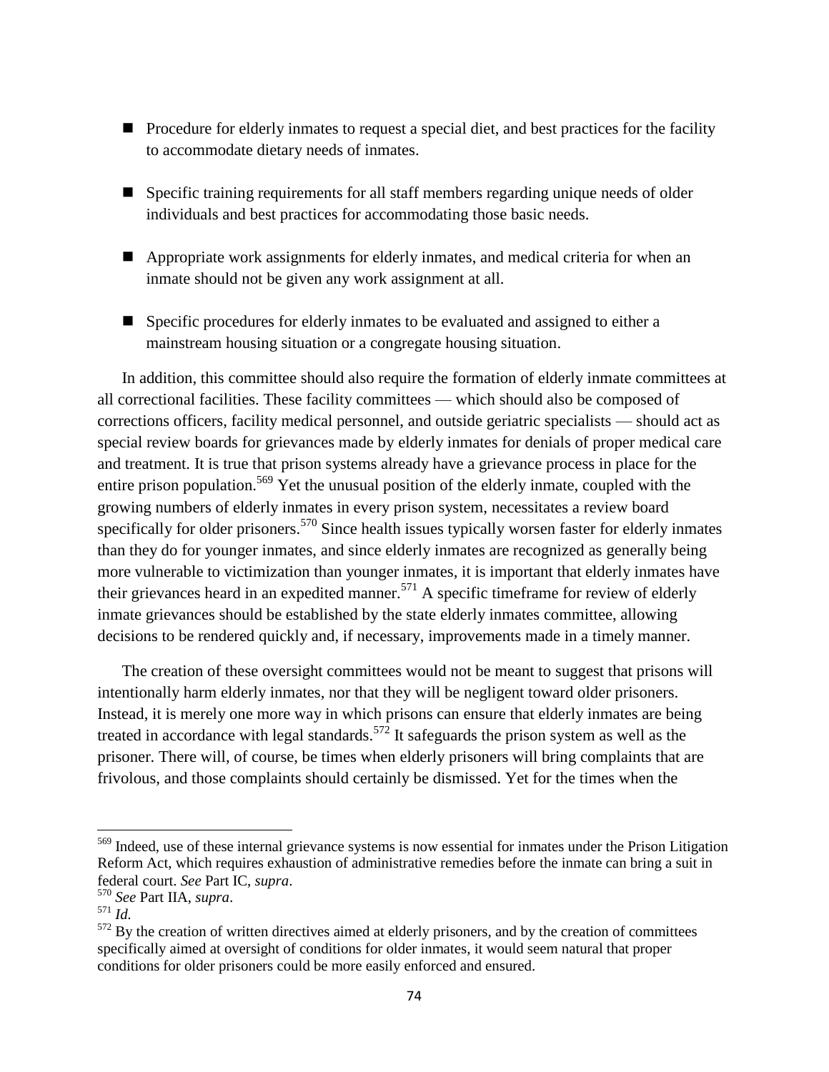- Procedure for elderly inmates to request a special diet, and best practices for the facility to accommodate dietary needs of inmates.

- Specific training requirements for all staff members regarding unique needs of older individuals and best practices for accommodating those basic needs.

- Appropriate work assignments for elderly inmates, and medical criteria for when an inmate should not be given any work assignment at all.

- Specific procedures for elderly inmates to be evaluated and assigned to either a mainstream housing situation or a congregate housing situation.

In addition, this committee should also require the formation of elderly inmate committees at all correctional facilities. These facility committees — which should also be composed of corrections officers, facility medical personnel, and outside geriatric specialists — should act as special review boards for grievances made by elderly inmates for denials of proper medical care and treatment. It is true that prison systems already have a grievance process in place for the entire prison population.[569] Yet the unusual position of the elderly inmate, coupled with the growing numbers of elderly inmates in every prison system, necessitates a review board specifically for older prisoners.[570] Since health issues typically worsen faster for elderly inmates than they do for younger inmates, and since elderly inmates are recognized as generally being more vulnerable to victimization than younger inmates, it is important that elderly inmates have their grievances heard in an expedited manner.[571] A specific timeframe for review of elderly inmate grievances should be established by the state elderly inmates committee, allowing decisions to be rendered quickly and, if necessary, improvements made in a timely manner.

The creation of these oversight committees would not be meant to suggest that prisons will intentionally harm elderly inmates, nor that they will be negligent toward older prisoners. Instead, it is merely one more way in which prisons can ensure that elderly inmates are being treated in accordance with legal standards.[572] It safeguards the prison system as well as the prisoner. There will, of course, be times when elderly prisoners will bring complaints that are frivolous, and those complaints should certainly be dismissed. Yet for the times when the

---

[569] Indeed, use of these internal grievance systems is now essential for inmates under the Prison Litigation Reform Act, which requires exhaustion of administrative remedies before the inmate can bring a suit in federal court. *See* Part IC, *supra*.

[570] *See* Part IIA, *supra*.

[571] *Id.*

[572] By the creation of written directives aimed at elderly prisoners, and by the creation of committees specifically aimed at oversight of conditions for older inmates, it would seem natural that proper conditions for older prisoners could be more easily enforced and ensured.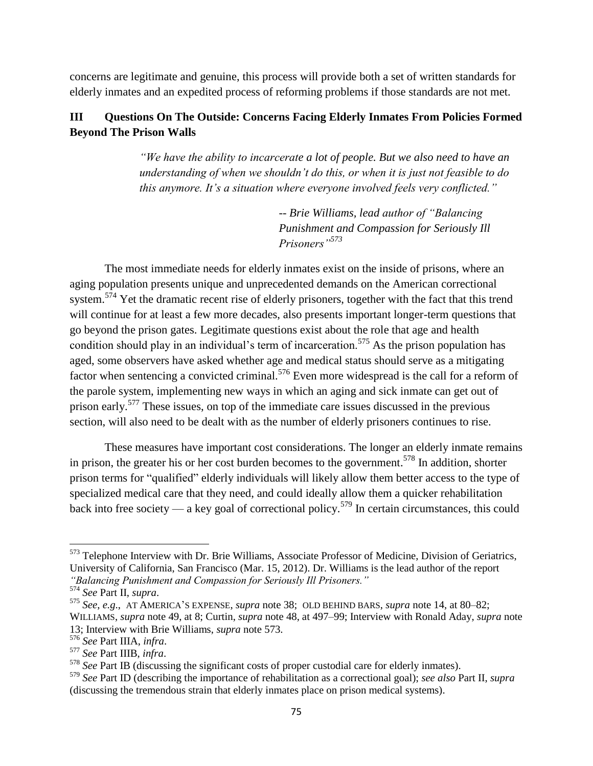concerns are legitimate and genuine, this process will provide both a set of written standards for elderly inmates and an expedited process of reforming problems if those standards are not met.

## III Questions On The Outside: Concerns Facing Elderly Inmates From Policies Formed Beyond The Prison Walls

> *"We have the ability to incarcerate a lot of people. But we also need to have an understanding of when we shouldn't do this, or when it is just not feasible to do this anymore. It's a situation where everyone involved feels very conflicted."*
>
> *-- Brie Williams, lead author of "Balancing Punishment and Compassion for Seriously Ill Prisoners"*[573]

The most immediate needs for elderly inmates exist on the inside of prisons, where an aging population presents unique and unprecedented demands on the American correctional system.[574] Yet the dramatic recent rise of elderly prisoners, together with the fact that this trend will continue for at least a few more decades, also presents important longer-term questions that go beyond the prison gates. Legitimate questions exist about the role that age and health condition should play in an individual's term of incarceration.[575] As the prison population has aged, some observers have asked whether age and medical status should serve as a mitigating factor when sentencing a convicted criminal.[576] Even more widespread is the call for a reform of the parole system, implementing new ways in which an aging and sick inmate can get out of prison early.[577] These issues, on top of the immediate care issues discussed in the previous section, will also need to be dealt with as the number of elderly prisoners continues to rise.

These measures have important cost considerations. The longer an elderly inmate remains in prison, the greater his or her cost burden becomes to the government.[578] In addition, shorter prison terms for "qualified" elderly individuals will likely allow them better access to the type of specialized medical care that they need, and could ideally allow them a quicker rehabilitation back into free society — a key goal of correctional policy.[579] In certain circumstances, this could

---

[573] Telephone Interview with Dr. Brie Williams, Associate Professor of Medicine, Division of Geriatrics, University of California, San Francisco (Mar. 15, 2012). Dr. Williams is the lead author of the report *"Balancing Punishment and Compassion for Seriously Ill Prisoners."*

[574] *See* Part II, *supra*.

[575] *See*, *e.g.*, AT AMERICA'S EXPENSE, *supra* note 38; OLD BEHIND BARS, *supra* note 14, at 80–82; WILLIAMS, *supra* note 49, at 8; Curtin, *supra* note 48, at 497–99; Interview with Ronald Aday, *supra* note 13; Interview with Brie Williams, *supra* note 573.

[576] *See* Part IIIA, *infra*.

[577] *See* Part IIIB, *infra*.

[578] *See* Part IB (discussing the significant costs of proper custodial care for elderly inmates).

[579] *See* Part ID (describing the importance of rehabilitation as a correctional goal); *see also* Part II, *supra* (discussing the tremendous strain that elderly inmates place on prison medical systems).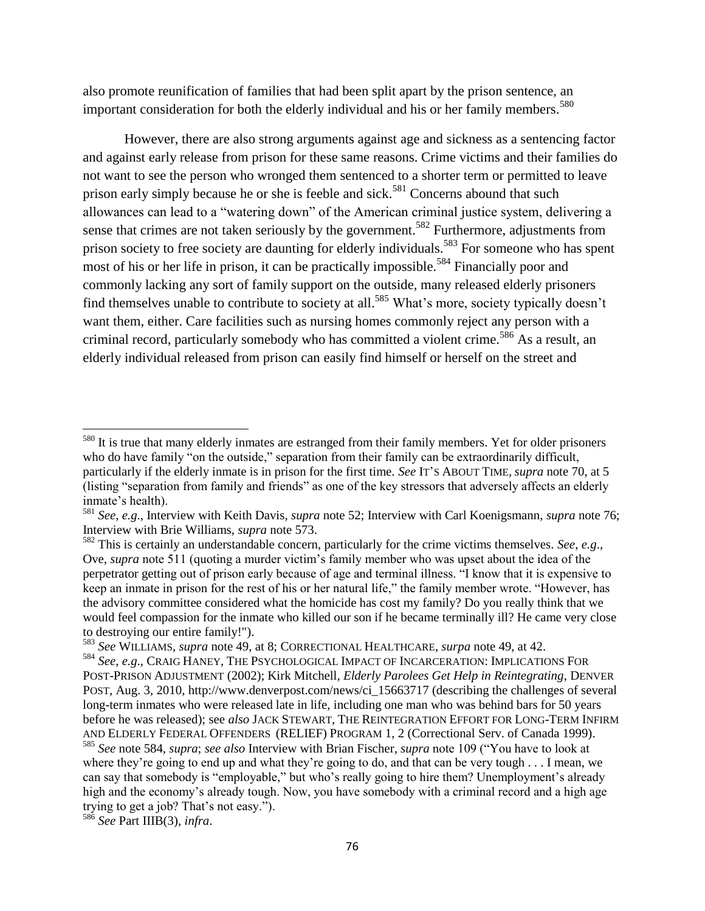also promote reunification of families that had been split apart by the prison sentence, an important consideration for both the elderly individual and his or her family members.[580]

However, there are also strong arguments against age and sickness as a sentencing factor and against early release from prison for these same reasons. Crime victims and their families do not want to see the person who wronged them sentenced to a shorter term or permitted to leave prison early simply because he or she is feeble and sick.[581] Concerns abound that such allowances can lead to a "watering down" of the American criminal justice system, delivering a sense that crimes are not taken seriously by the government.[582] Furthermore, adjustments from prison society to free society are daunting for elderly individuals.[583] For someone who has spent most of his or her life in prison, it can be practically impossible.[584] Financially poor and commonly lacking any sort of family support on the outside, many released elderly prisoners find themselves unable to contribute to society at all.[585] What's more, society typically doesn't want them, either. Care facilities such as nursing homes commonly reject any person with a criminal record, particularly somebody who has committed a violent crime.[586] As a result, an elderly individual released from prison can easily find himself or herself on the street and

---

[580] It is true that many elderly inmates are estranged from their family members. Yet for older prisoners who do have family "on the outside," separation from their family can be extraordinarily difficult, particularly if the elderly inmate is in prison for the first time. *See* IT'S ABOUT TIME, *supra* note 70, at 5 (listing "separation from family and friends" as one of the key stressors that adversely affects an elderly inmate's health).

[581] *See*, *e.g*., Interview with Keith Davis, *supra* note 52; Interview with Carl Koenigsmann, *supra* note 76; Interview with Brie Williams, *supra* note 573.

[582] This is certainly an understandable concern, particularly for the crime victims themselves. *See*, *e.g*., Ove, *supra* note 511 (quoting a murder victim's family member who was upset about the idea of the perpetrator getting out of prison early because of age and terminal illness. "I know that it is expensive to keep an inmate in prison for the rest of his or her natural life," the family member wrote. "However, has the advisory committee considered what the homicide has cost my family? Do you really think that we would feel compassion for the inmate who killed our son if he became terminally ill? He came very close to destroying our entire family!").

[583] *See* WILLIAMS, *supra* note 49, at 8; CORRECTIONAL HEALTHCARE, *surpa* note 49, at 42.

[584] *See*, *e.g*., CRAIG HANEY, THE PSYCHOLOGICAL IMPACT OF INCARCERATION: IMPLICATIONS FOR POST-PRISON ADJUSTMENT (2002); Kirk Mitchell, *Elderly Parolees Get Help in Reintegrating*, DENVER POST, Aug. 3, 2010, http://www.denverpost.com/news/ci_15663717 (describing the challenges of several long-term inmates who were released late in life, including one man who was behind bars for 50 years before he was released); see *also* JACK STEWART, THE REINTEGRATION EFFORT FOR LONG-TERM INFIRM AND ELDERLY FEDERAL OFFENDERS (RELIEF) PROGRAM 1, 2 (Correctional Serv. of Canada 1999).

[585] *See* note 584, *supra*; *see also* Interview with Brian Fischer, *supra* note 109 ("You have to look at where they're going to end up and what they're going to do, and that can be very tough . . . I mean, we can say that somebody is "employable," but who's really going to hire them? Unemployment's already high and the economy's already tough. Now, you have somebody with a criminal record and a high age trying to get a job? That's not easy.").

[586] *See* Part IIIB(3), *infra*.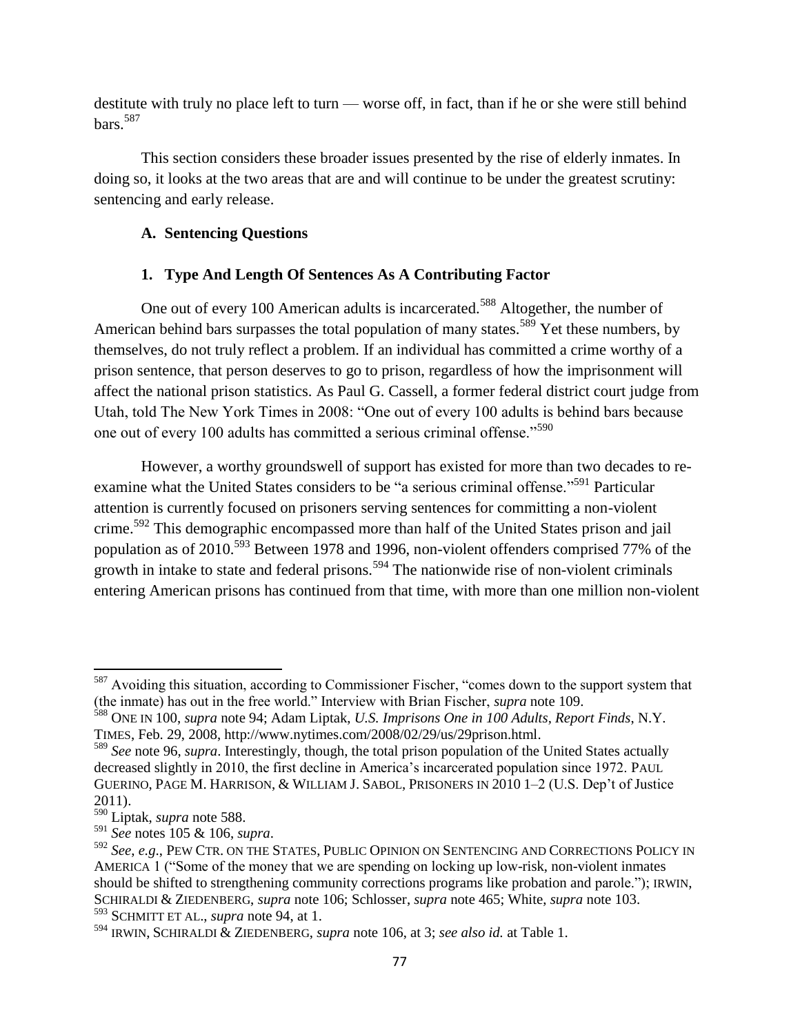destitute with truly no place left to turn — worse off, in fact, than if he or she were still behind bars.[587]

This section considers these broader issues presented by the rise of elderly inmates. In doing so, it looks at the two areas that are and will continue to be under the greatest scrutiny: sentencing and early release.

### A. Sentencing Questions

#### 1. Type And Length Of Sentences As A Contributing Factor

One out of every 100 American adults is incarcerated.[588] Altogether, the number of American behind bars surpasses the total population of many states.[589] Yet these numbers, by themselves, do not truly reflect a problem. If an individual has committed a crime worthy of a prison sentence, that person deserves to go to prison, regardless of how the imprisonment will affect the national prison statistics. As Paul G. Cassell, a former federal district court judge from Utah, told The New York Times in 2008: "One out of every 100 adults is behind bars because one out of every 100 adults has committed a serious criminal offense."[590]

However, a worthy groundswell of support has existed for more than two decades to re-examine what the United States considers to be "a serious criminal offense."[591] Particular attention is currently focused on prisoners serving sentences for committing a non-violent crime.[592] This demographic encompassed more than half of the United States prison and jail population as of 2010.[593] Between 1978 and 1996, non-violent offenders comprised 77% of the growth in intake to state and federal prisons.[594] The nationwide rise of non-violent criminals entering American prisons has continued from that time, with more than one million non-violent

---

[587] Avoiding this situation, according to Commissioner Fischer, "comes down to the support system that (the inmate) has out in the free world." Interview with Brian Fischer, *supra* note 109.

[588] ONE IN 100, *supra* note 94; Adam Liptak, *U.S. Imprisons One in 100 Adults, Report Finds*, N.Y. TIMES, Feb. 29, 2008, http://www.nytimes.com/2008/02/29/us/29prison.html.

[589] *See* note 96, *supra*. Interestingly, though, the total prison population of the United States actually decreased slightly in 2010, the first decline in America's incarcerated population since 1972. PAUL GUERINO, PAGE M. HARRISON, & WILLIAM J. SABOL, PRISONERS IN 2010 1–2 (U.S. Dep't of Justice 2011).

[590] Liptak, *supra* note 588.

[591] *See* notes 105 & 106, *supra*.

[592] *See*, *e.g.*, PEW CTR. ON THE STATES, PUBLIC OPINION ON SENTENCING AND CORRECTIONS POLICY IN AMERICA 1 ("Some of the money that we are spending on locking up low-risk, non-violent inmates should be shifted to strengthening community corrections programs like probation and parole."); IRWIN, SCHIRALDI & ZIEDENBERG, *supra* note 106; Schlosser, *supra* note 465; White, *supra* note 103.

[593] SCHMITT ET AL., *supra* note 94, at 1.

[594] IRWIN, SCHIRALDI & ZIEDENBERG, *supra* note 106, at 3; *see also id.* at Table 1.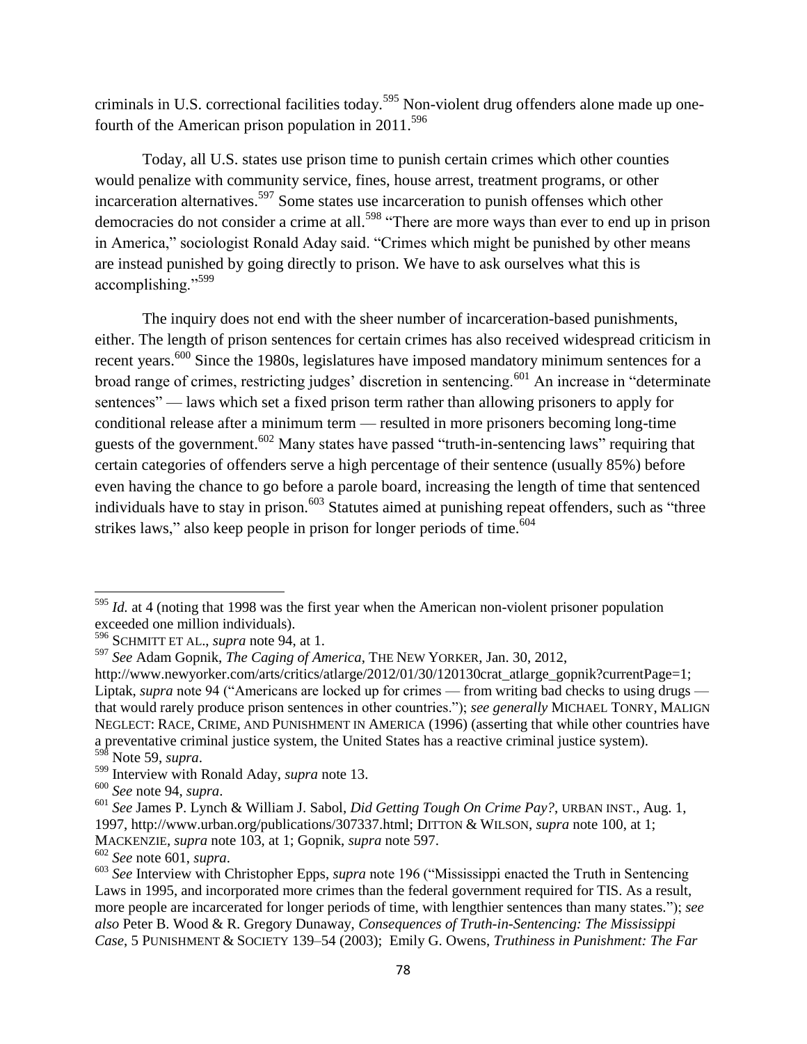criminals in U.S. correctional facilities today.[595] Non-violent drug offenders alone made up one-fourth of the American prison population in 2011.[596]

Today, all U.S. states use prison time to punish certain crimes which other counties would penalize with community service, fines, house arrest, treatment programs, or other incarceration alternatives.[597] Some states use incarceration to punish offenses which other democracies do not consider a crime at all.[598] "There are more ways than ever to end up in prison in America," sociologist Ronald Aday said. "Crimes which might be punished by other means are instead punished by going directly to prison. We have to ask ourselves what this is accomplishing."[599]

The inquiry does not end with the sheer number of incarceration-based punishments, either. The length of prison sentences for certain crimes has also received widespread criticism in recent years.[600] Since the 1980s, legislatures have imposed mandatory minimum sentences for a broad range of crimes, restricting judges' discretion in sentencing.[601] An increase in "determinate sentences" — laws which set a fixed prison term rather than allowing prisoners to apply for conditional release after a minimum term — resulted in more prisoners becoming long-time guests of the government.[602] Many states have passed "truth-in-sentencing laws" requiring that certain categories of offenders serve a high percentage of their sentence (usually 85%) before even having the chance to go before a parole board, increasing the length of time that sentenced individuals have to stay in prison.[603] Statutes aimed at punishing repeat offenders, such as "three strikes laws," also keep people in prison for longer periods of time.[604]

---

[595] *Id.* at 4 (noting that 1998 was the first year when the American non-violent prisoner population exceeded one million individuals).

[596] SCHMITT ET AL., *supra* note 94, at 1.

[597] *See* Adam Gopnik, *The Caging of America*, THE NEW YORKER, Jan. 30, 2012, http://www.newyorker.com/arts/critics/atlarge/2012/01/30/120130crat_atlarge_gopnik?currentPage=1; Liptak, *supra* note 94 ("Americans are locked up for crimes — from writing bad checks to using drugs — that would rarely produce prison sentences in other countries."); *see generally* MICHAEL TONRY, MALIGN NEGLECT: RACE, CRIME, AND PUNISHMENT IN AMERICA (1996) (asserting that while other countries have a preventative criminal justice system, the United States has a reactive criminal justice system).

[598] Note 59, *supra*.

[599] Interview with Ronald Aday, *supra* note 13.

[600] *See* note 94, *supra*.

[601] *See* James P. Lynch & William J. Sabol, *Did Getting Tough On Crime Pay?*, URBAN INST., Aug. 1, 1997, http://www.urban.org/publications/307337.html; DITTON & WILSON, *supra* note 100, at 1; MACKENZIE, *supra* note 103, at 1; Gopnik, *supra* note 597.

[602] *See* note 601, *supra*.

[603] *See* Interview with Christopher Epps, *supra* note 196 ("Mississippi enacted the Truth in Sentencing Laws in 1995, and incorporated more crimes than the federal government required for TIS. As a result, more people are incarcerated for longer periods of time, with lengthier sentences than many states."); *see also* Peter B. Wood & R. Gregory Dunaway, *Consequences of Truth-in-Sentencing: The Mississippi Case*, 5 PUNISHMENT & SOCIETY 139–54 (2003); Emily G. Owens, *Truthiness in Punishment: The Far*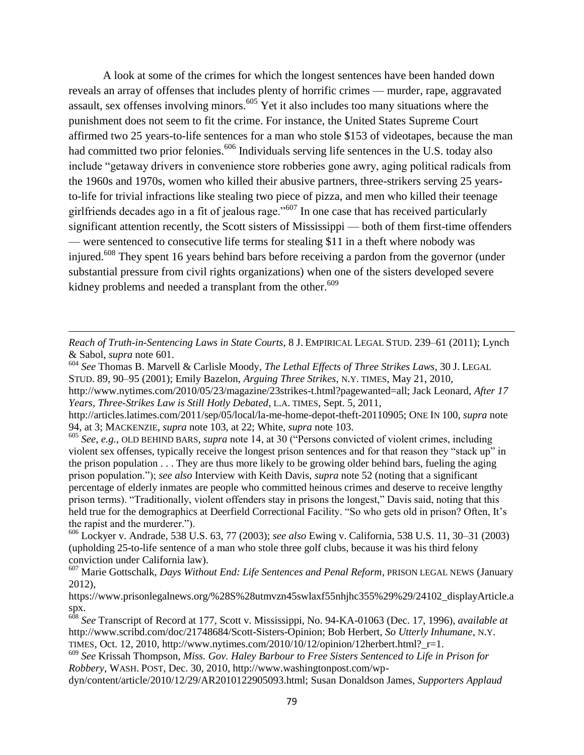A look at some of the crimes for which the longest sentences have been handed down reveals an array of offenses that includes plenty of horrific crimes — murder, rape, aggravated assault, sex offenses involving minors.[605] Yet it also includes too many situations where the punishment does not seem to fit the crime. For instance, the United States Supreme Court affirmed two 25 years-to-life sentences for a man who stole $153 of videotapes, because the man had committed two prior felonies.[606] Individuals serving life sentences in the U.S. today also include "getaway drivers in convenience store robberies gone awry, aging political radicals from the 1960s and 1970s, women who killed their abusive partners, three-strikers serving 25 years-to-life for trivial infractions like stealing two piece of pizza, and men who killed their teenage girlfriends decades ago in a fit of jealous rage."[607] In one case that has received particularly significant attention recently, the Scott sisters of Mississippi — both of them first-time offenders — were sentenced to consecutive life terms for stealing $11 in a theft where nobody was injured.[608] They spent 16 years behind bars before receiving a pardon from the governor (under substantial pressure from civil rights organizations) when one of the sisters developed severe kidney problems and needed a transplant from the other.[609]

---

*Reach of Truth-in-Sentencing Laws in State Courts*, 8 J. EMPIRICAL LEGAL STUD. 239–61 (2011); Lynch & Sabol, *supra* note 601.

[604] *See* Thomas B. Marvell & Carlisle Moody, *The Lethal Effects of Three Strikes Laws*, 30 J. LEGAL STUD. 89, 90–95 (2001); Emily Bazelon, *Arguing Three Strikes*, N.Y. TIMES, May 21, 2010, http://www.nytimes.com/2010/05/23/magazine/23strikes-t.html?pagewanted=all; Jack Leonard, *After 17 Years, Three-Strikes Law is Still Hotly Debated*, L.A. TIMES, Sept. 5, 2011, http://articles.latimes.com/2011/sep/05/local/la-me-home-depot-theft-20110905; ONE IN 100, *supra* note 94, at 3; MACKENZIE, *supra* note 103, at 22; White, *supra* note 103.

[605] *See, e.g.*, OLD BEHIND BARS, *supra* note 14, at 30 ("Persons convicted of violent crimes, including violent sex offenses, typically receive the longest prison sentences and for that reason they "stack up" in the prison population . . . They are thus more likely to be growing older behind bars, fueling the aging prison population."); *see also* Interview with Keith Davis, *supra* note 52 (noting that a significant percentage of elderly inmates are people who committed heinous crimes and deserve to receive lengthy prison terms). "Traditionally, violent offenders stay in prisons the longest," Davis said, noting that this held true for the demographics at Deerfield Correctional Facility. "So who gets old in prison? Often, It's the rapist and the murderer.").

[606] Lockyer v. Andrade, 538 U.S. 63, 77 (2003); *see also* Ewing v. California, 538 U.S. 11, 30–31 (2003) (upholding 25-to-life sentence of a man who stole three golf clubs, because it was his third felony conviction under California law).

[607] Marie Gottschalk, *Days Without End: Life Sentences and Penal Reform*, PRISON LEGAL NEWS (January 2012), https://www.prisonlegalnews.org/%28S%28utmvzn45swlaxf55nhjhc355%29%29/24102_displayArticle.aspx.

[608] *See* Transcript of Record at 177, Scott v. Mississippi, No. 94-KA-01063 (Dec. 17, 1996), *available at* http://www.scribd.com/doc/21748684/Scott-Sisters-Opinion; Bob Herbert, *So Utterly Inhumane*, N.Y. TIMES, Oct. 12, 2010, http://www.nytimes.com/2010/10/12/opinion/12herbert.html?_r=1.

[609] *See* Krissah Thompson, *Miss. Gov. Haley Barbour to Free Sisters Sentenced to Life in Prison for Robbery*, WASH. POST, Dec. 30, 2010, http://www.washingtonpost.com/wp-dyn/content/article/2010/12/29/AR2010122905093.html; Susan Donaldson James, *Supporters Applaud*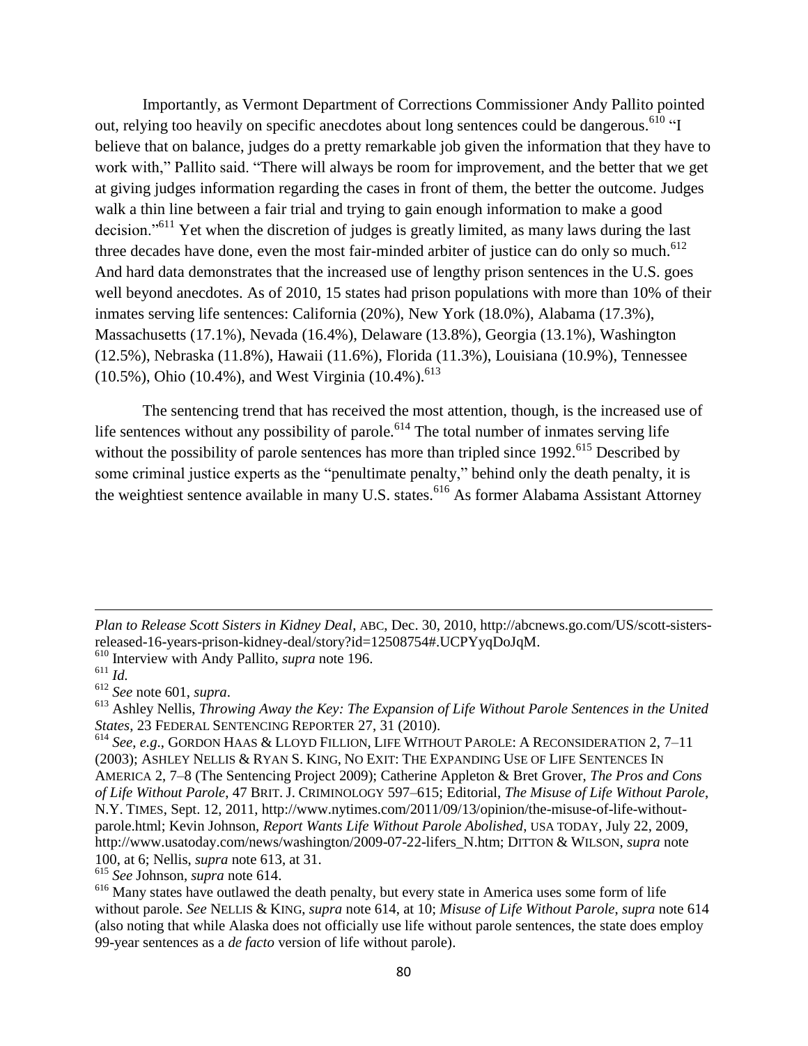Importantly, as Vermont Department of Corrections Commissioner Andy Pallito pointed out, relying too heavily on specific anecdotes about long sentences could be dangerous.[610] "I believe that on balance, judges do a pretty remarkable job given the information that they have to work with," Pallito said. "There will always be room for improvement, and the better that we get at giving judges information regarding the cases in front of them, the better the outcome. Judges walk a thin line between a fair trial and trying to gain enough information to make a good decision."[611] Yet when the discretion of judges is greatly limited, as many laws during the last three decades have done, even the most fair-minded arbiter of justice can do only so much.[612] And hard data demonstrates that the increased use of lengthy prison sentences in the U.S. goes well beyond anecdotes. As of 2010, 15 states had prison populations with more than 10% of their inmates serving life sentences: California (20%), New York (18.0%), Alabama (17.3%), Massachusetts (17.1%), Nevada (16.4%), Delaware (13.8%), Georgia (13.1%), Washington (12.5%), Nebraska (11.8%), Hawaii (11.6%), Florida (11.3%), Louisiana (10.9%), Tennessee (10.5%), Ohio (10.4%), and West Virginia (10.4%).[613]

The sentencing trend that has received the most attention, though, is the increased use of life sentences without any possibility of parole.[614] The total number of inmates serving life without the possibility of parole sentences has more than tripled since 1992.[615] Described by some criminal justice experts as the "penultimate penalty," behind only the death penalty, it is the weightiest sentence available in many U.S. states.[616] As former Alabama Assistant Attorney

---

*Plan to Release Scott Sisters in Kidney Deal*, ABC, Dec. 30, 2010, http://abcnews.go.com/US/scott-sisters-released-16-years-prison-kidney-deal/story?id=12508754#.UCPYyqDoJqM.

[610] Interview with Andy Pallito, *supra* note 196.

[611] *Id.*

[612] *See* note 601, *supra*.

[613] Ashley Nellis, *Throwing Away the Key: The Expansion of Life Without Parole Sentences in the United States*, 23 FEDERAL SENTENCING REPORTER 27, 31 (2010).

[614] *See*, *e.g*., GORDON HAAS & LLOYD FILLION, LIFE WITHOUT PAROLE: A RECONSIDERATION 2, 7–11 (2003); ASHLEY NELLIS & RYAN S. KING, NO EXIT: THE EXPANDING USE OF LIFE SENTENCES IN AMERICA 2, 7–8 (The Sentencing Project 2009); Catherine Appleton & Bret Grover, *The Pros and Cons of Life Without Parole*, 47 BRIT. J. CRIMINOLOGY 597–615; Editorial, *The Misuse of Life Without Parole*, N.Y. TIMES, Sept. 12, 2011, http://www.nytimes.com/2011/09/13/opinion/the-misuse-of-life-without-parole.html; Kevin Johnson, *Report Wants Life Without Parole Abolished*, USA TODAY, July 22, 2009, http://www.usatoday.com/news/washington/2009-07-22-lifers_N.htm; DITTON & WILSON, *supra* note 100, at 6; Nellis, *supra* note 613, at 31.

[615] *See* Johnson, *supra* note 614.

[616] Many states have outlawed the death penalty, but every state in America uses some form of life without parole. *See* NELLIS & KING, *supra* note 614, at 10; *Misuse of Life Without Parole*, *supra* note 614 (also noting that while Alaska does not officially use life without parole sentences, the state does employ 99-year sentences as a *de facto* version of life without parole).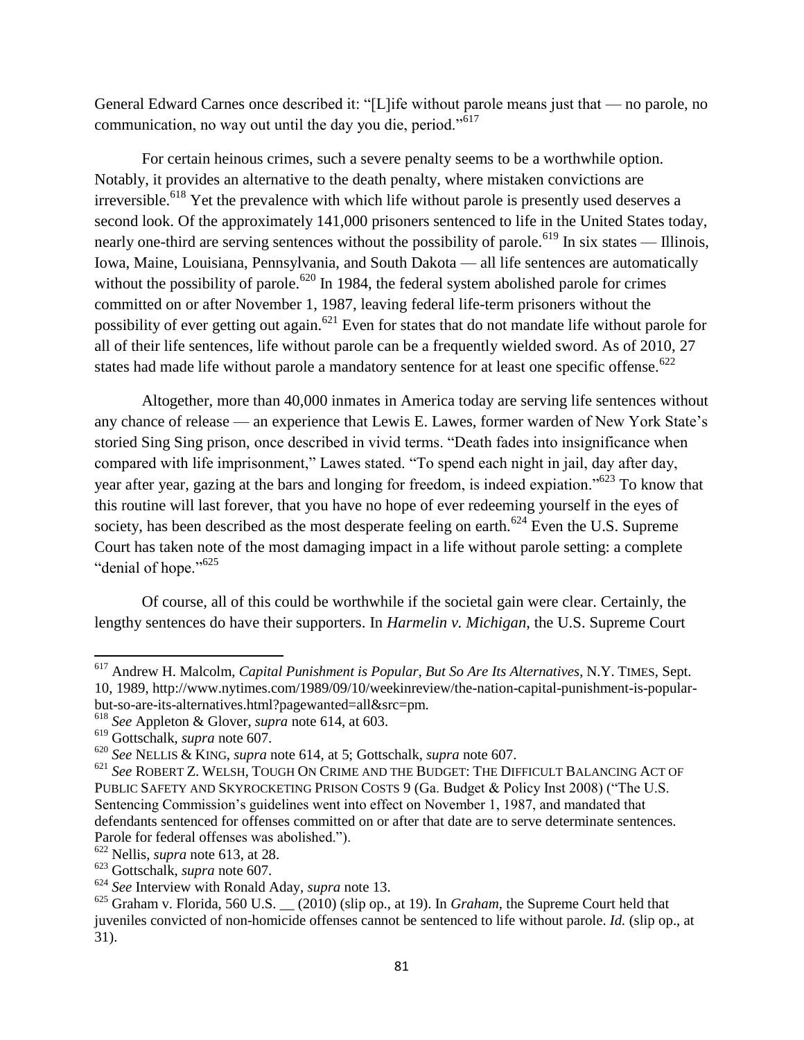General Edward Carnes once described it: "[L]ife without parole means just that — no parole, no communication, no way out until the day you die, period."[617]

For certain heinous crimes, such a severe penalty seems to be a worthwhile option. Notably, it provides an alternative to the death penalty, where mistaken convictions are irreversible.[618] Yet the prevalence with which life without parole is presently used deserves a second look. Of the approximately 141,000 prisoners sentenced to life in the United States today, nearly one-third are serving sentences without the possibility of parole.[619] In six states — Illinois, Iowa, Maine, Louisiana, Pennsylvania, and South Dakota — all life sentences are automatically without the possibility of parole.[620] In 1984, the federal system abolished parole for crimes committed on or after November 1, 1987, leaving federal life-term prisoners without the possibility of ever getting out again.[621] Even for states that do not mandate life without parole for all of their life sentences, life without parole can be a frequently wielded sword. As of 2010, 27 states had made life without parole a mandatory sentence for at least one specific offense.[622]

Altogether, more than 40,000 inmates in America today are serving life sentences without any chance of release — an experience that Lewis E. Lawes, former warden of New York State's storied Sing Sing prison, once described in vivid terms. "Death fades into insignificance when compared with life imprisonment," Lawes stated. "To spend each night in jail, day after day, year after year, gazing at the bars and longing for freedom, is indeed expiation."[623] To know that this routine will last forever, that you have no hope of ever redeeming yourself in the eyes of society, has been described as the most desperate feeling on earth.[624] Even the U.S. Supreme Court has taken note of the most damaging impact in a life without parole setting: a complete "denial of hope."[625]

Of course, all of this could be worthwhile if the societal gain were clear. Certainly, the lengthy sentences do have their supporters. In *Harmelin v. Michigan*, the U.S. Supreme Court

---

[617] Andrew H. Malcolm, *Capital Punishment is Popular, But So Are Its Alternatives*, N.Y. TIMES, Sept. 10, 1989, http://www.nytimes.com/1989/09/10/weekinreview/the-nation-capital-punishment-is-popular-but-so-are-its-alternatives.html?pagewanted=all&src=pm.

[618] *See* Appleton & Glover, *supra* note 614, at 603.

[619] Gottschalk, *supra* note 607.

[620] *See* NELLIS & KING, *supra* note 614, at 5; Gottschalk, *supra* note 607.

[621] *See* ROBERT Z. WELSH, TOUGH ON CRIME AND THE BUDGET: THE DIFFICULT BALANCING ACT OF PUBLIC SAFETY AND SKYROCKETING PRISON COSTS 9 (Ga. Budget & Policy Inst 2008) ("The U.S. Sentencing Commission's guidelines went into effect on November 1, 1987, and mandated that defendants sentenced for offenses committed on or after that date are to serve determinate sentences. Parole for federal offenses was abolished.").

[622] Nellis, *supra* note 613, at 28.

[623] Gottschalk, *supra* note 607.

[624] *See* Interview with Ronald Aday, *supra* note 13.

[625] Graham v. Florida, 560 U.S. __ (2010) (slip op., at 19). In *Graham*, the Supreme Court held that juveniles convicted of non-homicide offenses cannot be sentenced to life without parole. *Id.* (slip op., at 31).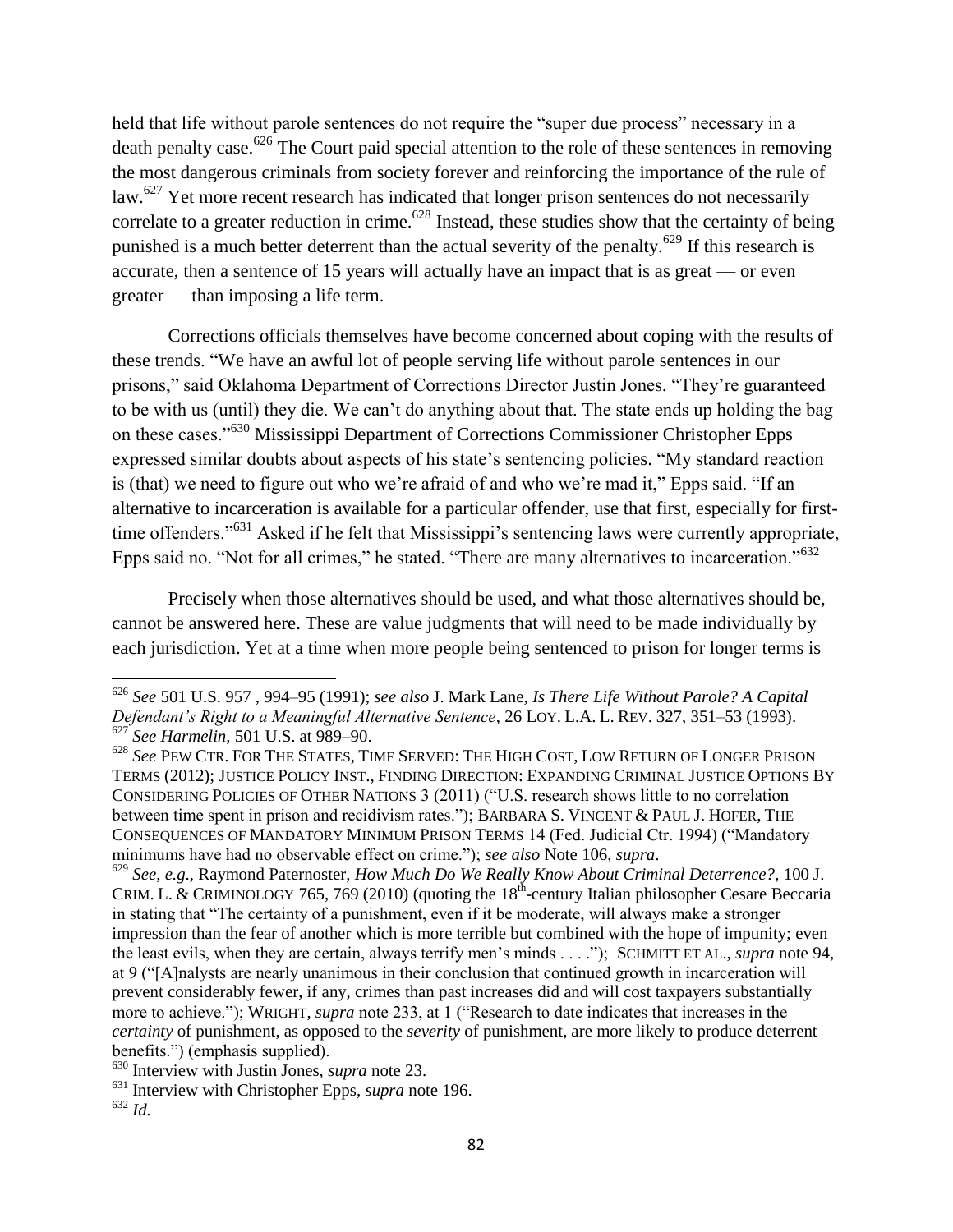held that life without parole sentences do not require the "super due process" necessary in a death penalty case.[626] The Court paid special attention to the role of these sentences in removing the most dangerous criminals from society forever and reinforcing the importance of the rule of law.[627] Yet more recent research has indicated that longer prison sentences do not necessarily correlate to a greater reduction in crime.[628] Instead, these studies show that the certainty of being punished is a much better deterrent than the actual severity of the penalty.[629] If this research is accurate, then a sentence of 15 years will actually have an impact that is as great — or even greater — than imposing a life term.

Corrections officials themselves have become concerned about coping with the results of these trends. "We have an awful lot of people serving life without parole sentences in our prisons," said Oklahoma Department of Corrections Director Justin Jones. "They're guaranteed to be with us (until) they die. We can't do anything about that. The state ends up holding the bag on these cases."[630] Mississippi Department of Corrections Commissioner Christopher Epps expressed similar doubts about aspects of his state's sentencing policies. "My standard reaction is (that) we need to figure out who we're afraid of and who we're mad it," Epps said. "If an alternative to incarceration is available for a particular offender, use that first, especially for first-time offenders."[631] Asked if he felt that Mississippi's sentencing laws were currently appropriate, Epps said no. "Not for all crimes," he stated. "There are many alternatives to incarceration."[632]

Precisely when those alternatives should be used, and what those alternatives should be, cannot be answered here. These are value judgments that will need to be made individually by each jurisdiction. Yet at a time when more people being sentenced to prison for longer terms is

---

[626] *See* 501 U.S. 957 , 994–95 (1991); *see also* J. Mark Lane, *Is There Life Without Parole? A Capital Defendant's Right to a Meaningful Alternative Sentence*, 26 LOY. L.A. L. REV. 327, 351–53 (1993).

[627] *See Harmelin*, 501 U.S. at 989–90.

[628] *See* PEW CTR. FOR THE STATES, TIME SERVED: THE HIGH COST, LOW RETURN OF LONGER PRISON TERMS (2012); JUSTICE POLICY INST., FINDING DIRECTION: EXPANDING CRIMINAL JUSTICE OPTIONS BY CONSIDERING POLICIES OF OTHER NATIONS 3 (2011) ("U.S. research shows little to no correlation between time spent in prison and recidivism rates."); BARBARA S. VINCENT & PAUL J. HOFER, THE CONSEQUENCES OF MANDATORY MINIMUM PRISON TERMS 14 (Fed. Judicial Ctr. 1994) ("Mandatory minimums have had no observable effect on crime."); *see also* Note 106, *supra*.

[629] *See*, *e.g*., Raymond Paternoster, *How Much Do We Really Know About Criminal Deterrence?*, 100 J. CRIM. L. & CRIMINOLOGY 765, 769 (2010) (quoting the 18th-century Italian philosopher Cesare Beccaria in stating that "The certainty of a punishment, even if it be moderate, will always make a stronger impression than the fear of another which is more terrible but combined with the hope of impunity; even the least evils, when they are certain, always terrify men's minds . . . ."); SCHMITT ET AL., *supra* note 94, at 9 ("[A]nalysts are nearly unanimous in their conclusion that continued growth in incarceration will prevent considerably fewer, if any, crimes than past increases did and will cost taxpayers substantially more to achieve."); WRIGHT, *supra* note 233, at 1 ("Research to date indicates that increases in the *certainty* of punishment, as opposed to the *severity* of punishment, are more likely to produce deterrent benefits.") (emphasis supplied).

[630] Interview with Justin Jones, *supra* note 23.

[631] Interview with Christopher Epps, *supra* note 196.

[632] *Id.*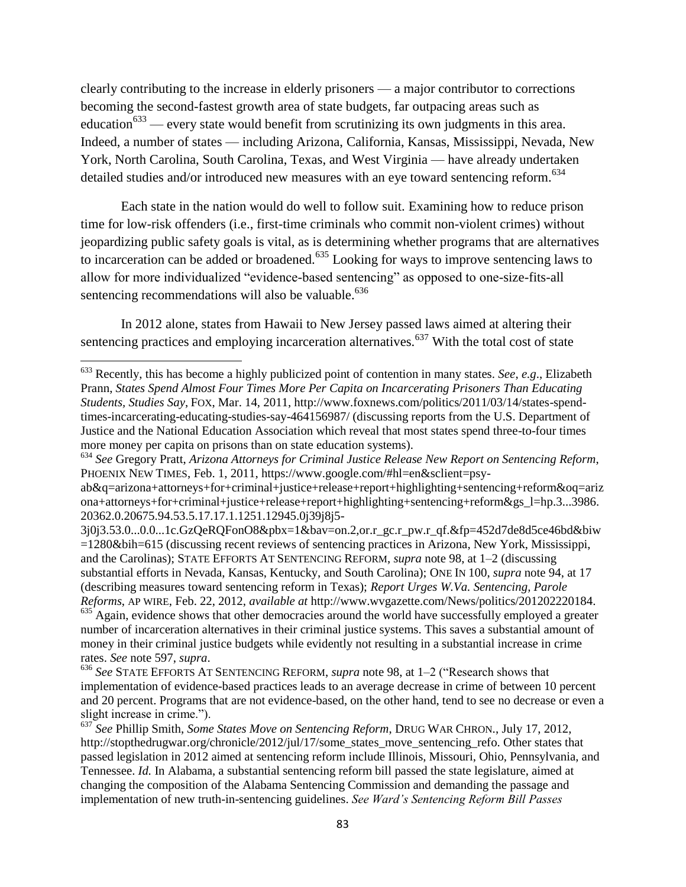clearly contributing to the increase in elderly prisoners — a major contributor to corrections becoming the second-fastest growth area of state budgets, far outpacing areas such as education[633] — every state would benefit from scrutinizing its own judgments in this area. Indeed, a number of states — including Arizona, California, Kansas, Mississippi, Nevada, New York, North Carolina, South Carolina, Texas, and West Virginia — have already undertaken detailed studies and/or introduced new measures with an eye toward sentencing reform.[634]

Each state in the nation would do well to follow suit. Examining how to reduce prison time for low-risk offenders (i.e., first-time criminals who commit non-violent crimes) without jeopardizing public safety goals is vital, as is determining whether programs that are alternatives to incarceration can be added or broadened.[635] Looking for ways to improve sentencing laws to allow for more individualized "evidence-based sentencing" as opposed to one-size-fits-all sentencing recommendations will also be valuable.[636]

In 2012 alone, states from Hawaii to New Jersey passed laws aimed at altering their sentencing practices and employing incarceration alternatives.[637] With the total cost of state

---

[633] Recently, this has become a highly publicized point of contention in many states. *See*, *e.g*., Elizabeth Prann, *States Spend Almost Four Times More Per Capita on Incarcerating Prisoners Than Educating Students, Studies Say*, FOX, Mar. 14, 2011, http://www.foxnews.com/politics/2011/03/14/states-spend-times-incarcerating-educating-studies-say-464156987/ (discussing reports from the U.S. Department of Justice and the National Education Association which reveal that most states spend three-to-four times more money per capita on prisons than on state education systems).

[634] *See* Gregory Pratt, *Arizona Attorneys for Criminal Justice Release New Report on Sentencing Reform*, PHOENIX NEW TIMES, Feb. 1, 2011, https://www.google.com/#hl=en&sclient=psy-ab&q=arizona+attorneys+for+criminal+justice+release+report+highlighting+sentencing+reform&oq=arizona+attorneys+for+criminal+justice+release+report+highlighting+sentencing+reform&gs_l=hp.3...3986.20362.0.20675.94.53.5.17.17.1.1251.12945.0j39j8j5-3j0j3.53.0...0.0...1c.GzQeRQFonO8&pbx=1&bav=on.2,or.r_gc.r_pw.r_qf.&fp=452d7de8d5ce46bd&biw=1280&bih=615 (discussing recent reviews of sentencing practices in Arizona, New York, Mississippi, and the Carolinas); STATE EFFORTS AT SENTENCING REFORM, *supra* note 98, at 1–2 (discussing substantial efforts in Nevada, Kansas, Kentucky, and South Carolina); ONE IN 100, *supra* note 94, at 17 (describing measures toward sentencing reform in Texas); *Report Urges W.Va. Sentencing, Parole Reforms*, AP WIRE, Feb. 22, 2012, *available at* http://www.wvgazette.com/News/politics/201202220184.

[635] Again, evidence shows that other democracies around the world have successfully employed a greater number of incarceration alternatives in their criminal justice systems. This saves a substantial amount of money in their criminal justice budgets while evidently not resulting in a substantial increase in crime rates. *See* note 597, *supra*.

[636] *See* STATE EFFORTS AT SENTENCING REFORM, *supra* note 98, at 1–2 ("Research shows that implementation of evidence-based practices leads to an average decrease in crime of between 10 percent and 20 percent. Programs that are not evidence-based, on the other hand, tend to see no decrease or even a slight increase in crime.").

[637] *See* Phillip Smith, *Some States Move on Sentencing Reform*, DRUG WAR CHRON., July 17, 2012, http://stopthedrugwar.org/chronicle/2012/jul/17/some_states_move_sentencing_refo. Other states that passed legislation in 2012 aimed at sentencing reform include Illinois, Missouri, Ohio, Pennsylvania, and Tennessee. *Id.* In Alabama, a substantial sentencing reform bill passed the state legislature, aimed at changing the composition of the Alabama Sentencing Commission and demanding the passage and implementation of new truth-in-sentencing guidelines. *See Ward's Sentencing Reform Bill Passes*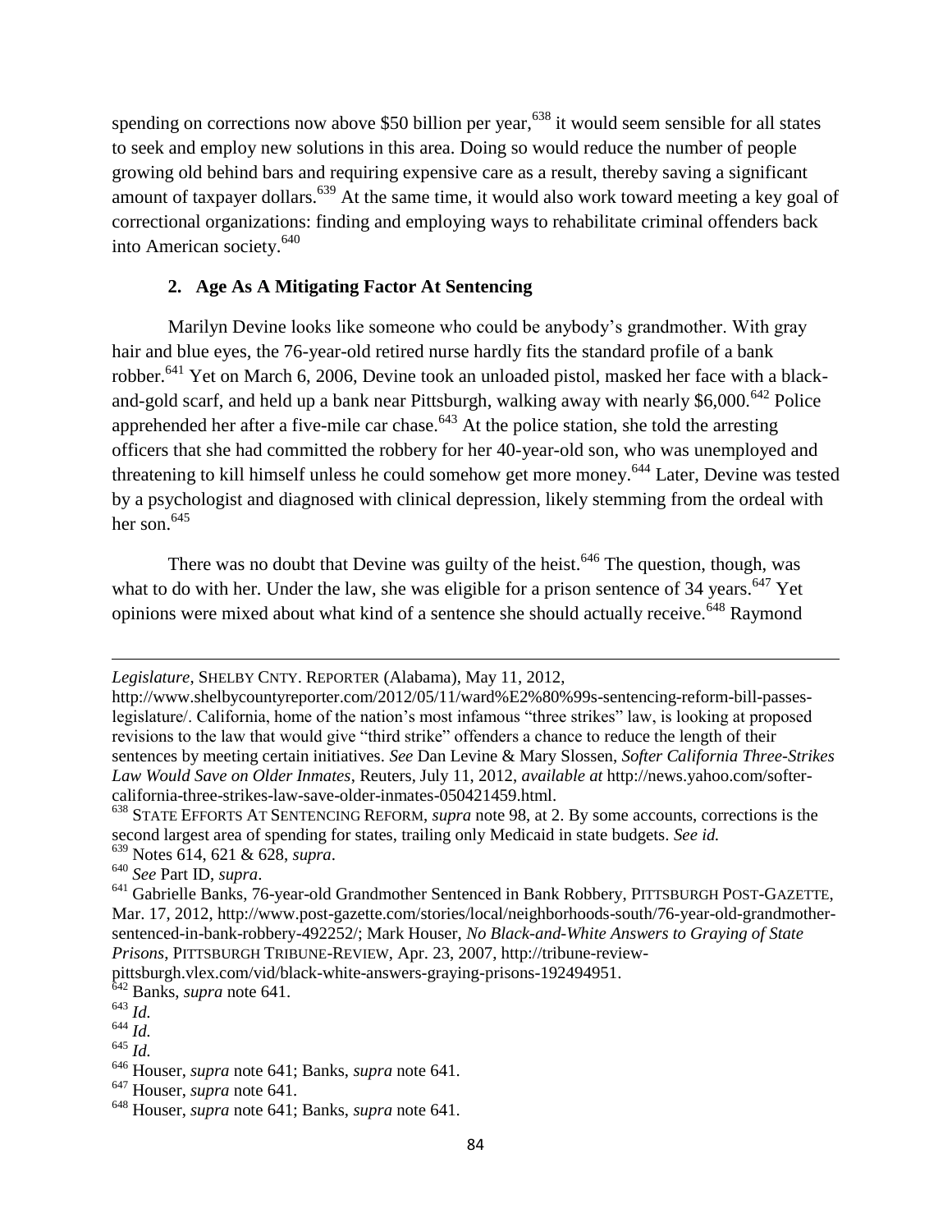spending on corrections now above $50 billion per year,[638] it would seem sensible for all states to seek and employ new solutions in this area. Doing so would reduce the number of people growing old behind bars and requiring expensive care as a result, thereby saving a significant amount of taxpayer dollars.[639] At the same time, it would also work toward meeting a key goal of correctional organizations: finding and employing ways to rehabilitate criminal offenders back into American society.[640]

### 2. Age As A Mitigating Factor At Sentencing

Marilyn Devine looks like someone who could be anybody's grandmother. With gray hair and blue eyes, the 76-year-old retired nurse hardly fits the standard profile of a bank robber.[641] Yet on March 6, 2006, Devine took an unloaded pistol, masked her face with a black-and-gold scarf, and held up a bank near Pittsburgh, walking away with nearly $6,000.[642] Police apprehended her after a five-mile car chase.[643] At the police station, she told the arresting officers that she had committed the robbery for her 40-year-old son, who was unemployed and threatening to kill himself unless he could somehow get more money.[644] Later, Devine was tested by a psychologist and diagnosed with clinical depression, likely stemming from the ordeal with her son.[645]

There was no doubt that Devine was guilty of the heist.[646] The question, though, was what to do with her. Under the law, she was eligible for a prison sentence of 34 years.[647] Yet opinions were mixed about what kind of a sentence she should actually receive.[648] Raymond

---

*Legislature*, SHELBY CNTY. REPORTER (Alabama), May 11, 2012, http://www.shelbycountyreporter.com/2012/05/11/ward%E2%80%99s-sentencing-reform-bill-passes-legislature/. California, home of the nation's most infamous "three strikes" law, is looking at proposed revisions to the law that would give "third strike" offenders a chance to reduce the length of their sentences by meeting certain initiatives. *See* Dan Levine & Mary Slossen, *Softer California Three-Strikes Law Would Save on Older Inmates*, Reuters, July 11, 2012, *available at* http://news.yahoo.com/softer-california-three-strikes-law-save-older-inmates-050421459.html.

[638] STATE EFFORTS AT SENTENCING REFORM, *supra* note 98, at 2. By some accounts, corrections is the second largest area of spending for states, trailing only Medicaid in state budgets. *See id.*

[639] Notes 614, 621 & 628, *supra*.

[640] *See* Part ID, *supra*.

[641] Gabrielle Banks, 76-year-old Grandmother Sentenced in Bank Robbery, PITTSBURGH POST-GAZETTE, Mar. 17, 2012, http://www.post-gazette.com/stories/local/neighborhoods-south/76-year-old-grandmother-sentenced-in-bank-robbery-492252/; Mark Houser, *No Black-and-White Answers to Graying of State Prisons*, PITTSBURGH TRIBUNE-REVIEW, Apr. 23, 2007, http://tribune-review-pittsburgh.vlex.com/vid/black-white-answers-graying-prisons-192494951.

[642] Banks, *supra* note 641.

[643] *Id.*

[644] *Id.*

[645] *Id.*

[646] Houser, *supra* note 641; Banks, *supra* note 641.

[647] Houser, *supra* note 641.

[648] Houser, *supra* note 641; Banks, *supra* note 641.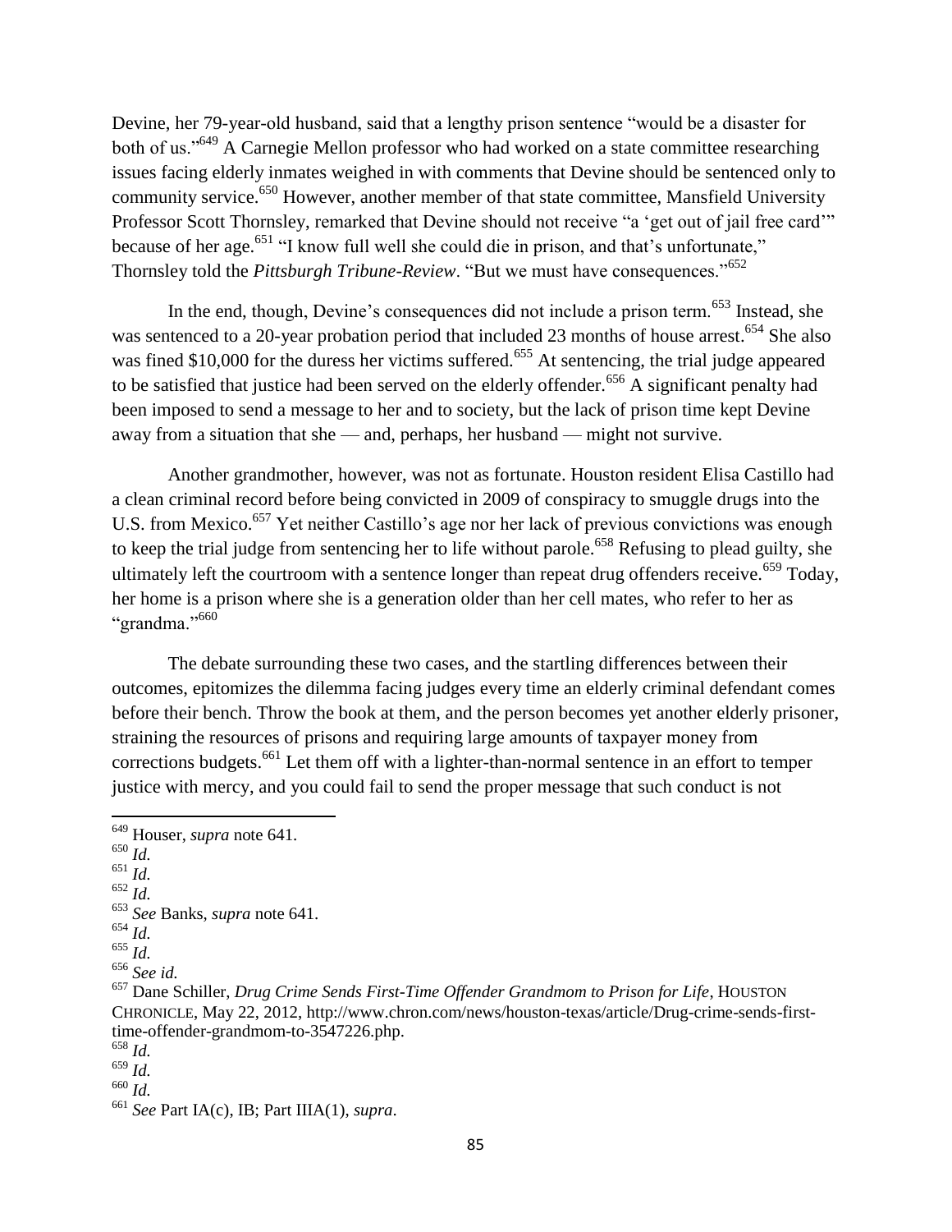Devine, her 79-year-old husband, said that a lengthy prison sentence "would be a disaster for both of us."[649] A Carnegie Mellon professor who had worked on a state committee researching issues facing elderly inmates weighed in with comments that Devine should be sentenced only to community service.[650] However, another member of that state committee, Mansfield University Professor Scott Thornsley, remarked that Devine should not receive "a 'get out of jail free card'" because of her age.[651] "I know full well she could die in prison, and that's unfortunate," Thornsley told the *Pittsburgh Tribune-Review*. "But we must have consequences."[652]

In the end, though, Devine's consequences did not include a prison term.[653] Instead, she was sentenced to a 20-year probation period that included 23 months of house arrest.[654] She also was fined $10,000 for the duress her victims suffered.[655] At sentencing, the trial judge appeared to be satisfied that justice had been served on the elderly offender.[656] A significant penalty had been imposed to send a message to her and to society, but the lack of prison time kept Devine away from a situation that she — and, perhaps, her husband — might not survive.

Another grandmother, however, was not as fortunate. Houston resident Elisa Castillo had a clean criminal record before being convicted in 2009 of conspiracy to smuggle drugs into the U.S. from Mexico.[657] Yet neither Castillo's age nor her lack of previous convictions was enough to keep the trial judge from sentencing her to life without parole.[658] Refusing to plead guilty, she ultimately left the courtroom with a sentence longer than repeat drug offenders receive.[659] Today, her home is a prison where she is a generation older than her cell mates, who refer to her as "grandma."[660]

The debate surrounding these two cases, and the startling differences between their outcomes, epitomizes the dilemma facing judges every time an elderly criminal defendant comes before their bench. Throw the book at them, and the person becomes yet another elderly prisoner, straining the resources of prisons and requiring large amounts of taxpayer money from corrections budgets.[661] Let them off with a lighter-than-normal sentence in an effort to temper justice with mercy, and you could fail to send the proper message that such conduct is not

---

[649] Houser, *supra* note 641.
[650] *Id.*
[651] *Id.*
[652] *Id.*
[653] *See* Banks, *supra* note 641.
[654] *Id.*
[655] *Id.*
[656] *See id.*
[657] Dane Schiller, *Drug Crime Sends First-Time Offender Grandmom to Prison for Life*, HOUSTON CHRONICLE, May 22, 2012, http://www.chron.com/news/houston-texas/article/Drug-crime-sends-first-time-offender-grandmom-to-3547226.php.
[658] *Id.*
[659] *Id.*
[660] *Id.*
[661] *See* Part IA(c), IB; Part IIIA(1), *supra*.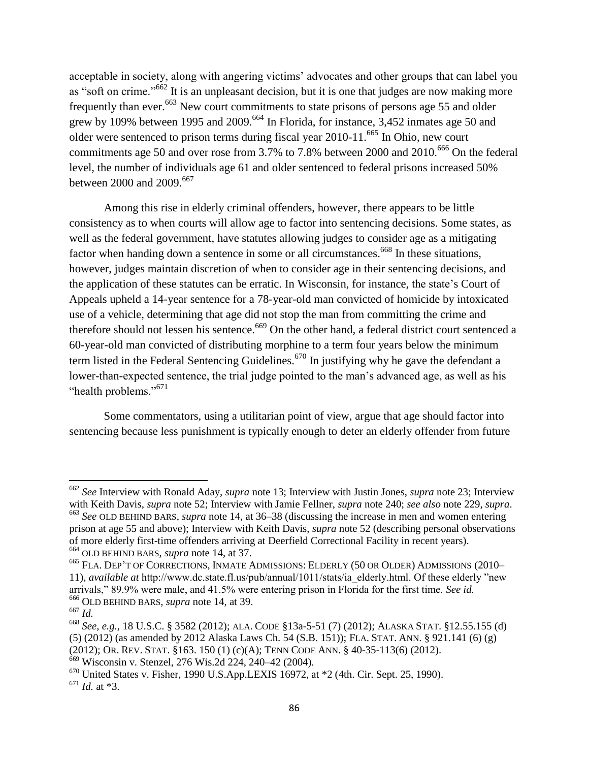acceptable in society, along with angering victims' advocates and other groups that can label you as "soft on crime."[662] It is an unpleasant decision, but it is one that judges are now making more frequently than ever.[663] New court commitments to state prisons of persons age 55 and older grew by 109% between 1995 and 2009.[664] In Florida, for instance, 3,452 inmates age 50 and older were sentenced to prison terms during fiscal year 2010-11.[665] In Ohio, new court commitments age 50 and over rose from 3.7% to 7.8% between 2000 and 2010.[666] On the federal level, the number of individuals age 61 and older sentenced to federal prisons increased 50% between 2000 and 2009.[667]

Among this rise in elderly criminal offenders, however, there appears to be little consistency as to when courts will allow age to factor into sentencing decisions. Some states, as well as the federal government, have statutes allowing judges to consider age as a mitigating factor when handing down a sentence in some or all circumstances.[668] In these situations, however, judges maintain discretion of when to consider age in their sentencing decisions, and the application of these statutes can be erratic. In Wisconsin, for instance, the state's Court of Appeals upheld a 14-year sentence for a 78-year-old man convicted of homicide by intoxicated use of a vehicle, determining that age did not stop the man from committing the crime and therefore should not lessen his sentence.[669] On the other hand, a federal district court sentenced a 60-year-old man convicted of distributing morphine to a term four years below the minimum term listed in the Federal Sentencing Guidelines.[670] In justifying why he gave the defendant a lower-than-expected sentence, the trial judge pointed to the man's advanced age, as well as his "health problems."[671]

Some commentators, using a utilitarian point of view, argue that age should factor into sentencing because less punishment is typically enough to deter an elderly offender from future

---

[662] *See* Interview with Ronald Aday, *supra* note 13; Interview with Justin Jones, *supra* note 23; Interview with Keith Davis, *supra* note 52; Interview with Jamie Fellner, *supra* note 240; *see also* note 229, *supra*.

[663] *See* OLD BEHIND BARS, *supra* note 14, at 36–38 (discussing the increase in men and women entering prison at age 55 and above); Interview with Keith Davis, *supra* note 52 (describing personal observations of more elderly first-time offenders arriving at Deerfield Correctional Facility in recent years).

[664] OLD BEHIND BARS, *supra* note 14, at 37.

[665] FLA. DEP'T OF CORRECTIONS, INMATE ADMISSIONS: ELDERLY (50 OR OLDER) ADMISSIONS (2010–11), *available at* http://www.dc.state.fl.us/pub/annual/1011/stats/ia_elderly.html. Of these elderly "new arrivals," 89.9% were male, and 41.5% were entering prison in Florida for the first time. *See id.*

[666] OLD BEHIND BARS, *supra* note 14, at 39.

[667] *Id.*

[668] *See*, *e.g.*, 18 U.S.C. § 3582 (2012); ALA. CODE §13a-5-51 (7) (2012); ALASKA STAT. §12.55.155 (d) (5) (2012) (as amended by 2012 Alaska Laws Ch. 54 (S.B. 151)); FLA. STAT. ANN. § 921.141 (6) (g) (2012); OR. REV. STAT. §163. 150 (1) (c)(A); TENN CODE ANN. § 40-35-113(6) (2012).

[669] Wisconsin v. Stenzel, 276 Wis.2d 224, 240–42 (2004).

[670] United States v. Fisher, 1990 U.S.App.LEXIS 16972, at *2 (4th. Cir. Sept. 25, 1990).

[671] *Id.* at *3.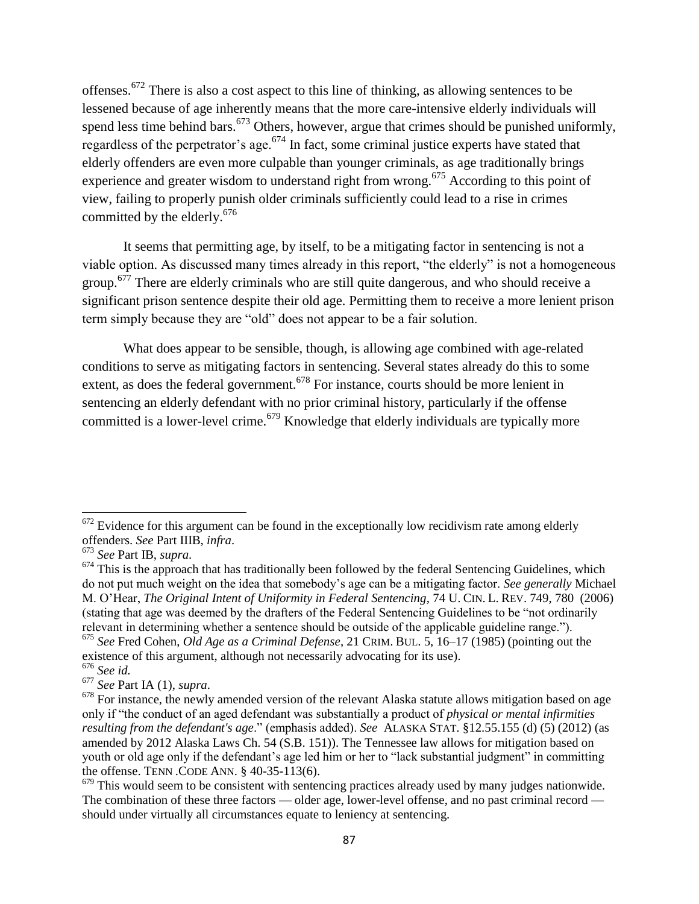offenses.[672] There is also a cost aspect to this line of thinking, as allowing sentences to be lessened because of age inherently means that the more care-intensive elderly individuals will spend less time behind bars.[673] Others, however, argue that crimes should be punished uniformly, regardless of the perpetrator's age.[674] In fact, some criminal justice experts have stated that elderly offenders are even more culpable than younger criminals, as age traditionally brings experience and greater wisdom to understand right from wrong.[675] According to this point of view, failing to properly punish older criminals sufficiently could lead to a rise in crimes committed by the elderly.[676]

It seems that permitting age, by itself, to be a mitigating factor in sentencing is not a viable option. As discussed many times already in this report, "the elderly" is not a homogeneous group.[677] There are elderly criminals who are still quite dangerous, and who should receive a significant prison sentence despite their old age. Permitting them to receive a more lenient prison term simply because they are "old" does not appear to be a fair solution.

What does appear to be sensible, though, is allowing age combined with age-related conditions to serve as mitigating factors in sentencing. Several states already do this to some extent, as does the federal government.[678] For instance, courts should be more lenient in sentencing an elderly defendant with no prior criminal history, particularly if the offense committed is a lower-level crime.[679] Knowledge that elderly individuals are typically more

---

[672] Evidence for this argument can be found in the exceptionally low recidivism rate among elderly offenders. *See* Part IIIB, *infra*.

[673] *See* Part IB, *supra*.

[674] This is the approach that has traditionally been followed by the federal Sentencing Guidelines, which do not put much weight on the idea that somebody's age can be a mitigating factor. *See generally* Michael M. O'Hear, *The Original Intent of Uniformity in Federal Sentencing*, 74 U. CIN. L. REV. 749, 780 (2006) (stating that age was deemed by the drafters of the Federal Sentencing Guidelines to be "not ordinarily relevant in determining whether a sentence should be outside of the applicable guideline range.").

[675] *See* Fred Cohen, *Old Age as a Criminal Defense*, 21 CRIM. BUL. 5, 16–17 (1985) (pointing out the existence of this argument, although not necessarily advocating for its use).

[676] *See id.*

[677] *See* Part IA (1), *supra*.

[678] For instance, the newly amended version of the relevant Alaska statute allows mitigation based on age only if "the conduct of an aged defendant was substantially a product of *physical or mental infirmities resulting from the defendant's age*." (emphasis added). *See* ALASKA STAT. §12.55.155 (d) (5) (2012) (as amended by 2012 Alaska Laws Ch. 54 (S.B. 151)). The Tennessee law allows for mitigation based on youth or old age only if the defendant's age led him or her to "lack substantial judgment" in committing the offense. TENN .CODE ANN. § 40-35-113(6).

[679] This would seem to be consistent with sentencing practices already used by many judges nationwide. The combination of these three factors — older age, lower-level offense, and no past criminal record — should under virtually all circumstances equate to leniency at sentencing.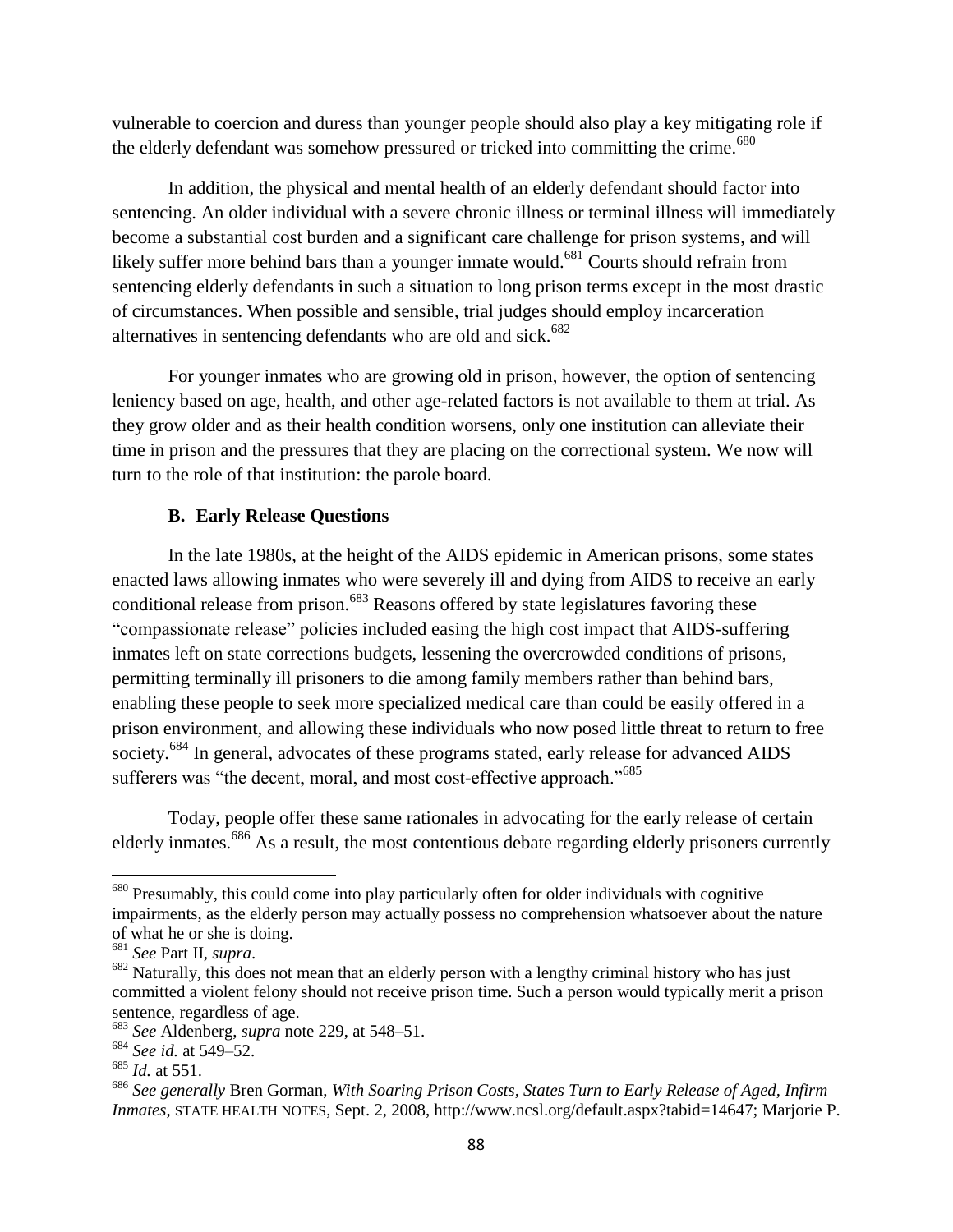vulnerable to coercion and duress than younger people should also play a key mitigating role if the elderly defendant was somehow pressured or tricked into committing the crime.[680]

In addition, the physical and mental health of an elderly defendant should factor into sentencing. An older individual with a severe chronic illness or terminal illness will immediately become a substantial cost burden and a significant care challenge for prison systems, and will likely suffer more behind bars than a younger inmate would.[681] Courts should refrain from sentencing elderly defendants in such a situation to long prison terms except in the most drastic of circumstances. When possible and sensible, trial judges should employ incarceration alternatives in sentencing defendants who are old and sick.[682]

For younger inmates who are growing old in prison, however, the option of sentencing leniency based on age, health, and other age-related factors is not available to them at trial. As they grow older and as their health condition worsens, only one institution can alleviate their time in prison and the pressures that they are placing on the correctional system. We now will turn to the role of that institution: the parole board.

### B. Early Release Questions

In the late 1980s, at the height of the AIDS epidemic in American prisons, some states enacted laws allowing inmates who were severely ill and dying from AIDS to receive an early conditional release from prison.[683] Reasons offered by state legislatures favoring these "compassionate release" policies included easing the high cost impact that AIDS-suffering inmates left on state corrections budgets, lessening the overcrowded conditions of prisons, permitting terminally ill prisoners to die among family members rather than behind bars, enabling these people to seek more specialized medical care than could be easily offered in a prison environment, and allowing these individuals who now posed little threat to return to free society.[684] In general, advocates of these programs stated, early release for advanced AIDS sufferers was "the decent, moral, and most cost-effective approach."[685]

Today, people offer these same rationales in advocating for the early release of certain elderly inmates.[686] As a result, the most contentious debate regarding elderly prisoners currently

---

[680] Presumably, this could come into play particularly often for older individuals with cognitive impairments, as the elderly person may actually possess no comprehension whatsoever about the nature of what he or she is doing.

[681] *See* Part II, *supra*.

[682] Naturally, this does not mean that an elderly person with a lengthy criminal history who has just committed a violent felony should not receive prison time. Such a person would typically merit a prison sentence, regardless of age.

[683] *See* Aldenberg, *supra* note 229, at 548–51.

[684] *See id.* at 549–52.

[685] *Id.* at 551.

[686] *See generally* Bren Gorman, *With Soaring Prison Costs, States Turn to Early Release of Aged, Infirm Inmates*, STATE HEALTH NOTES, Sept. 2, 2008, http://www.ncsl.org/default.aspx?tabid=14647; Marjorie P.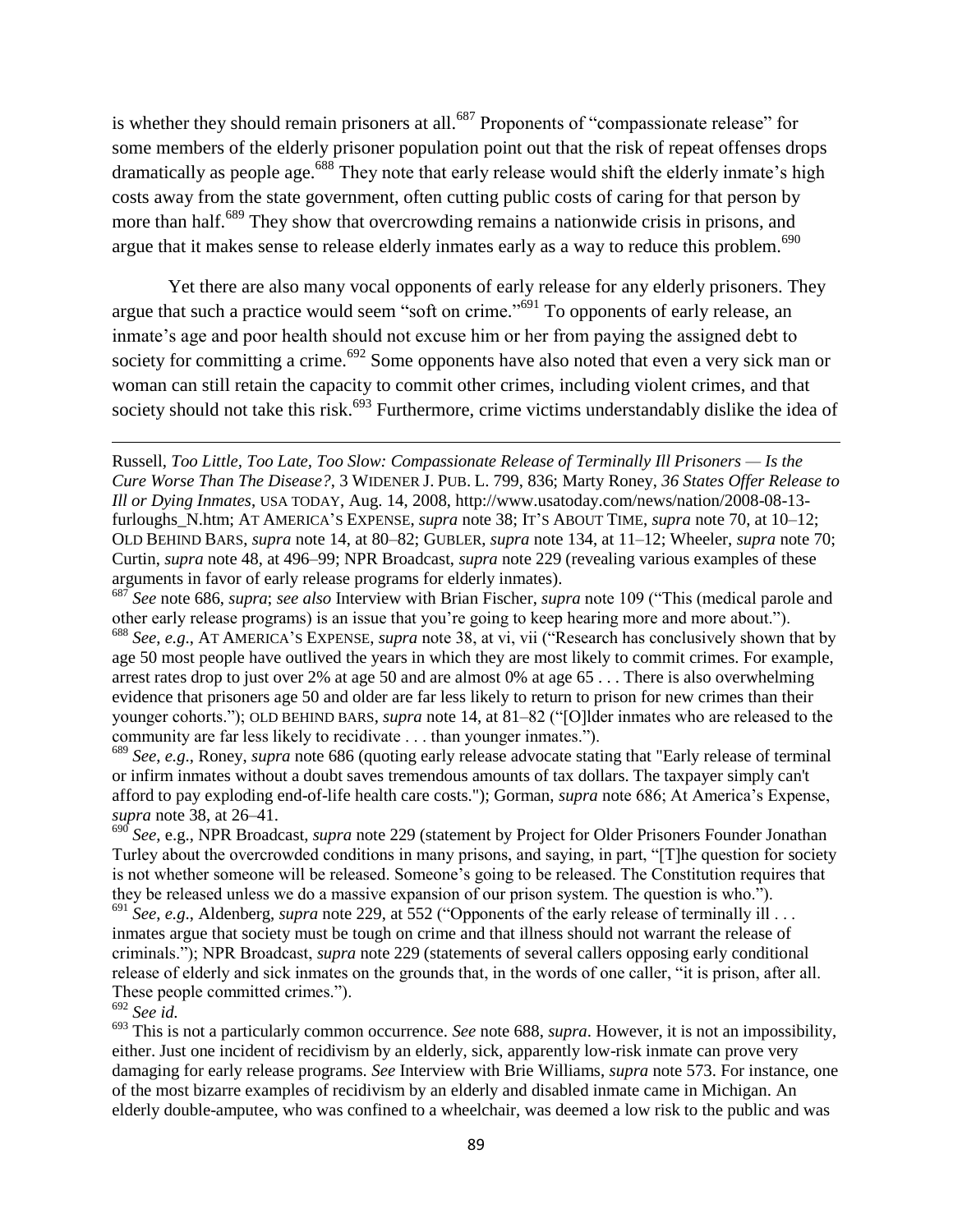is whether they should remain prisoners at all.[687] Proponents of "compassionate release" for some members of the elderly prisoner population point out that the risk of repeat offenses drops dramatically as people age.[688] They note that early release would shift the elderly inmate's high costs away from the state government, often cutting public costs of caring for that person by more than half.[689] They show that overcrowding remains a nationwide crisis in prisons, and argue that it makes sense to release elderly inmates early as a way to reduce this problem.[690]

Yet there are also many vocal opponents of early release for any elderly prisoners. They argue that such a practice would seem "soft on crime."[691] To opponents of early release, an inmate's age and poor health should not excuse him or her from paying the assigned debt to society for committing a crime.[692] Some opponents have also noted that even a very sick man or woman can still retain the capacity to commit other crimes, including violent crimes, and that society should not take this risk.[693] Furthermore, crime victims understandably dislike the idea of

---

Russell, *Too Little, Too Late, Too Slow: Compassionate Release of Terminally Ill Prisoners — Is the Cure Worse Than The Disease?*, 3 WIDENER J. PUB. L. 799, 836; Marty Roney, *36 States Offer Release to Ill or Dying Inmates*, USA TODAY, Aug. 14, 2008, http://www.usatoday.com/news/nation/2008-08-13-furloughs_N.htm; AT AMERICA'S EXPENSE, *supra* note 38; IT'S ABOUT TIME, *supra* note 70, at 10–12; OLD BEHIND BARS, *supra* note 14, at 80–82; GUBLER, *supra* note 134, at 11–12; Wheeler, *supra* note 70; Curtin, *supra* note 48, at 496–99; NPR Broadcast, *supra* note 229 (revealing various examples of these arguments in favor of early release programs for elderly inmates).

[687] *See* note 686, *supra*; *see also* Interview with Brian Fischer, *supra* note 109 ("This (medical parole and other early release programs) is an issue that you're going to keep hearing more and more about.").

[688] *See*, *e.g.*, AT AMERICA'S EXPENSE, *supra* note 38, at vi, vii ("Research has conclusively shown that by age 50 most people have outlived the years in which they are most likely to commit crimes. For example, arrest rates drop to just over 2% at age 50 and are almost 0% at age 65 . . . There is also overwhelming evidence that prisoners age 50 and older are far less likely to return to prison for new crimes than their younger cohorts."); OLD BEHIND BARS, *supra* note 14, at 81–82 ("[O]lder inmates who are released to the community are far less likely to recidivate . . . than younger inmates.").

[689] *See*, *e.g.*, Roney, *supra* note 686 (quoting early release advocate stating that "Early release of terminal or infirm inmates without a doubt saves tremendous amounts of tax dollars. The taxpayer simply can't afford to pay exploding end-of-life health care costs."); Gorman, *supra* note 686; At America's Expense, *supra* note 38, at 26–41.

[690] *See*, e.g., NPR Broadcast, *supra* note 229 (statement by Project for Older Prisoners Founder Jonathan Turley about the overcrowded conditions in many prisons, and saying, in part, "[T]he question for society is not whether someone will be released. Someone's going to be released. The Constitution requires that they be released unless we do a massive expansion of our prison system. The question is who.").

[691] *See*, *e.g.*, Aldenberg, *supra* note 229, at 552 ("Opponents of the early release of terminally ill . . . inmates argue that society must be tough on crime and that illness should not warrant the release of criminals."); NPR Broadcast, *supra* note 229 (statements of several callers opposing early conditional release of elderly and sick inmates on the grounds that, in the words of one caller, "it is prison, after all. These people committed crimes.").

[692] *See id.*

[693] This is not a particularly common occurrence. *See* note 688, *supra*. However, it is not an impossibility, either. Just one incident of recidivism by an elderly, sick, apparently low-risk inmate can prove very damaging for early release programs. *See* Interview with Brie Williams, *supra* note 573. For instance, one of the most bizarre examples of recidivism by an elderly and disabled inmate came in Michigan. An elderly double-amputee, who was confined to a wheelchair, was deemed a low risk to the public and was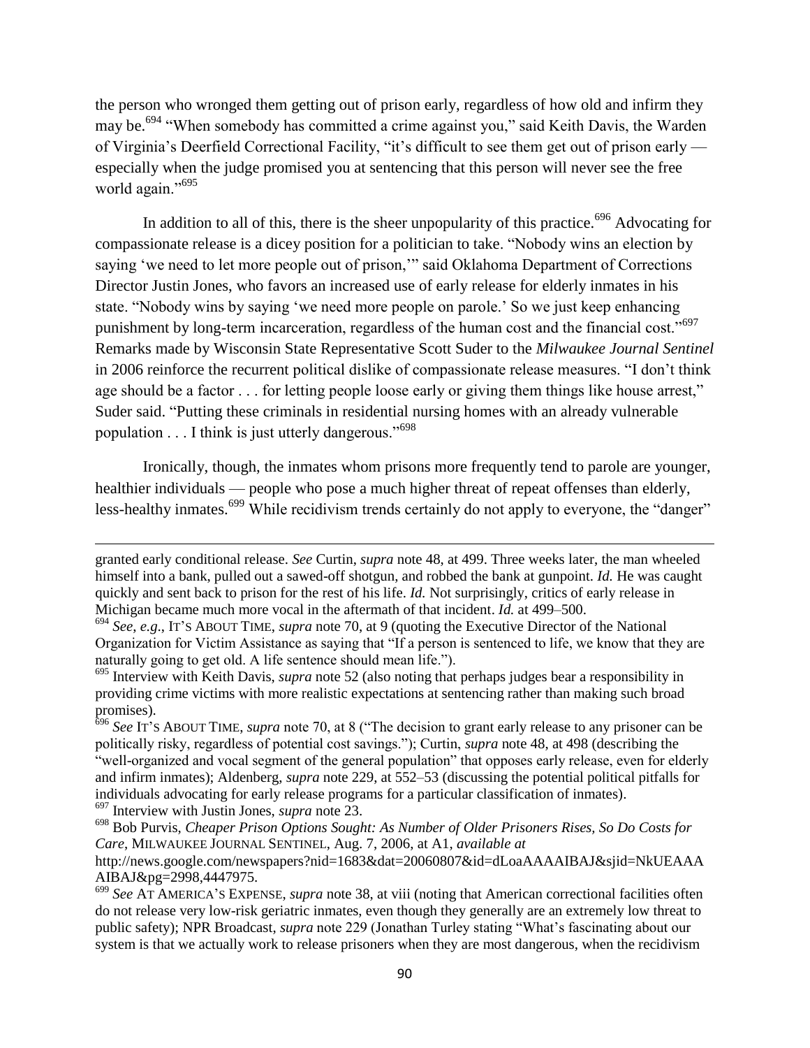the person who wronged them getting out of prison early, regardless of how old and infirm they may be.[694] "When somebody has committed a crime against you," said Keith Davis, the Warden of Virginia's Deerfield Correctional Facility, "it's difficult to see them get out of prison early — especially when the judge promised you at sentencing that this person will never see the free world again."[695]

In addition to all of this, there is the sheer unpopularity of this practice.[696] Advocating for compassionate release is a dicey position for a politician to take. "Nobody wins an election by saying 'we need to let more people out of prison,'" said Oklahoma Department of Corrections Director Justin Jones, who favors an increased use of early release for elderly inmates in his state. "Nobody wins by saying 'we need more people on parole.' So we just keep enhancing punishment by long-term incarceration, regardless of the human cost and the financial cost."[697] Remarks made by Wisconsin State Representative Scott Suder to the *Milwaukee Journal Sentinel* in 2006 reinforce the recurrent political dislike of compassionate release measures. "I don't think age should be a factor . . . for letting people loose early or giving them things like house arrest," Suder said. "Putting these criminals in residential nursing homes with an already vulnerable population . . . I think is just utterly dangerous."[698]

Ironically, though, the inmates whom prisons more frequently tend to parole are younger, healthier individuals — people who pose a much higher threat of repeat offenses than elderly, less-healthy inmates.[699] While recidivism trends certainly do not apply to everyone, the "danger"

---

granted early conditional release. *See* Curtin, *supra* note 48, at 499. Three weeks later, the man wheeled himself into a bank, pulled out a sawed-off shotgun, and robbed the bank at gunpoint. *Id.* He was caught quickly and sent back to prison for the rest of his life. *Id.* Not surprisingly, critics of early release in Michigan became much more vocal in the aftermath of that incident. *Id.* at 499–500.

[694] *See*, *e.g.*, IT'S ABOUT TIME, *supra* note 70, at 9 (quoting the Executive Director of the National Organization for Victim Assistance as saying that "If a person is sentenced to life, we know that they are naturally going to get old. A life sentence should mean life.").

[695] Interview with Keith Davis, *supra* note 52 (also noting that perhaps judges bear a responsibility in providing crime victims with more realistic expectations at sentencing rather than making such broad promises).

[696] *See* IT'S ABOUT TIME, *supra* note 70, at 8 ("The decision to grant early release to any prisoner can be politically risky, regardless of potential cost savings."); Curtin, *supra* note 48, at 498 (describing the "well-organized and vocal segment of the general population" that opposes early release, even for elderly and infirm inmates); Aldenberg, *supra* note 229, at 552–53 (discussing the potential political pitfalls for individuals advocating for early release programs for a particular classification of inmates).

[697] Interview with Justin Jones, *supra* note 23.

[698] Bob Purvis, *Cheaper Prison Options Sought: As Number of Older Prisoners Rises, So Do Costs for Care*, MILWAUKEE JOURNAL SENTINEL, Aug. 7, 2006, at A1, *available at* http://news.google.com/newspapers?nid=1683&dat=20060807&id=dLoaAAAAIBAJ&sjid=NkUEAAAAIBAJ&pg=2998,4447975.

[699] *See* AT AMERICA'S EXPENSE, *supra* note 38, at viii (noting that American correctional facilities often do not release very low-risk geriatric inmates, even though they generally are an extremely low threat to public safety); NPR Broadcast, *supra* note 229 (Jonathan Turley stating "What's fascinating about our system is that we actually work to release prisoners when they are most dangerous, when the recidivism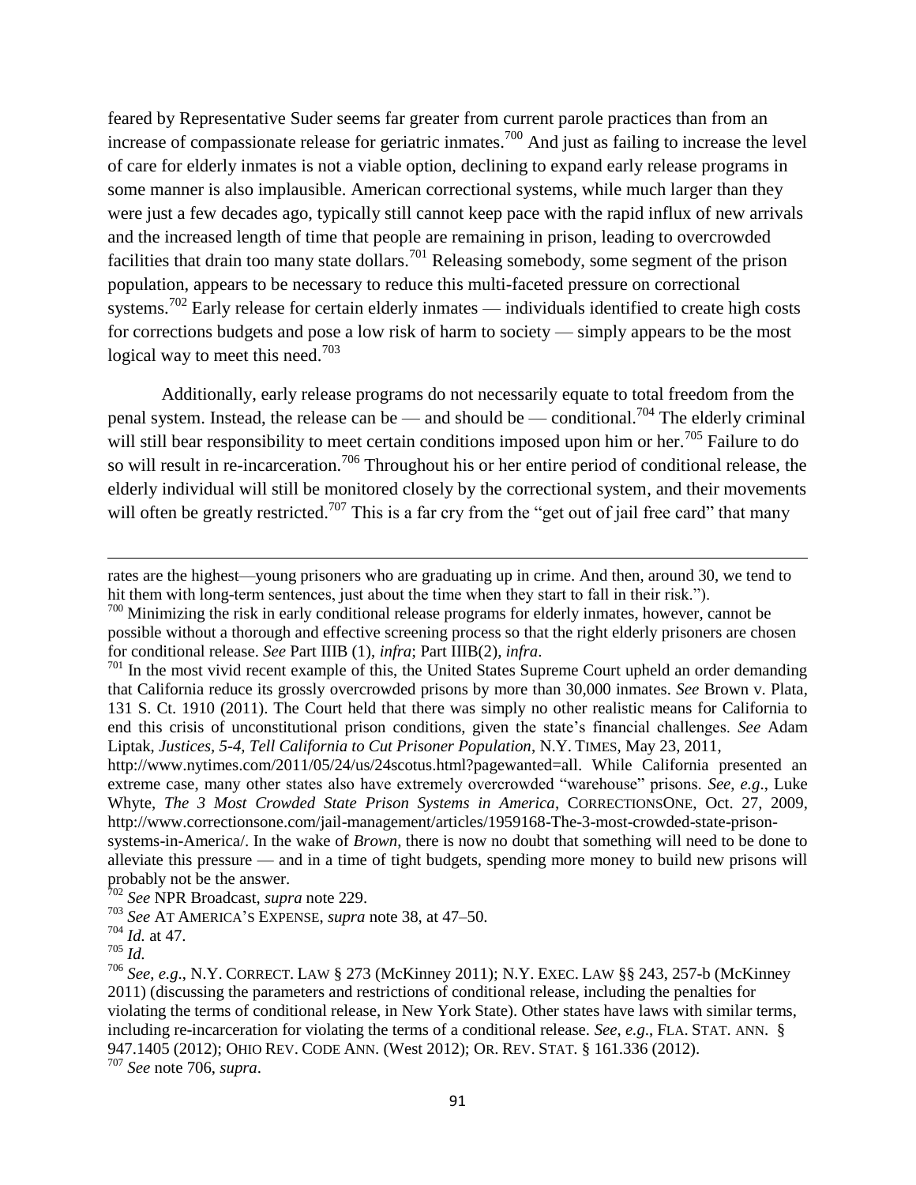feared by Representative Suder seems far greater from current parole practices than from an increase of compassionate release for geriatric inmates.[700] And just as failing to increase the level of care for elderly inmates is not a viable option, declining to expand early release programs in some manner is also implausible. American correctional systems, while much larger than they were just a few decades ago, typically still cannot keep pace with the rapid influx of new arrivals and the increased length of time that people are remaining in prison, leading to overcrowded facilities that drain too many state dollars.[701] Releasing somebody, some segment of the prison population, appears to be necessary to reduce this multi-faceted pressure on correctional systems.[702] Early release for certain elderly inmates — individuals identified to create high costs for corrections budgets and pose a low risk of harm to society — simply appears to be the most logical way to meet this need.[703]

Additionally, early release programs do not necessarily equate to total freedom from the penal system. Instead, the release can be — and should be — conditional.[704] The elderly criminal will still bear responsibility to meet certain conditions imposed upon him or her.[705] Failure to do so will result in re-incarceration.[706] Throughout his or her entire period of conditional release, the elderly individual will still be monitored closely by the correctional system, and their movements will often be greatly restricted.[707] This is a far cry from the "get out of jail free card" that many

---

rates are the highest—young prisoners who are graduating up in crime. And then, around 30, we tend to hit them with long-term sentences, just about the time when they start to fall in their risk.").

[700] Minimizing the risk in early conditional release programs for elderly inmates, however, cannot be possible without a thorough and effective screening process so that the right elderly prisoners are chosen for conditional release. *See* Part IIIB (1), *infra*; Part IIIB(2), *infra*.

[701] In the most vivid recent example of this, the United States Supreme Court upheld an order demanding that California reduce its grossly overcrowded prisons by more than 30,000 inmates. *See* Brown v. Plata, 131 S. Ct. 1910 (2011). The Court held that there was simply no other realistic means for California to end this crisis of unconstitutional prison conditions, given the state's financial challenges. *See* Adam Liptak, *Justices, 5-4, Tell California to Cut Prisoner Population*, N.Y. TIMES, May 23, 2011, http://www.nytimes.com/2011/05/24/us/24scotus.html?pagewanted=all. While California presented an extreme case, many other states also have extremely overcrowded "warehouse" prisons. *See, e.g.*, Luke Whyte, *The 3 Most Crowded State Prison Systems in America*, CORRECTIONSONE, Oct. 27, 2009, http://www.correctionsone.com/jail-management/articles/1959168-The-3-most-crowded-state-prison-systems-in-America/. In the wake of *Brown*, there is now no doubt that something will need to be done to alleviate this pressure — and in a time of tight budgets, spending more money to build new prisons will probably not be the answer.

[702] *See* NPR Broadcast, *supra* note 229.

[703] *See* AT AMERICA'S EXPENSE, *supra* note 38, at 47–50.

[704] *Id.* at 47.

[705] *Id.*

[706] *See, e.g.*, N.Y. CORRECT. LAW § 273 (McKinney 2011); N.Y. EXEC. LAW §§ 243, 257-b (McKinney 2011) (discussing the parameters and restrictions of conditional release, including the penalties for violating the terms of conditional release, in New York State). Other states have laws with similar terms, including re-incarceration for violating the terms of a conditional release. *See, e.g.*, FLA. STAT. ANN. § 947.1405 (2012); OHIO REV. CODE ANN. (West 2012); OR. REV. STAT. § 161.336 (2012).

[707] *See* note 706, *supra*.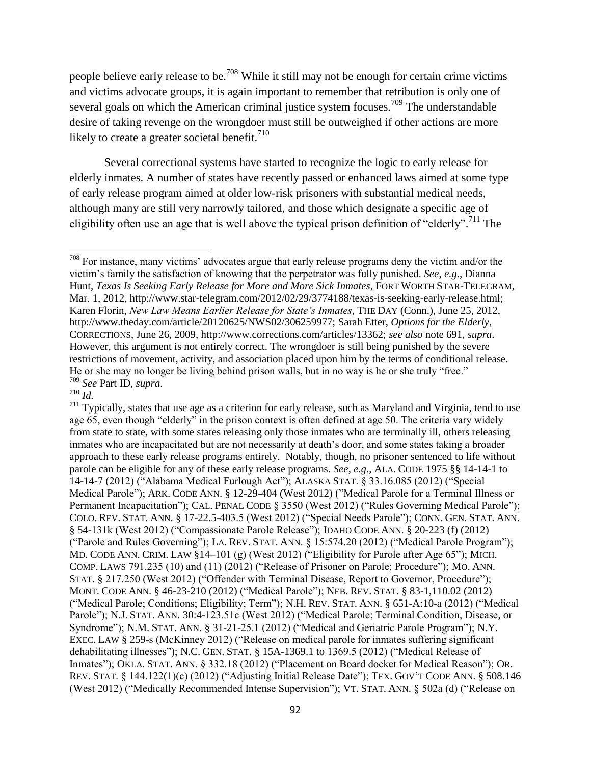people believe early release to be.[708] While it still may not be enough for certain crime victims and victims advocate groups, it is again important to remember that retribution is only one of several goals on which the American criminal justice system focuses.[709] The understandable desire of taking revenge on the wrongdoer must still be outweighed if other actions are more likely to create a greater societal benefit.[710]

Several correctional systems have started to recognize the logic to early release for elderly inmates. A number of states have recently passed or enhanced laws aimed at some type of early release program aimed at older low-risk prisoners with substantial medical needs, although many are still very narrowly tailored, and those which designate a specific age of eligibility often use an age that is well above the typical prison definition of "elderly".[711] The

---

[708] For instance, many victims' advocates argue that early release programs deny the victim and/or the victim's family the satisfaction of knowing that the perpetrator was fully punished. *See*, *e.g*., Dianna Hunt, *Texas Is Seeking Early Release for More and More Sick Inmates*, FORT WORTH STAR-TELEGRAM, Mar. 1, 2012, http://www.star-telegram.com/2012/02/29/3774188/texas-is-seeking-early-release.html; Karen Florin, *New Law Means Earlier Release for State's Inmates*, THE DAY (Conn.), June 25, 2012, http://www.theday.com/article/20120625/NWS02/306259977; Sarah Etter, *Options for the Elderly*, CORRECTIONS, June 26, 2009, http://www.corrections.com/articles/13362; *see also* note 691, *supra*. However, this argument is not entirely correct. The wrongdoer is still being punished by the severe restrictions of movement, activity, and association placed upon him by the terms of conditional release. He or she may no longer be living behind prison walls, but in no way is he or she truly "free."

[709] *See* Part ID, *supra*.

[710] *Id.*

[711] Typically, states that use age as a criterion for early release, such as Maryland and Virginia, tend to use age 65, even though "elderly" in the prison context is often defined at age 50. The criteria vary widely from state to state, with some states releasing only those inmates who are terminally ill, others releasing inmates who are incapacitated but are not necessarily at death's door, and some states taking a broader approach to these early release programs entirely. Notably, though, no prisoner sentenced to life without parole can be eligible for any of these early release programs. *See*, *e.g*., ALA. CODE 1975 §§ 14-14-1 to 14-14-7 (2012) ("Alabama Medical Furlough Act"); ALASKA STAT. § 33.16.085 (2012) ("Special Medical Parole"); ARK. CODE ANN. § 12-29-404 (West 2012) ("Medical Parole for a Terminal Illness or Permanent Incapacitation"); CAL. PENAL CODE § 3550 (West 2012) ("Rules Governing Medical Parole"); COLO. REV. STAT. ANN. § 17-22.5-403.5 (West 2012) ("Special Needs Parole"); CONN. GEN. STAT. ANN. § 54-131k (West 2012) ("Compassionate Parole Release"); IDAHO CODE ANN. § 20-223 (f) (2012) ("Parole and Rules Governing"); LA. REV. STAT. ANN. § 15:574.20 (2012) ("Medical Parole Program"); MD. CODE ANN. CRIM. LAW §14–101 (g) (West 2012) ("Eligibility for Parole after Age 65"); MICH. COMP. LAWS 791.235 (10) and (11) (2012) ("Release of Prisoner on Parole; Procedure"); MO. ANN. STAT. § 217.250 (West 2012) ("Offender with Terminal Disease, Report to Governor, Procedure"); MONT. CODE ANN. § 46-23-210 (2012) ("Medical Parole"); NEB. REV. STAT. § 83-1,110.02 (2012) ("Medical Parole; Conditions; Eligibility; Term"); N.H. REV. STAT. ANN. § 651-A:10-a (2012) ("Medical Parole"); N.J. STAT. ANN. 30:4-123.51c (West 2012) ("Medical Parole; Terminal Condition, Disease, or Syndrome"); N.M. STAT. ANN. § 31-21-25.1 (2012) ("Medical and Geriatric Parole Program"); N.Y. EXEC. LAW § 259-s (McKinney 2012) ("Release on medical parole for inmates suffering significant dehabilitating illnesses"); N.C. GEN. STAT. § 15A-1369.1 to 1369.5 (2012) ("Medical Release of Inmates"); OKLA. STAT. ANN. § 332.18 (2012) ("Placement on Board docket for Medical Reason"); OR. REV. STAT. § 144.122(1)(c) (2012) ("Adjusting Initial Release Date"); TEX. GOV'T CODE ANN. § 508.146 (West 2012) ("Medically Recommended Intense Supervision"); VT. STAT. ANN. § 502a (d) ("Release on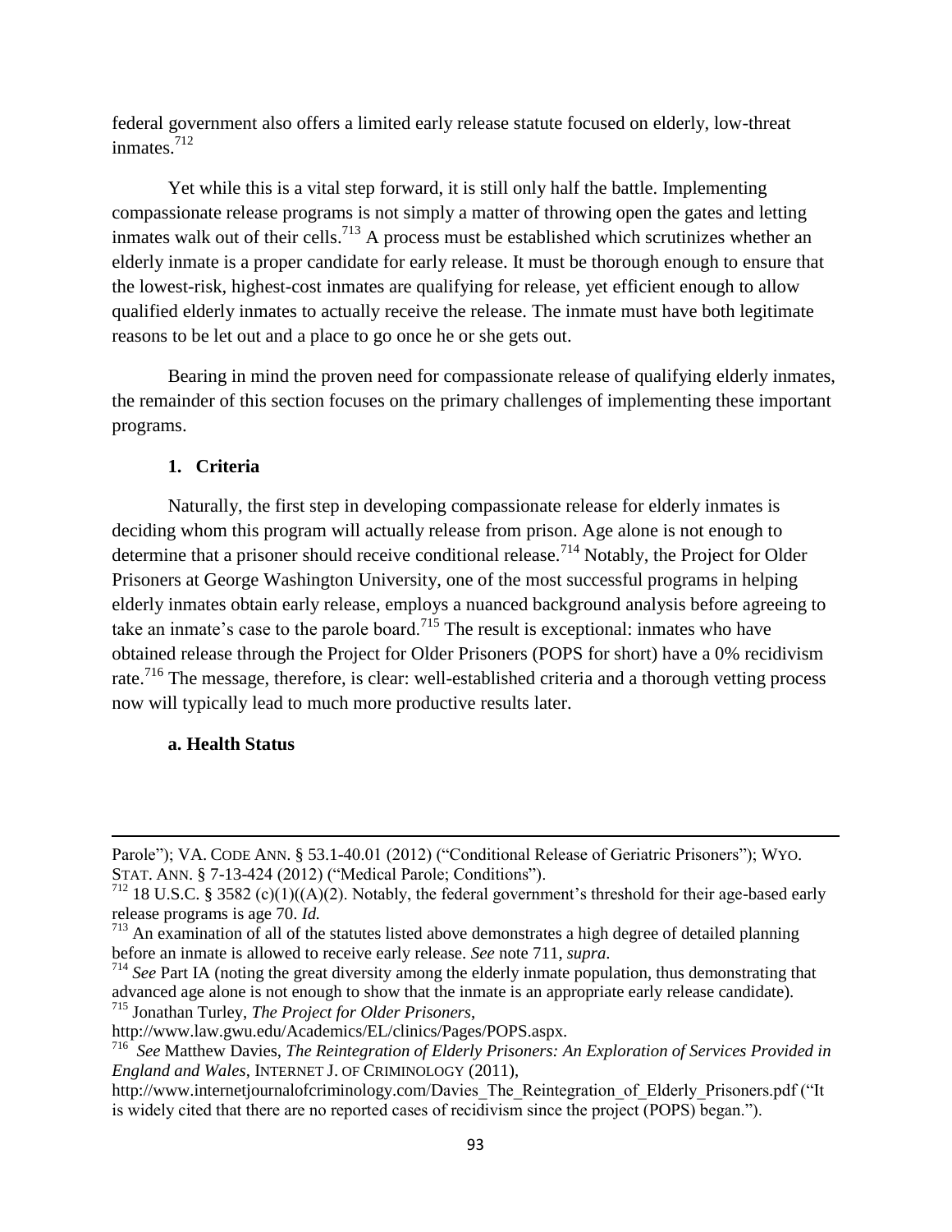federal government also offers a limited early release statute focused on elderly, low-threat inmates.[712]

Yet while this is a vital step forward, it is still only half the battle. Implementing compassionate release programs is not simply a matter of throwing open the gates and letting inmates walk out of their cells.[713] A process must be established which scrutinizes whether an elderly inmate is a proper candidate for early release. It must be thorough enough to ensure that the lowest-risk, highest-cost inmates are qualifying for release, yet efficient enough to allow qualified elderly inmates to actually receive the release. The inmate must have both legitimate reasons to be let out and a place to go once he or she gets out.

Bearing in mind the proven need for compassionate release of qualifying elderly inmates, the remainder of this section focuses on the primary challenges of implementing these important programs.

### 1. Criteria

Naturally, the first step in developing compassionate release for elderly inmates is deciding whom this program will actually release from prison. Age alone is not enough to determine that a prisoner should receive conditional release.[714] Notably, the Project for Older Prisoners at George Washington University, one of the most successful programs in helping elderly inmates obtain early release, employs a nuanced background analysis before agreeing to take an inmate's case to the parole board.[715] The result is exceptional: inmates who have obtained release through the Project for Older Prisoners (POPS for short) have a 0% recidivism rate.[716] The message, therefore, is clear: well-established criteria and a thorough vetting process now will typically lead to much more productive results later.

#### a. Health Status

---

Parole"); VA. CODE ANN. § 53.1-40.01 (2012) ("Conditional Release of Geriatric Prisoners"); WYO. STAT. ANN. § 7-13-424 (2012) ("Medical Parole; Conditions").

[712] 18 U.S.C. § 3582 (c)(1)((A)(2). Notably, the federal government's threshold for their age-based early release programs is age 70. *Id.*

[713] An examination of all of the statutes listed above demonstrates a high degree of detailed planning before an inmate is allowed to receive early release. *See* note 711, *supra*.

[714] *See* Part IA (noting the great diversity among the elderly inmate population, thus demonstrating that advanced age alone is not enough to show that the inmate is an appropriate early release candidate).

[715] Jonathan Turley, *The Project for Older Prisoners*, http://www.law.gwu.edu/Academics/EL/clinics/Pages/POPS.aspx.

[716] *See* Matthew Davies, *The Reintegration of Elderly Prisoners: An Exploration of Services Provided in England and Wales*, INTERNET J. OF CRIMINOLOGY (2011), http://www.internetjournalofcriminology.com/Davies_The_Reintegration_of_Elderly_Prisoners.pdf ("It is widely cited that there are no reported cases of recidivism since the project (POPS) began.").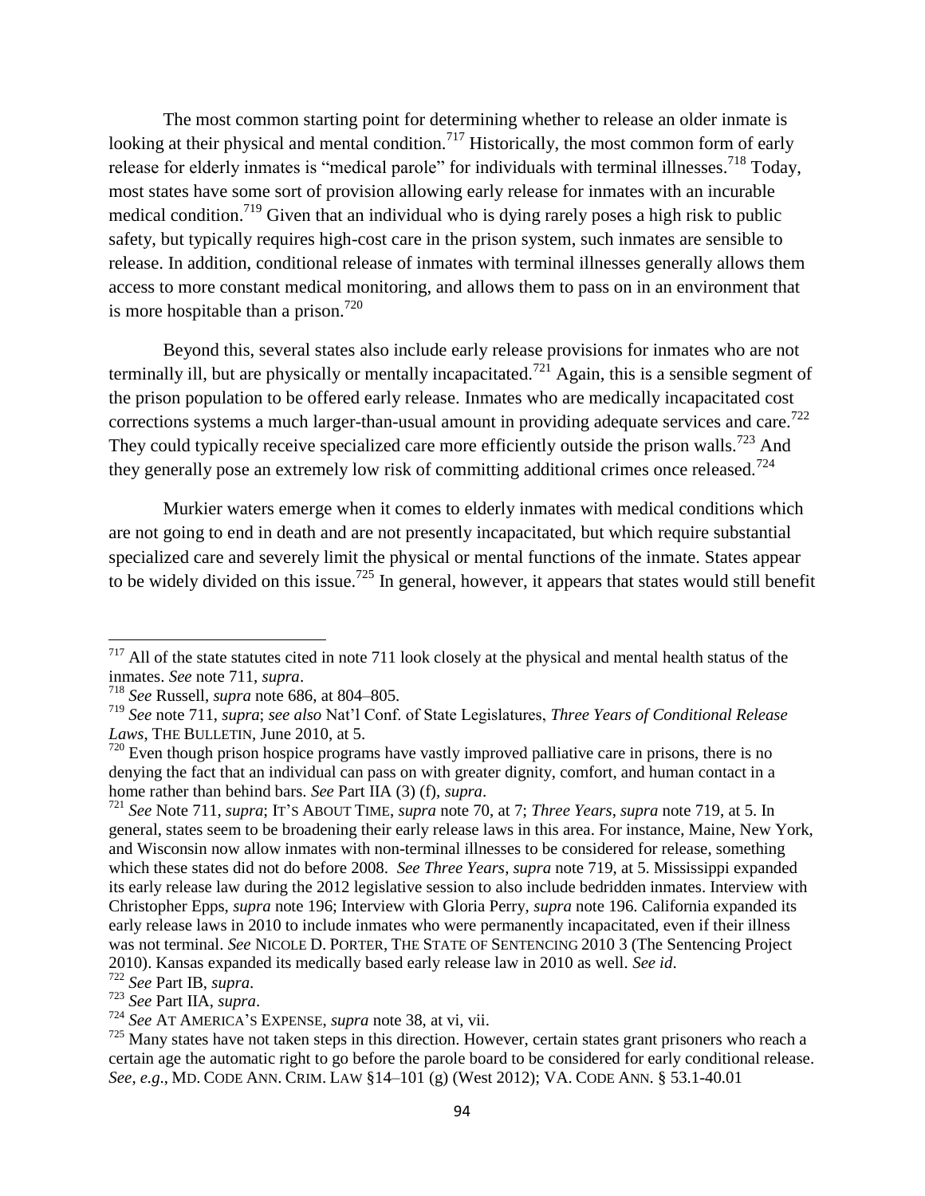The most common starting point for determining whether to release an older inmate is looking at their physical and mental condition.[717] Historically, the most common form of early release for elderly inmates is "medical parole" for individuals with terminal illnesses.[718] Today, most states have some sort of provision allowing early release for inmates with an incurable medical condition.[719] Given that an individual who is dying rarely poses a high risk to public safety, but typically requires high-cost care in the prison system, such inmates are sensible to release. In addition, conditional release of inmates with terminal illnesses generally allows them access to more constant medical monitoring, and allows them to pass on in an environment that is more hospitable than a prison.[720]

Beyond this, several states also include early release provisions for inmates who are not terminally ill, but are physically or mentally incapacitated.[721] Again, this is a sensible segment of the prison population to be offered early release. Inmates who are medically incapacitated cost corrections systems a much larger-than-usual amount in providing adequate services and care.[722] They could typically receive specialized care more efficiently outside the prison walls.[723] And they generally pose an extremely low risk of committing additional crimes once released.[724]

Murkier waters emerge when it comes to elderly inmates with medical conditions which are not going to end in death and are not presently incapacitated, but which require substantial specialized care and severely limit the physical or mental functions of the inmate. States appear to be widely divided on this issue.[725] In general, however, it appears that states would still benefit

---

[717] All of the state statutes cited in note 711 look closely at the physical and mental health status of the inmates. *See* note 711, *supra*.

[718] *See* Russell, *supra* note 686, at 804–805.

[719] *See* note 711, *supra*; *see also* Nat'l Conf. of State Legislatures, *Three Years of Conditional Release Laws*, THE BULLETIN, June 2010, at 5.

[720] Even though prison hospice programs have vastly improved palliative care in prisons, there is no denying the fact that an individual can pass on with greater dignity, comfort, and human contact in a home rather than behind bars. *See* Part IIA (3) (f), *supra*.

[721] *See* Note 711, *supra*; IT'S ABOUT TIME, *supra* note 70, at 7; *Three Years*, *supra* note 719, at 5. In general, states seem to be broadening their early release laws in this area. For instance, Maine, New York, and Wisconsin now allow inmates with non-terminal illnesses to be considered for release, something which these states did not do before 2008. *See Three Years*, *supra* note 719, at 5. Mississippi expanded its early release law during the 2012 legislative session to also include bedridden inmates. Interview with Christopher Epps, *supra* note 196; Interview with Gloria Perry, *supra* note 196. California expanded its early release laws in 2010 to include inmates who were permanently incapacitated, even if their illness was not terminal. *See* NICOLE D. PORTER, THE STATE OF SENTENCING 2010 3 (The Sentencing Project 2010). Kansas expanded its medically based early release law in 2010 as well. *See id*.

[722] *See* Part IB, *supra*.

[723] *See* Part IIA, *supra*.

[724] *See* AT AMERICA'S EXPENSE, *supra* note 38, at vi, vii.

[725] Many states have not taken steps in this direction. However, certain states grant prisoners who reach a certain age the automatic right to go before the parole board to be considered for early conditional release. *See*, *e.g*., MD. CODE ANN. CRIM. LAW §14–101 (g) (West 2012); VA. CODE ANN. § 53.1-40.01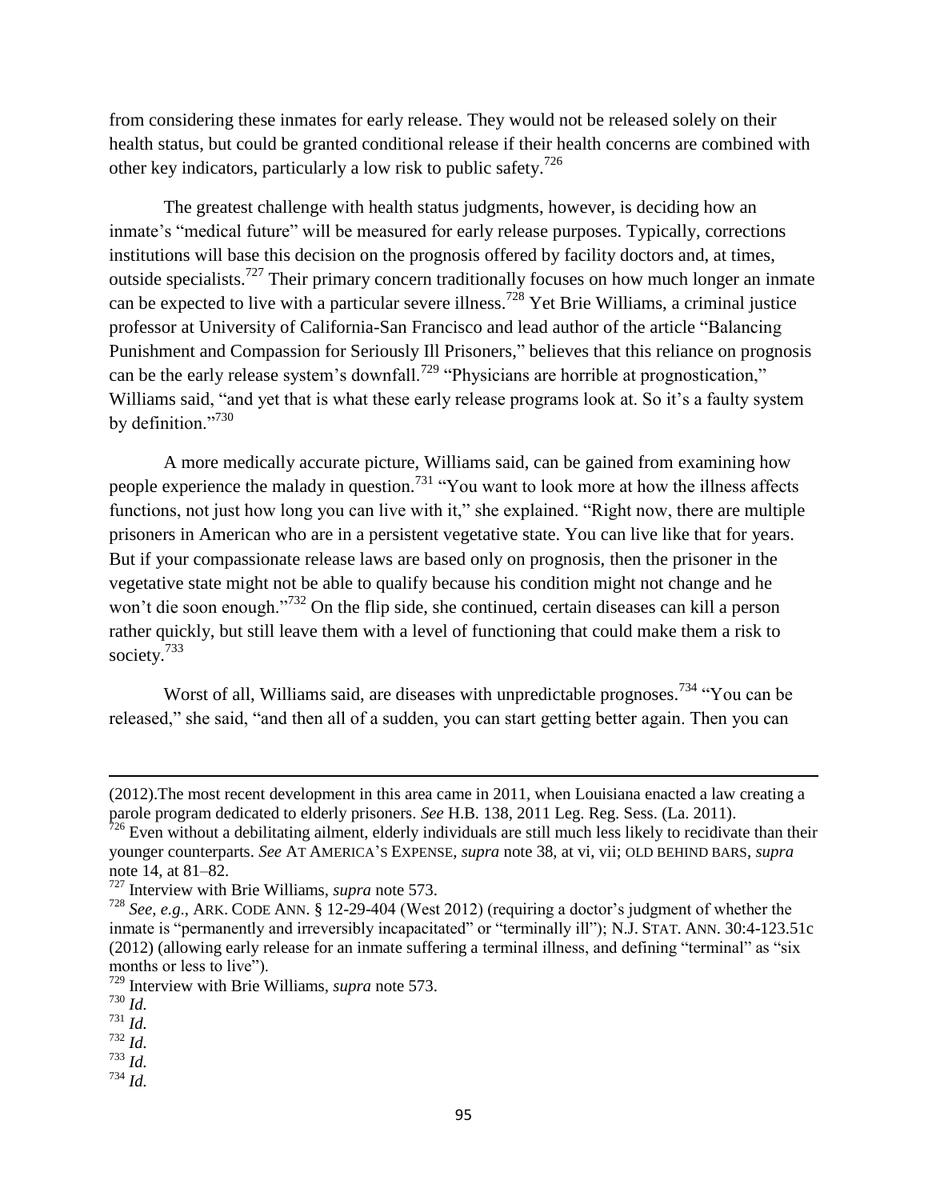from considering these inmates for early release. They would not be released solely on their health status, but could be granted conditional release if their health concerns are combined with other key indicators, particularly a low risk to public safety.[726]

The greatest challenge with health status judgments, however, is deciding how an inmate's "medical future" will be measured for early release purposes. Typically, corrections institutions will base this decision on the prognosis offered by facility doctors and, at times, outside specialists.[727] Their primary concern traditionally focuses on how much longer an inmate can be expected to live with a particular severe illness.[728] Yet Brie Williams, a criminal justice professor at University of California-San Francisco and lead author of the article "Balancing Punishment and Compassion for Seriously Ill Prisoners," believes that this reliance on prognosis can be the early release system's downfall.[729] "Physicians are horrible at prognostication," Williams said, "and yet that is what these early release programs look at. So it's a faulty system by definition."[730]

A more medically accurate picture, Williams said, can be gained from examining how people experience the malady in question.[731] "You want to look more at how the illness affects functions, not just how long you can live with it," she explained. "Right now, there are multiple prisoners in American who are in a persistent vegetative state. You can live like that for years. But if your compassionate release laws are based only on prognosis, then the prisoner in the vegetative state might not be able to qualify because his condition might not change and he won't die soon enough."[732] On the flip side, she continued, certain diseases can kill a person rather quickly, but still leave them with a level of functioning that could make them a risk to society.[733]

Worst of all, Williams said, are diseases with unpredictable prognoses.[734] "You can be released," she said, "and then all of a sudden, you can start getting better again. Then you can

---

(2012).The most recent development in this area came in 2011, when Louisiana enacted a law creating a parole program dedicated to elderly prisoners. *See* H.B. 138, 2011 Leg. Reg. Sess. (La. 2011).

[726] Even without a debilitating ailment, elderly individuals are still much less likely to recidivate than their younger counterparts. *See* AT AMERICA'S EXPENSE, *supra* note 38, at vi, vii; OLD BEHIND BARS, *supra* note 14, at 81–82.

[727] Interview with Brie Williams, *supra* note 573.

[728] *See*, *e.g*., ARK. CODE ANN. § 12-29-404 (West 2012) (requiring a doctor's judgment of whether the inmate is "permanently and irreversibly incapacitated" or "terminally ill"); N.J. STAT. ANN. 30:4-123.51c (2012) (allowing early release for an inmate suffering a terminal illness, and defining "terminal" as "six months or less to live").

[729] Interview with Brie Williams, *supra* note 573.

[730] *Id.*

[731] *Id.*

[732] *Id.*

[733] *Id.*

[734] *Id.*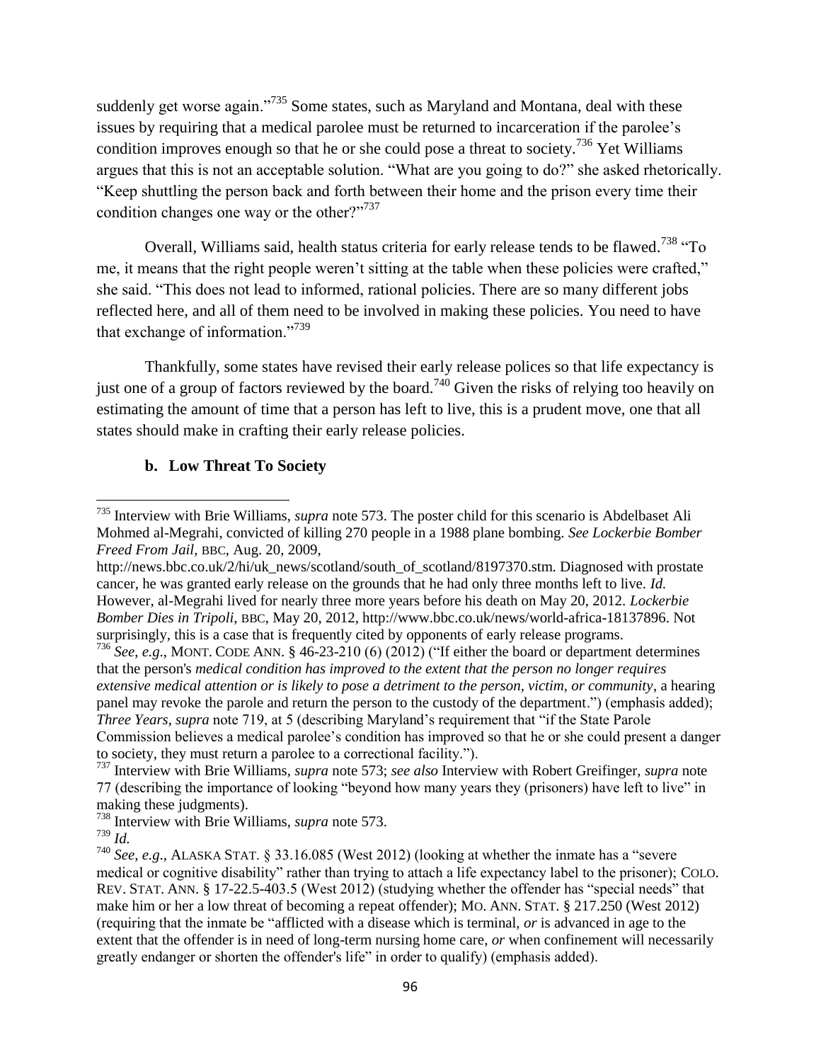suddenly get worse again."[735] Some states, such as Maryland and Montana, deal with these issues by requiring that a medical parolee must be returned to incarceration if the parolee's condition improves enough so that he or she could pose a threat to society.[736] Yet Williams argues that this is not an acceptable solution. "What are you going to do?" she asked rhetorically. "Keep shuttling the person back and forth between their home and the prison every time their condition changes one way or the other?"[737]

Overall, Williams said, health status criteria for early release tends to be flawed.[738] "To me, it means that the right people weren't sitting at the table when these policies were crafted," she said. "This does not lead to informed, rational policies. There are so many different jobs reflected here, and all of them need to be involved in making these policies. You need to have that exchange of information."[739]

Thankfully, some states have revised their early release polices so that life expectancy is just one of a group of factors reviewed by the board.[740] Given the risks of relying too heavily on estimating the amount of time that a person has left to live, this is a prudent move, one that all states should make in crafting their early release policies.

### b. Low Threat To Society

---

[735] Interview with Brie Williams, *supra* note 573. The poster child for this scenario is Abdelbaset Ali Mohmed al-Megrahi, convicted of killing 270 people in a 1988 plane bombing. *See Lockerbie Bomber Freed From Jail*, BBC, Aug. 20, 2009, http://news.bbc.co.uk/2/hi/uk_news/scotland/south_of_scotland/8197370.stm. Diagnosed with prostate cancer, he was granted early release on the grounds that he had only three months left to live. *Id.* However, al-Megrahi lived for nearly three more years before his death on May 20, 2012. *Lockerbie Bomber Dies in Tripoli*, BBC, May 20, 2012, http://www.bbc.co.uk/news/world-africa-18137896. Not surprisingly, this is a case that is frequently cited by opponents of early release programs.

[736] *See, e.g.*, MONT. CODE ANN. § 46-23-210 (6) (2012) ("If either the board or department determines that the person's *medical condition has improved to the extent that the person no longer requires extensive medical attention or is likely to pose a detriment to the person, victim, or community*, a hearing panel may revoke the parole and return the person to the custody of the department.") (emphasis added); *Three Years*, *supra* note 719, at 5 (describing Maryland's requirement that "if the State Parole Commission believes a medical parolee's condition has improved so that he or she could present a danger to society, they must return a parolee to a correctional facility.").

[737] Interview with Brie Williams, *supra* note 573; *see also* Interview with Robert Greifinger, *supra* note 77 (describing the importance of looking "beyond how many years they (prisoners) have left to live" in making these judgments).

[738] Interview with Brie Williams, *supra* note 573.

[739] *Id.*

[740] *See, e.g.*, ALASKA STAT. § 33.16.085 (West 2012) (looking at whether the inmate has a "severe medical or cognitive disability" rather than trying to attach a life expectancy label to the prisoner); COLO. REV. STAT. ANN. § 17-22.5-403.5 (West 2012) (studying whether the offender has "special needs" that make him or her a low threat of becoming a repeat offender); MO. ANN. STAT. § 217.250 (West 2012) (requiring that the inmate be "afflicted with a disease which is terminal, *or* is advanced in age to the extent that the offender is in need of long-term nursing home care, *or* when confinement will necessarily greatly endanger or shorten the offender's life" in order to qualify) (emphasis added).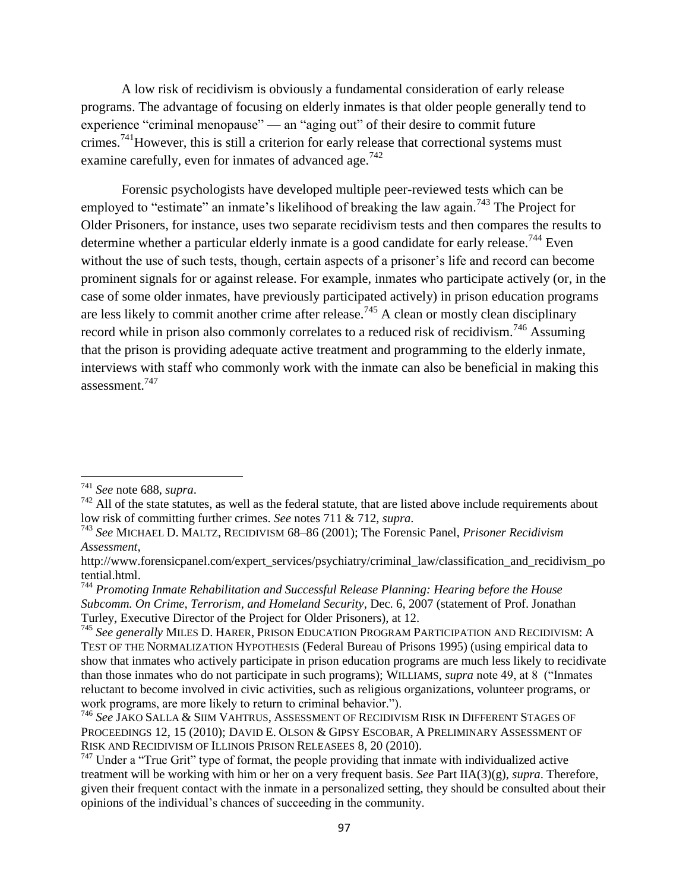A low risk of recidivism is obviously a fundamental consideration of early release programs. The advantage of focusing on elderly inmates is that older people generally tend to experience "criminal menopause" — an "aging out" of their desire to commit future crimes.[741] However, this is still a criterion for early release that correctional systems must examine carefully, even for inmates of advanced age.[742]

Forensic psychologists have developed multiple peer-reviewed tests which can be employed to "estimate" an inmate's likelihood of breaking the law again.[743] The Project for Older Prisoners, for instance, uses two separate recidivism tests and then compares the results to determine whether a particular elderly inmate is a good candidate for early release.[744] Even without the use of such tests, though, certain aspects of a prisoner's life and record can become prominent signals for or against release. For example, inmates who participate actively (or, in the case of some older inmates, have previously participated actively) in prison education programs are less likely to commit another crime after release.[745] A clean or mostly clean disciplinary record while in prison also commonly correlates to a reduced risk of recidivism.[746] Assuming that the prison is providing adequate active treatment and programming to the elderly inmate, interviews with staff who commonly work with the inmate can also be beneficial in making this assessment.[747]

---

[741] *See* note 688, *supra*.

[742] All of the state statutes, as well as the federal statute, that are listed above include requirements about low risk of committing further crimes. *See* notes 711 & 712, *supra*.

[743] *See* MICHAEL D. MALTZ, RECIDIVISM 68–86 (2001); The Forensic Panel, *Prisoner Recidivism Assessment*, http://www.forensicpanel.com/expert_services/psychiatry/criminal_law/classification_and_recidivism_potential.html.

[744] *Promoting Inmate Rehabilitation and Successful Release Planning: Hearing before the House Subcomm. On Crime, Terrorism, and Homeland Security*, Dec. 6, 2007 (statement of Prof. Jonathan Turley, Executive Director of the Project for Older Prisoners), at 12.

[745] *See generally* MILES D. HARER, PRISON EDUCATION PROGRAM PARTICIPATION AND RECIDIVISM: A TEST OF THE NORMALIZATION HYPOTHESIS (Federal Bureau of Prisons 1995) (using empirical data to show that inmates who actively participate in prison education programs are much less likely to recidivate than those inmates who do not participate in such programs); WILLIAMS, *supra* note 49, at 8 ("Inmates reluctant to become involved in civic activities, such as religious organizations, volunteer programs, or work programs, are more likely to return to criminal behavior.").

[746] *See* JAKO SALLA & SIIM VAHTRUS, ASSESSMENT OF RECIDIVISM RISK IN DIFFERENT STAGES OF PROCEEDINGS 12, 15 (2010); DAVID E. OLSON & GIPSY ESCOBAR, A PRELIMINARY ASSESSMENT OF RISK AND RECIDIVISM OF ILLINOIS PRISON RELEASEES 8, 20 (2010).

[747] Under a "True Grit" type of format, the people providing that inmate with individualized active treatment will be working with him or her on a very frequent basis. *See* Part IIA(3)(g), *supra*. Therefore, given their frequent contact with the inmate in a personalized setting, they should be consulted about their opinions of the individual's chances of succeeding in the community.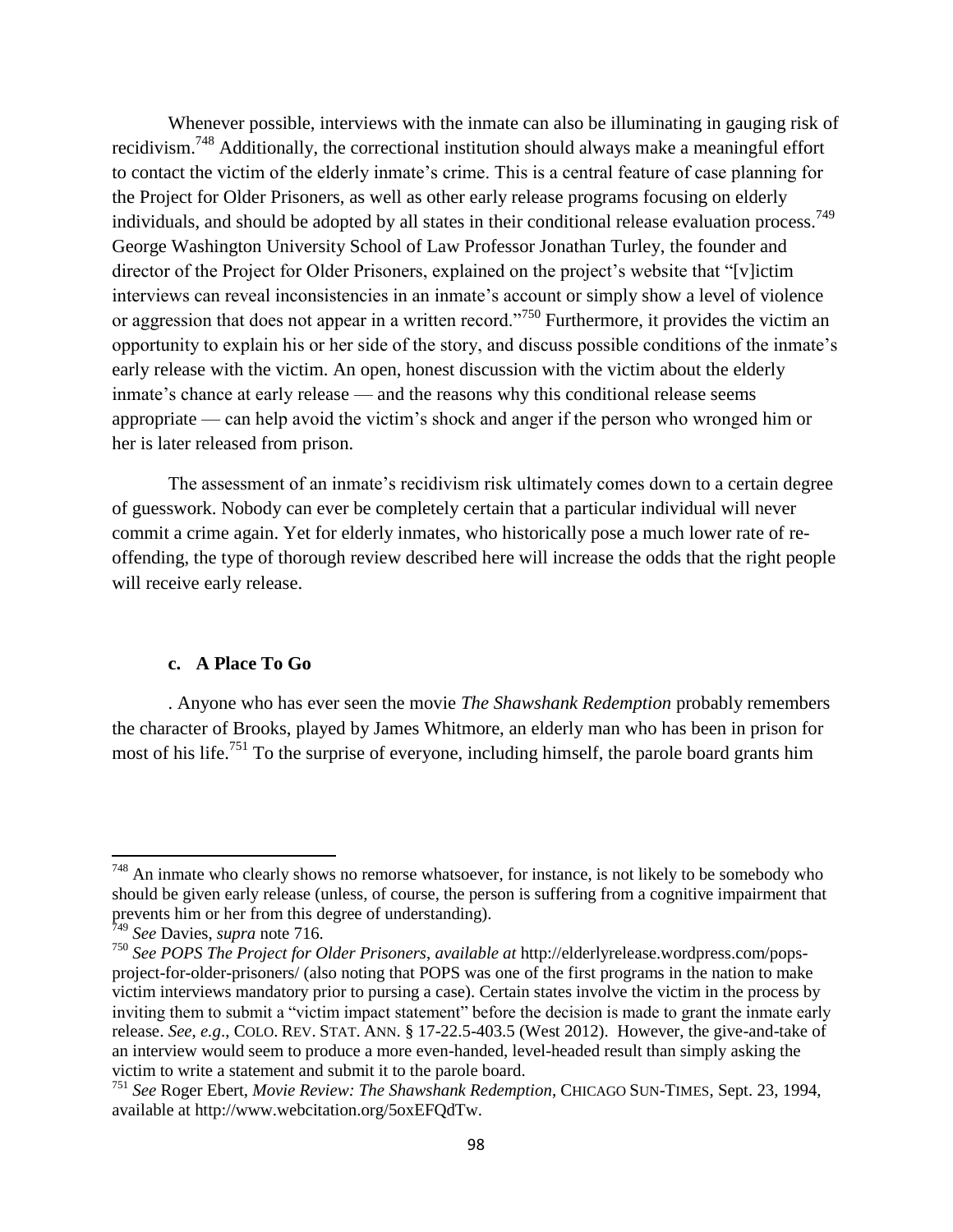Whenever possible, interviews with the inmate can also be illuminating in gauging risk of recidivism.[748] Additionally, the correctional institution should always make a meaningful effort to contact the victim of the elderly inmate's crime. This is a central feature of case planning for the Project for Older Prisoners, as well as other early release programs focusing on elderly individuals, and should be adopted by all states in their conditional release evaluation process.[749] George Washington University School of Law Professor Jonathan Turley, the founder and director of the Project for Older Prisoners, explained on the project's website that "[v]ictim interviews can reveal inconsistencies in an inmate's account or simply show a level of violence or aggression that does not appear in a written record."[750] Furthermore, it provides the victim an opportunity to explain his or her side of the story, and discuss possible conditions of the inmate's early release with the victim. An open, honest discussion with the victim about the elderly inmate's chance at early release — and the reasons why this conditional release seems appropriate — can help avoid the victim's shock and anger if the person who wronged him or her is later released from prison.

The assessment of an inmate's recidivism risk ultimately comes down to a certain degree of guesswork. Nobody can ever be completely certain that a particular individual will never commit a crime again. Yet for elderly inmates, who historically pose a much lower rate of re-offending, the type of thorough review described here will increase the odds that the right people will receive early release.

### c. A Place To Go

. Anyone who has ever seen the movie *The Shawshank Redemption* probably remembers the character of Brooks, played by James Whitmore, an elderly man who has been in prison for most of his life.[751] To the surprise of everyone, including himself, the parole board grants him

---

[748] An inmate who clearly shows no remorse whatsoever, for instance, is not likely to be somebody who should be given early release (unless, of course, the person is suffering from a cognitive impairment that prevents him or her from this degree of understanding).

[749] *See* Davies, *supra* note 716.

[750] *See POPS The Project for Older Prisoners*, *available at* http://elderlyrelease.wordpress.com/pops-project-for-older-prisoners/ (also noting that POPS was one of the first programs in the nation to make victim interviews mandatory prior to pursing a case). Certain states involve the victim in the process by inviting them to submit a "victim impact statement" before the decision is made to grant the inmate early release. *See*, *e.g*., COLO. REV. STAT. ANN. § 17-22.5-403.5 (West 2012). However, the give-and-take of an interview would seem to produce a more even-handed, level-headed result than simply asking the victim to write a statement and submit it to the parole board.

[751] *See* Roger Ebert, *Movie Review: The Shawshank Redemption*, CHICAGO SUN-TIMES, Sept. 23, 1994, available at http://www.webcitation.org/5oxEFQdTw.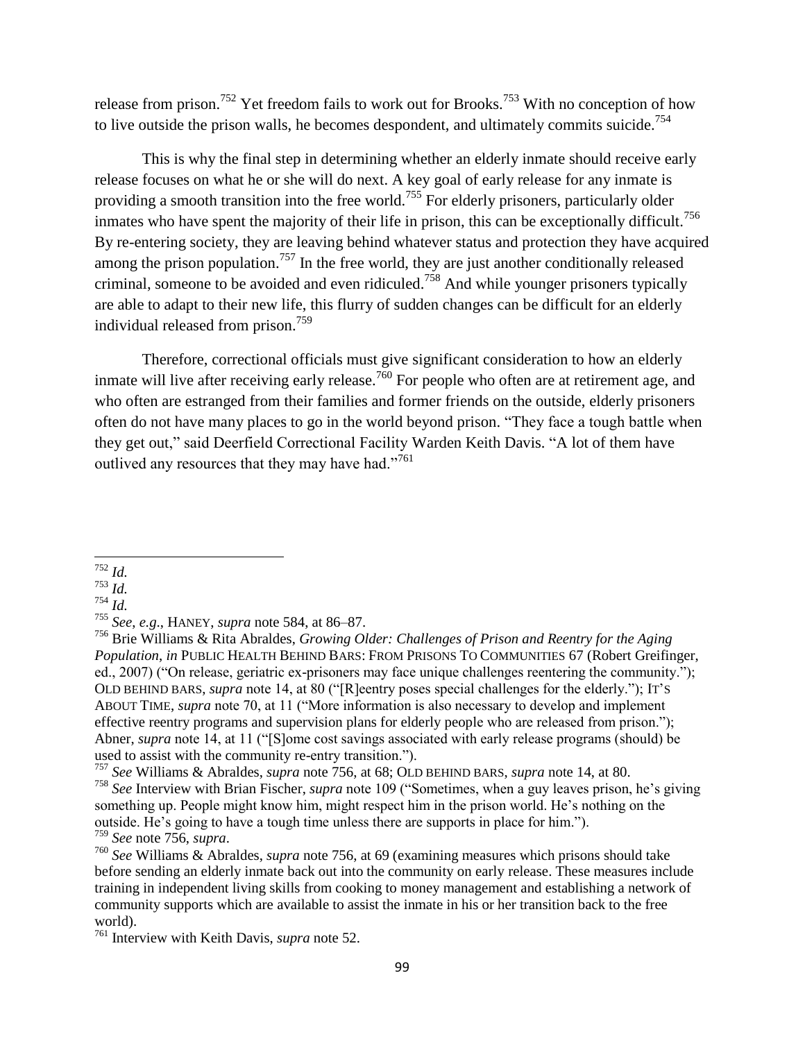release from prison.[752] Yet freedom fails to work out for Brooks.[753] With no conception of how to live outside the prison walls, he becomes despondent, and ultimately commits suicide.[754]

This is why the final step in determining whether an elderly inmate should receive early release focuses on what he or she will do next. A key goal of early release for any inmate is providing a smooth transition into the free world.[755] For elderly prisoners, particularly older inmates who have spent the majority of their life in prison, this can be exceptionally difficult.[756] By re-entering society, they are leaving behind whatever status and protection they have acquired among the prison population.[757] In the free world, they are just another conditionally released criminal, someone to be avoided and even ridiculed.[758] And while younger prisoners typically are able to adapt to their new life, this flurry of sudden changes can be difficult for an elderly individual released from prison.[759]

Therefore, correctional officials must give significant consideration to how an elderly inmate will live after receiving early release.[760] For people who often are at retirement age, and who often are estranged from their families and former friends on the outside, elderly prisoners often do not have many places to go in the world beyond prison. "They face a tough battle when they get out," said Deerfield Correctional Facility Warden Keith Davis. "A lot of them have outlived any resources that they may have had."[761]

---

[752] *Id.*

[753] *Id.*

[754] *Id.*

[755] *See*, *e.g*., HANEY, *supra* note 584, at 86–87.

[756] Brie Williams & Rita Abraldes, *Growing Older: Challenges of Prison and Reentry for the Aging Population*, *in* PUBLIC HEALTH BEHIND BARS: FROM PRISONS TO COMMUNITIES 67 (Robert Greifinger, ed., 2007) ("On release, geriatric ex-prisoners may face unique challenges reentering the community."); OLD BEHIND BARS, *supra* note 14, at 80 ("[R]eentry poses special challenges for the elderly."); IT'S ABOUT TIME, *supra* note 70, at 11 ("More information is also necessary to develop and implement effective reentry programs and supervision plans for elderly people who are released from prison."); Abner, *supra* note 14, at 11 ("[S]ome cost savings associated with early release programs (should) be used to assist with the community re-entry transition.").

[757] *See* Williams & Abraldes, *supra* note 756, at 68; OLD BEHIND BARS, *supra* note 14, at 80.

[758] *See* Interview with Brian Fischer, *supra* note 109 ("Sometimes, when a guy leaves prison, he's giving something up. People might know him, might respect him in the prison world. He's nothing on the outside. He's going to have a tough time unless there are supports in place for him.").

[759] *See* note 756, *supra*.

[760] *See* Williams & Abraldes, *supra* note 756, at 69 (examining measures which prisons should take before sending an elderly inmate back out into the community on early release. These measures include training in independent living skills from cooking to money management and establishing a network of community supports which are available to assist the inmate in his or her transition back to the free world).

[761] Interview with Keith Davis, *supra* note 52.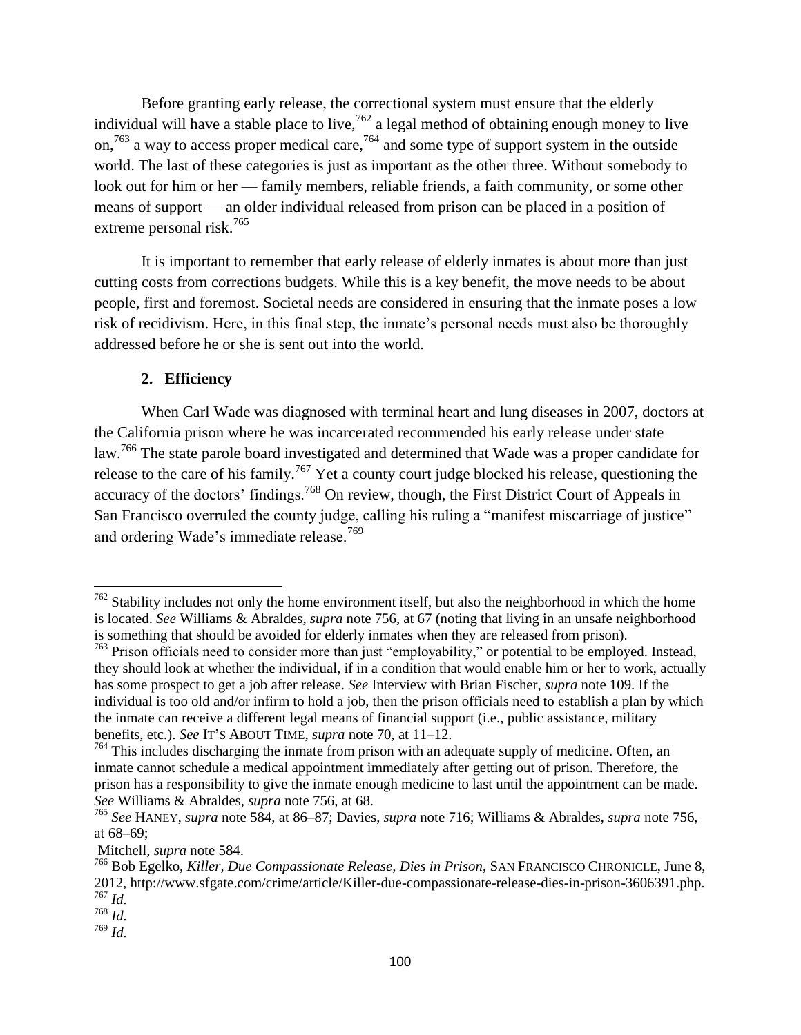Before granting early release, the correctional system must ensure that the elderly individual will have a stable place to live,[762] a legal method of obtaining enough money to live on,[763] a way to access proper medical care,[764] and some type of support system in the outside world. The last of these categories is just as important as the other three. Without somebody to look out for him or her — family members, reliable friends, a faith community, or some other means of support — an older individual released from prison can be placed in a position of extreme personal risk.[765]

It is important to remember that early release of elderly inmates is about more than just cutting costs from corrections budgets. While this is a key benefit, the move needs to be about people, first and foremost. Societal needs are considered in ensuring that the inmate poses a low risk of recidivism. Here, in this final step, the inmate's personal needs must also be thoroughly addressed before he or she is sent out into the world.

### 2. Efficiency

When Carl Wade was diagnosed with terminal heart and lung diseases in 2007, doctors at the California prison where he was incarcerated recommended his early release under state law.[766] The state parole board investigated and determined that Wade was a proper candidate for release to the care of his family.[767] Yet a county court judge blocked his release, questioning the accuracy of the doctors' findings.[768] On review, though, the First District Court of Appeals in San Francisco overruled the county judge, calling his ruling a "manifest miscarriage of justice" and ordering Wade's immediate release.[769]

---

[762] Stability includes not only the home environment itself, but also the neighborhood in which the home is located. *See* Williams & Abraldes, *supra* note 756, at 67 (noting that living in an unsafe neighborhood is something that should be avoided for elderly inmates when they are released from prison).

[763] Prison officials need to consider more than just "employability," or potential to be employed. Instead, they should look at whether the individual, if in a condition that would enable him or her to work, actually has some prospect to get a job after release. *See* Interview with Brian Fischer, *supra* note 109. If the individual is too old and/or infirm to hold a job, then the prison officials need to establish a plan by which the inmate can receive a different legal means of financial support (i.e., public assistance, military benefits, etc.). *See* IT'S ABOUT TIME, *supra* note 70, at 11–12.

[764] This includes discharging the inmate from prison with an adequate supply of medicine. Often, an inmate cannot schedule a medical appointment immediately after getting out of prison. Therefore, the prison has a responsibility to give the inmate enough medicine to last until the appointment can be made. *See* Williams & Abraldes, *supra* note 756, at 68.

[765] *See* HANEY, *supra* note 584, at 86–87; Davies, *supra* note 716; Williams & Abraldes, *supra* note 756, at 68–69;
Mitchell, *supra* note 584.

[766] Bob Egelko, *Killer, Due Compassionate Release, Dies in Prison*, SAN FRANCISCO CHRONICLE, June 8, 2012, http://www.sfgate.com/crime/article/Killer-due-compassionate-release-dies-in-prison-3606391.php.

[767] *Id.*

[768] *Id.*

[769] *Id.*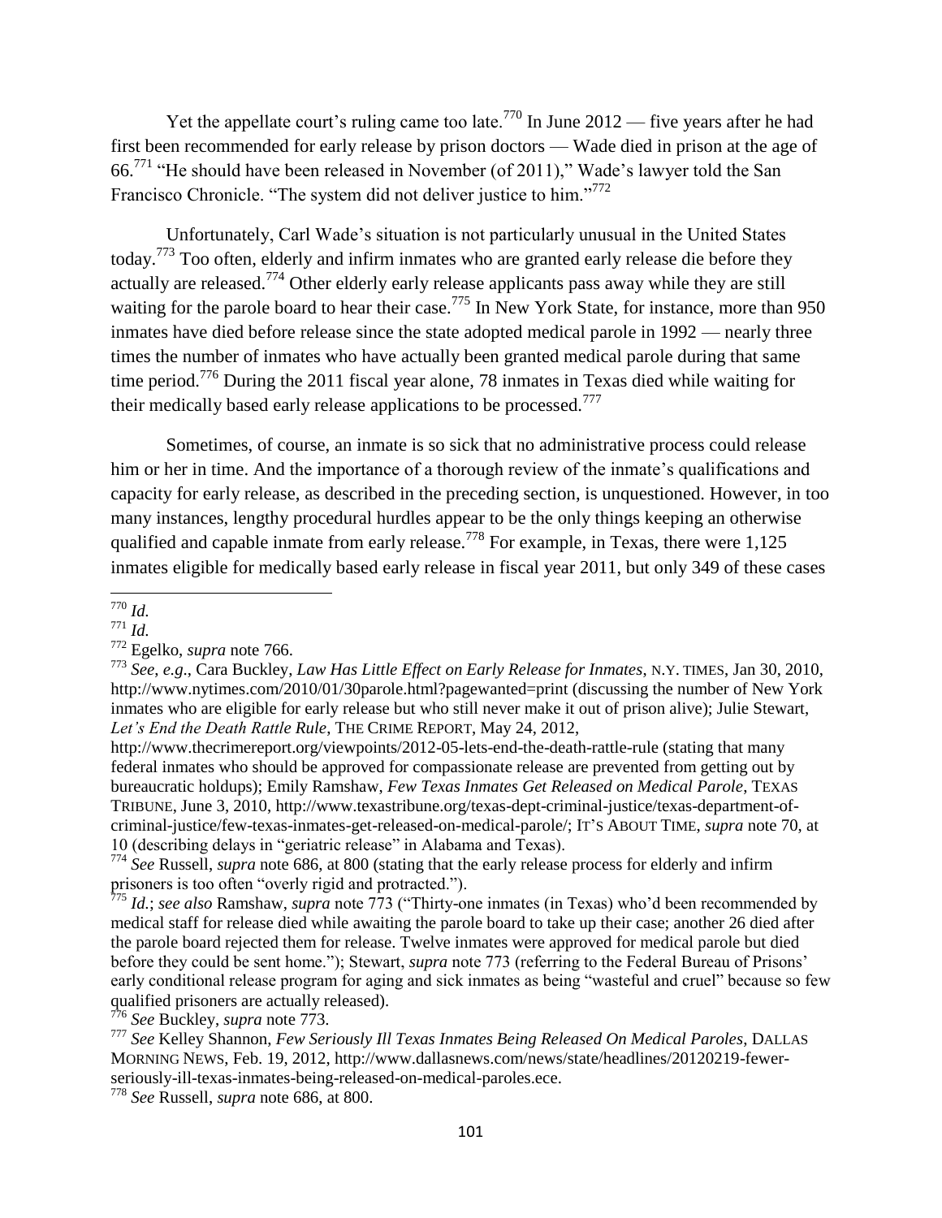Yet the appellate court's ruling came too late.[770] In June 2012 — five years after he had first been recommended for early release by prison doctors — Wade died in prison at the age of 66.[771] "He should have been released in November (of 2011)," Wade's lawyer told the San Francisco Chronicle. "The system did not deliver justice to him."[772]

Unfortunately, Carl Wade's situation is not particularly unusual in the United States today.[773] Too often, elderly and infirm inmates who are granted early release die before they actually are released.[774] Other elderly early release applicants pass away while they are still waiting for the parole board to hear their case.[775] In New York State, for instance, more than 950 inmates have died before release since the state adopted medical parole in 1992 — nearly three times the number of inmates who have actually been granted medical parole during that same time period.[776] During the 2011 fiscal year alone, 78 inmates in Texas died while waiting for their medically based early release applications to be processed.[777]

Sometimes, of course, an inmate is so sick that no administrative process could release him or her in time. And the importance of a thorough review of the inmate's qualifications and capacity for early release, as described in the preceding section, is unquestioned. However, in too many instances, lengthy procedural hurdles appear to be the only things keeping an otherwise qualified and capable inmate from early release.[778] For example, in Texas, there were 1,125 inmates eligible for medically based early release in fiscal year 2011, but only 349 of these cases

---

[770] *Id.*

[771] *Id.*

[772] Egelko, *supra* note 766.

[773] *See*, *e.g*., Cara Buckley, *Law Has Little Effect on Early Release for Inmates*, N.Y. TIMES, Jan 30, 2010, http://www.nytimes.com/2010/01/30parole.html?pagewanted=print (discussing the number of New York inmates who are eligible for early release but who still never make it out of prison alive); Julie Stewart, *Let's End the Death Rattle Rule*, THE CRIME REPORT, May 24, 2012, http://www.thecrimereport.org/viewpoints/2012-05-lets-end-the-death-rattle-rule (stating that many federal inmates who should be approved for compassionate release are prevented from getting out by bureaucratic holdups); Emily Ramshaw, *Few Texas Inmates Get Released on Medical Parole*, TEXAS TRIBUNE, June 3, 2010, http://www.texastribune.org/texas-dept-criminal-justice/texas-department-of-criminal-justice/few-texas-inmates-get-released-on-medical-parole/; IT'S ABOUT TIME, *supra* note 70, at 10 (describing delays in "geriatric release" in Alabama and Texas).

[774] *See* Russell, *supra* note 686, at 800 (stating that the early release process for elderly and infirm prisoners is too often "overly rigid and protracted.").

[775] *Id.*; *see also* Ramshaw, *supra* note 773 ("Thirty-one inmates (in Texas) who'd been recommended by medical staff for release died while awaiting the parole board to take up their case; another 26 died after the parole board rejected them for release. Twelve inmates were approved for medical parole but died before they could be sent home."); Stewart, *supra* note 773 (referring to the Federal Bureau of Prisons' early conditional release program for aging and sick inmates as being "wasteful and cruel" because so few qualified prisoners are actually released).

[776] *See* Buckley, *supra* note 773.

[777] *See* Kelley Shannon, *Few Seriously Ill Texas Inmates Being Released On Medical Paroles*, DALLAS MORNING NEWS, Feb. 19, 2012, http://www.dallasnews.com/news/state/headlines/20120219-fewer-seriously-ill-texas-inmates-being-released-on-medical-paroles.ece.

[778] *See* Russell, *supra* note 686, at 800.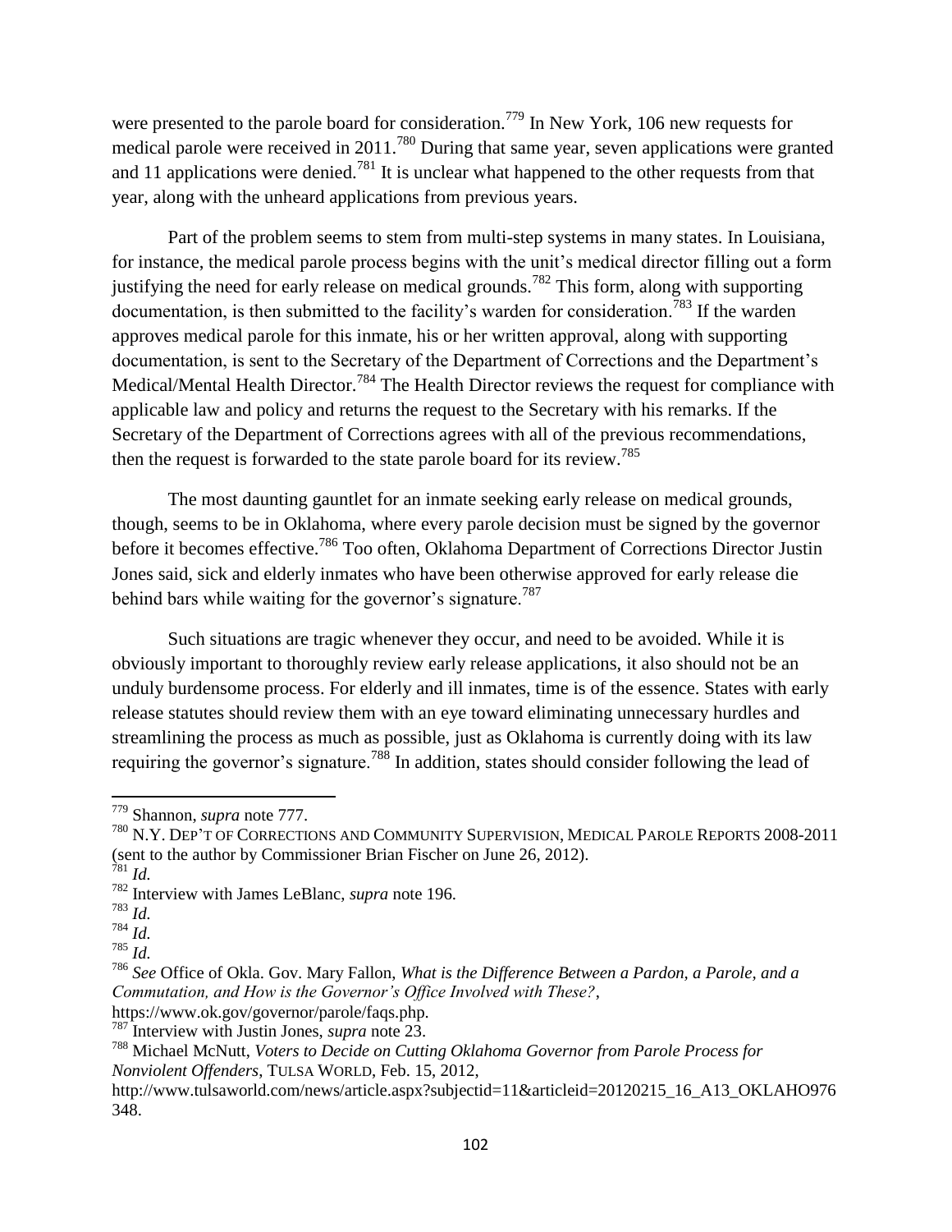were presented to the parole board for consideration.[779] In New York, 106 new requests for medical parole were received in 2011.[780] During that same year, seven applications were granted and 11 applications were denied.[781] It is unclear what happened to the other requests from that year, along with the unheard applications from previous years.

Part of the problem seems to stem from multi-step systems in many states. In Louisiana, for instance, the medical parole process begins with the unit's medical director filling out a form justifying the need for early release on medical grounds.[782] This form, along with supporting documentation, is then submitted to the facility's warden for consideration.[783] If the warden approves medical parole for this inmate, his or her written approval, along with supporting documentation, is sent to the Secretary of the Department of Corrections and the Department's Medical/Mental Health Director.[784] The Health Director reviews the request for compliance with applicable law and policy and returns the request to the Secretary with his remarks. If the Secretary of the Department of Corrections agrees with all of the previous recommendations, then the request is forwarded to the state parole board for its review.[785]

The most daunting gauntlet for an inmate seeking early release on medical grounds, though, seems to be in Oklahoma, where every parole decision must be signed by the governor before it becomes effective.[786] Too often, Oklahoma Department of Corrections Director Justin Jones said, sick and elderly inmates who have been otherwise approved for early release die behind bars while waiting for the governor's signature.[787]

Such situations are tragic whenever they occur, and need to be avoided. While it is obviously important to thoroughly review early release applications, it also should not be an unduly burdensome process. For elderly and ill inmates, time is of the essence. States with early release statutes should review them with an eye toward eliminating unnecessary hurdles and streamlining the process as much as possible, just as Oklahoma is currently doing with its law requiring the governor's signature.[788] In addition, states should consider following the lead of

---

[779] Shannon, *supra* note 777.

[780] N.Y. DEP'T OF CORRECTIONS AND COMMUNITY SUPERVISION, MEDICAL PAROLE REPORTS 2008-2011 (sent to the author by Commissioner Brian Fischer on June 26, 2012).

[781] *Id.*

[782] Interview with James LeBlanc, *supra* note 196.

[783] *Id.*

[784] *Id.*

[785] *Id.*

[786] *See* Office of Okla. Gov. Mary Fallon, *What is the Difference Between a Pardon, a Parole, and a Commutation, and How is the Governor's Office Involved with These?*, https://www.ok.gov/governor/parole/faqs.php.

[787] Interview with Justin Jones, *supra* note 23.

[788] Michael McNutt, *Voters to Decide on Cutting Oklahoma Governor from Parole Process for Nonviolent Offenders*, TULSA WORLD, Feb. 15, 2012, http://www.tulsaworld.com/news/article.aspx?subjectid=11&articleid=20120215_16_A13_OKLAHO976348.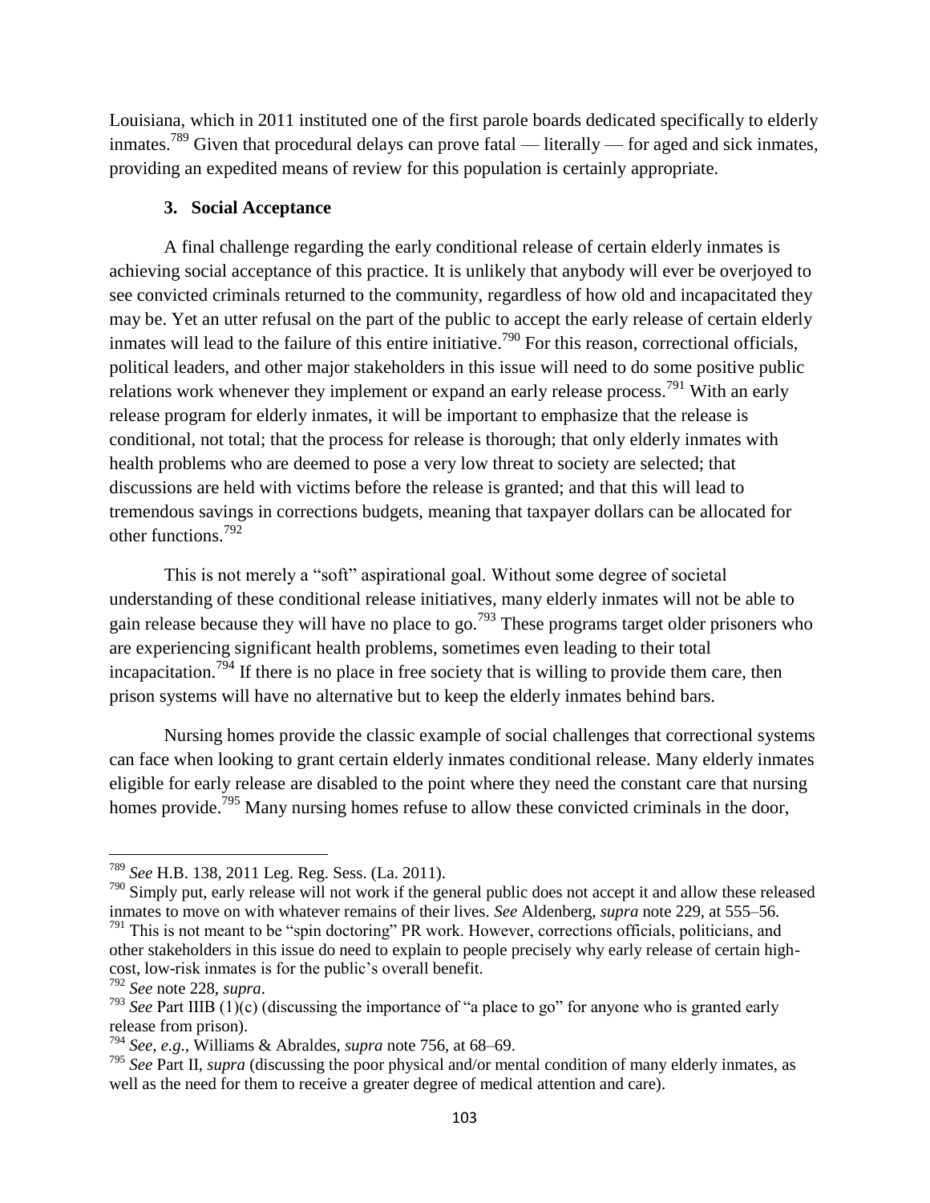Louisiana, which in 2011 instituted one of the first parole boards dedicated specifically to elderly inmates.[789] Given that procedural delays can prove fatal — literally — for aged and sick inmates, providing an expedited means of review for this population is certainly appropriate.

### 3. Social Acceptance

A final challenge regarding the early conditional release of certain elderly inmates is achieving social acceptance of this practice. It is unlikely that anybody will ever be overjoyed to see convicted criminals returned to the community, regardless of how old and incapacitated they may be. Yet an utter refusal on the part of the public to accept the early release of certain elderly inmates will lead to the failure of this entire initiative.[790] For this reason, correctional officials, political leaders, and other major stakeholders in this issue will need to do some positive public relations work whenever they implement or expand an early release process.[791] With an early release program for elderly inmates, it will be important to emphasize that the release is conditional, not total; that the process for release is thorough; that only elderly inmates with health problems who are deemed to pose a very low threat to society are selected; that discussions are held with victims before the release is granted; and that this will lead to tremendous savings in corrections budgets, meaning that taxpayer dollars can be allocated for other functions.[792]

This is not merely a "soft" aspirational goal. Without some degree of societal understanding of these conditional release initiatives, many elderly inmates will not be able to gain release because they will have no place to go.[793] These programs target older prisoners who are experiencing significant health problems, sometimes even leading to their total incapacitation.[794] If there is no place in free society that is willing to provide them care, then prison systems will have no alternative but to keep the elderly inmates behind bars.

Nursing homes provide the classic example of social challenges that correctional systems can face when looking to grant certain elderly inmates conditional release. Many elderly inmates eligible for early release are disabled to the point where they need the constant care that nursing homes provide.[795] Many nursing homes refuse to allow these convicted criminals in the door,

---

[789] *See* H.B. 138, 2011 Leg. Reg. Sess. (La. 2011).

[790] Simply put, early release will not work if the general public does not accept it and allow these released inmates to move on with whatever remains of their lives. *See* Aldenberg, *supra* note 229, at 555–56.

[791] This is not meant to be "spin doctoring" PR work. However, corrections officials, politicians, and other stakeholders in this issue do need to explain to people precisely why early release of certain high-cost, low-risk inmates is for the public's overall benefit.

[792] *See* note 228, *supra*.

[793] *See* Part IIIB (1)(c) (discussing the importance of "a place to go" for anyone who is granted early release from prison).

[794] *See, e.g.*, Williams & Abraldes, *supra* note 756, at 68–69.

[795] *See* Part II, *supra* (discussing the poor physical and/or mental condition of many elderly inmates, as well as the need for them to receive a greater degree of medical attention and care).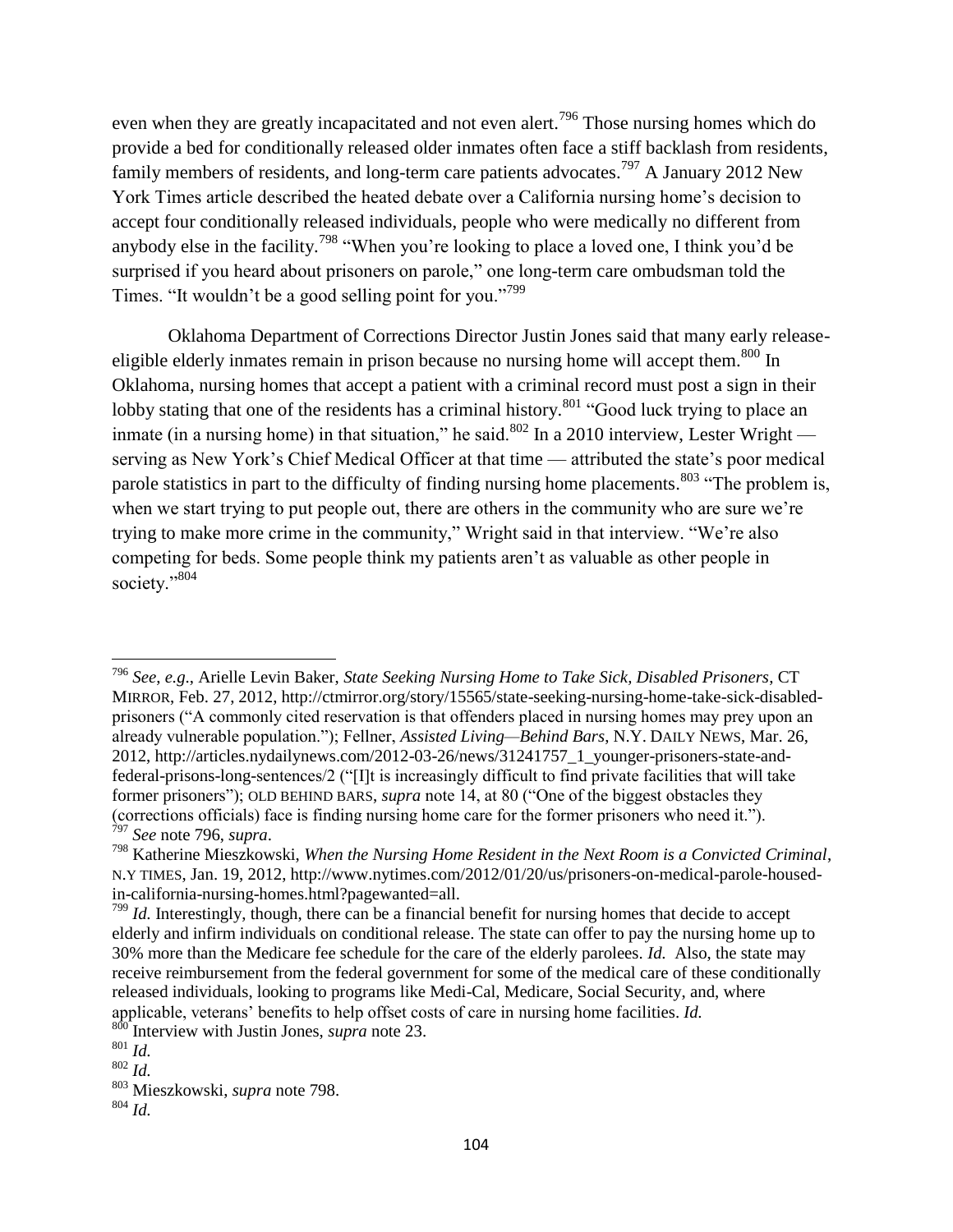even when they are greatly incapacitated and not even alert.[796] Those nursing homes which do provide a bed for conditionally released older inmates often face a stiff backlash from residents, family members of residents, and long-term care patients advocates.[797] A January 2012 New York Times article described the heated debate over a California nursing home's decision to accept four conditionally released individuals, people who were medically no different from anybody else in the facility.[798] "When you're looking to place a loved one, I think you'd be surprised if you heard about prisoners on parole," one long-term care ombudsman told the Times. "It wouldn't be a good selling point for you."[799]

Oklahoma Department of Corrections Director Justin Jones said that many early release-eligible elderly inmates remain in prison because no nursing home will accept them.[800] In Oklahoma, nursing homes that accept a patient with a criminal record must post a sign in their lobby stating that one of the residents has a criminal history.[801] "Good luck trying to place an inmate (in a nursing home) in that situation," he said.[802] In a 2010 interview, Lester Wright — serving as New York's Chief Medical Officer at that time — attributed the state's poor medical parole statistics in part to the difficulty of finding nursing home placements.[803] "The problem is, when we start trying to put people out, there are others in the community who are sure we're trying to make more crime in the community," Wright said in that interview. "We're also competing for beds. Some people think my patients aren't as valuable as other people in society."[804]

---

[796] *See, e.g.*, Arielle Levin Baker, *State Seeking Nursing Home to Take Sick, Disabled Prisoners*, CT MIRROR, Feb. 27, 2012, http://ctmirror.org/story/15565/state-seeking-nursing-home-take-sick-disabled-prisoners ("A commonly cited reservation is that offenders placed in nursing homes may prey upon an already vulnerable population."); Fellner, *Assisted Living—Behind Bars*, N.Y. DAILY NEWS, Mar. 26, 2012, http://articles.nydailynews.com/2012-03-26/news/31241757_1_younger-prisoners-state-and-federal-prisons-long-sentences/2 ("[I]t is increasingly difficult to find private facilities that will take former prisoners"); OLD BEHIND BARS, *supra* note 14, at 80 ("One of the biggest obstacles they (corrections officials) face is finding nursing home care for the former prisoners who need it.").

[797] *See* note 796, *supra*.

[798] Katherine Mieszkowski, *When the Nursing Home Resident in the Next Room is a Convicted Criminal*, N.Y TIMES, Jan. 19, 2012, http://www.nytimes.com/2012/01/20/us/prisoners-on-medical-parole-housed-in-california-nursing-homes.html?pagewanted=all.

[799] *Id.* Interestingly, though, there can be a financial benefit for nursing homes that decide to accept elderly and infirm individuals on conditional release. The state can offer to pay the nursing home up to 30% more than the Medicare fee schedule for the care of the elderly parolees. *Id.* Also, the state may receive reimbursement from the federal government for some of the medical care of these conditionally released individuals, looking to programs like Medi-Cal, Medicare, Social Security, and, where applicable, veterans' benefits to help offset costs of care in nursing home facilities. *Id.*

[800] Interview with Justin Jones, *supra* note 23.

[801] *Id.*

[802] *Id.*

[803] Mieszkowski, *supra* note 798.

[804] *Id.*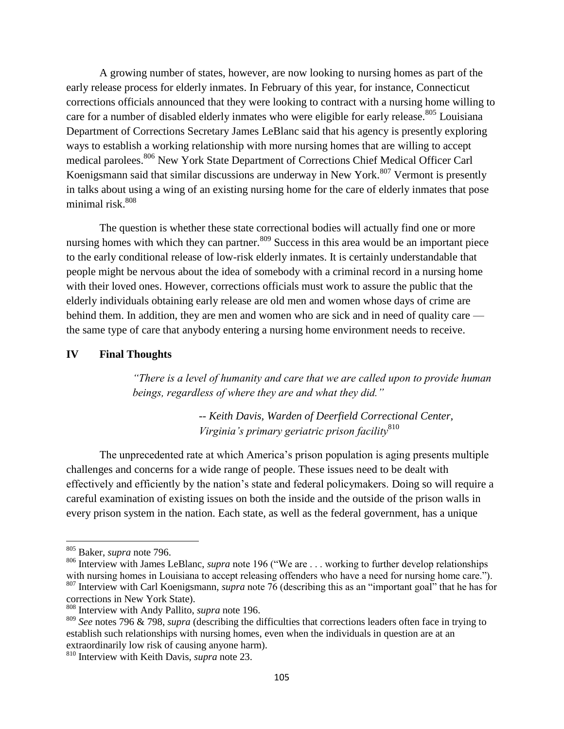A growing number of states, however, are now looking to nursing homes as part of the early release process for elderly inmates. In February of this year, for instance, Connecticut corrections officials announced that they were looking to contract with a nursing home willing to care for a number of disabled elderly inmates who were eligible for early release.[805] Louisiana Department of Corrections Secretary James LeBlanc said that his agency is presently exploring ways to establish a working relationship with more nursing homes that are willing to accept medical parolees.[806] New York State Department of Corrections Chief Medical Officer Carl Koenigsmann said that similar discussions are underway in New York.[807] Vermont is presently in talks about using a wing of an existing nursing home for the care of elderly inmates that pose minimal risk.[808]

The question is whether these state correctional bodies will actually find one or more nursing homes with which they can partner.[809] Success in this area would be an important piece to the early conditional release of low-risk elderly inmates. It is certainly understandable that people might be nervous about the idea of somebody with a criminal record in a nursing home with their loved ones. However, corrections officials must work to assure the public that the elderly individuals obtaining early release are old men and women whose days of crime are behind them. In addition, they are men and women who are sick and in need of quality care — the same type of care that anybody entering a nursing home environment needs to receive.

## IV Final Thoughts

> *"There is a level of humanity and care that we are called upon to provide human beings, regardless of where they are and what they did."*
>
> *-- Keith Davis, Warden of Deerfield Correctional Center, Virginia's primary geriatric prison facility*[810]

The unprecedented rate at which America's prison population is aging presents multiple challenges and concerns for a wide range of people. These issues need to be dealt with effectively and efficiently by the nation's state and federal policymakers. Doing so will require a careful examination of existing issues on both the inside and the outside of the prison walls in every prison system in the nation. Each state, as well as the federal government, has a unique

---

[805] Baker, *supra* note 796.

[806] Interview with James LeBlanc, *supra* note 196 ("We are . . . working to further develop relationships with nursing homes in Louisiana to accept releasing offenders who have a need for nursing home care.").

[807] Interview with Carl Koenigsmann, *supra* note 76 (describing this as an "important goal" that he has for corrections in New York State).

[808] Interview with Andy Pallito, *supra* note 196.

[809] *See* notes 796 & 798, *supra* (describing the difficulties that corrections leaders often face in trying to establish such relationships with nursing homes, even when the individuals in question are at an extraordinarily low risk of causing anyone harm).

[810] Interview with Keith Davis, *supra* note 23.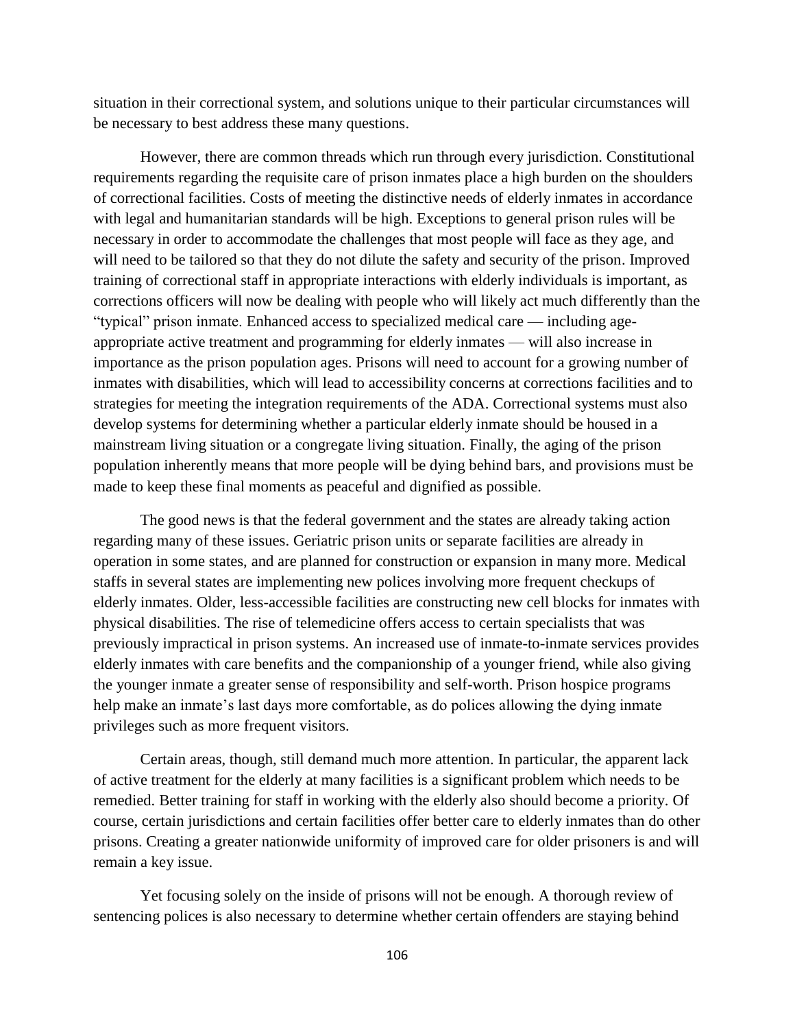situation in their correctional system, and solutions unique to their particular circumstances will be necessary to best address these many questions.

However, there are common threads which run through every jurisdiction. Constitutional requirements regarding the requisite care of prison inmates place a high burden on the shoulders of correctional facilities. Costs of meeting the distinctive needs of elderly inmates in accordance with legal and humanitarian standards will be high. Exceptions to general prison rules will be necessary in order to accommodate the challenges that most people will face as they age, and will need to be tailored so that they do not dilute the safety and security of the prison. Improved training of correctional staff in appropriate interactions with elderly individuals is important, as corrections officers will now be dealing with people who will likely act much differently than the "typical" prison inmate. Enhanced access to specialized medical care — including age-appropriate active treatment and programming for elderly inmates — will also increase in importance as the prison population ages. Prisons will need to account for a growing number of inmates with disabilities, which will lead to accessibility concerns at corrections facilities and to strategies for meeting the integration requirements of the ADA. Correctional systems must also develop systems for determining whether a particular elderly inmate should be housed in a mainstream living situation or a congregate living situation. Finally, the aging of the prison population inherently means that more people will be dying behind bars, and provisions must be made to keep these final moments as peaceful and dignified as possible.

The good news is that the federal government and the states are already taking action regarding many of these issues. Geriatric prison units or separate facilities are already in operation in some states, and are planned for construction or expansion in many more. Medical staffs in several states are implementing new polices involving more frequent checkups of elderly inmates. Older, less-accessible facilities are constructing new cell blocks for inmates with physical disabilities. The rise of telemedicine offers access to certain specialists that was previously impractical in prison systems. An increased use of inmate-to-inmate services provides elderly inmates with care benefits and the companionship of a younger friend, while also giving the younger inmate a greater sense of responsibility and self-worth. Prison hospice programs help make an inmate's last days more comfortable, as do polices allowing the dying inmate privileges such as more frequent visitors.

Certain areas, though, still demand much more attention. In particular, the apparent lack of active treatment for the elderly at many facilities is a significant problem which needs to be remedied. Better training for staff in working with the elderly also should become a priority. Of course, certain jurisdictions and certain facilities offer better care to elderly inmates than do other prisons. Creating a greater nationwide uniformity of improved care for older prisoners is and will remain a key issue.

Yet focusing solely on the inside of prisons will not be enough. A thorough review of sentencing polices is also necessary to determine whether certain offenders are staying behind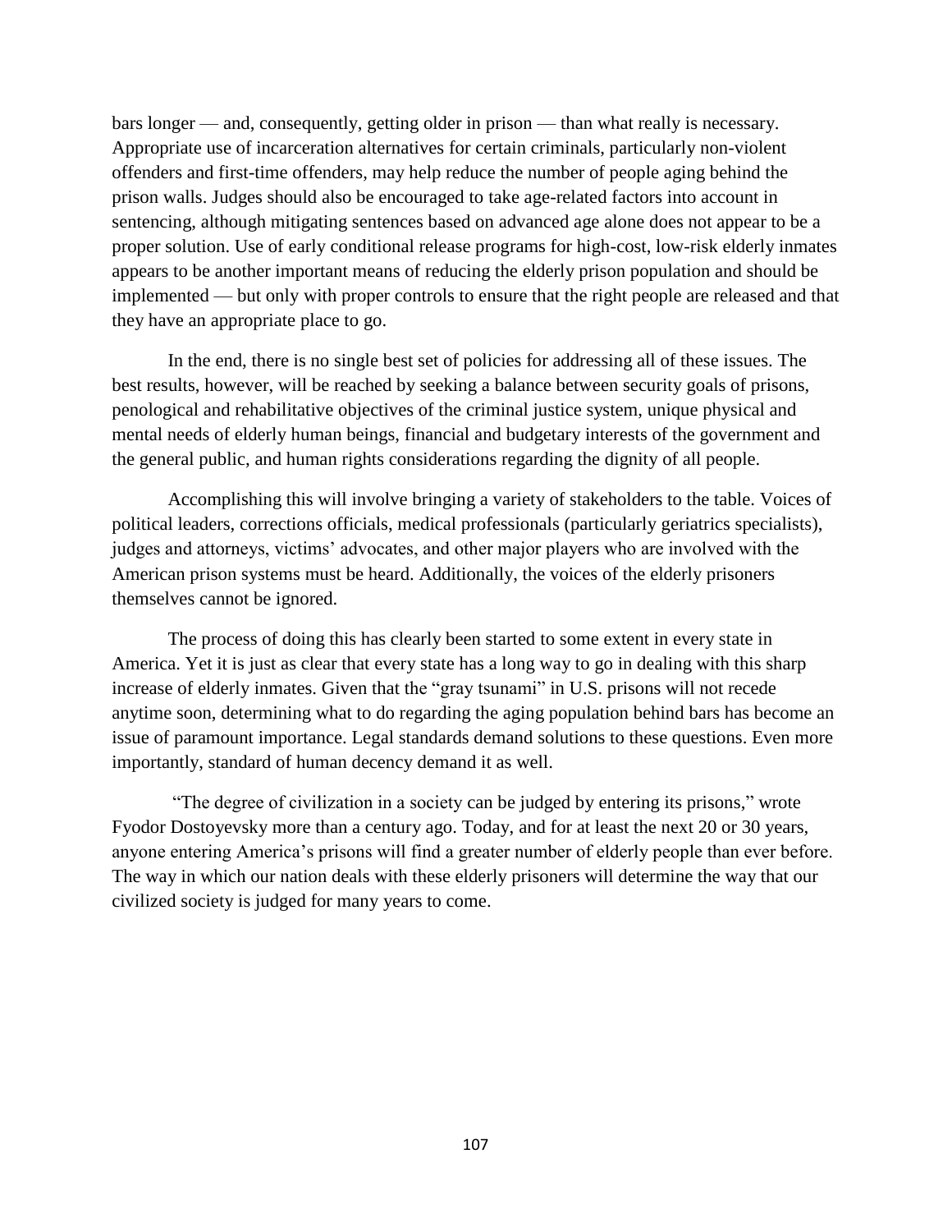bars longer — and, consequently, getting older in prison — than what really is necessary. Appropriate use of incarceration alternatives for certain criminals, particularly non-violent offenders and first-time offenders, may help reduce the number of people aging behind the prison walls. Judges should also be encouraged to take age-related factors into account in sentencing, although mitigating sentences based on advanced age alone does not appear to be a proper solution. Use of early conditional release programs for high-cost, low-risk elderly inmates appears to be another important means of reducing the elderly prison population and should be implemented — but only with proper controls to ensure that the right people are released and that they have an appropriate place to go.

In the end, there is no single best set of policies for addressing all of these issues. The best results, however, will be reached by seeking a balance between security goals of prisons, penological and rehabilitative objectives of the criminal justice system, unique physical and mental needs of elderly human beings, financial and budgetary interests of the government and the general public, and human rights considerations regarding the dignity of all people.

Accomplishing this will involve bringing a variety of stakeholders to the table. Voices of political leaders, corrections officials, medical professionals (particularly geriatrics specialists), judges and attorneys, victims' advocates, and other major players who are involved with the American prison systems must be heard. Additionally, the voices of the elderly prisoners themselves cannot be ignored.

The process of doing this has clearly been started to some extent in every state in America. Yet it is just as clear that every state has a long way to go in dealing with this sharp increase of elderly inmates. Given that the "gray tsunami" in U.S. prisons will not recede anytime soon, determining what to do regarding the aging population behind bars has become an issue of paramount importance. Legal standards demand solutions to these questions. Even more importantly, standard of human decency demand it as well.

"The degree of civilization in a society can be judged by entering its prisons," wrote Fyodor Dostoyevsky more than a century ago. Today, and for at least the next 20 or 30 years, anyone entering America's prisons will find a greater number of elderly people than ever before. The way in which our nation deals with these elderly prisoners will determine the way that our civilized society is judged for many years to come.